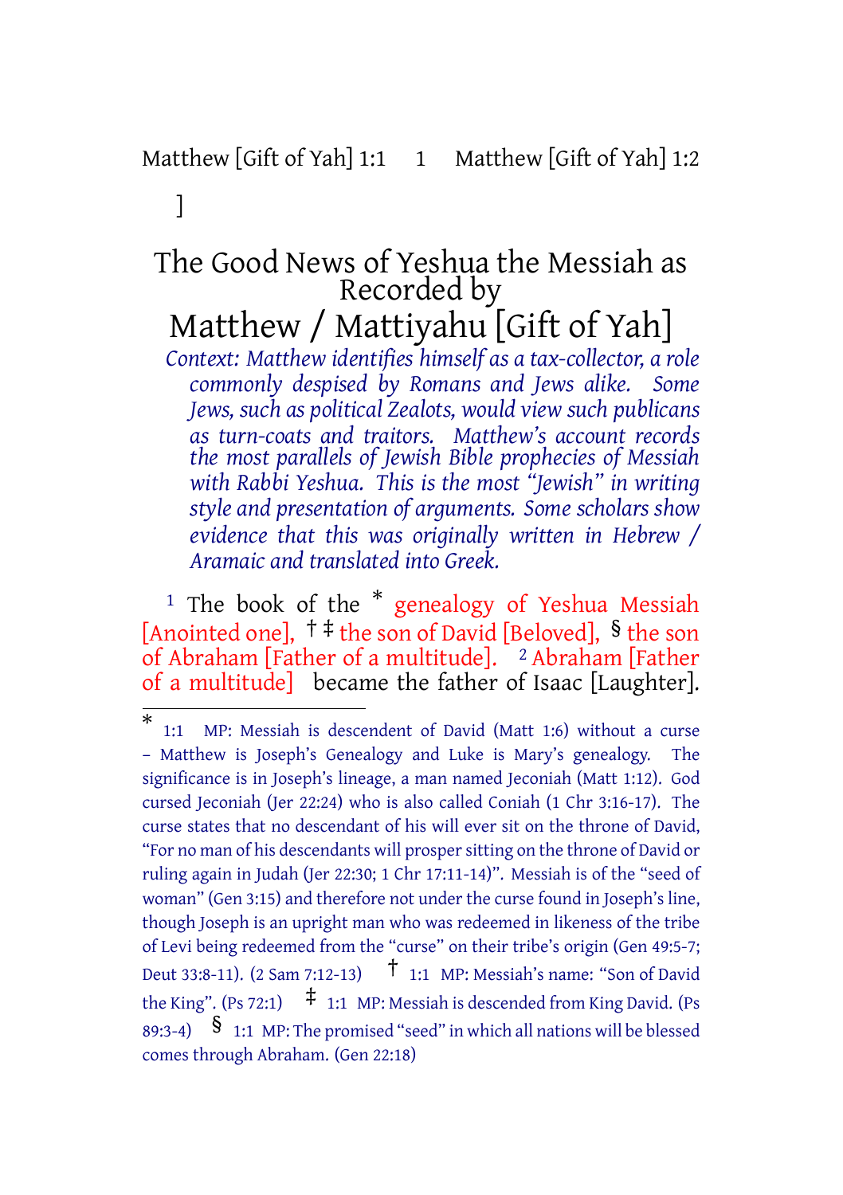]

# The Good News of Yeshua the Messiah as Recorded by

# Matthew / Mattiyahu [Gift of Yah]

*Context: Matthew identifies himself as a tax-collector, a role commonly despised by Romans and Jews alike. Some Jews, such as political Zealots, would view such publicans as turn-coats and traitors. Matthew's account records the most parallels of Jewish Bible prophecies of Messiah with Rabbi Yeshua. This is the most "Jewish" in writing style and presentation of arguments. Some scholars show evidence that this was originally written in Hebrew / Aramaic and translated into Greek.*

[1] The book of the * genealogy of Yeshua Messiah [Anointed one], † ‡ the son of David [Beloved], § the son of Abraham [Father of a multitude]. [2] Abraham [Father of a multitude] became the father of Isaac [Laughter].

---

* 1:1 MP: Messiah is descendent of David (Matt 1:6) without a curse – Matthew is Joseph's Genealogy and Luke is Mary's genealogy. The significance is in Joseph's lineage, a man named Jeconiah (Matt 1:12). God cursed Jeconiah (Jer 22:24) who is also called Coniah (1 Chr 3:16-17). The curse states that no descendant of his will ever sit on the throne of David, "For no man of his descendants will prosper sitting on the throne of David or ruling again in Judah (Jer 22:30; 1 Chr 17:11-14)". Messiah is of the "seed of woman" (Gen 3:15) and therefore not under the curse found in Joseph's line, though Joseph is an upright man who was redeemed in likeness of the tribe of Levi being redeemed from the "curse" on their tribe's origin (Gen 49:5-7; Deut 33:8-11). (2 Sam 7:12-13) † 1:1 MP: Messiah's name: "Son of David the King". (Ps 72:1) ‡ 1:1 MP: Messiah is descended from King David. (Ps 89:3-4) § 1:1 MP: The promised "seed" in which all nations will be blessed comes through Abraham. (Gen 22:18)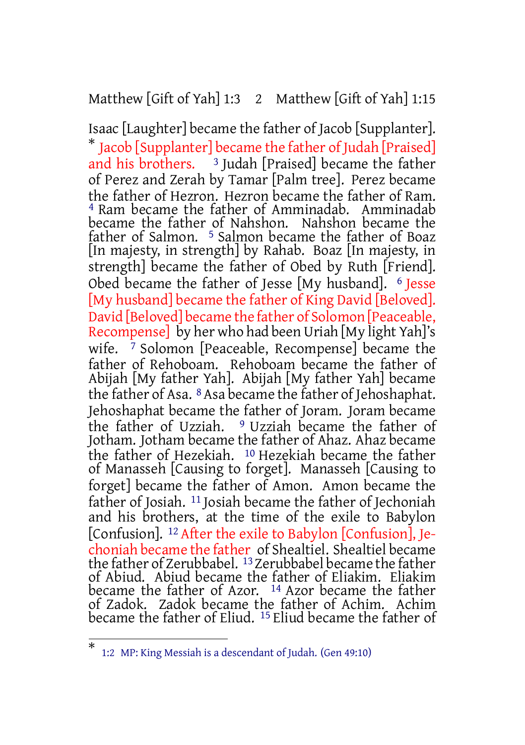Isaac [Laughter] became the father of Jacob [Supplanter]. * Jacob [Supplanter] became the father of Judah [Praised] and his brothers. [3] Judah [Praised] became the father of Perez and Zerah by Tamar [Palm tree]. Perez became the father of Hezron. Hezron became the father of Ram. [4] Ram became the father of Amminadab. Amminadab became the father of Nahshon. Nahshon became the father of Salmon. [5] Salmon became the father of Boaz [In majesty, in strength] by Rahab. Boaz [In majesty, in strength] became the father of Obed by Ruth [Friend]. Obed became the father of Jesse [My husband]. [6] Jesse [My husband] became the father of King David [Beloved]. David [Beloved] became the father of Solomon [Peaceable, Recompense] by her who had been Uriah [My light Yah]'s wife. [7] Solomon [Peaceable, Recompense] became the father of Rehoboam. Rehoboam became the father of Abijah [My father Yah]. Abijah [My father Yah] became the father of Asa. [8] Asa became the father of Jehoshaphat. Jehoshaphat became the father of Joram. Joram became the father of Uzziah. [9] Uzziah became the father of Jotham. Jotham became the father of Ahaz. Ahaz became the father of Hezekiah. [10] Hezekiah became the father of Manasseh [Causing to forget]. Manasseh [Causing to forget] became the father of Amon. Amon became the father of Josiah. [11] Josiah became the father of Jechoniah and his brothers, at the time of the exile to Babylon [Confusion]. [12] After the exile to Babylon [Confusion], Jechoniah became the father of Shealtiel. Shealtiel became the father of Zerubbabel. [13] Zerubbabel became the father of Abiud. Abiud became the father of Eliakim. Eliakim became the father of Azor. [14] Azor became the father of Zadok. Zadok became the father of Achim. Achim became the father of Eliud. [15] Eliud became the father of

---

* 1:2 MP: King Messiah is a descendant of Judah. (Gen 49:10)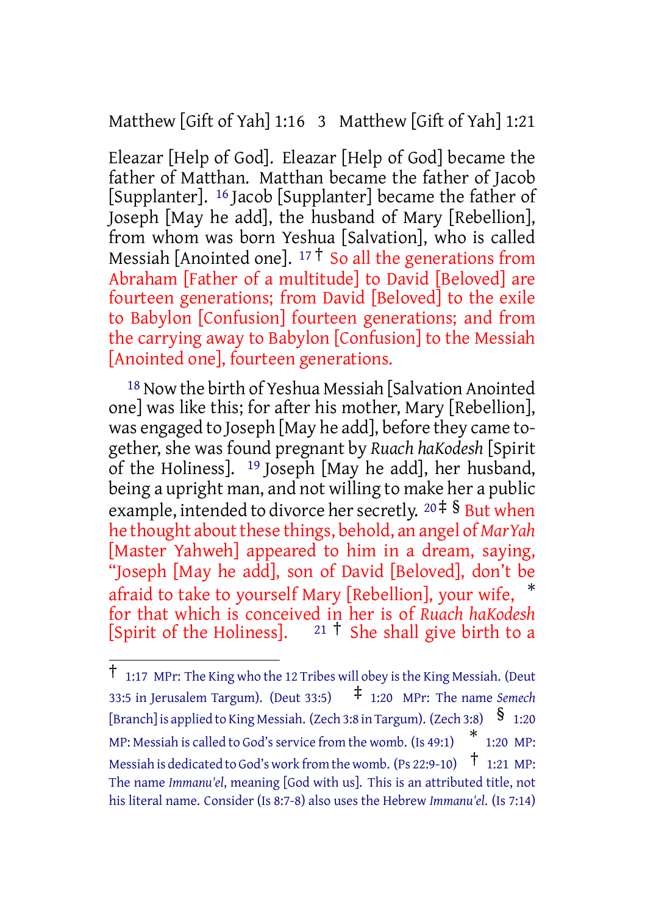Eleazar [Help of God]. Eleazar [Help of God] became the father of Matthan. Matthan became the father of Jacob [Supplanter]. [16] Jacob [Supplanter] became the father of Joseph [May he add], the husband of Mary [Rebellion], from whom was born Yeshua [Salvation], who is called Messiah [Anointed one]. [17] † So all the generations from Abraham [Father of a multitude] to David [Beloved] are fourteen generations; from David [Beloved] to the exile to Babylon [Confusion] fourteen generations; and from the carrying away to Babylon [Confusion] to the Messiah [Anointed one], fourteen generations.

[18] Now the birth of Yeshua Messiah [Salvation Anointed one] was like this; for after his mother, Mary [Rebellion], was engaged to Joseph [May he add], before they came together, she was found pregnant by *Ruach haKodesh* [Spirit of the Holiness]. [19] Joseph [May he add], her husband, being a upright man, and not willing to make her a public example, intended to divorce her secretly. [20] ‡ § But when he thought about these things, behold, an angel of *MarYah* [Master Yahweh] appeared to him in a dream, saying, "Joseph [May he add], son of David [Beloved], don't be afraid to take to yourself Mary [Rebellion], your wife, * for that which is conceived in her is of *Ruach haKodesh* [Spirit of the Holiness]. [21] † She shall give birth to a

---

† 1:17 MPr: The King who the 12 Tribes will obey is the King Messiah. (Deut 33:5 in Jerusalem Targum). (Deut 33:5) ‡ 1:20 MPr: The name *Semech* [Branch] is applied to King Messiah. (Zech 3:8 in Targum). (Zech 3:8) § 1:20 MP: Messiah is called to God's service from the womb. (Is 49:1) * 1:20 MP: Messiah is dedicated to God's work from the womb. (Ps 22:9-10) † 1:21 MP: The name *Immanu'el*, meaning [God with us]. This is an attributed title, not his literal name. Consider (Is 8:7-8) also uses the Hebrew *Immanu'el*. (Is 7:14)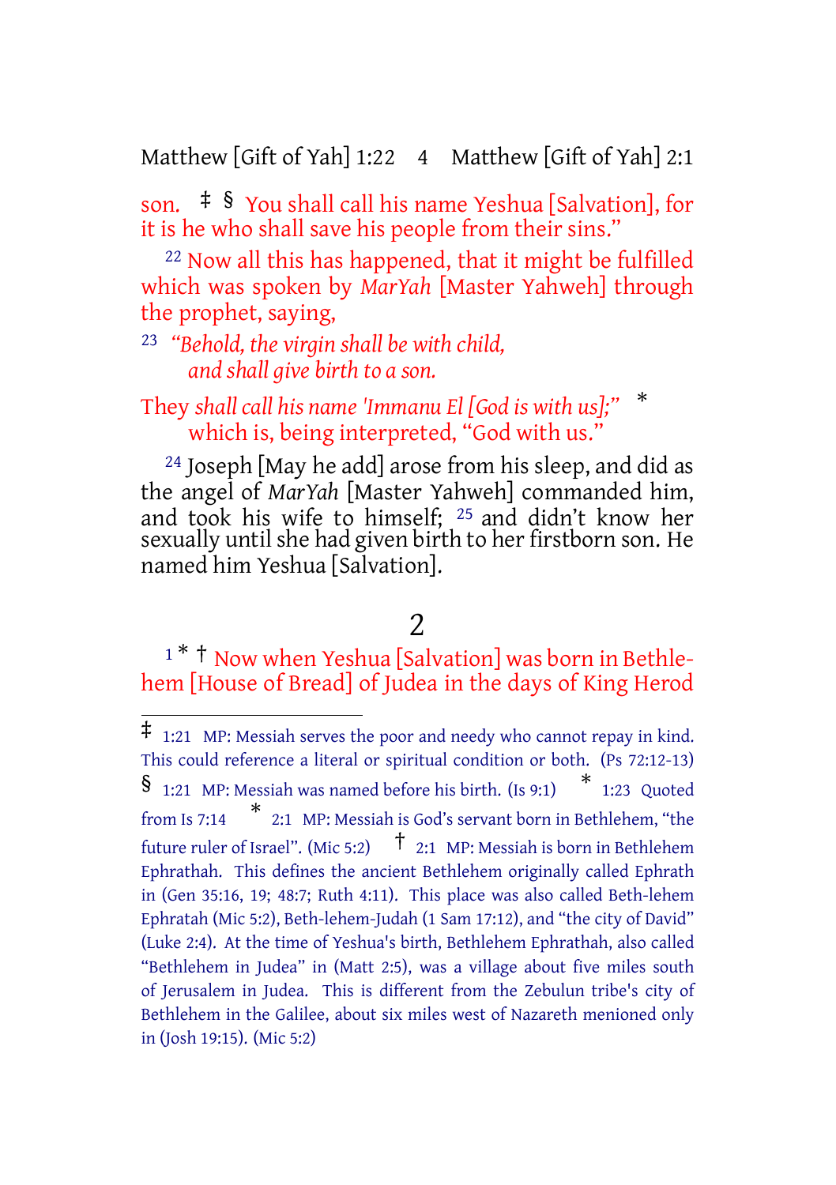son. ‡ § You shall call his name Yeshua [Salvation], for it is he who shall save his people from their sins."

[22] Now all this has happened, that it might be fulfilled which was spoken by *MarYah* [Master Yahweh] through the prophet, saying,

[23] *"Behold, the virgin shall be with child,*
*and shall give birth to a son.*

They *shall call his name 'Immanu El [God is with us];"* *
which is, being interpreted, "God with us."

[24] Joseph [May he add] arose from his sleep, and did as the angel of *MarYah* [Master Yahweh] commanded him, and took his wife to himself; [25] and didn't know her sexually until she had given birth to her firstborn son. He named him Yeshua [Salvation].

## 2

[1] * † Now when Yeshua [Salvation] was born in Bethlehem [House of Bread] of Judea in the days of King Herod

---

‡ 1:21 MP: Messiah serves the poor and needy who cannot repay in kind. This could reference a literal or spiritual condition or both. (Ps 72:12-13)
§ 1:21 MP: Messiah was named before his birth. (Is 9:1)
* 1:23 Quoted from Is 7:14
* 2:1 MP: Messiah is God's servant born in Bethlehem, "the future ruler of Israel". (Mic 5:2)
† 2:1 MP: Messiah is born in Bethlehem Ephrathah. This defines the ancient Bethlehem originally called Ephrath in (Gen 35:16, 19; 48:7; Ruth 4:11). This place was also called Beth-lehem Ephratah (Mic 5:2), Beth-lehem-Judah (1 Sam 17:12), and "the city of David" (Luke 2:4). At the time of Yeshua's birth, Bethlehem Ephrathah, also called "Bethlehem in Judea" in (Matt 2:5), was a village about five miles south of Jerusalem in Judea. This is different from the Zebulun tribe's city of Bethlehem in the Galilee, about six miles west of Nazareth menioned only in (Josh 19:15). (Mic 5:2)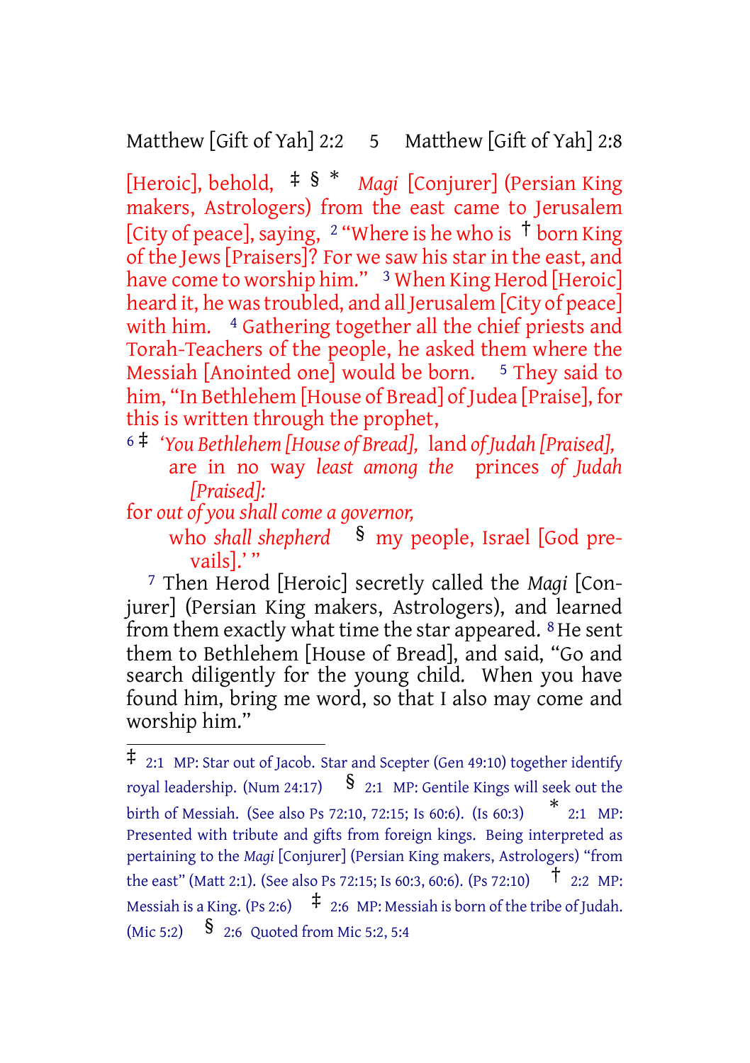[Heroic], behold, ‡ § * *Magi* [Conjurer] (Persian King makers, Astrologers) from the east came to Jerusalem [City of peace], saying, [2] "Where is he who is † born King of the Jews [Praisers]? For we saw his star in the east, and have come to worship him." [3] When King Herod [Heroic] heard it, he was troubled, and all Jerusalem [City of peace] with him. [4] Gathering together all the chief priests and Torah-Teachers of the people, he asked them where the Messiah [Anointed one] would be born. [5] They said to him, "In Bethlehem [House of Bread] of Judea [Praise], for this is written through the prophet,

[6] ‡ *'You Bethlehem [House of Bread],* land *of Judah [Praised],*
are in no way *least among the* princes *of Judah [Praised]:*
for *out of you shall come a governor,*
who *shall shepherd* § my people, Israel [God prevails].' "

[7] Then Herod [Heroic] secretly called the *Magi* [Conjurer] (Persian King makers, Astrologers), and learned from them exactly what time the star appeared. [8] He sent them to Bethlehem [House of Bread], and said, "Go and search diligently for the young child. When you have found him, bring me word, so that I also may come and worship him."

---

‡ 2:1 MP: Star out of Jacob. Star and Scepter (Gen 49:10) together identify royal leadership. (Num 24:17) § 2:1 MP: Gentile Kings will seek out the birth of Messiah. (See also Ps 72:10, 72:15; Is 60:6). (Is 60:3) * 2:1 MP: Presented with tribute and gifts from foreign kings. Being interpreted as pertaining to the *Magi* [Conjurer] (Persian King makers, Astrologers) "from the east" (Matt 2:1). (See also Ps 72:15; Is 60:3, 60:6). (Ps 72:10) † 2:2 MP: Messiah is a King. (Ps 2:6) ‡ 2:6 MP: Messiah is born of the tribe of Judah. (Mic 5:2) § 2:6 Quoted from Mic 5:2, 5:4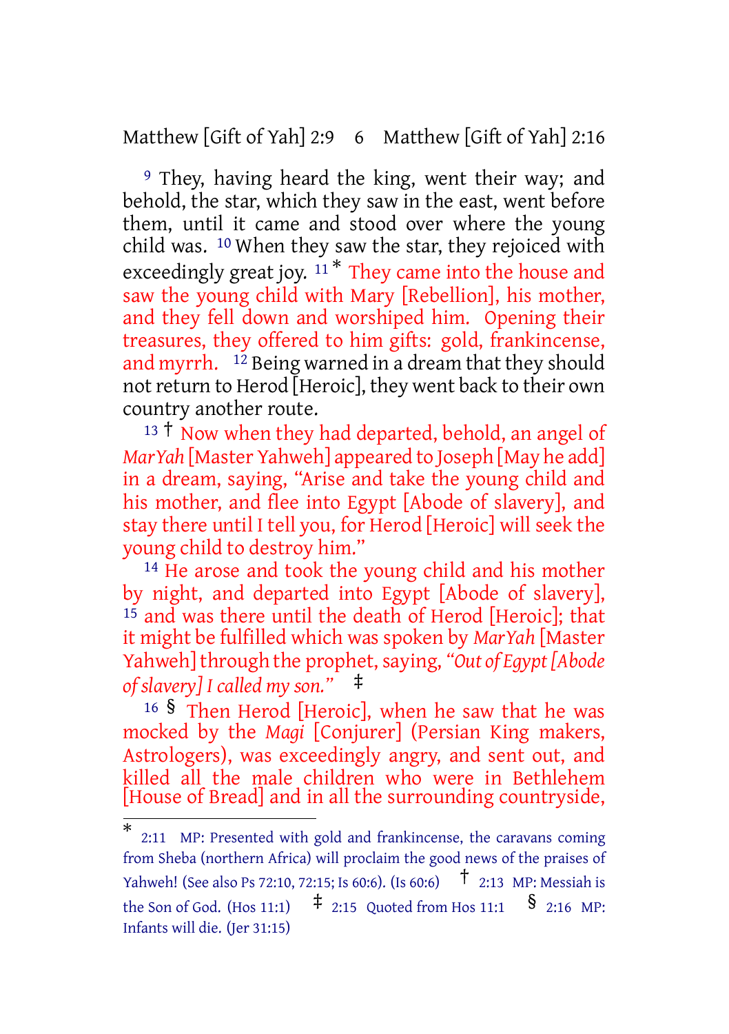[9] They, having heard the king, went their way; and behold, the star, which they saw in the east, went before them, until it came and stood over where the young child was. [10] When they saw the star, they rejoiced with exceedingly great joy. [11] * They came into the house and saw the young child with Mary [Rebellion], his mother, and they fell down and worshiped him. Opening their treasures, they offered to him gifts: gold, frankincense, and myrrh. [12] Being warned in a dream that they should not return to Herod [Heroic], they went back to their own country another route.

[13] † Now when they had departed, behold, an angel of *MarYah* [Master Yahweh] appeared to Joseph [May he add] in a dream, saying, "Arise and take the young child and his mother, and flee into Egypt [Abode of slavery], and stay there until I tell you, for Herod [Heroic] will seek the young child to destroy him."

[14] He arose and took the young child and his mother by night, and departed into Egypt [Abode of slavery], [15] and was there until the death of Herod [Heroic]; that it might be fulfilled which was spoken by *MarYah* [Master Yahweh] through the prophet, saying, *"Out of Egypt [Abode of slavery] I called my son."* ‡

[16] § Then Herod [Heroic], when he saw that he was mocked by the *Magi* [Conjurer] (Persian King makers, Astrologers), was exceedingly angry, and sent out, and killed all the male children who were in Bethlehem [House of Bread] and in all the surrounding countryside,

---

\* 2:11 MP: Presented with gold and frankincense, the caravans coming from Sheba (northern Africa) will proclaim the good news of the praises of Yahweh! (See also Ps 72:10, 72:15; Is 60:6). (Is 60:6) † 2:13 MP: Messiah is the Son of God. (Hos 11:1) ‡ 2:15 Quoted from Hos 11:1 § 2:16 MP: Infants will die. (Jer 31:15)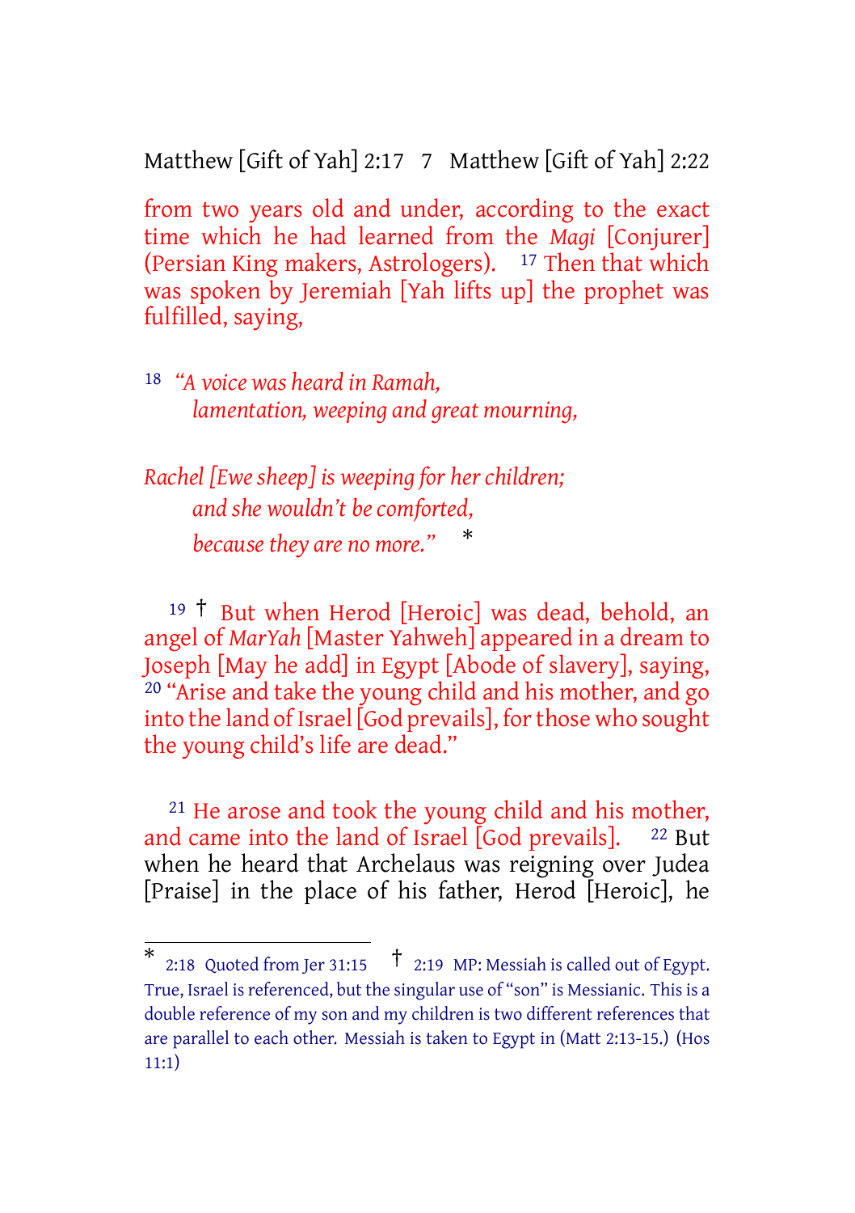from two years old and under, according to the exact time which he had learned from the *Magi* [Conjurer] (Persian King makers, Astrologers). [17] Then that which was spoken by Jeremiah [Yah lifts up] the prophet was fulfilled, saying,

[18] *"A voice was heard in Ramah,*
*lamentation, weeping and great mourning,*

*Rachel [Ewe sheep] is weeping for her children;*
*and she wouldn't be comforted,*
*because they are no more."* *

[19] † But when Herod [Heroic] was dead, behold, an angel of *MarYah* [Master Yahweh] appeared in a dream to Joseph [May he add] in Egypt [Abode of slavery], saying, [20] "Arise and take the young child and his mother, and go into the land of Israel [God prevails], for those who sought the young child's life are dead."

[21] He arose and took the young child and his mother, and came into the land of Israel [God prevails]. [22] But when he heard that Archelaus was reigning over Judea [Praise] in the place of his father, Herod [Heroic], he

---

\* 2:18 Quoted from Jer 31:15 † 2:19 MP: Messiah is called out of Egypt. True, Israel is referenced, but the singular use of "son" is Messianic. This is a double reference of my son and my children is two different references that are parallel to each other. Messiah is taken to Egypt in (Matt 2:13-15.) (Hos 11:1)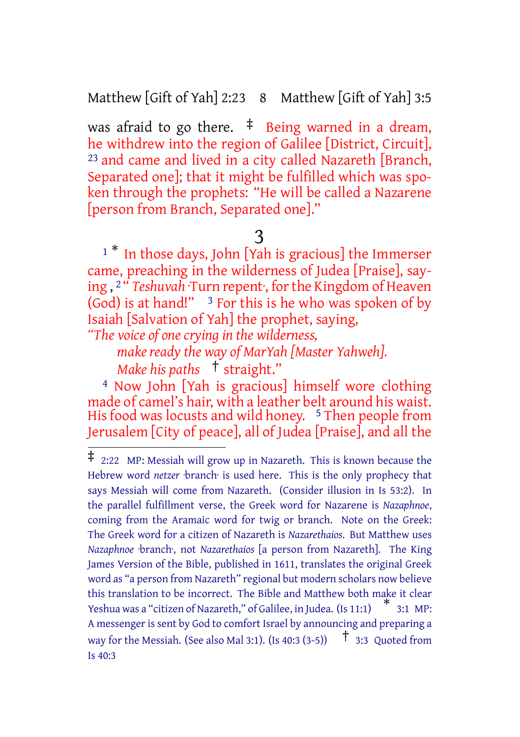was afraid to go there. ‡ Being warned in a dream, he withdrew into the region of Galilee [District, Circuit], [23] and came and lived in a city called Nazareth [Branch, Separated one]; that it might be fulfilled which was spoken through the prophets: "He will be called a Nazarene [person from Branch, Separated one]."

# 3

[1] * In those days, John [Yah is gracious] the Immerser came, preaching in the wilderness of Judea [Praise], saying , [2] " *Teshuvah* ·Turn repent·, for the Kingdom of Heaven (God) is at hand!" [3] For this is he who was spoken of by Isaiah [Salvation of Yah] the prophet, saying,

*"The voice of one crying in the wilderness,*
*make ready the way of MarYah [Master Yahweh].*
*Make his paths* † straight."

[4] Now John [Yah is gracious] himself wore clothing made of camel's hair, with a leather belt around his waist. His food was locusts and wild honey. [5] Then people from Jerusalem [City of peace], all of Judea [Praise], and all the

---

‡ 2:22 MP: Messiah will grow up in Nazareth. This is known because the Hebrew word *netzer* ·branch· is used here. This is the only prophecy that says Messiah will come from Nazareth. (Consider illusion in Is 53:2). In the parallel fulfillment verse, the Greek word for Nazarene is *Nazaphnoe*, coming from the Aramaic word for twig or branch. Note on the Greek: The Greek word for a citizen of Nazareth is *Nazarethaios*. But Matthew uses *Nazaphnoe* ·branch·, not *Nazarethaios* [a person from Nazareth]. The King James Version of the Bible, published in 1611, translates the original Greek word as "a person from Nazareth" regional but modern scholars now believe this translation to be incorrect. The Bible and Matthew both make it clear Yeshua was a "citizen of Nazareth," of Galilee, in Judea. (Is 11:1) * 3:1 MP: A messenger is sent by God to comfort Israel by announcing and preparing a way for the Messiah. (See also Mal 3:1). (Is 40:3 (3-5)) † 3:3 Quoted from Is 40:3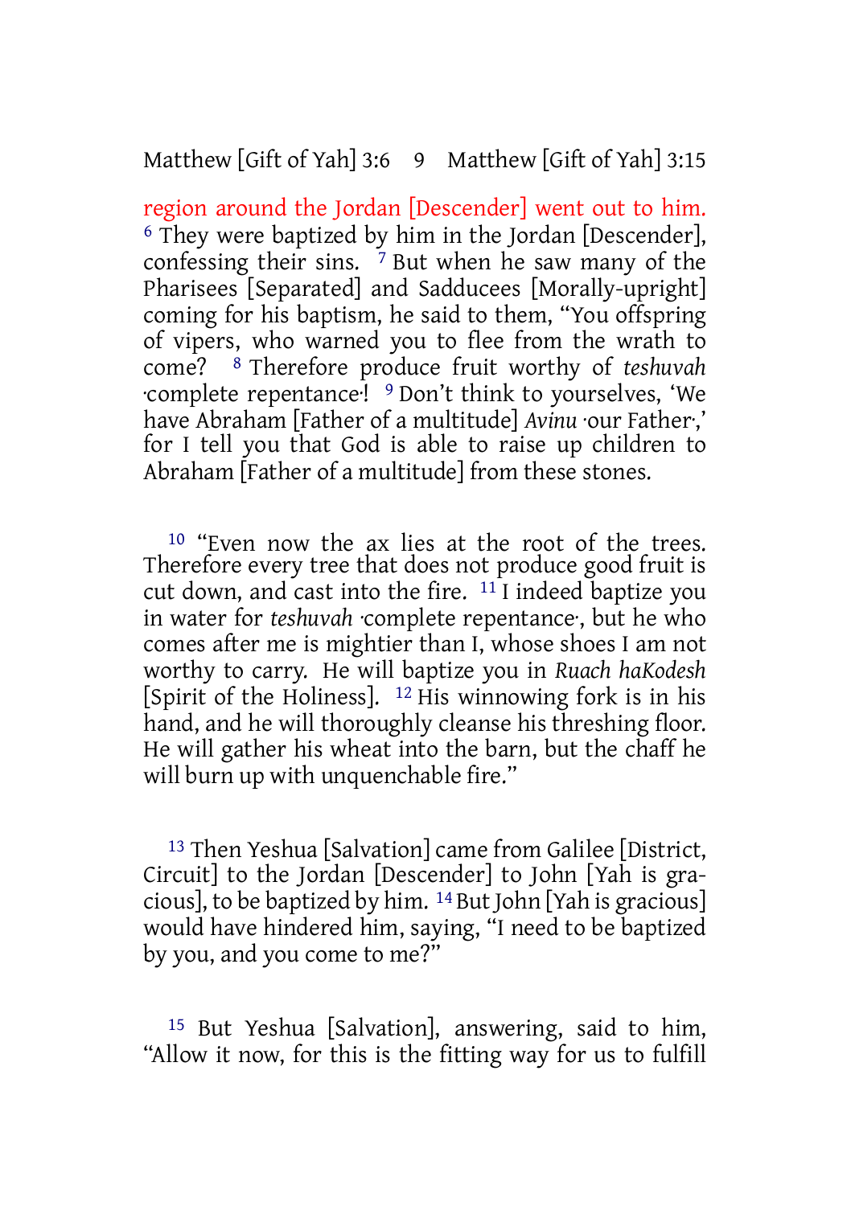region around the Jordan [Descender] went out to him. [6] They were baptized by him in the Jordan [Descender], confessing their sins. [7] But when he saw many of the Pharisees [Separated] and Sadducees [Morally-upright] coming for his baptism, he said to them, "You offspring of vipers, who warned you to flee from the wrath to come? [8] Therefore produce fruit worthy of *teshuvah* ·complete repentance·! [9] Don't think to yourselves, 'We have Abraham [Father of a multitude] *Avinu* ·our Father·,' for I tell you that God is able to raise up children to Abraham [Father of a multitude] from these stones.

[10] "Even now the ax lies at the root of the trees. Therefore every tree that does not produce good fruit is cut down, and cast into the fire. [11] I indeed baptize you in water for *teshuvah* ·complete repentance·, but he who comes after me is mightier than I, whose shoes I am not worthy to carry. He will baptize you in *Ruach haKodesh* [Spirit of the Holiness]. [12] His winnowing fork is in his hand, and he will thoroughly cleanse his threshing floor. He will gather his wheat into the barn, but the chaff he will burn up with unquenchable fire."

[13] Then Yeshua [Salvation] came from Galilee [District, Circuit] to the Jordan [Descender] to John [Yah is gracious], to be baptized by him. [14] But John [Yah is gracious] would have hindered him, saying, "I need to be baptized by you, and you come to me?"

[15] But Yeshua [Salvation], answering, said to him, "Allow it now, for this is the fitting way for us to fulfill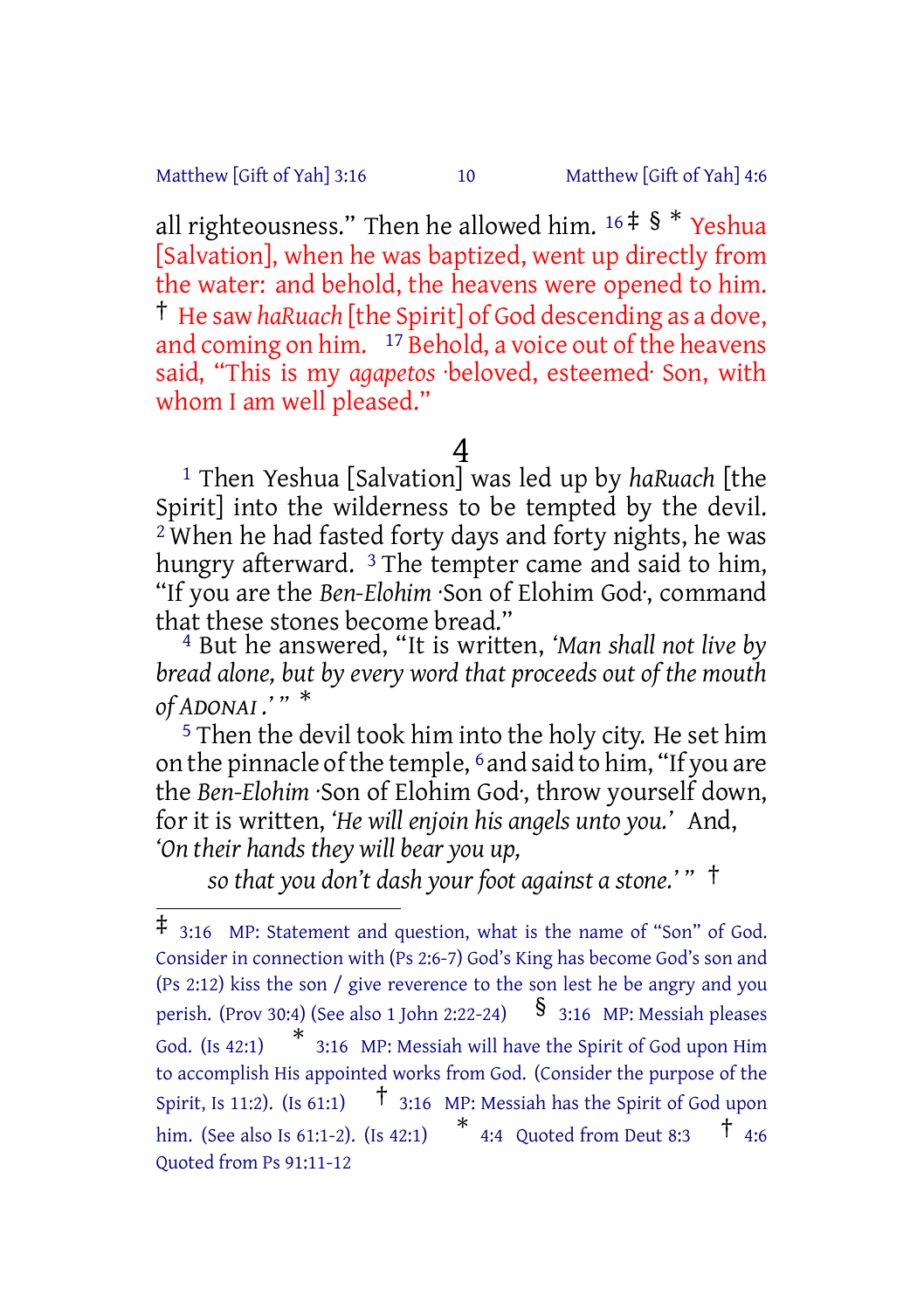all righteousness.” Then he allowed him. [16] ‡ § * Yeshua [Salvation], when he was baptized, went up directly from the water: and behold, the heavens were opened to him. † He saw *haRuach* [the Spirit] of God descending as a dove, and coming on him. [17] Behold, a voice out of the heavens said, “This is my *agapetos* ·beloved, esteemed· Son, with whom I am well pleased.”

## 4

[1] Then Yeshua [Salvation] was led up by *haRuach* [the Spirit] into the wilderness to be tempted by the devil. [2] When he had fasted forty days and forty nights, he was hungry afterward. [3] The tempter came and said to him, “If you are the *Ben-Elohim* ·Son of Elohim God·, command that these stones become bread.”

[4] But he answered, “It is written, *‘Man shall not live by bread alone, but by every word that proceeds out of the mouth of ADONAI .’* ” *

[5] Then the devil took him into the holy city. He set him on the pinnacle of the temple, [6] and said to him, “If you are the *Ben-Elohim* ·Son of Elohim God·, throw yourself down, for it is written, *‘He will enjoin his angels unto you.’* And,

*‘On their hands they will bear you up,*
*so that you don’t dash your foot against a stone.’* ” †

---

‡ 3:16 MP: Statement and question, what is the name of “Son” of God. Consider in connection with (Ps 2:6-7) God’s King has become God’s son and (Ps 2:12) kiss the son / give reverence to the son lest he be angry and you perish. (Prov 30:4) (See also 1 John 2:22-24) § 3:16 MP: Messiah pleases God. (Is 42:1) * 3:16 MP: Messiah will have the Spirit of God upon Him to accomplish His appointed works from God. (Consider the purpose of the Spirit, Is 11:2). (Is 61:1) † 3:16 MP: Messiah has the Spirit of God upon him. (See also Is 61:1-2). (Is 42:1) * 4:4 Quoted from Deut 8:3 † 4:6 Quoted from Ps 91:11-12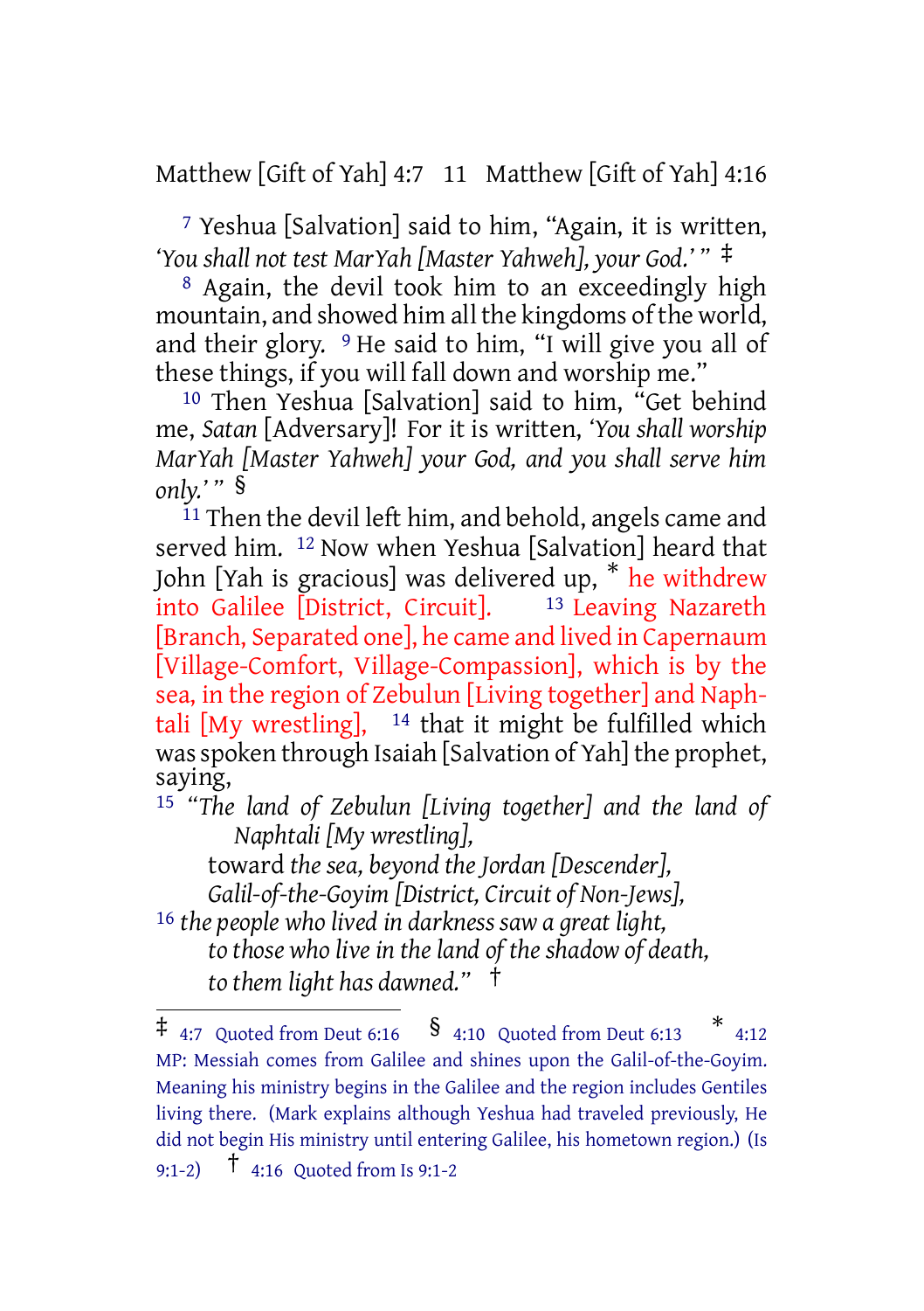[7] Yeshua [Salvation] said to him, “Again, it is written, *‘You shall not test MarYah [Master Yahweh], your God.’* ” ‡

[8] Again, the devil took him to an exceedingly high mountain, and showed him all the kingdoms of the world, and their glory. [9] He said to him, “I will give you all of these things, if you will fall down and worship me.”

[10] Then Yeshua [Salvation] said to him, “Get behind me, *Satan* [Adversary]! For it is written, *‘You shall worship MarYah [Master Yahweh] your God, and you shall serve him only.’* ” §

[11] Then the devil left him, and behold, angels came and served him. [12] Now when Yeshua [Salvation] heard that John [Yah is gracious] was delivered up, * he withdrew into Galilee [District, Circuit]. [13] Leaving Nazareth [Branch, Separated one], he came and lived in Capernaum [Village-Comfort, Village-Compassion], which is by the sea, in the region of Zebulun [Living together] and Naphtali [My wrestling], [14] that it might be fulfilled which was spoken through Isaiah [Salvation of Yah] the prophet, saying,

[15] *“The land of Zebulun [Living together] and the land of Naphtali [My wrestling],*
toward *the sea, beyond the Jordan [Descender],*
*Galil-of-the-Goyim [District, Circuit of Non-Jews],*
[16] *the people who lived in darkness saw a great light,*
*to those who live in the land of the shadow of death,*
*to them light has dawned.”* †

---

‡ 4:7 Quoted from Deut 6:16 § 4:10 Quoted from Deut 6:13 * 4:12 MP: Messiah comes from Galilee and shines upon the Galil-of-the-Goyim. Meaning his ministry begins in the Galilee and the region includes Gentiles living there. (Mark explains although Yeshua had traveled previously, He did not begin His ministry until entering Galilee, his hometown region.) (Is 9:1-2) † 4:16 Quoted from Is 9:1-2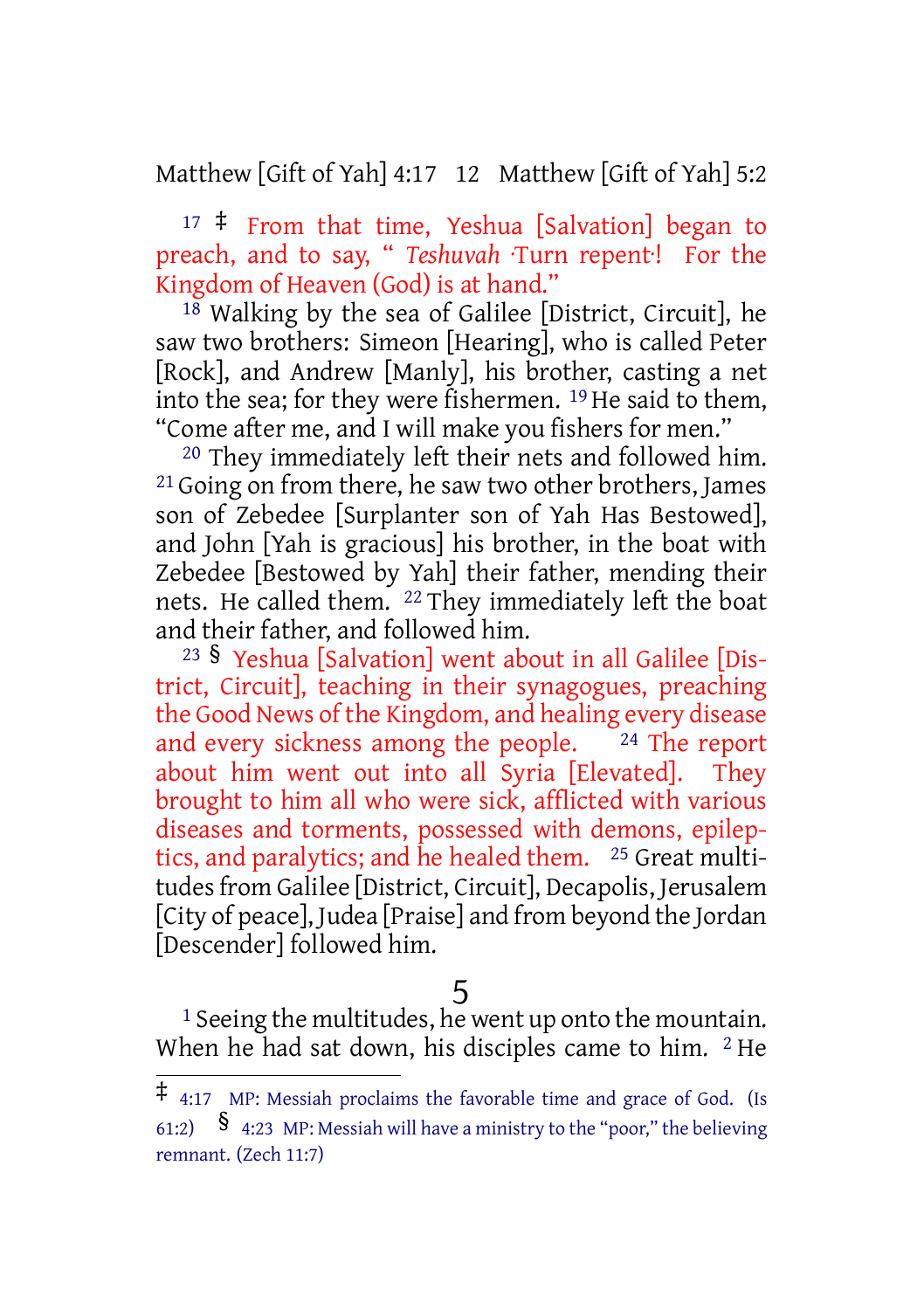[17] ‡ From that time, Yeshua [Salvation] began to preach, and to say, " *Teshuvah* ·Turn repent·! For the Kingdom of Heaven (God) is at hand."

[18] Walking by the sea of Galilee [District, Circuit], he saw two brothers: Simeon [Hearing], who is called Peter [Rock], and Andrew [Manly], his brother, casting a net into the sea; for they were fishermen. [19] He said to them, "Come after me, and I will make you fishers for men."

[20] They immediately left their nets and followed him. [21] Going on from there, he saw two other brothers, James son of Zebedee [Surplanter son of Yah Has Bestowed], and John [Yah is gracious] his brother, in the boat with Zebedee [Bestowed by Yah] their father, mending their nets. He called them. [22] They immediately left the boat and their father, and followed him.

[23] § Yeshua [Salvation] went about in all Galilee [District, Circuit], teaching in their synagogues, preaching the Good News of the Kingdom, and healing every disease and every sickness among the people. [24] The report about him went out into all Syria [Elevated]. They brought to him all who were sick, afflicted with various diseases and torments, possessed with demons, epileptics, and paralytics; and he healed them. [25] Great multitudes from Galilee [District, Circuit], Decapolis, Jerusalem [City of peace], Judea [Praise] and from beyond the Jordan [Descender] followed him.

## 5

[1] Seeing the multitudes, he went up onto the mountain. When he had sat down, his disciples came to him. [2] He

---

‡ 4:17 MP: Messiah proclaims the favorable time and grace of God. (Is 61:2) § 4:23 MP: Messiah will have a ministry to the "poor," the believing remnant. (Zech 11:7)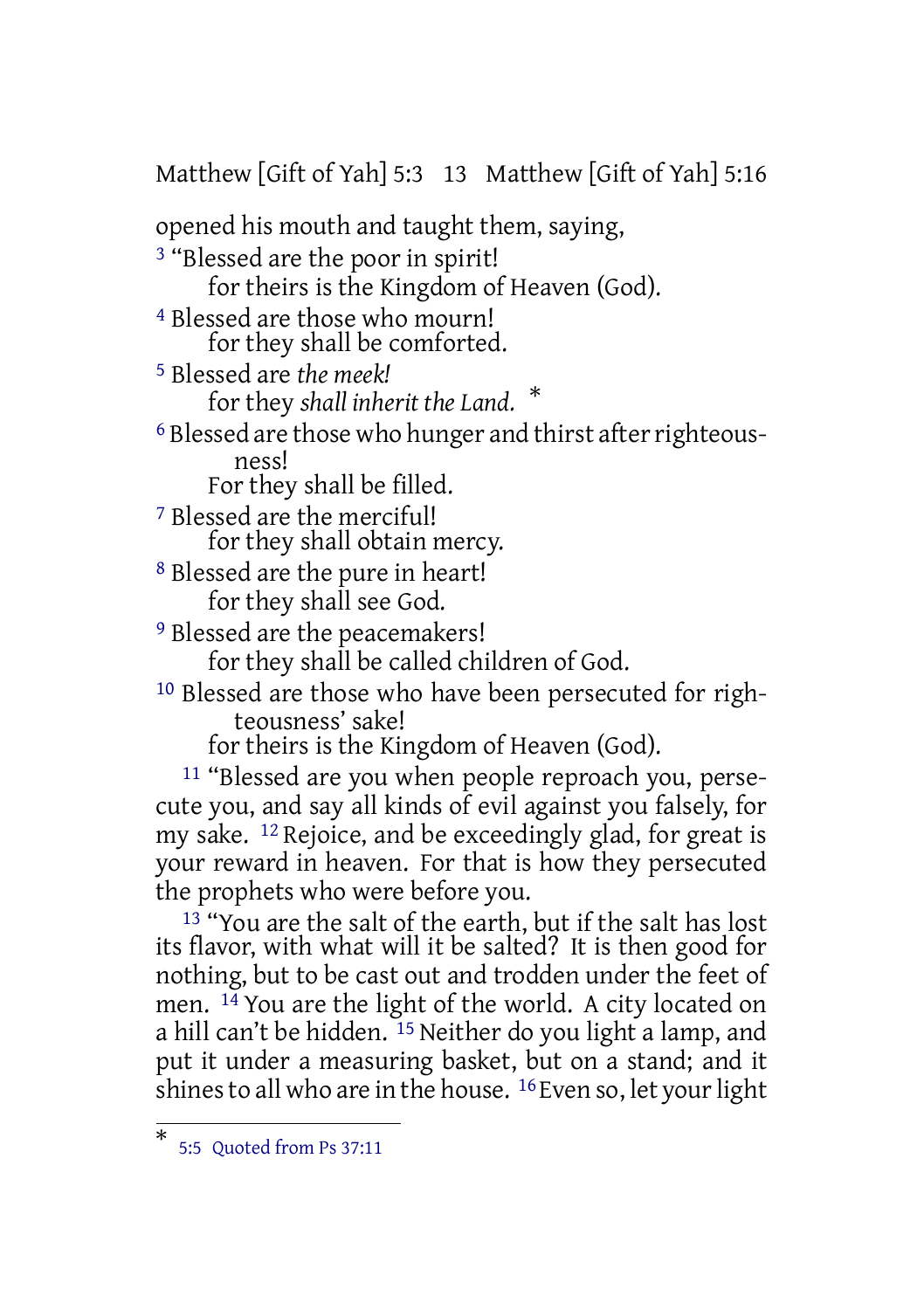opened his mouth and taught them, saying,

[3] "Blessed are the poor in spirit!
for theirs is the Kingdom of Heaven (God).

[4] Blessed are those who mourn!
for they shall be comforted.

[5] Blessed are *the meek!*
for they *shall inherit the Land.* *

[6] Blessed are those who hunger and thirst after righteousness!
For they shall be filled.

[7] Blessed are the merciful!
for they shall obtain mercy.

[8] Blessed are the pure in heart!
for they shall see God.

[9] Blessed are the peacemakers!
for they shall be called children of God.

[10] Blessed are those who have been persecuted for righteousness' sake!
for theirs is the Kingdom of Heaven (God).

[11] "Blessed are you when people reproach you, persecute you, and say all kinds of evil against you falsely, for my sake. [12] Rejoice, and be exceedingly glad, for great is your reward in heaven. For that is how they persecuted the prophets who were before you.

[13] "You are the salt of the earth, but if the salt has lost its flavor, with what will it be salted? It is then good for nothing, but to be cast out and trodden under the feet of men. [14] You are the light of the world. A city located on a hill can't be hidden. [15] Neither do you light a lamp, and put it under a measuring basket, but on a stand; and it shines to all who are in the house. [16] Even so, let your light

---

* 5:5 Quoted from Ps 37:11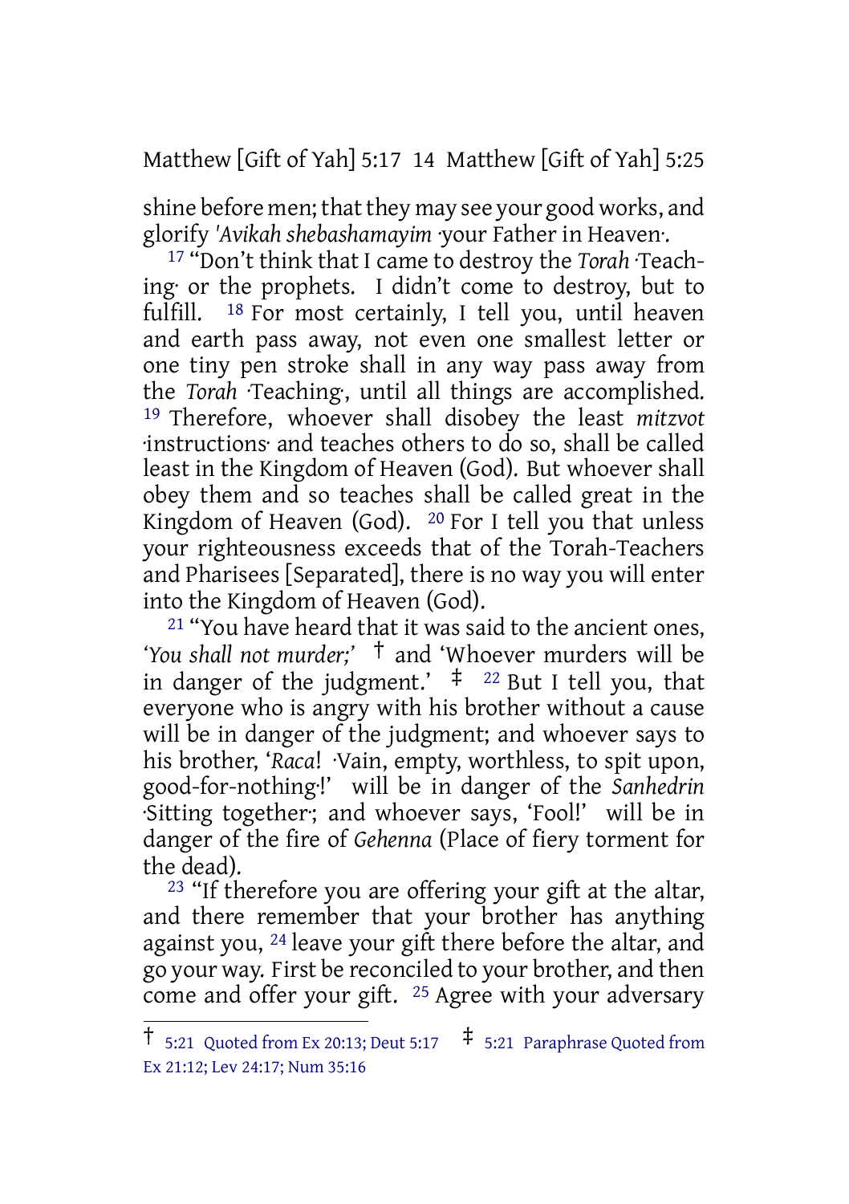shine before men; that they may see your good works, and glorify *'Avikah shebashamayim* ·your Father in Heaven·.

[17] "Don't think that I came to destroy the *Torah* ·Teaching· or the prophets. I didn't come to destroy, but to fulfill. [18] For most certainly, I tell you, until heaven and earth pass away, not even one smallest letter or one tiny pen stroke shall in any way pass away from the *Torah* ·Teaching·, until all things are accomplished. [19] Therefore, whoever shall disobey the least *mitzvot* ·instructions· and teaches others to do so, shall be called least in the Kingdom of Heaven (God). But whoever shall obey them and so teaches shall be called great in the Kingdom of Heaven (God). [20] For I tell you that unless your righteousness exceeds that of the Torah-Teachers and Pharisees [Separated], there is no way you will enter into the Kingdom of Heaven (God).

[21] "You have heard that it was said to the ancient ones, '*You shall not murder;*' † and 'Whoever murders will be in danger of the judgment.' ‡ [22] But I tell you, that everyone who is angry with his brother without a cause will be in danger of the judgment; and whoever says to his brother, '*Raca*! ·Vain, empty, worthless, to spit upon, good-for-nothing·!' will be in danger of the *Sanhedrin* ·Sitting together·; and whoever says, 'Fool!' will be in danger of the fire of *Gehenna* (Place of fiery torment for the dead).

[23] "If therefore you are offering your gift at the altar, and there remember that your brother has anything against you, [24] leave your gift there before the altar, and go your way. First be reconciled to your brother, and then come and offer your gift. [25] Agree with your adversary

---

† 5:21 Quoted from Ex 20:13; Deut 5:17 ‡ 5:21 Paraphrase Quoted from Ex 21:12; Lev 24:17; Num 35:16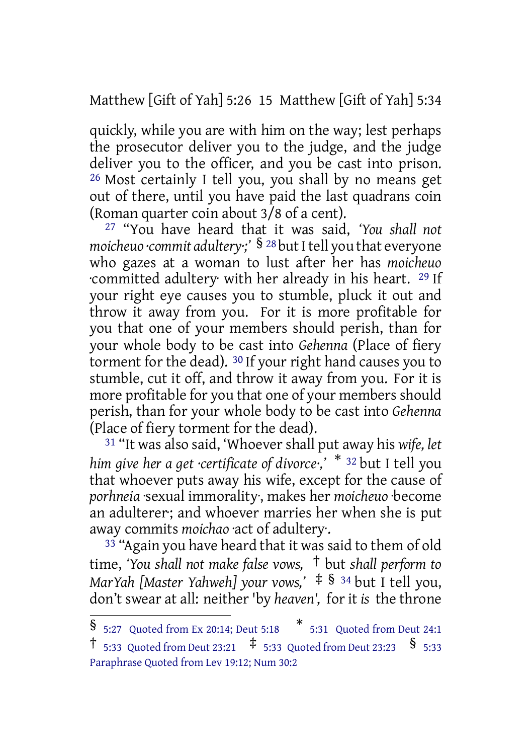quickly, while you are with him on the way; lest perhaps the prosecutor deliver you to the judge, and the judge deliver you to the officer, and you be cast into prison. [26] Most certainly I tell you, you shall by no means get out of there, until you have paid the last quadrans coin (Roman quarter coin about 3/8 of a cent).

[27] “You have heard that it was said, *‘You shall not moicheuo ·commit adultery·;’* § [28] but I tell you that everyone who gazes at a woman to lust after her has *moicheuo* ·committed adultery· with her already in his heart. [29] If your right eye causes you to stumble, pluck it out and throw it away from you. For it is more profitable for you that one of your members should perish, than for your whole body to be cast into *Gehenna* (Place of fiery torment for the dead). [30] If your right hand causes you to stumble, cut it off, and throw it away from you. For it is more profitable for you that one of your members should perish, than for your whole body to be cast into *Gehenna* (Place of fiery torment for the dead).

[31] “It was also said, ‘Whoever shall put away his *wife, let him give her a get ·certificate of divorce·,’* * [32] but I tell you that whoever puts away his wife, except for the cause of *porhneia* ·sexual immorality·, makes her *moicheuo* ·become an adulterer·; and whoever marries her when she is put away commits *moichao* ·act of adultery·.

[33] “Again you have heard that it was said to them of old time, *‘You shall not make false vows,* † but *shall perform to MarYah [Master Yahweh] your vows,’* ‡ § [34] but I tell you, don’t swear at all: neither 'by *heaven',* for it *is* the throne

---

§ 5:27 Quoted from Ex 20:14; Deut 5:18 * 5:31 Quoted from Deut 24:1 † 5:33 Quoted from Deut 23:21 ‡ 5:33 Quoted from Deut 23:23 § 5:33 Paraphrase Quoted from Lev 19:12; Num 30:2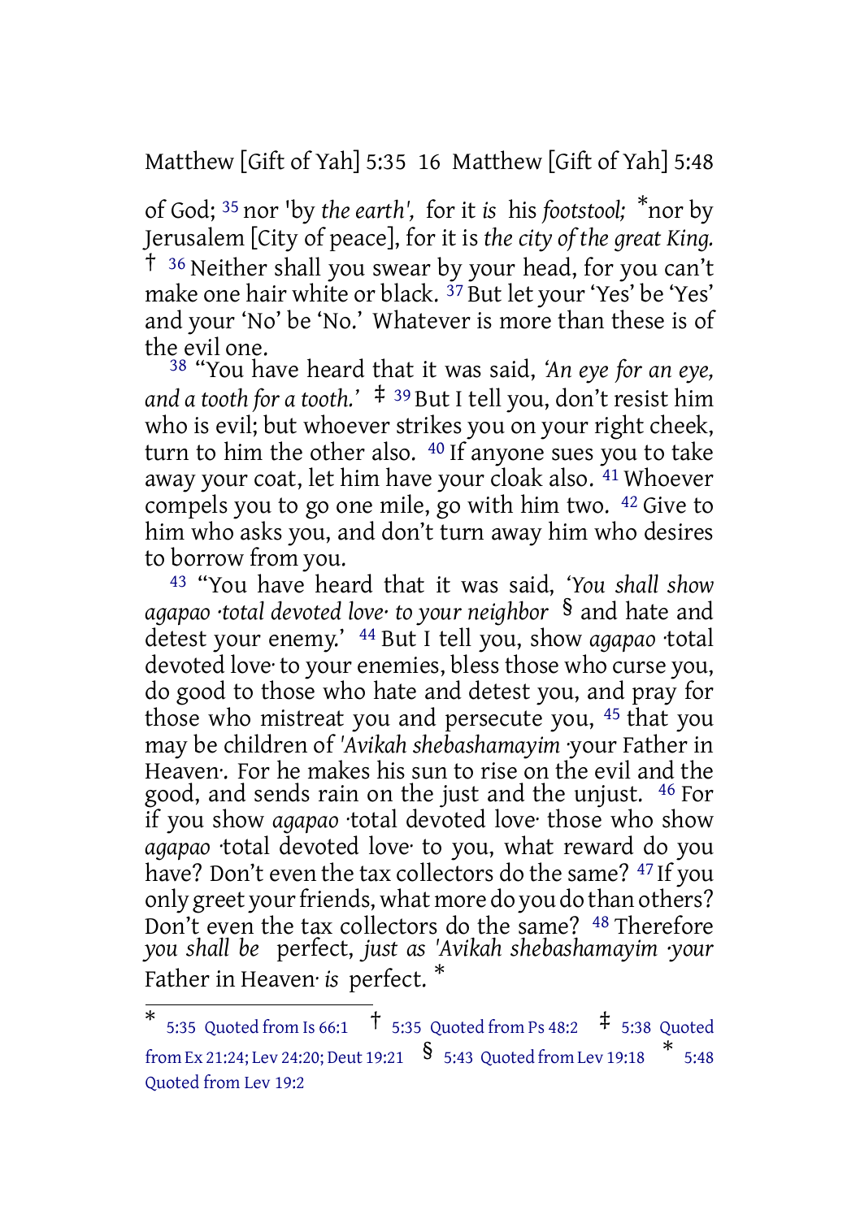of God; [35] nor 'by *the earth',* for it *is* his *footstool;* *nor by Jerusalem [City of peace], for it is *the city of the great King.* † [36] Neither shall you swear by your head, for you can't make one hair white or black. [37] But let your 'Yes' be 'Yes' and your 'No' be 'No.' Whatever is more than these is of the evil one.

[38] "You have heard that it was said, *'An eye for an eye, and a tooth for a tooth.'* ‡ [39] But I tell you, don't resist him who is evil; but whoever strikes you on your right cheek, turn to him the other also. [40] If anyone sues you to take away your coat, let him have your cloak also. [41] Whoever compels you to go one mile, go with him two. [42] Give to him who asks you, and don't turn away him who desires to borrow from you.

[43] "You have heard that it was said, *'You shall show agapao ·total devoted love· to your neighbor* § and hate and detest your enemy.' [44] But I tell you, show *agapao* ·total devoted love· to your enemies, bless those who curse you, do good to those who hate and detest you, and pray for those who mistreat you and persecute you, [45] that you may be children of *'Avikah shebashamayim* ·your Father in Heaven·. For he makes his sun to rise on the evil and the good, and sends rain on the just and the unjust. [46] For if you show *agapao* ·total devoted love· those who show *agapao* ·total devoted love· to you, what reward do you have? Don't even the tax collectors do the same? [47] If you only greet your friends, what more do you do than others? Don't even the tax collectors do the same? [48] Therefore *you shall be* perfect, *just as 'Avikah shebashamayim ·your* Father in Heaven· *is* perfect. *

---

* 5:35 Quoted from Is 66:1 † 5:35 Quoted from Ps 48:2 ‡ 5:38 Quoted from Ex 21:24; Lev 24:20; Deut 19:21 § 5:43 Quoted from Lev 19:18 * 5:48 Quoted from Lev 19:2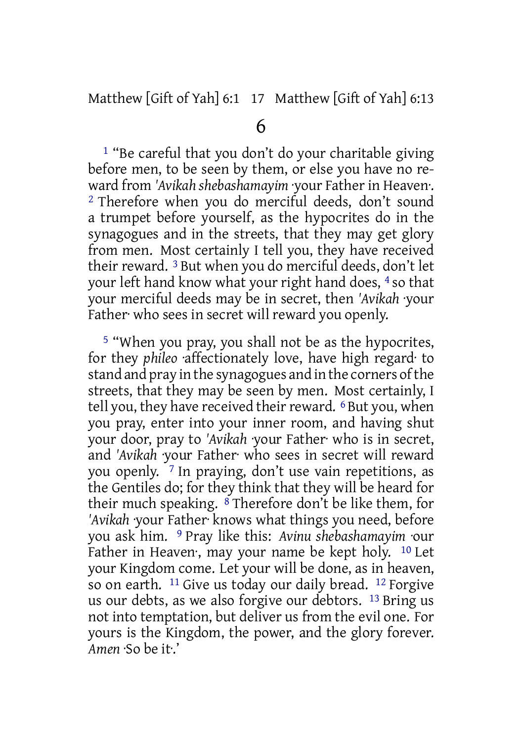# 6

[1] “Be careful that you don’t do your charitable giving before men, to be seen by them, or else you have no reward from *'Avikah shebashamayim* ·your Father in Heaven·. [2] Therefore when you do merciful deeds, don’t sound a trumpet before yourself, as the hypocrites do in the synagogues and in the streets, that they may get glory from men. Most certainly I tell you, they have received their reward. [3] But when you do merciful deeds, don’t let your left hand know what your right hand does, [4] so that your merciful deeds may be in secret, then *'Avikah* ·your Father· who sees in secret will reward you openly.

[5] “When you pray, you shall not be as the hypocrites, for they *phileo* ·affectionately love, have high regard· to stand and pray in the synagogues and in the corners of the streets, that they may be seen by men. Most certainly, I tell you, they have received their reward. [6] But you, when you pray, enter into your inner room, and having shut your door, pray to *'Avikah* ·your Father· who is in secret, and *'Avikah* ·your Father· who sees in secret will reward you openly. [7] In praying, don’t use vain repetitions, as the Gentiles do; for they think that they will be heard for their much speaking. [8] Therefore don’t be like them, for *'Avikah* ·your Father· knows what things you need, before you ask him. [9] Pray like this: *Avinu shebashamayim* ·our Father in Heaven·, may your name be kept holy. [10] Let your Kingdom come. Let your will be done, as in heaven, so on earth. [11] Give us today our daily bread. [12] Forgive us our debts, as we also forgive our debtors. [13] Bring us not into temptation, but deliver us from the evil one. For yours is the Kingdom, the power, and the glory forever. *Amen* ·So be it·.’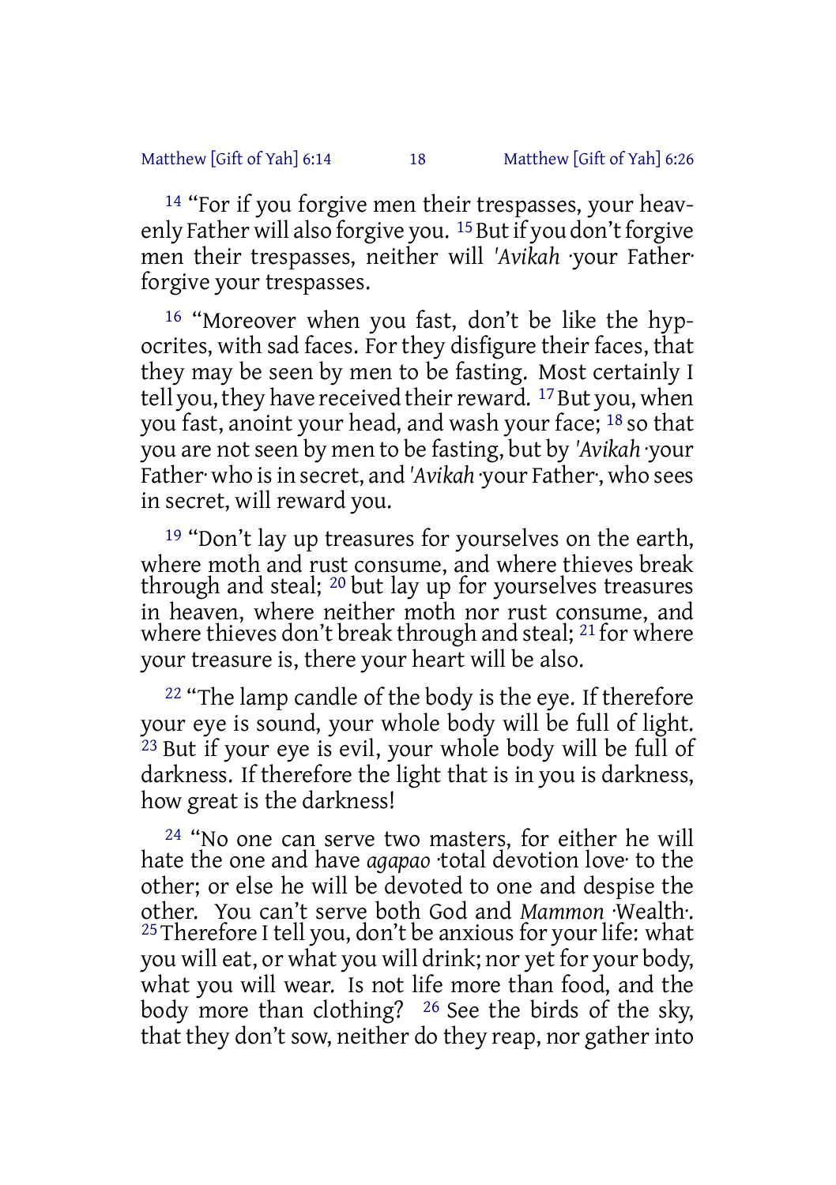[14] "For if you forgive men their trespasses, your heavenly Father will also forgive you. [15] But if you don't forgive men their trespasses, neither will *'Avikah* ·your Father· forgive your trespasses.

[16] "Moreover when you fast, don't be like the hypocrites, with sad faces. For they disfigure their faces, that they may be seen by men to be fasting. Most certainly I tell you, they have received their reward. [17] But you, when you fast, anoint your head, and wash your face; [18] so that you are not seen by men to be fasting, but by *'Avikah* ·your Father· who is in secret, and *'Avikah* ·your Father·, who sees in secret, will reward you.

[19] "Don't lay up treasures for yourselves on the earth, where moth and rust consume, and where thieves break through and steal; [20] but lay up for yourselves treasures in heaven, where neither moth nor rust consume, and where thieves don't break through and steal; [21] for where your treasure is, there your heart will be also.

[22] "The lamp candle of the body is the eye. If therefore your eye is sound, your whole body will be full of light. [23] But if your eye is evil, your whole body will be full of darkness. If therefore the light that is in you is darkness, how great is the darkness!

[24] "No one can serve two masters, for either he will hate the one and have *agapao* ·total devotion love· to the other; or else he will be devoted to one and despise the other. You can't serve both God and *Mammon* ·Wealth·. [25] Therefore I tell you, don't be anxious for your life: what you will eat, or what you will drink; nor yet for your body, what you will wear. Is not life more than food, and the body more than clothing? [26] See the birds of the sky, that they don't sow, neither do they reap, nor gather into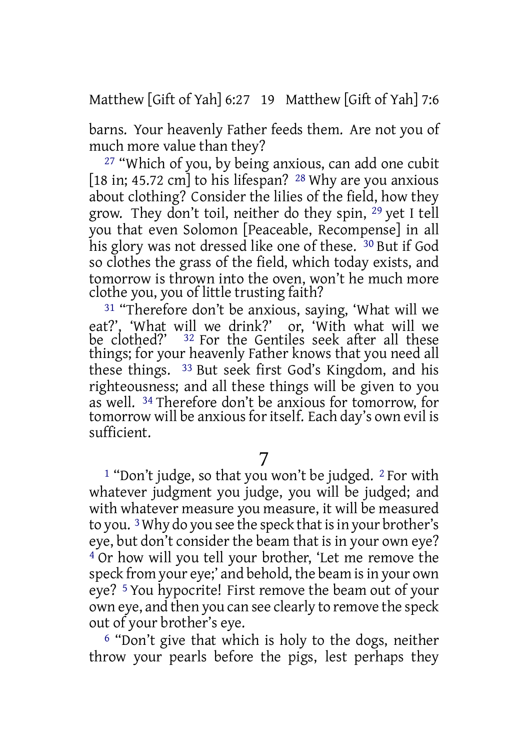barns. Your heavenly Father feeds them. Are not you of much more value than they?

[27] "Which of you, by being anxious, can add one cubit [18 in; 45.72 cm] to his lifespan? [28] Why are you anxious about clothing? Consider the lilies of the field, how they grow. They don't toil, neither do they spin, [29] yet I tell you that even Solomon [Peaceable, Recompense] in all his glory was not dressed like one of these. [30] But if God so clothes the grass of the field, which today exists, and tomorrow is thrown into the oven, won't he much more clothe you, you of little trusting faith?

[31] "Therefore don't be anxious, saying, 'What will we eat?', 'What will we drink?' or, 'With what will we be clothed?' [32] For the Gentiles seek after all these things; for your heavenly Father knows that you need all these things. [33] But seek first God's Kingdom, and his righteousness; and all these things will be given to you as well. [34] Therefore don't be anxious for tomorrow, for tomorrow will be anxious for itself. Each day's own evil is sufficient.

# 7

[1] "Don't judge, so that you won't be judged. [2] For with whatever judgment you judge, you will be judged; and with whatever measure you measure, it will be measured to you. [3] Why do you see the speck that is in your brother's eye, but don't consider the beam that is in your own eye? [4] Or how will you tell your brother, 'Let me remove the speck from your eye;' and behold, the beam is in your own eye? [5] You hypocrite! First remove the beam out of your own eye, and then you can see clearly to remove the speck out of your brother's eye.

[6] "Don't give that which is holy to the dogs, neither throw your pearls before the pigs, lest perhaps they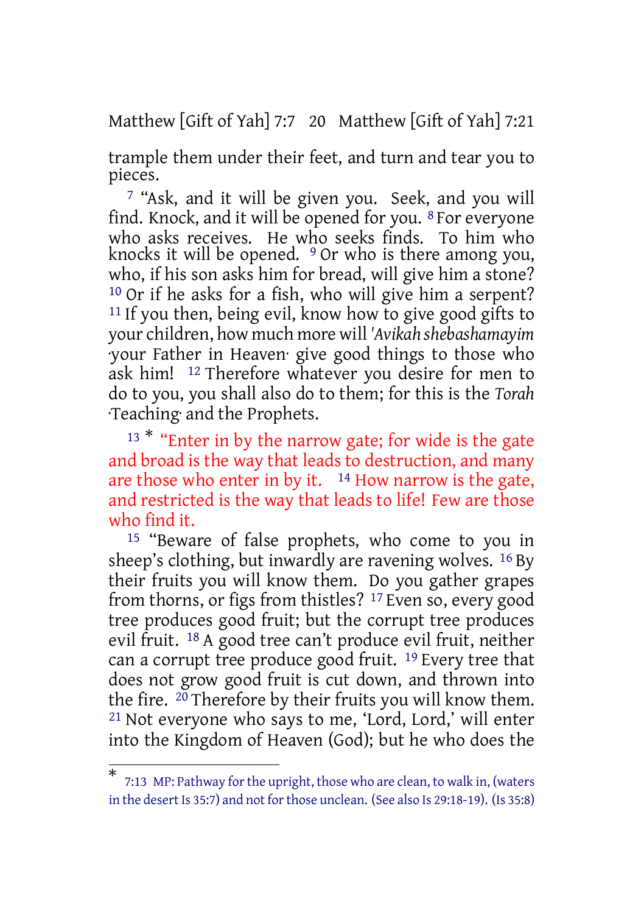trample them under their feet, and turn and tear you to pieces.

[7] "Ask, and it will be given you. Seek, and you will find. Knock, and it will be opened for you. [8] For everyone who asks receives. He who seeks finds. To him who knocks it will be opened. [9] Or who is there among you, who, if his son asks him for bread, will give him a stone? [10] Or if he asks for a fish, who will give him a serpent? [11] If you then, being evil, know how to give good gifts to your children, how much more will *'Avikah shebashamayim* ·your Father in Heaven· give good things to those who ask him! [12] Therefore whatever you desire for men to do to you, you shall also do to them; for this is the *Torah* ·Teaching· and the Prophets.

[13] * "Enter in by the narrow gate; for wide is the gate and broad is the way that leads to destruction, and many are those who enter in by it. [14] How narrow is the gate, and restricted is the way that leads to life! Few are those who find it.

[15] "Beware of false prophets, who come to you in sheep's clothing, but inwardly are ravening wolves. [16] By their fruits you will know them. Do you gather grapes from thorns, or figs from thistles? [17] Even so, every good tree produces good fruit; but the corrupt tree produces evil fruit. [18] A good tree can't produce evil fruit, neither can a corrupt tree produce good fruit. [19] Every tree that does not grow good fruit is cut down, and thrown into the fire. [20] Therefore by their fruits you will know them. [21] Not everyone who says to me, 'Lord, Lord,' will enter into the Kingdom of Heaven (God); but he who does the

---

\* 7:13 MP: Pathway for the upright, those who are clean, to walk in, (waters in the desert Is 35:7) and not for those unclean. (See also Is 29:18-19). (Is 35:8)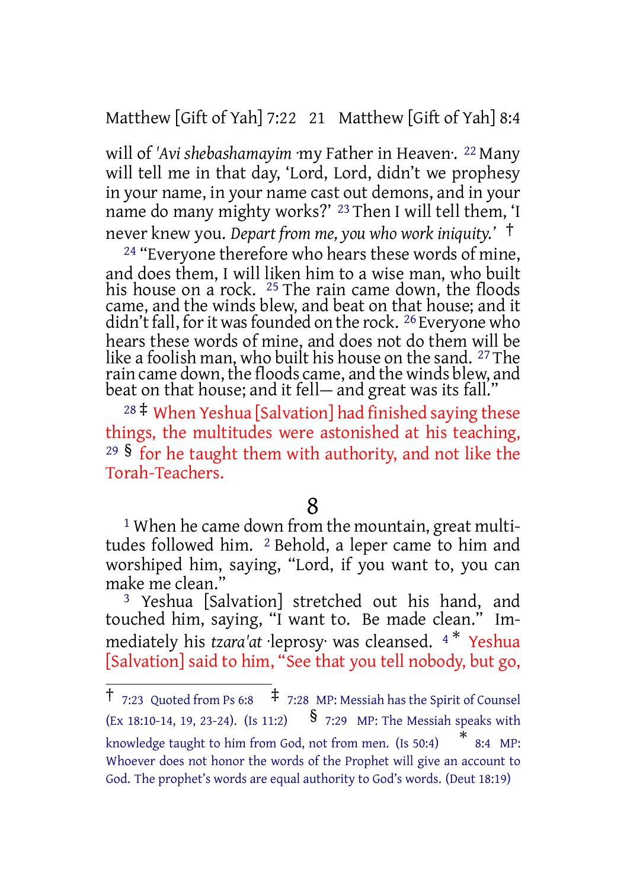will of *'Avi shebashamayim* ·my Father in Heaven·. [22] Many will tell me in that day, 'Lord, Lord, didn't we prophesy in your name, in your name cast out demons, and in your name do many mighty works?' [23] Then I will tell them, 'I never knew you. *Depart from me, you who work iniquity.*' †

[24] "Everyone therefore who hears these words of mine, and does them, I will liken him to a wise man, who built his house on a rock. [25] The rain came down, the floods came, and the winds blew, and beat on that house; and it didn't fall, for it was founded on the rock. [26] Everyone who hears these words of mine, and does not do them will be like a foolish man, who built his house on the sand. [27] The rain came down, the floods came, and the winds blew, and beat on that house; and it fell— and great was its fall."

[28] ‡ When Yeshua [Salvation] had finished saying these things, the multitudes were astonished at his teaching, [29] § for he taught them with authority, and not like the Torah-Teachers.

# 8

[1] When he came down from the mountain, great multitudes followed him. [2] Behold, a leper came to him and worshiped him, saying, "Lord, if you want to, you can make me clean."

[3] Yeshua [Salvation] stretched out his hand, and touched him, saying, "I want to. Be made clean." Immediately his *tzara'at* ·leprosy· was cleansed. [4] * Yeshua [Salvation] said to him, "See that you tell nobody, but go,

---

† 7:23 Quoted from Ps 6:8 ‡ 7:28 MP: Messiah has the Spirit of Counsel (Ex 18:10-14, 19, 23-24). (Is 11:2) § 7:29 MP: The Messiah speaks with knowledge taught to him from God, not from men. (Is 50:4) * 8:4 MP: Whoever does not honor the words of the Prophet will give an account to God. The prophet's words are equal authority to God's words. (Deut 18:19)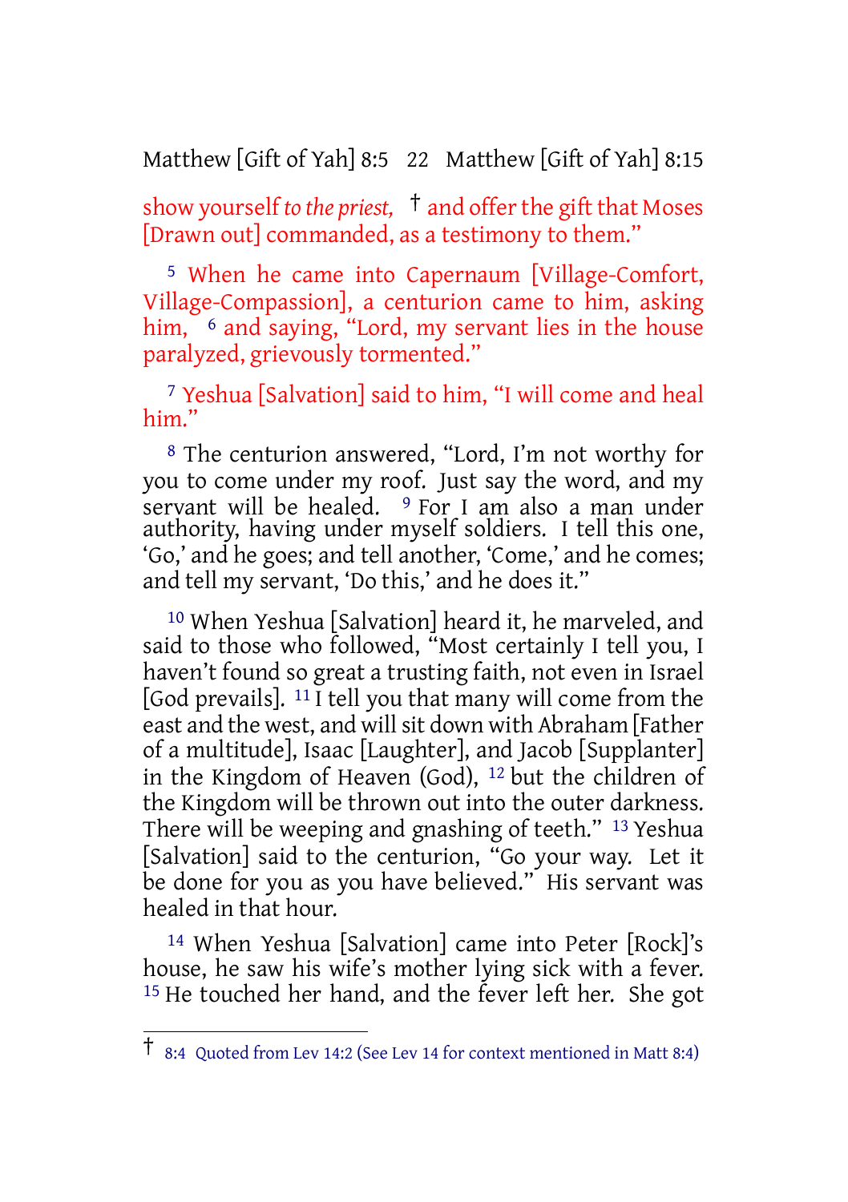show yourself *to the priest,* † and offer the gift that Moses [Drawn out] commanded, as a testimony to them."

[5] When he came into Capernaum [Village-Comfort, Village-Compassion], a centurion came to him, asking him, [6] and saying, "Lord, my servant lies in the house paralyzed, grievously tormented."

[7] Yeshua [Salvation] said to him, "I will come and heal him."

[8] The centurion answered, "Lord, I'm not worthy for you to come under my roof. Just say the word, and my servant will be healed. [9] For I am also a man under authority, having under myself soldiers. I tell this one, 'Go,' and he goes; and tell another, 'Come,' and he comes; and tell my servant, 'Do this,' and he does it."

[10] When Yeshua [Salvation] heard it, he marveled, and said to those who followed, "Most certainly I tell you, I haven't found so great a trusting faith, not even in Israel [God prevails]. [11] I tell you that many will come from the east and the west, and will sit down with Abraham [Father of a multitude], Isaac [Laughter], and Jacob [Supplanter] in the Kingdom of Heaven (God), [12] but the children of the Kingdom will be thrown out into the outer darkness. There will be weeping and gnashing of teeth." [13] Yeshua [Salvation] said to the centurion, "Go your way. Let it be done for you as you have believed." His servant was healed in that hour.

[14] When Yeshua [Salvation] came into Peter [Rock]'s house, he saw his wife's mother lying sick with a fever. [15] He touched her hand, and the fever left her. She got

---

† 8:4 Quoted from Lev 14:2 (See Lev 14 for context mentioned in Matt 8:4)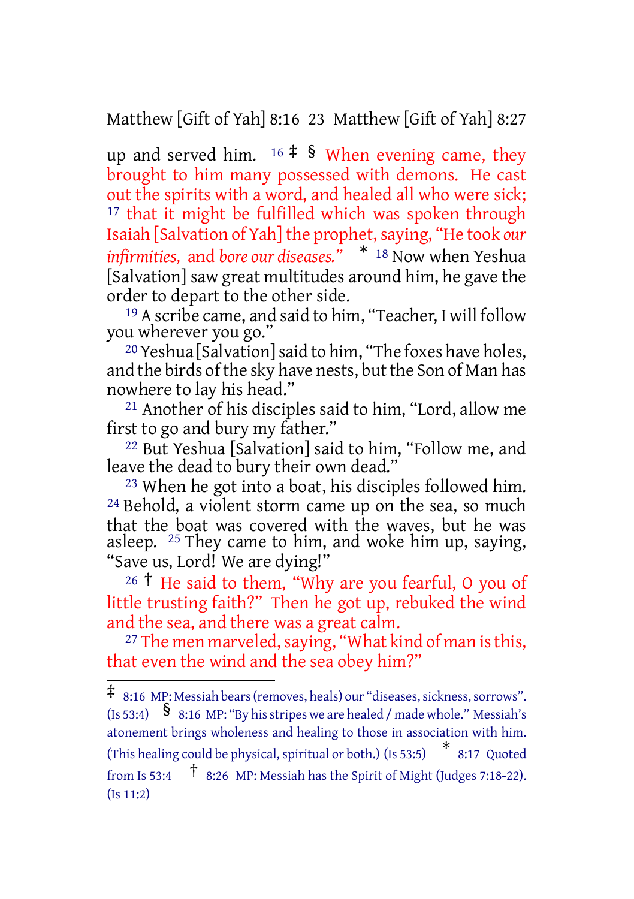up and served him. [16] ‡ § When evening came, they brought to him many possessed with demons. He cast out the spirits with a word, and healed all who were sick; [17] that it might be fulfilled which was spoken through Isaiah [Salvation of Yah] the prophet, saying, "He took *our infirmities,* and *bore our diseases.*" * [18] Now when Yeshua [Salvation] saw great multitudes around him, he gave the order to depart to the other side.

[19] A scribe came, and said to him, "Teacher, I will follow you wherever you go."

[20] Yeshua [Salvation] said to him, "The foxes have holes, and the birds of the sky have nests, but the Son of Man has nowhere to lay his head."

[21] Another of his disciples said to him, "Lord, allow me first to go and bury my father."

[22] But Yeshua [Salvation] said to him, "Follow me, and leave the dead to bury their own dead."

[23] When he got into a boat, his disciples followed him. [24] Behold, a violent storm came up on the sea, so much that the boat was covered with the waves, but he was asleep. [25] They came to him, and woke him up, saying, "Save us, Lord! We are dying!"

[26] † He said to them, "Why are you fearful, O you of little trusting faith?" Then he got up, rebuked the wind and the sea, and there was a great calm.

[27] The men marveled, saying, "What kind of man is this, that even the wind and the sea obey him?"

---

‡ 8:16 MP: Messiah bears (removes, heals) our "diseases, sickness, sorrows". (Is 53:4) § 8:16 MP: "By his stripes we are healed / made whole." Messiah's atonement brings wholeness and healing to those in association with him. (This healing could be physical, spiritual or both.) (Is 53:5) * 8:17 Quoted from Is 53:4 † 8:26 MP: Messiah has the Spirit of Might (Judges 7:18-22). (Is 11:2)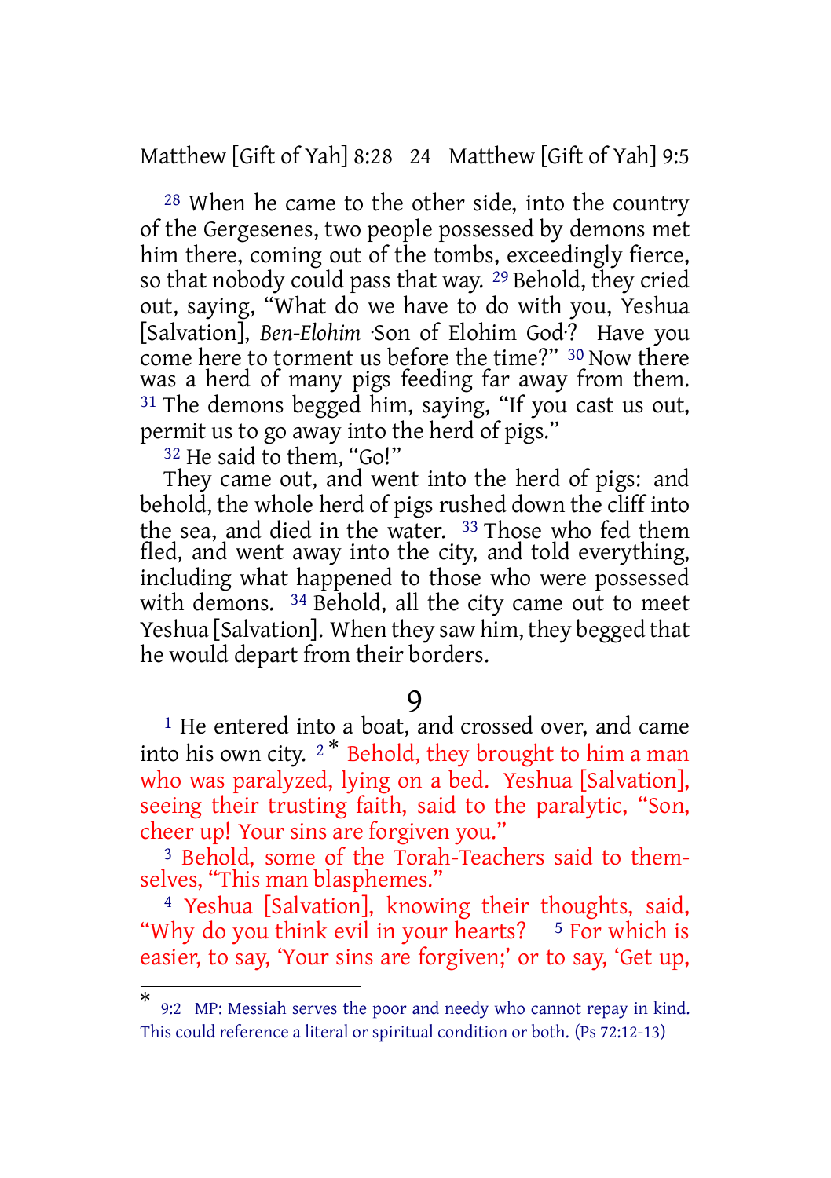[28] When he came to the other side, into the country of the Gergesenes, two people possessed by demons met him there, coming out of the tombs, exceedingly fierce, so that nobody could pass that way. [29] Behold, they cried out, saying, "What do we have to do with you, Yeshua [Salvation], *Ben-Elohim* ·Son of Elohim God·? Have you come here to torment us before the time?" [30] Now there was a herd of many pigs feeding far away from them. [31] The demons begged him, saying, "If you cast us out, permit us to go away into the herd of pigs."

[32] He said to them, "Go!"

They came out, and went into the herd of pigs: and behold, the whole herd of pigs rushed down the cliff into the sea, and died in the water. [33] Those who fed them fled, and went away into the city, and told everything, including what happened to those who were possessed with demons. [34] Behold, all the city came out to meet Yeshua [Salvation]. When they saw him, they begged that he would depart from their borders.

## 9

[1] He entered into a boat, and crossed over, and came into his own city. [2] * Behold, they brought to him a man who was paralyzed, lying on a bed. Yeshua [Salvation], seeing their trusting faith, said to the paralytic, "Son, cheer up! Your sins are forgiven you."

[3] Behold, some of the Torah-Teachers said to themselves, "This man blasphemes."

[4] Yeshua [Salvation], knowing their thoughts, said, "Why do you think evil in your hearts? [5] For which is easier, to say, 'Your sins are forgiven;' or to say, 'Get up,

---

* 9:2 MP: Messiah serves the poor and needy who cannot repay in kind. This could reference a literal or spiritual condition or both. (Ps 72:12-13)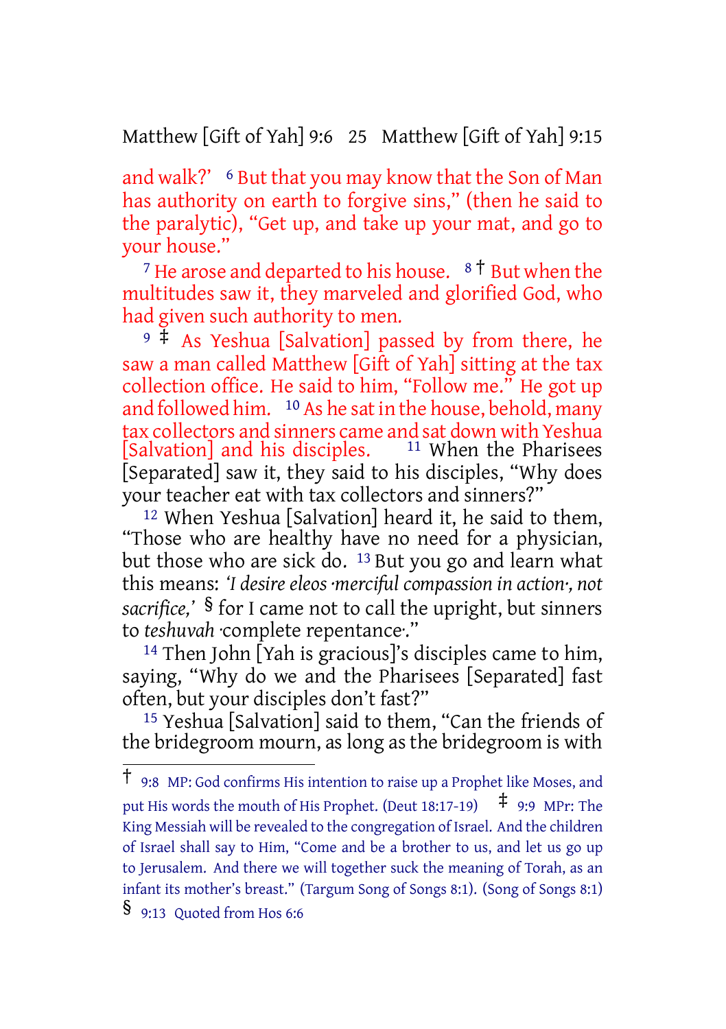and walk?' [6] But that you may know that the Son of Man has authority on earth to forgive sins," (then he said to the paralytic), "Get up, and take up your mat, and go to your house."

[7] He arose and departed to his house. [8] † But when the multitudes saw it, they marveled and glorified God, who had given such authority to men.

[9] ‡ As Yeshua [Salvation] passed by from there, he saw a man called Matthew [Gift of Yah] sitting at the tax collection office. He said to him, "Follow me." He got up and followed him. [10] As he sat in the house, behold, many tax collectors and sinners came and sat down with Yeshua [Salvation] and his disciples. [11] When the Pharisees [Separated] saw it, they said to his disciples, "Why does your teacher eat with tax collectors and sinners?"

[12] When Yeshua [Salvation] heard it, he said to them, "Those who are healthy have no need for a physician, but those who are sick do. [13] But you go and learn what this means: *'I desire eleos ·merciful compassion in action·, not sacrifice,'* § for I came not to call the upright, but sinners to *teshuvah* ·complete repentance·."

[14] Then John [Yah is gracious]'s disciples came to him, saying, "Why do we and the Pharisees [Separated] fast often, but your disciples don't fast?"

[15] Yeshua [Salvation] said to them, "Can the friends of the bridegroom mourn, as long as the bridegroom is with

---

† 9:8 MP: God confirms His intention to raise up a Prophet like Moses, and put His words the mouth of His Prophet. (Deut 18:17-19)

‡ 9:9 MPr: The King Messiah will be revealed to the congregation of Israel. And the children of Israel shall say to Him, "Come and be a brother to us, and let us go up to Jerusalem. And there we will together suck the meaning of Torah, as an infant its mother's breast." (Targum Song of Songs 8:1). (Song of Songs 8:1)

§ 9:13 Quoted from Hos 6:6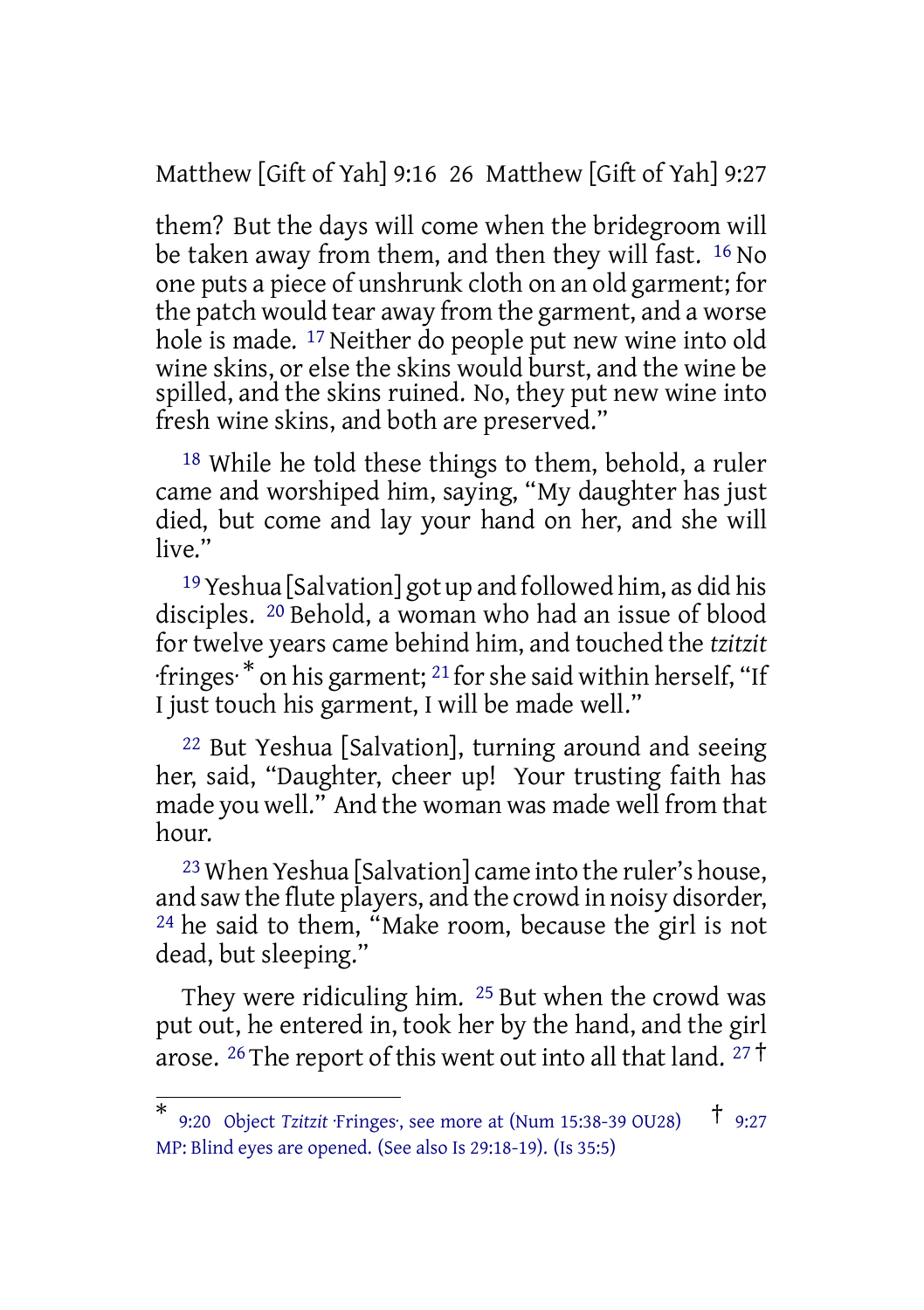them? But the days will come when the bridegroom will be taken away from them, and then they will fast. [16] No one puts a piece of unshrunk cloth on an old garment; for the patch would tear away from the garment, and a worse hole is made. [17] Neither do people put new wine into old wine skins, or else the skins would burst, and the wine be spilled, and the skins ruined. No, they put new wine into fresh wine skins, and both are preserved."

[18] While he told these things to them, behold, a ruler came and worshiped him, saying, "My daughter has just died, but come and lay your hand on her, and she will live."

[19] Yeshua [Salvation] got up and followed him, as did his disciples. [20] Behold, a woman who had an issue of blood for twelve years came behind him, and touched the *tzitzit* ·fringes· [*] on his garment; [21] for she said within herself, "If I just touch his garment, I will be made well."

[22] But Yeshua [Salvation], turning around and seeing her, said, "Daughter, cheer up! Your trusting faith has made you well." And the woman was made well from that hour.

[23] When Yeshua [Salvation] came into the ruler's house, and saw the flute players, and the crowd in noisy disorder, [24] he said to them, "Make room, because the girl is not dead, but sleeping."

They were ridiculing him. [25] But when the crowd was put out, he entered in, took her by the hand, and the girl arose. [26] The report of this went out into all that land. [27] [†]

---

[*] 9:20 Object *Tzitzit* ·Fringes·, see more at (Num 15:38-39 OU28)

[†] 9:27 MP: Blind eyes are opened. (See also Is 29:18-19). (Is 35:5)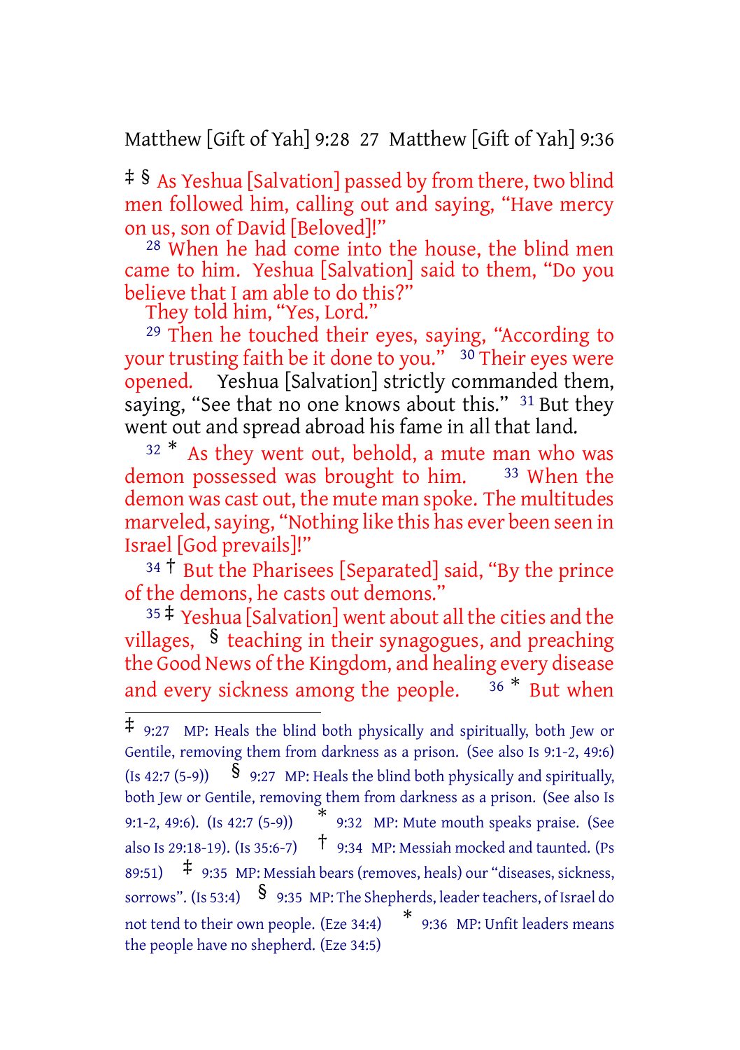‡ § As Yeshua [Salvation] passed by from there, two blind men followed him, calling out and saying, "Have mercy on us, son of David [Beloved]!"

[28] When he had come into the house, the blind men came to him. Yeshua [Salvation] said to them, "Do you believe that I am able to do this?"

They told him, "Yes, Lord."

[29] Then he touched their eyes, saying, "According to your trusting faith be it done to you." [30] Their eyes were opened. Yeshua [Salvation] strictly commanded them, saying, "See that no one knows about this." [31] But they went out and spread abroad his fame in all that land.

[32] * As they went out, behold, a mute man who was demon possessed was brought to him. [33] When the demon was cast out, the mute man spoke. The multitudes marveled, saying, "Nothing like this has ever been seen in Israel [God prevails]!"

[34] † But the Pharisees [Separated] said, "By the prince of the demons, he casts out demons."

[35] ‡ Yeshua [Salvation] went about all the cities and the villages, § teaching in their synagogues, and preaching the Good News of the Kingdom, and healing every disease and every sickness among the people. [36] * But when

---

‡ 9:27 MP: Heals the blind both physically and spiritually, both Jew or Gentile, removing them from darkness as a prison. (See also Is 9:1-2, 49:6) (Is 42:7 (5-9)) § 9:27 MP: Heals the blind both physically and spiritually, both Jew or Gentile, removing them from darkness as a prison. (See also Is 9:1-2, 49:6). (Is 42:7 (5-9)) * 9:32 MP: Mute mouth speaks praise. (See also Is 29:18-19). (Is 35:6-7) † 9:34 MP: Messiah mocked and taunted. (Ps 89:51) ‡ 9:35 MP: Messiah bears (removes, heals) our "diseases, sickness, sorrows". (Is 53:4) § 9:35 MP: The Shepherds, leader teachers, of Israel do not tend to their own people. (Eze 34:4) * 9:36 MP: Unfit leaders means the people have no shepherd. (Eze 34:5)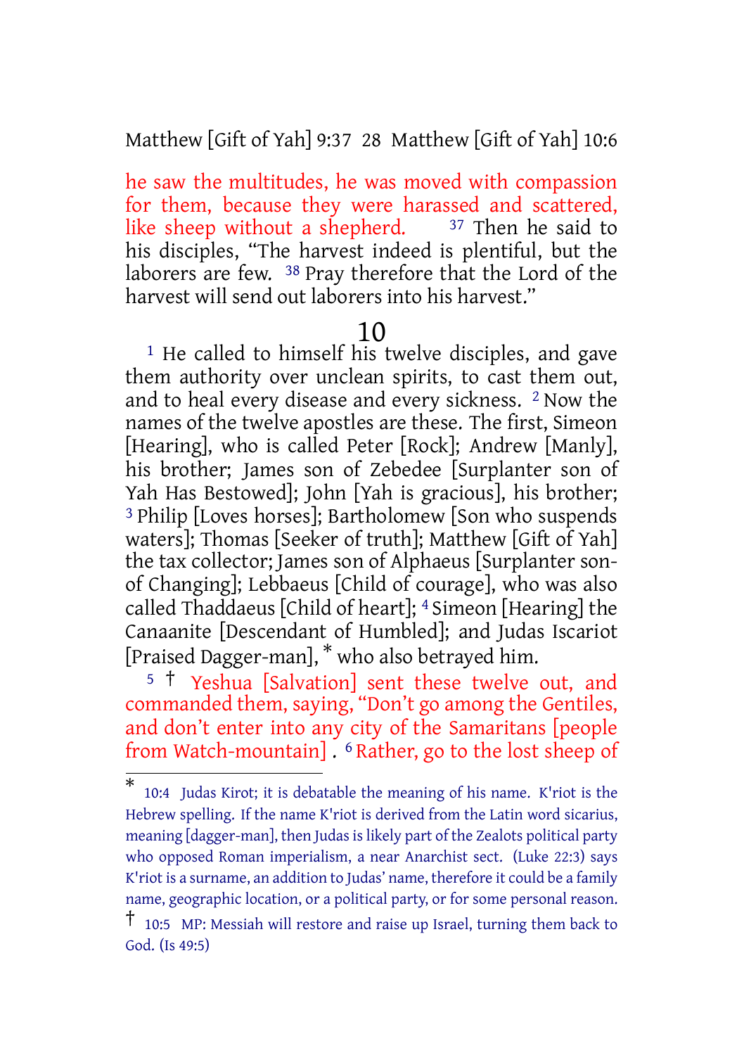he saw the multitudes, he was moved with compassion for them, because they were harassed and scattered, like sheep without a shepherd. [37] Then he said to his disciples, "The harvest indeed is plentiful, but the laborers are few. [38] Pray therefore that the Lord of the harvest will send out laborers into his harvest."

## 10

[1] He called to himself his twelve disciples, and gave them authority over unclean spirits, to cast them out, and to heal every disease and every sickness. [2] Now the names of the twelve apostles are these. The first, Simeon [Hearing], who is called Peter [Rock]; Andrew [Manly], his brother; James son of Zebedee [Surplanter son of Yah Has Bestowed]; John [Yah is gracious], his brother; [3] Philip [Loves horses]; Bartholomew [Son who suspends waters]; Thomas [Seeker of truth]; Matthew [Gift of Yah] the tax collector; James son of Alphaeus [Surplanter son-of Changing]; Lebbaeus [Child of courage], who was also called Thaddaeus [Child of heart]; [4] Simeon [Hearing] the Canaanite [Descendant of Humbled]; and Judas Iscariot [Praised Dagger-man], * who also betrayed him.

[5] † Yeshua [Salvation] sent these twelve out, and commanded them, saying, "Don't go among the Gentiles, and don't enter into any city of the Samaritans [people from Watch-mountain] . [6] Rather, go to the lost sheep of

---

\* 10:4 Judas Kirot; it is debatable the meaning of his name. K'riot is the Hebrew spelling. If the name K'riot is derived from the Latin word sicarius, meaning [dagger-man], then Judas is likely part of the Zealots political party who opposed Roman imperialism, a near Anarchist sect. (Luke 22:3) says K'riot is a surname, an addition to Judas' name, therefore it could be a family name, geographic location, or a political party, or for some personal reason.

† 10:5 MP: Messiah will restore and raise up Israel, turning them back to God. (Is 49:5)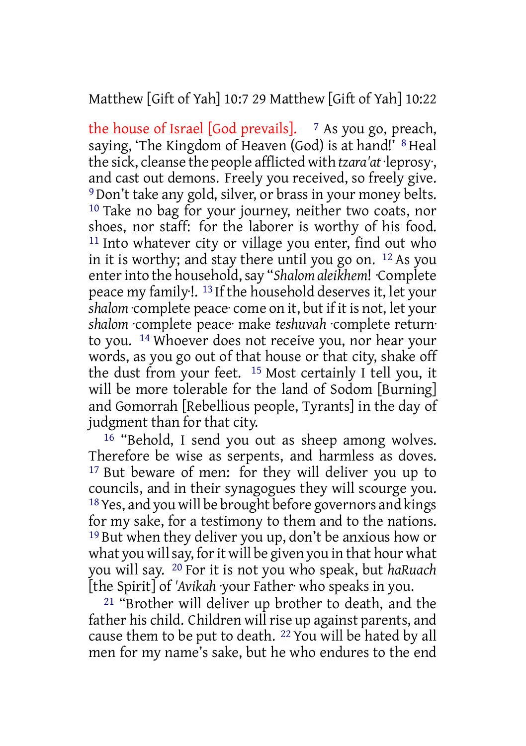the house of Israel [God prevails]. [7] As you go, preach, saying, 'The Kingdom of Heaven (God) is at hand!' [8] Heal the sick, cleanse the people afflicted with *tzara'at* ·leprosy·, and cast out demons. Freely you received, so freely give. [9] Don't take any gold, silver, or brass in your money belts. [10] Take no bag for your journey, neither two coats, nor shoes, nor staff: for the laborer is worthy of his food. [11] Into whatever city or village you enter, find out who in it is worthy; and stay there until you go on. [12] As you enter into the household, say "*Shalom aleikhem*! ·Complete peace my family·!. [13] If the household deserves it, let your *shalom* ·complete peace· come on it, but if it is not, let your *shalom* ·complete peace· make *teshuvah* ·complete return· to you. [14] Whoever does not receive you, nor hear your words, as you go out of that house or that city, shake off the dust from your feet. [15] Most certainly I tell you, it will be more tolerable for the land of Sodom [Burning] and Gomorrah [Rebellious people, Tyrants] in the day of judgment than for that city.

[16] "Behold, I send you out as sheep among wolves. Therefore be wise as serpents, and harmless as doves. [17] But beware of men: for they will deliver you up to councils, and in their synagogues they will scourge you. [18] Yes, and you will be brought before governors and kings for my sake, for a testimony to them and to the nations. [19] But when they deliver you up, don't be anxious how or what you will say, for it will be given you in that hour what you will say. [20] For it is not you who speak, but *haRuach* [the Spirit] of *'Avikah* ·your Father· who speaks in you.

[21] "Brother will deliver up brother to death, and the father his child. Children will rise up against parents, and cause them to be put to death. [22] You will be hated by all men for my name's sake, but he who endures to the end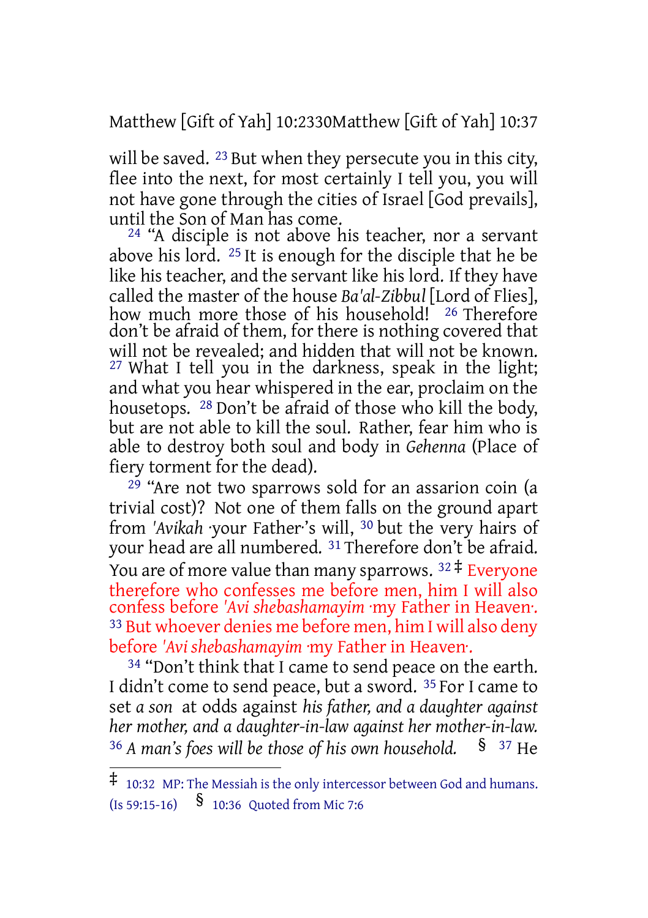will be saved. [23] But when they persecute you in this city, flee into the next, for most certainly I tell you, you will not have gone through the cities of Israel [God prevails], until the Son of Man has come.

[24] "A disciple is not above his teacher, nor a servant above his lord. [25] It is enough for the disciple that he be like his teacher, and the servant like his lord. If they have called the master of the house *Ba'al-Zibbul* [Lord of Flies], how much more those of his household! [26] Therefore don't be afraid of them, for there is nothing covered that will not be revealed; and hidden that will not be known. [27] What I tell you in the darkness, speak in the light; and what you hear whispered in the ear, proclaim on the housetops. [28] Don't be afraid of those who kill the body, but are not able to kill the soul. Rather, fear him who is able to destroy both soul and body in *Gehenna* (Place of fiery torment for the dead).

[29] "Are not two sparrows sold for an assarion coin (a trivial cost)? Not one of them falls on the ground apart from *'Avikah* ·your Father·'s will, [30] but the very hairs of your head are all numbered. [31] Therefore don't be afraid. You are of more value than many sparrows. [32] ‡ Everyone therefore who confesses me before men, him I will also confess before *'Avi shebashamayim* ·my Father in Heaven·. [33] But whoever denies me before men, him I will also deny before *'Avi shebashamayim* ·my Father in Heaven·.

[34] "Don't think that I came to send peace on the earth. I didn't come to send peace, but a sword. [35] For I came to set *a son* at odds against *his father, and a daughter against her mother, and a daughter-in-law against her mother-in-law.* [36] *A man's foes will be those of his own household.* § [37] He

---

‡ 10:32 MP: The Messiah is the only intercessor between God and humans. (Is 59:15-16) § 10:36 Quoted from Mic 7:6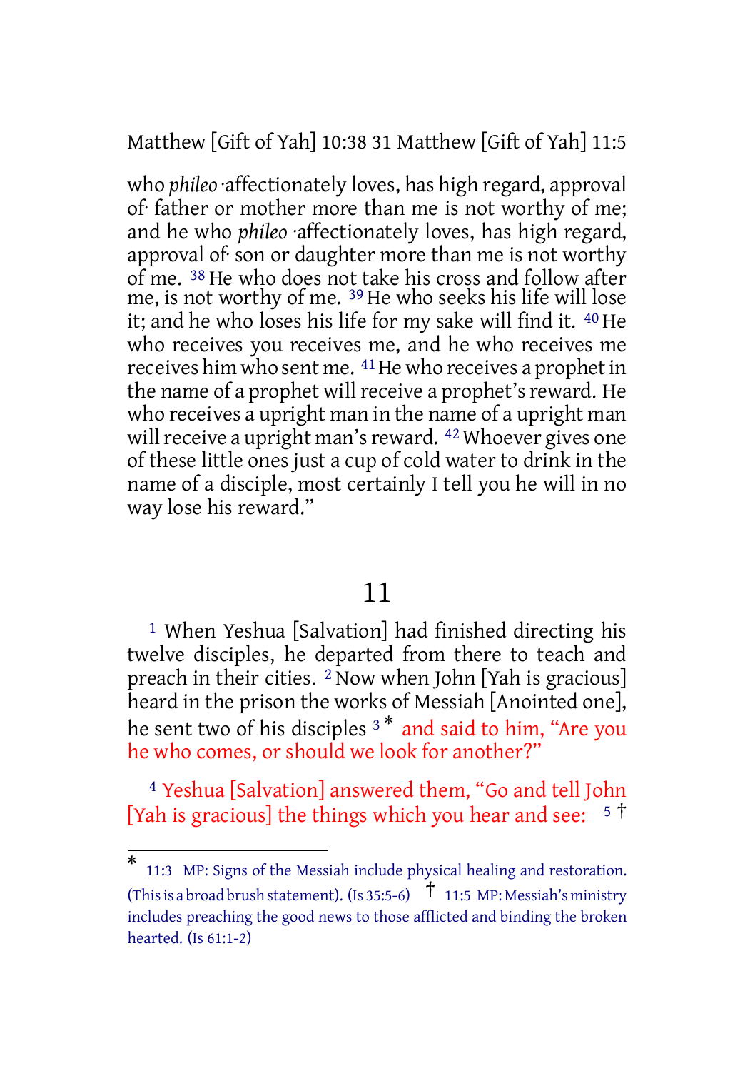who *phileo* ·affectionately loves, has high regard, approval of· father or mother more than me is not worthy of me; and he who *phileo* ·affectionately loves, has high regard, approval of· son or daughter more than me is not worthy of me. [38] He who does not take his cross and follow after me, is not worthy of me. [39] He who seeks his life will lose it; and he who loses his life for my sake will find it. [40] He who receives you receives me, and he who receives me receives him who sent me. [41] He who receives a prophet in the name of a prophet will receive a prophet's reward. He who receives a upright man in the name of a upright man will receive a upright man's reward. [42] Whoever gives one of these little ones just a cup of cold water to drink in the name of a disciple, most certainly I tell you he will in no way lose his reward."

# 11

[1] When Yeshua [Salvation] had finished directing his twelve disciples, he departed from there to teach and preach in their cities. [2] Now when John [Yah is gracious] heard in the prison the works of Messiah [Anointed one], he sent two of his disciples [3] * and said to him, "Are you he who comes, or should we look for another?"

[4] Yeshua [Salvation] answered them, "Go and tell John [Yah is gracious] the things which you hear and see: [5] †

---

* 11:3 MP: Signs of the Messiah include physical healing and restoration. (This is a broad brush statement). (Is 35:5-6) † 11:5 MP: Messiah's ministry includes preaching the good news to those afflicted and binding the broken hearted. (Is 61:1-2)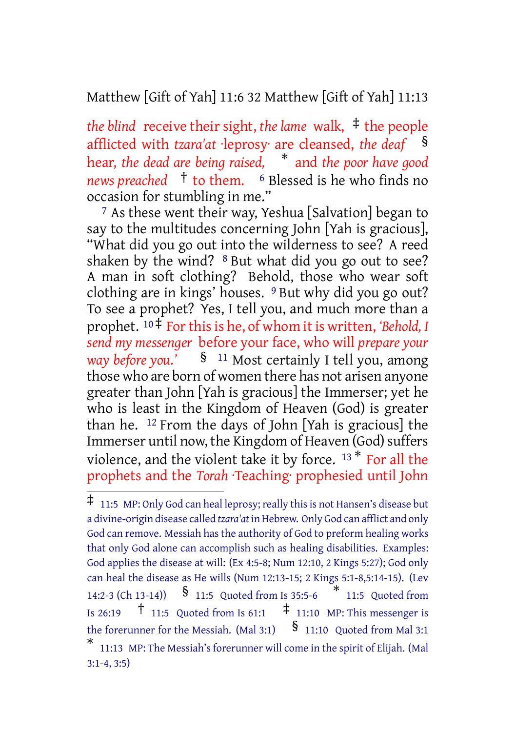*the blind* receive their sight, *the lame* walk, ‡ the people afflicted with *tzara'at* ·leprosy· are cleansed, *the deaf* § hear, *the dead are being raised,* * and *the poor have good news preached* † to them. [6] Blessed is he who finds no occasion for stumbling in me."

[7] As these went their way, Yeshua [Salvation] began to say to the multitudes concerning John [Yah is gracious], "What did you go out into the wilderness to see? A reed shaken by the wind? [8] But what did you go out to see? A man in soft clothing? Behold, those who wear soft clothing are in kings' houses. [9] But why did you go out? To see a prophet? Yes, I tell you, and much more than a prophet. [10] ‡ For this is he, of whom it is written, *'Behold, I send my messenger* before your face, who will *prepare your way before you.'* § [11] Most certainly I tell you, among those who are born of women there has not arisen anyone greater than John [Yah is gracious] the Immerser; yet he who is least in the Kingdom of Heaven (God) is greater than he. [12] From the days of John [Yah is gracious] the Immerser until now, the Kingdom of Heaven (God) suffers violence, and the violent take it by force. [13] * For all the prophets and the *Torah* ·Teaching· prophesied until John

---

‡ 11:5 MP: Only God can heal leprosy; really this is not Hansen's disease but a divine-origin disease called *tzara'at* in Hebrew. Only God can afflict and only God can remove. Messiah has the authority of God to preform healing works that only God alone can accomplish such as healing disabilities. Examples: God applies the disease at will: (Ex 4:5-8; Num 12:10, 2 Kings 5:27); God only can heal the disease as He wills (Num 12:13-15; 2 Kings 5:1-8,5:14-15). (Lev 14:2-3 (Ch 13-14)) § 11:5 Quoted from Is 35:5-6 * 11:5 Quoted from Is 26:19 † 11:5 Quoted from Is 61:1 ‡ 11:10 MP: This messenger is the forerunner for the Messiah. (Mal 3:1) § 11:10 Quoted from Mal 3:1 * 11:13 MP: The Messiah's forerunner will come in the spirit of Elijah. (Mal 3:1-4, 3:5)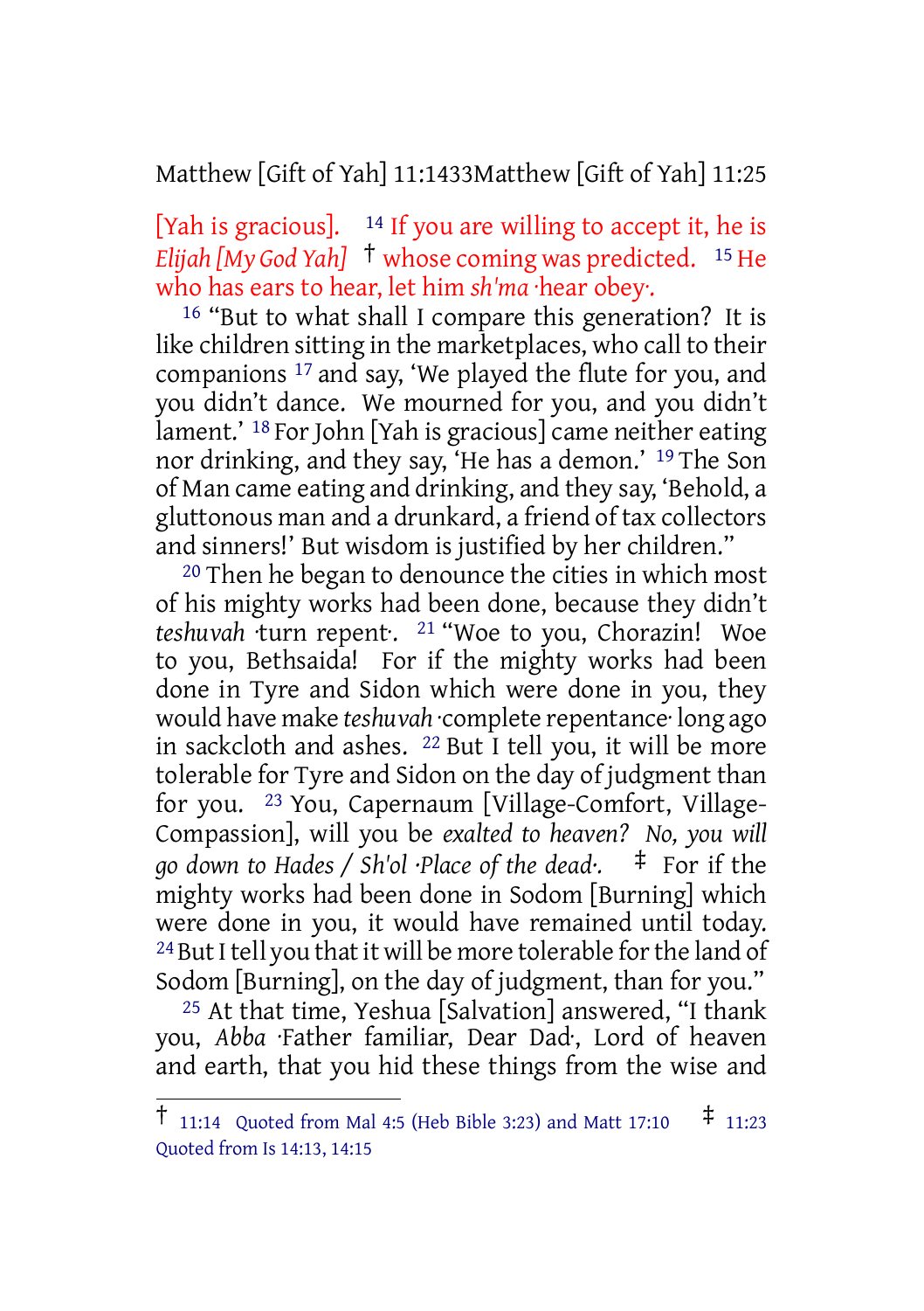[Yah is gracious]. [14] If you are willing to accept it, he is *Elijah [My God Yah]* † whose coming was predicted. [15] He who has ears to hear, let him *sh'ma* ·hear obey·.

[16] "But to what shall I compare this generation? It is like children sitting in the marketplaces, who call to their companions [17] and say, 'We played the flute for you, and you didn't dance. We mourned for you, and you didn't lament.' [18] For John [Yah is gracious] came neither eating nor drinking, and they say, 'He has a demon.' [19] The Son of Man came eating and drinking, and they say, 'Behold, a gluttonous man and a drunkard, a friend of tax collectors and sinners!' But wisdom is justified by her children."

[20] Then he began to denounce the cities in which most of his mighty works had been done, because they didn't *teshuvah* ·turn repent·. [21] "Woe to you, Chorazin! Woe to you, Bethsaida! For if the mighty works had been done in Tyre and Sidon which were done in you, they would have make *teshuvah* ·complete repentance· long ago in sackcloth and ashes. [22] But I tell you, it will be more tolerable for Tyre and Sidon on the day of judgment than for you. [23] You, Capernaum [Village-Comfort, Village-Compassion], will you be *exalted to heaven? No, you will go down to Hades / Sh'ol ·Place of the dead·.* ‡ For if the mighty works had been done in Sodom [Burning] which were done in you, it would have remained until today. [24] But I tell you that it will be more tolerable for the land of Sodom [Burning], on the day of judgment, than for you."

[25] At that time, Yeshua [Salvation] answered, "I thank you, *Abba* ·Father familiar, Dear Dad·, Lord of heaven and earth, that you hid these things from the wise and

---

† 11:14 Quoted from Mal 4:5 (Heb Bible 3:23) and Matt 17:10 ‡ 11:23 Quoted from Is 14:13, 14:15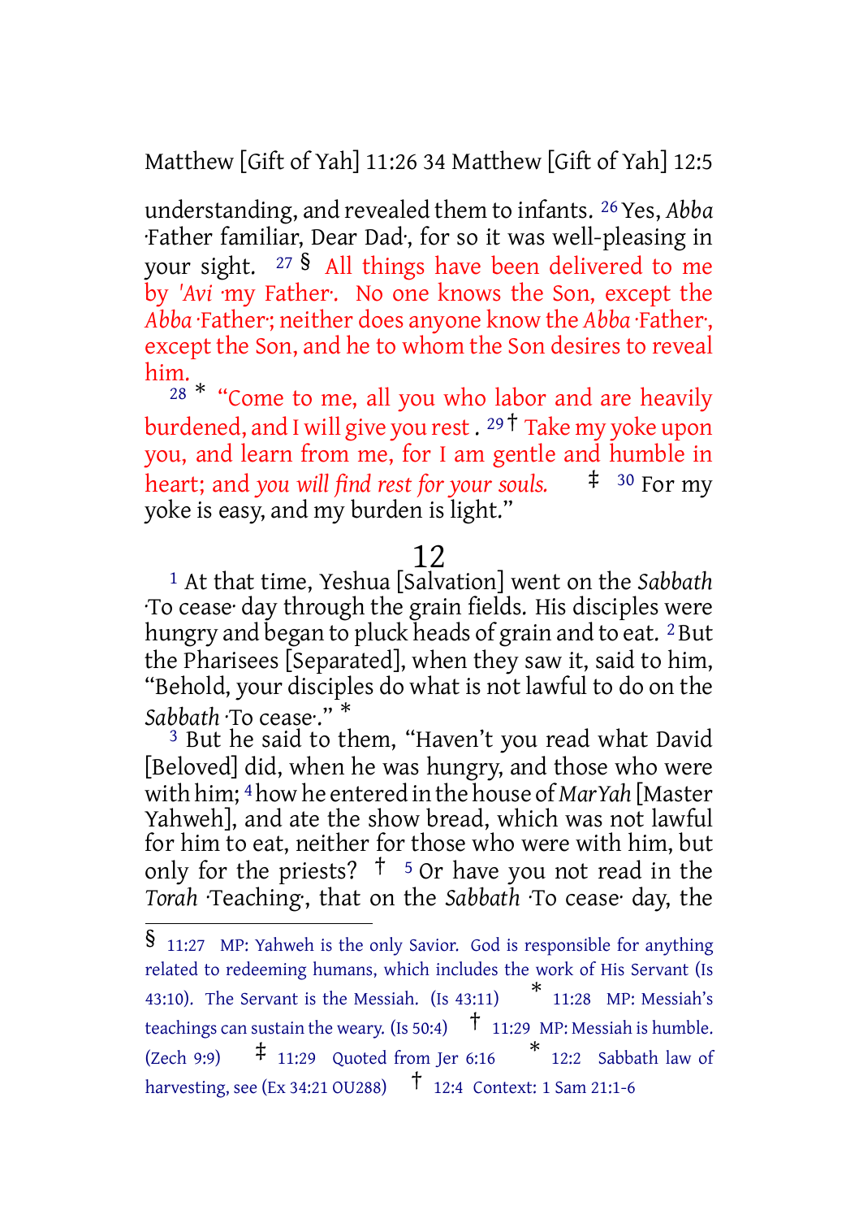understanding, and revealed them to infants. [26] Yes, *Abba* ·Father familiar, Dear Dad·, for so it was well-pleasing in your sight. [27] § All things have been delivered to me by *'Avi* ·my Father·. No one knows the Son, except the *Abba* ·Father·; neither does anyone know the *Abba* ·Father·, except the Son, and he to whom the Son desires to reveal him.

[28] * "Come to me, all you who labor and are heavily burdened, and I will give you rest . [29] † Take my yoke upon you, and learn from me, for I am gentle and humble in heart; and *you will find rest for your souls.* ‡ [30] For my yoke is easy, and my burden is light."

# 12

[1] At that time, Yeshua [Salvation] went on the *Sabbath* ·To cease· day through the grain fields. His disciples were hungry and began to pluck heads of grain and to eat. [2] But the Pharisees [Separated], when they saw it, said to him, "Behold, your disciples do what is not lawful to do on the *Sabbath* ·To cease·." *

[3] But he said to them, "Haven't you read what David [Beloved] did, when he was hungry, and those who were with him; [4] how he entered in the house of *MarYah* [Master Yahweh], and ate the show bread, which was not lawful for him to eat, neither for those who were with him, but only for the priests? † [5] Or have you not read in the *Torah* ·Teaching·, that on the *Sabbath* ·To cease· day, the

---

§ 11:27 MP: Yahweh is the only Savior. God is responsible for anything related to redeeming humans, which includes the work of His Servant (Is 43:10). The Servant is the Messiah. (Is 43:11) * 11:28 MP: Messiah's teachings can sustain the weary. (Is 50:4) † 11:29 MP: Messiah is humble. (Zech 9:9) ‡ 11:29 Quoted from Jer 6:16 * 12:2 Sabbath law of harvesting, see (Ex 34:21 OU288) † 12:4 Context: 1 Sam 21:1-6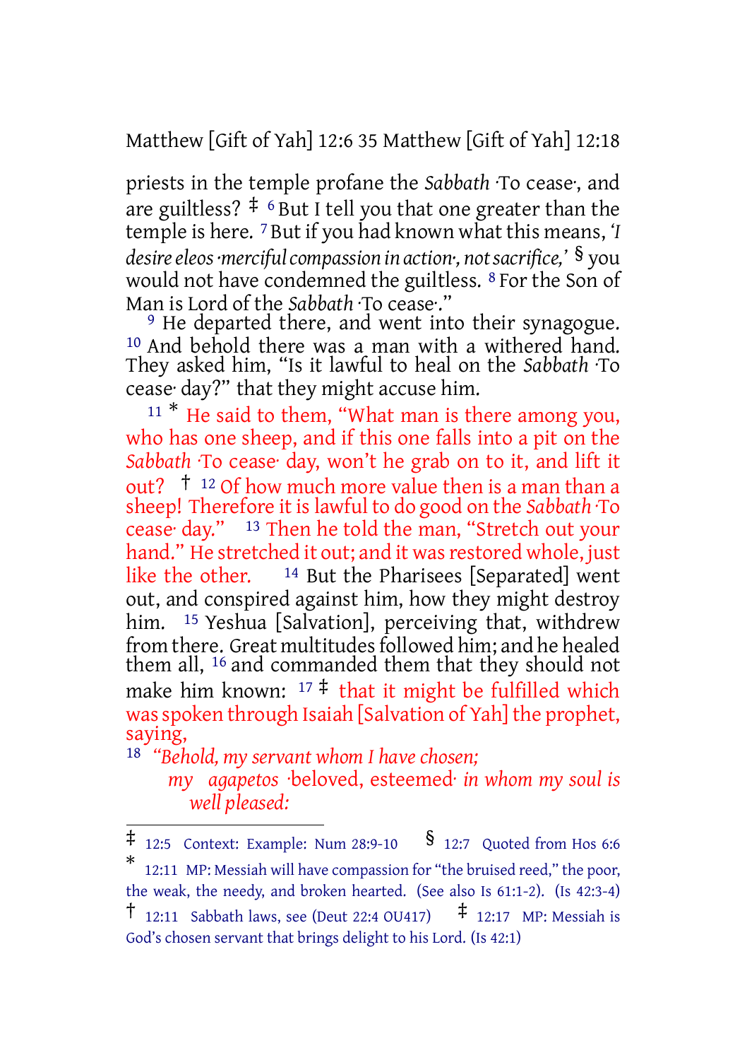priests in the temple profane the *Sabbath* ·To cease·, and are guiltless? ‡ [6] But I tell you that one greater than the temple is here. [7] But if you had known what this means, *'I desire eleos ·merciful compassion in action·, not sacrifice,'* § you would not have condemned the guiltless. [8] For the Son of Man is Lord of the *Sabbath* ·To cease·."

[9] He departed there, and went into their synagogue. [10] And behold there was a man with a withered hand. They asked him, "Is it lawful to heal on the *Sabbath* ·To cease· day?" that they might accuse him.

[11] * He said to them, "What man is there among you, who has one sheep, and if this one falls into a pit on the *Sabbath* ·To cease· day, won't he grab on to it, and lift it out? † [12] Of how much more value then is a man than a sheep! Therefore it is lawful to do good on the *Sabbath* ·To cease· day." [13] Then he told the man, "Stretch out your hand." He stretched it out; and it was restored whole, just like the other. [14] But the Pharisees [Separated] went out, and conspired against him, how they might destroy him. [15] Yeshua [Salvation], perceiving that, withdrew from there. Great multitudes followed him; and he healed them all, [16] and commanded them that they should not make him known: [17] ‡ that it might be fulfilled which was spoken through Isaiah [Salvation of Yah] the prophet, saying,

[18] *"Behold, my servant whom I have chosen;*
*my agapetos* ·beloved, esteemed· *in whom my soul is well pleased:*

---

‡ 12:5 Context: Example: Num 28:9-10 § 12:7 Quoted from Hos 6:6

\* 12:11 MP: Messiah will have compassion for "the bruised reed," the poor, the weak, the needy, and broken hearted. (See also Is 61:1-2). (Is 42:3-4)

† 12:11 Sabbath laws, see (Deut 22:4 OU417) ‡ 12:17 MP: Messiah is God's chosen servant that brings delight to his Lord. (Is 42:1)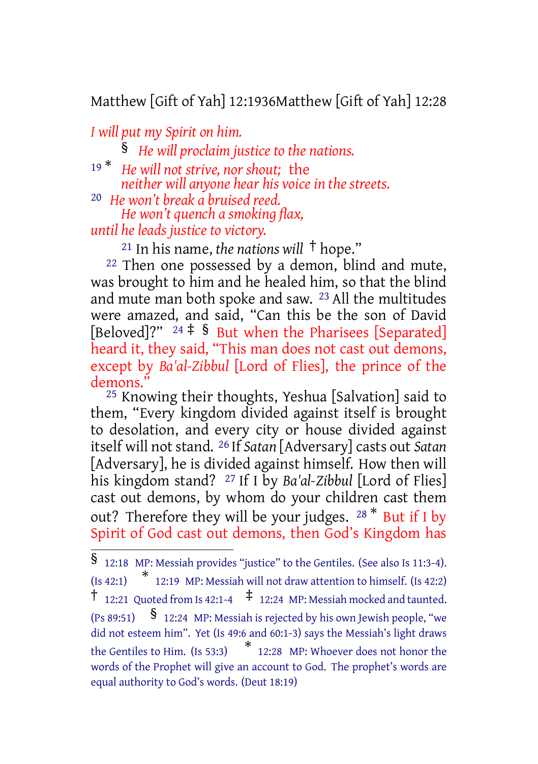*I will put my Spirit on him.*

§ *He will proclaim justice to the nations.*

19 * *He will not strive, nor shout;* the
*neither will anyone hear his voice in the streets.*

20 *He won't break a bruised reed.*
*He won't quench a smoking flax,*
*until he leads justice to victory.*

21 In his name, *the nations will* † hope."

22 Then one possessed by a demon, blind and mute, was brought to him and he healed him, so that the blind and mute man both spoke and saw. 23 All the multitudes were amazed, and said, "Can this be the son of David [Beloved]?" 24 ‡ § But when the Pharisees [Separated] heard it, they said, "This man does not cast out demons, except by *Ba'al-Zibbul* [Lord of Flies], the prince of the demons."

25 Knowing their thoughts, Yeshua [Salvation] said to them, "Every kingdom divided against itself is brought to desolation, and every city or house divided against itself will not stand. 26 If *Satan* [Adversary] casts out *Satan* [Adversary], he is divided against himself. How then will his kingdom stand? 27 If I by *Ba'al-Zibbul* [Lord of Flies] cast out demons, by whom do your children cast them out? Therefore they will be your judges. 28 * But if I by Spirit of God cast out demons, then God's Kingdom has

---

§ 12:18 MP: Messiah provides "justice" to the Gentiles. (See also Is 11:3-4). (Is 42:1) * 12:19 MP: Messiah will not draw attention to himself. (Is 42:2) † 12:21 Quoted from Is 42:1-4 ‡ 12:24 MP: Messiah mocked and taunted. (Ps 89:51) § 12:24 MP: Messiah is rejected by his own Jewish people, "we did not esteem him". Yet (Is 49:6 and 60:1-3) says the Messiah's light draws the Gentiles to Him. (Is 53:3) * 12:28 MP: Whoever does not honor the words of the Prophet will give an account to God. The prophet's words are equal authority to God's words. (Deut 18:19)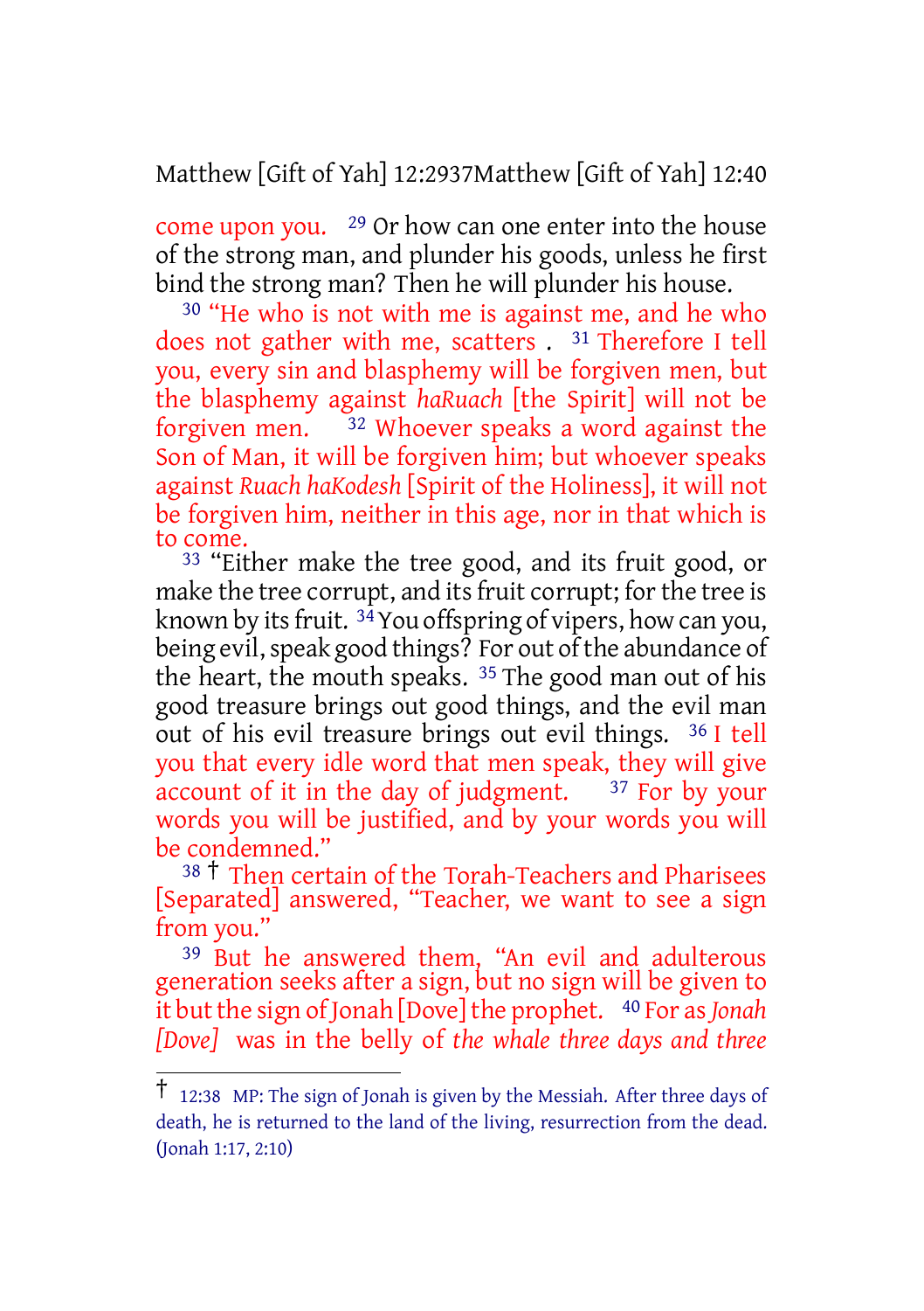come upon you. [29] Or how can one enter into the house of the strong man, and plunder his goods, unless he first bind the strong man? Then he will plunder his house.

[30] "He who is not with me is against me, and he who does not gather with me, scatters . [31] Therefore I tell you, every sin and blasphemy will be forgiven men, but the blasphemy against *haRuach* [the Spirit] will not be forgiven men. [32] Whoever speaks a word against the Son of Man, it will be forgiven him; but whoever speaks against *Ruach haKodesh* [Spirit of the Holiness], it will not be forgiven him, neither in this age, nor in that which is to come.

[33] "Either make the tree good, and its fruit good, or make the tree corrupt, and its fruit corrupt; for the tree is known by its fruit. [34] You offspring of vipers, how can you, being evil, speak good things? For out of the abundance of the heart, the mouth speaks. [35] The good man out of his good treasure brings out good things, and the evil man out of his evil treasure brings out evil things. [36] I tell you that every idle word that men speak, they will give account of it in the day of judgment. [37] For by your words you will be justified, and by your words you will be condemned."

[38] † Then certain of the Torah-Teachers and Pharisees [Separated] answered, "Teacher, we want to see a sign from you."

[39] But he answered them, "An evil and adulterous generation seeks after a sign, but no sign will be given to it but the sign of Jonah [Dove] the prophet. [40] For as *Jonah [Dove]* was in the belly of *the whale three days and three*

---

† 12:38 MP: The sign of Jonah is given by the Messiah. After three days of death, he is returned to the land of the living, resurrection from the dead. (Jonah 1:17, 2:10)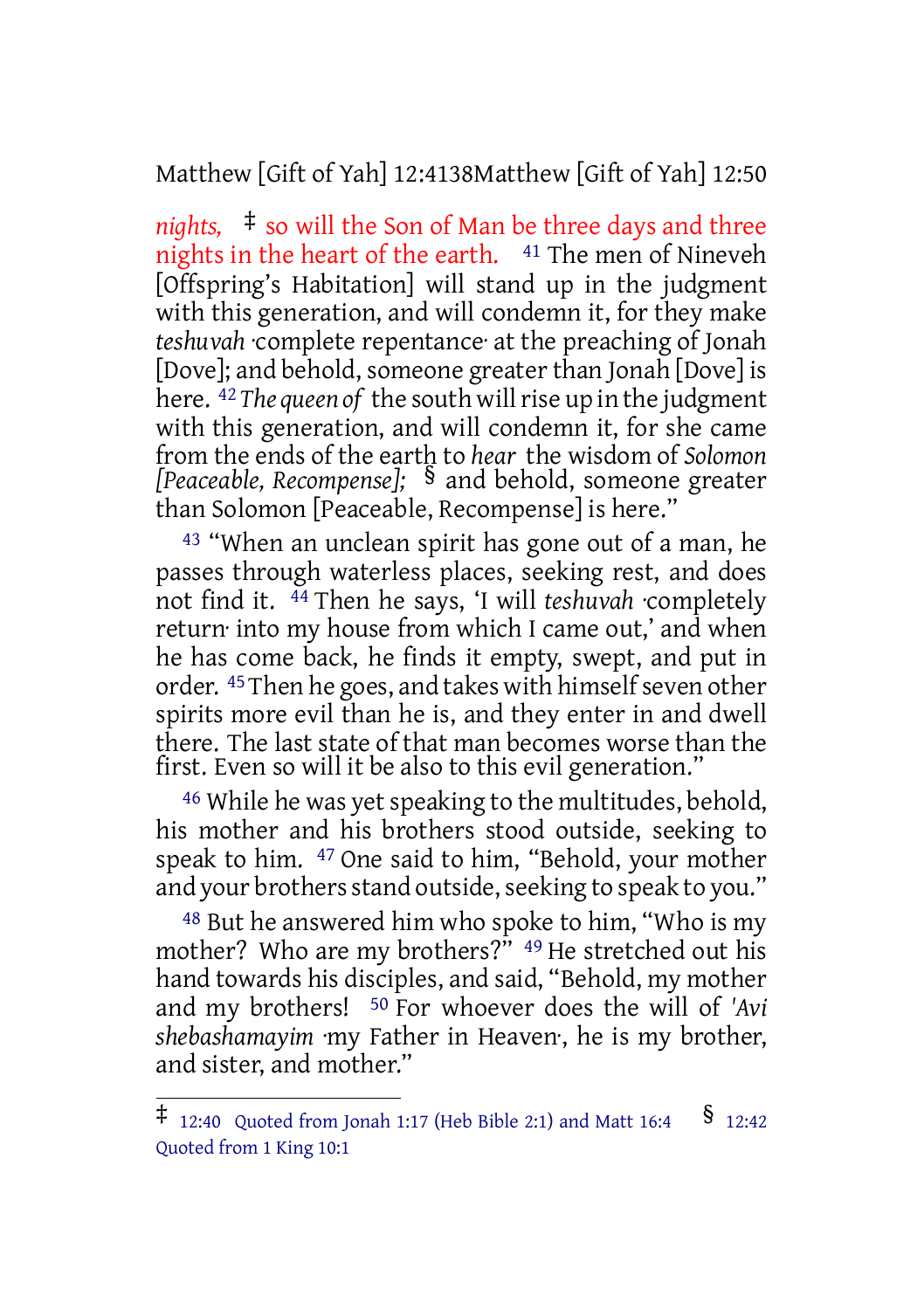*nights,* ‡ so will the Son of Man be three days and three nights in the heart of the earth. [41] The men of Nineveh [Offspring's Habitation] will stand up in the judgment with this generation, and will condemn it, for they make *teshuvah* ·complete repentance· at the preaching of Jonah [Dove]; and behold, someone greater than Jonah [Dove] is here. [42] *The queen of* the south will rise up in the judgment with this generation, and will condemn it, for she came from the ends of the earth to *hear* the wisdom of *Solomon [Peaceable, Recompense];* § and behold, someone greater than Solomon [Peaceable, Recompense] is here."

[43] "When an unclean spirit has gone out of a man, he passes through waterless places, seeking rest, and does not find it. [44] Then he says, 'I will *teshuvah* ·completely return· into my house from which I came out,' and when he has come back, he finds it empty, swept, and put in order. [45] Then he goes, and takes with himself seven other spirits more evil than he is, and they enter in and dwell there. The last state of that man becomes worse than the first. Even so will it be also to this evil generation."

[46] While he was yet speaking to the multitudes, behold, his mother and his brothers stood outside, seeking to speak to him. [47] One said to him, "Behold, your mother and your brothers stand outside, seeking to speak to you."

[48] But he answered him who spoke to him, "Who is my mother? Who are my brothers?" [49] He stretched out his hand towards his disciples, and said, "Behold, my mother and my brothers! [50] For whoever does the will of *'Avi shebashamayim* ·my Father in Heaven·, he is my brother, and sister, and mother."

---

‡ 12:40 Quoted from Jonah 1:17 (Heb Bible 2:1) and Matt 16:4 § 12:42 Quoted from 1 King 10:1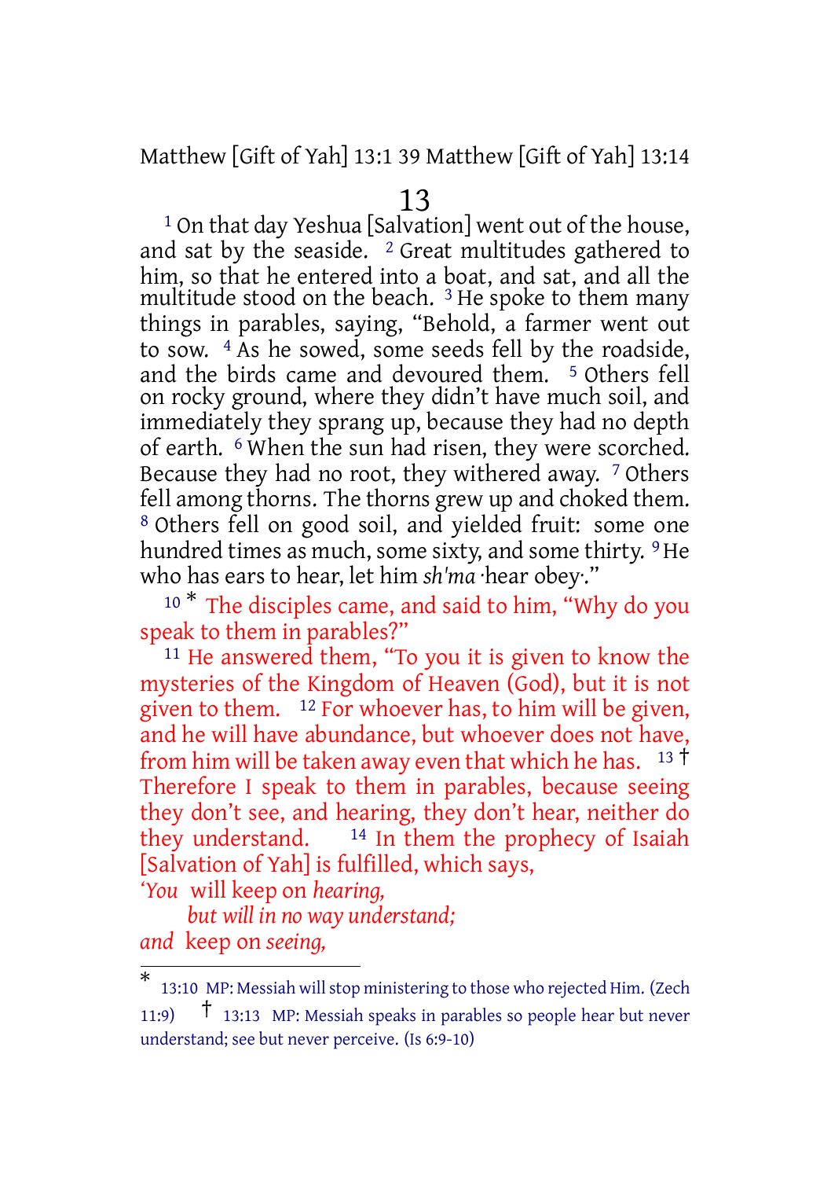# 13

[1] On that day Yeshua [Salvation] went out of the house, and sat by the seaside. [2] Great multitudes gathered to him, so that he entered into a boat, and sat, and all the multitude stood on the beach. [3] He spoke to them many things in parables, saying, "Behold, a farmer went out to sow. [4] As he sowed, some seeds fell by the roadside, and the birds came and devoured them. [5] Others fell on rocky ground, where they didn't have much soil, and immediately they sprang up, because they had no depth of earth. [6] When the sun had risen, they were scorched. Because they had no root, they withered away. [7] Others fell among thorns. The thorns grew up and choked them. [8] Others fell on good soil, and yielded fruit: some one hundred times as much, some sixty, and some thirty. [9] He who has ears to hear, let him *sh'ma* ·hear obey·."

[10] * The disciples came, and said to him, "Why do you speak to them in parables?"

[11] He answered them, "To you it is given to know the mysteries of the Kingdom of Heaven (God), but it is not given to them. [12] For whoever has, to him will be given, and he will have abundance, but whoever does not have, from him will be taken away even that which he has. [13] † Therefore I speak to them in parables, because seeing they don't see, and hearing, they don't hear, neither do they understand. [14] In them the prophecy of Isaiah [Salvation of Yah] is fulfilled, which says,

'*You* will keep on *hearing,*
*but will in no way understand;*
*and* keep on *seeing,*

---

* 13:10 MP: Messiah will stop ministering to those who rejected Him. (Zech 11:9) † 13:13 MP: Messiah speaks in parables so people hear but never understand; see but never perceive. (Is 6:9-10)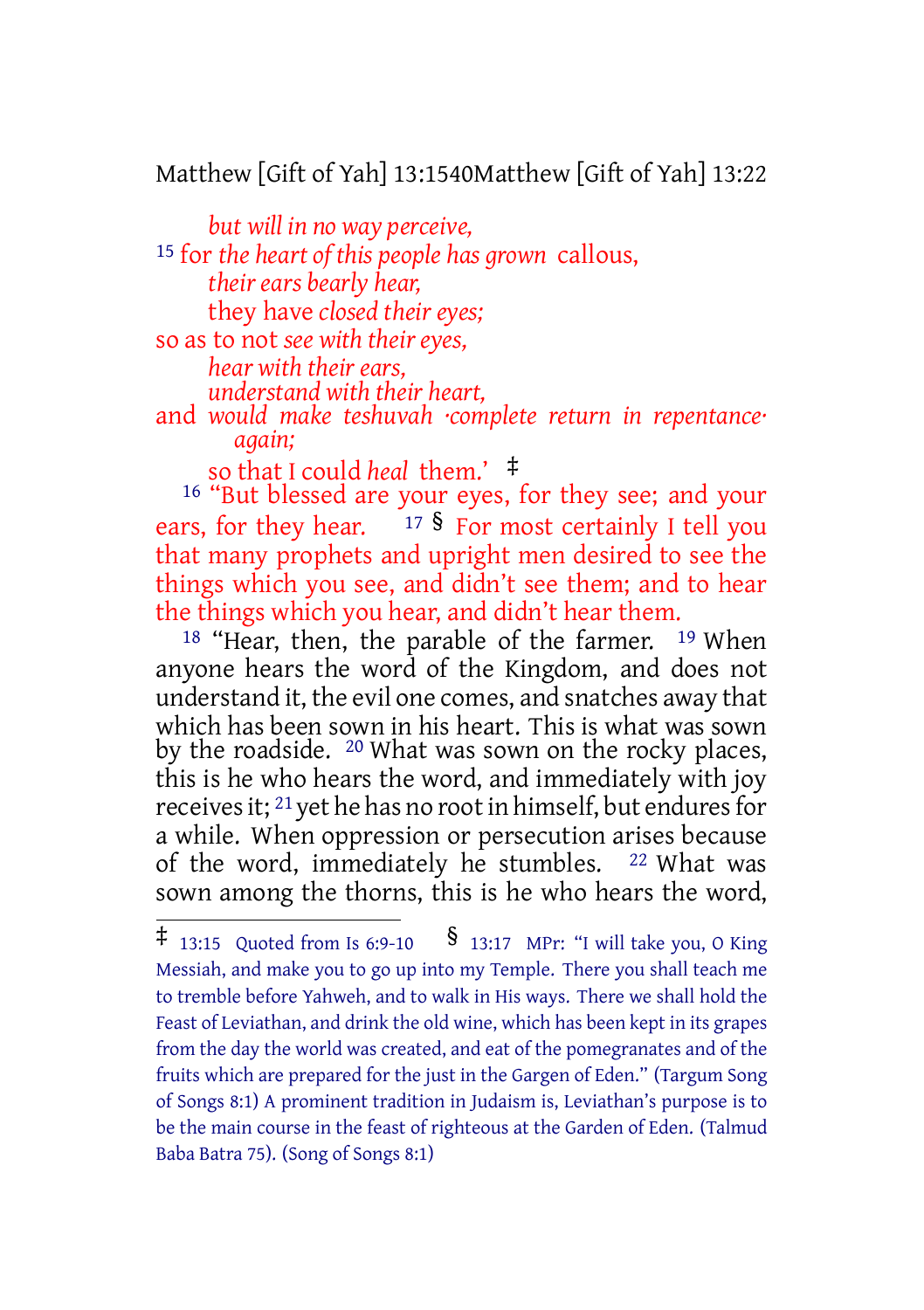*but will in no way perceive,*

[15] for *the heart of this people has grown* callous,

*their ears bearly hear,*

they have *closed their eyes;*

so as to not *see with their eyes,*

*hear with their ears,*

*understand with their heart,*

and *would make teshuvah ·complete return in repentance· again;*

so that I could *heal* them.' ‡

[16] "But blessed are your eyes, for they see; and your ears, for they hear. [17] § For most certainly I tell you that many prophets and upright men desired to see the things which you see, and didn't see them; and to hear the things which you hear, and didn't hear them.

[18] "Hear, then, the parable of the farmer. [19] When anyone hears the word of the Kingdom, and does not understand it, the evil one comes, and snatches away that which has been sown in his heart. This is what was sown by the roadside. [20] What was sown on the rocky places, this is he who hears the word, and immediately with joy receives it; [21] yet he has no root in himself, but endures for a while. When oppression or persecution arises because of the word, immediately he stumbles. [22] What was sown among the thorns, this is he who hears the word,

---

‡ 13:15 Quoted from Is 6:9-10 § 13:17 MPr: "I will take you, O King Messiah, and make you to go up into my Temple. There you shall teach me to tremble before Yahweh, and to walk in His ways. There we shall hold the Feast of Leviathan, and drink the old wine, which has been kept in its grapes from the day the world was created, and eat of the pomegranates and of the fruits which are prepared for the just in the Gargen of Eden." (Targum Song of Songs 8:1) A prominent tradition in Judaism is, Leviathan's purpose is to be the main course in the feast of righteous at the Garden of Eden. (Talmud Baba Batra 75). (Song of Songs 8:1)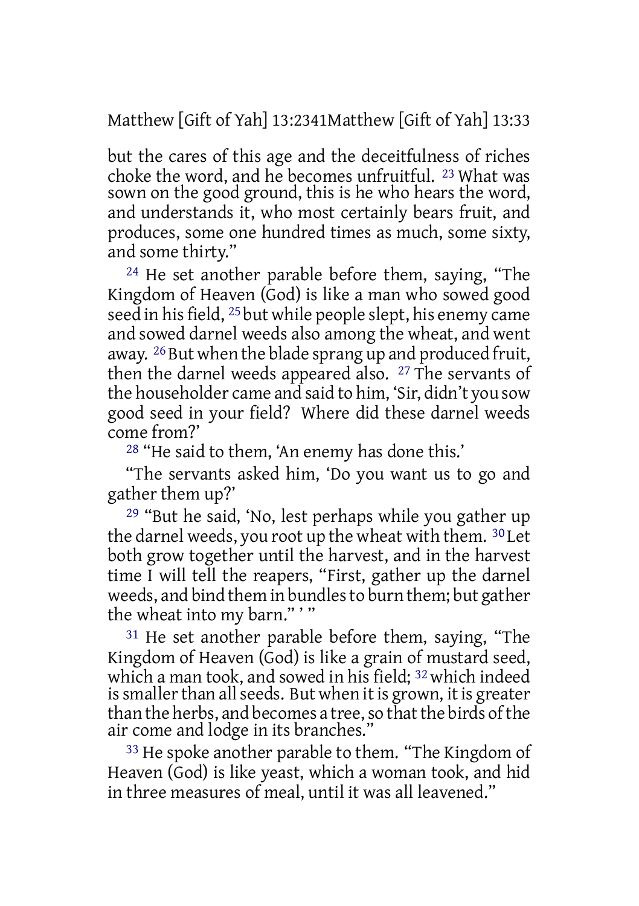but the cares of this age and the deceitfulness of riches choke the word, and he becomes unfruitful. 23 What was sown on the good ground, this is he who hears the word, and understands it, who most certainly bears fruit, and produces, some one hundred times as much, some sixty, and some thirty."

24 He set another parable before them, saying, "The Kingdom of Heaven (God) is like a man who sowed good seed in his field, 25 but while people slept, his enemy came and sowed darnel weeds also among the wheat, and went away. 26 But when the blade sprang up and produced fruit, then the darnel weeds appeared also. 27 The servants of the householder came and said to him, 'Sir, didn't you sow good seed in your field? Where did these darnel weeds come from?'

28 "He said to them, 'An enemy has done this.'

"The servants asked him, 'Do you want us to go and gather them up?'

29 "But he said, 'No, lest perhaps while you gather up the darnel weeds, you root up the wheat with them. 30 Let both grow together until the harvest, and in the harvest time I will tell the reapers, "First, gather up the darnel weeds, and bind them in bundles to burn them; but gather the wheat into my barn." ' "

31 He set another parable before them, saying, "The Kingdom of Heaven (God) is like a grain of mustard seed, which a man took, and sowed in his field; 32 which indeed is smaller than all seeds. But when it is grown, it is greater than the herbs, and becomes a tree, so that the birds of the air come and lodge in its branches."

33 He spoke another parable to them. "The Kingdom of Heaven (God) is like yeast, which a woman took, and hid in three measures of meal, until it was all leavened."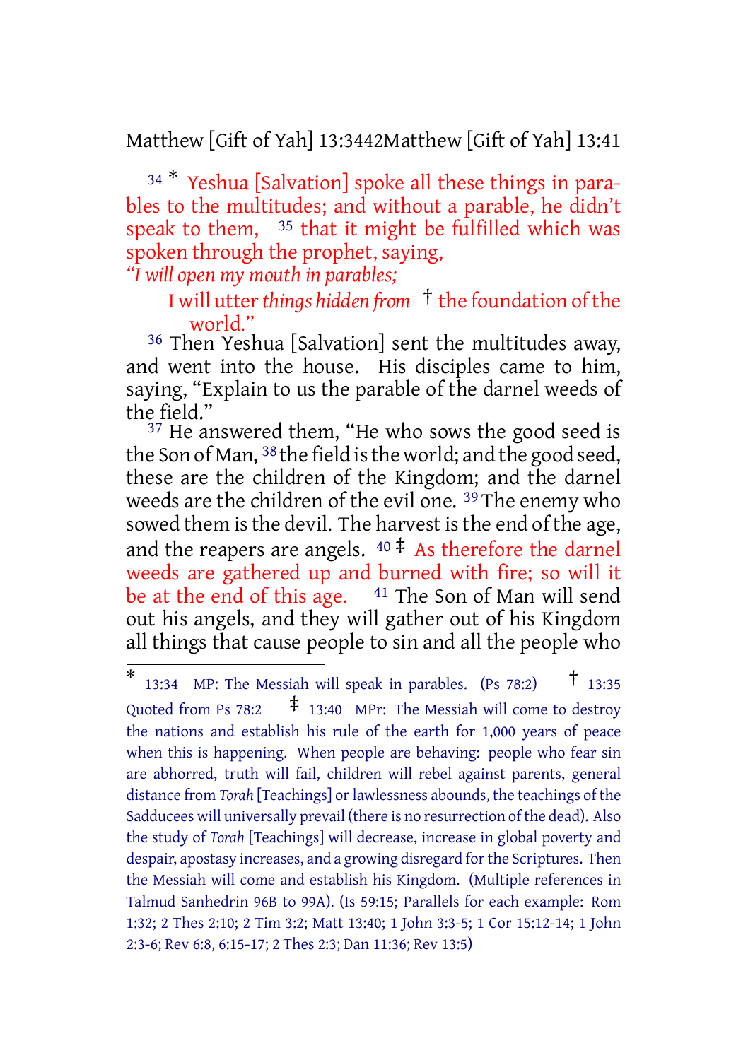[34] * Yeshua [Salvation] spoke all these things in parables to the multitudes; and without a parable, he didn't speak to them, [35] that it might be fulfilled which was spoken through the prophet, saying,

*"I will open my mouth in parables;*

I will utter *things hidden from* † the foundation of the world."

[36] Then Yeshua [Salvation] sent the multitudes away, and went into the house. His disciples came to him, saying, "Explain to us the parable of the darnel weeds of the field."

[37] He answered them, "He who sows the good seed is the Son of Man, [38] the field is the world; and the good seed, these are the children of the Kingdom; and the darnel weeds are the children of the evil one. [39] The enemy who sowed them is the devil. The harvest is the end of the age, and the reapers are angels. [40] ‡ As therefore the darnel weeds are gathered up and burned with fire; so will it be at the end of this age. [41] The Son of Man will send out his angels, and they will gather out of his Kingdom all things that cause people to sin and all the people who

---

\* 13:34 MP: The Messiah will speak in parables. (Ps 78:2) † 13:35 Quoted from Ps 78:2 ‡ 13:40 MPr: The Messiah will come to destroy the nations and establish his rule of the earth for 1,000 years of peace when this is happening. When people are behaving: people who fear sin are abhorred, truth will fail, children will rebel against parents, general distance from *Torah* [Teachings] or lawlessness abounds, the teachings of the Sadducees will universally prevail (there is no resurrection of the dead). Also the study of *Torah* [Teachings] will decrease, increase in global poverty and despair, apostasy increases, and a growing disregard for the Scriptures. Then the Messiah will come and establish his Kingdom. (Multiple references in Talmud Sanhedrin 96B to 99A). (Is 59:15; Parallels for each example: Rom 1:32; 2 Thes 2:10; 2 Tim 3:2; Matt 13:40; 1 John 3:3-5; 1 Cor 15:12-14; 1 John 2:3-6; Rev 6:8, 6:15-17; 2 Thes 2:3; Dan 11:36; Rev 13:5)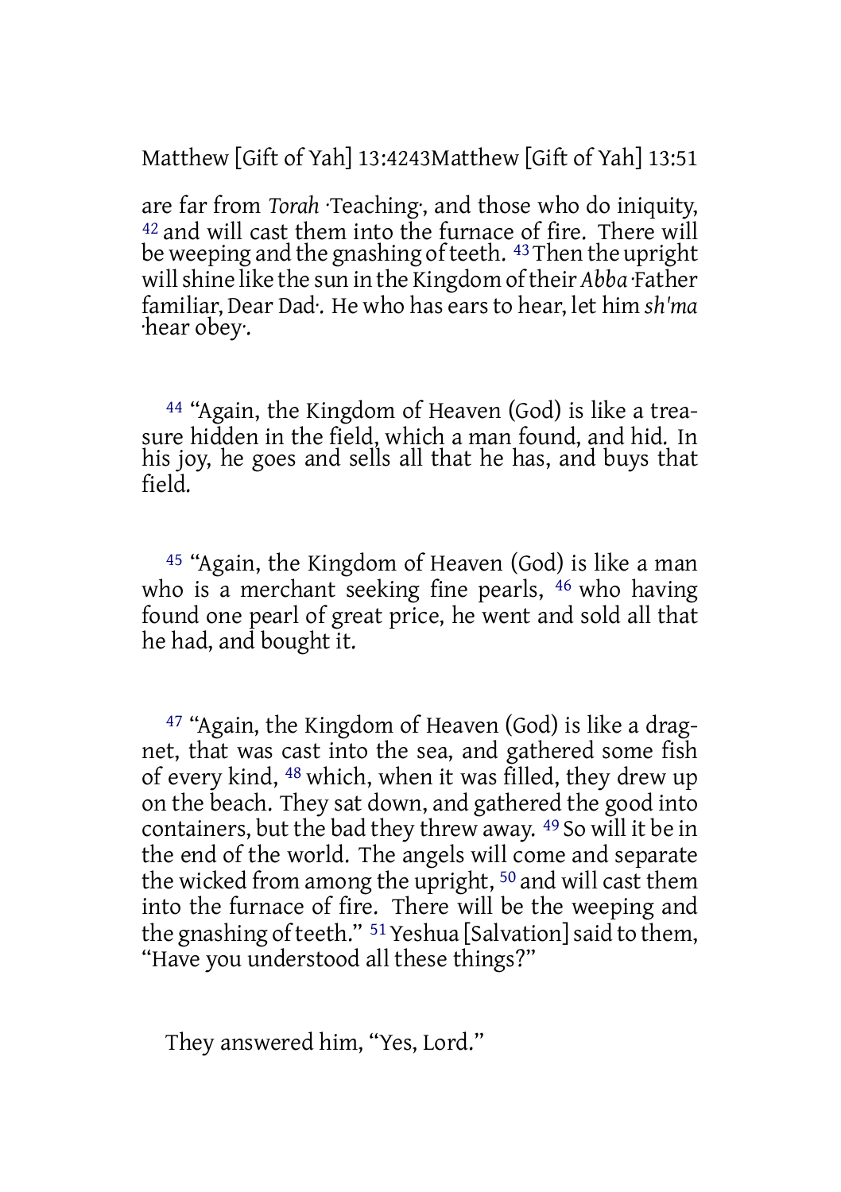are far from *Torah* ·Teaching·, and those who do iniquity, [42] and will cast them into the furnace of fire. There will be weeping and the gnashing of teeth. [43] Then the upright will shine like the sun in the Kingdom of their *Abba* ·Father familiar, Dear Dad·. He who has ears to hear, let him *sh'ma* ·hear obey·.

[44] "Again, the Kingdom of Heaven (God) is like a treasure hidden in the field, which a man found, and hid. In his joy, he goes and sells all that he has, and buys that field.

[45] "Again, the Kingdom of Heaven (God) is like a man who is a merchant seeking fine pearls, [46] who having found one pearl of great price, he went and sold all that he had, and bought it.

[47] "Again, the Kingdom of Heaven (God) is like a dragnet, that was cast into the sea, and gathered some fish of every kind, [48] which, when it was filled, they drew up on the beach. They sat down, and gathered the good into containers, but the bad they threw away. [49] So will it be in the end of the world. The angels will come and separate the wicked from among the upright, [50] and will cast them into the furnace of fire. There will be the weeping and the gnashing of teeth." [51] Yeshua [Salvation] said to them, "Have you understood all these things?"

They answered him, "Yes, Lord."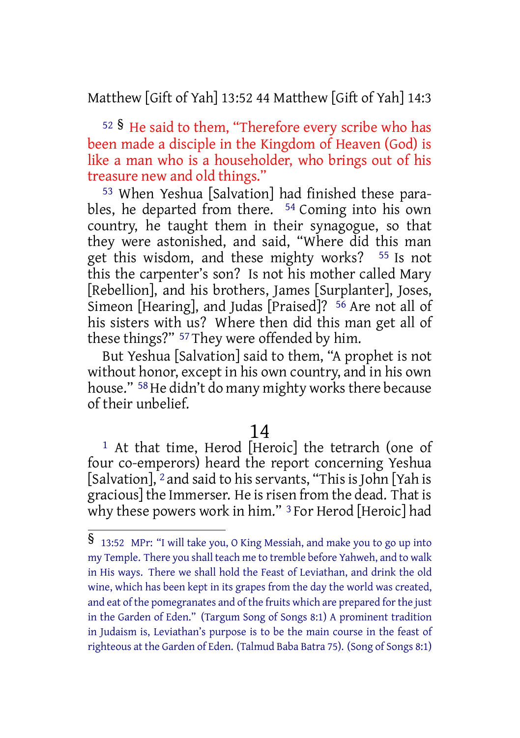[52] § He said to them, "Therefore every scribe who has been made a disciple in the Kingdom of Heaven (God) is like a man who is a householder, who brings out of his treasure new and old things."

[53] When Yeshua [Salvation] had finished these parables, he departed from there. [54] Coming into his own country, he taught them in their synagogue, so that they were astonished, and said, "Where did this man get this wisdom, and these mighty works? [55] Is not this the carpenter's son? Is not his mother called Mary [Rebellion], and his brothers, James [Surplanter], Joses, Simeon [Hearing], and Judas [Praised]? [56] Are not all of his sisters with us? Where then did this man get all of these things?" [57] They were offended by him.

But Yeshua [Salvation] said to them, "A prophet is not without honor, except in his own country, and in his own house." [58] He didn't do many mighty works there because of their unbelief.

# 14

[1] At that time, Herod [Heroic] the tetrarch (one of four co-emperors) heard the report concerning Yeshua [Salvation], [2] and said to his servants, "This is John [Yah is gracious] the Immerser. He is risen from the dead. That is why these powers work in him." [3] For Herod [Heroic] had

---

§ 13:52 MPr: "I will take you, O King Messiah, and make you to go up into my Temple. There you shall teach me to tremble before Yahweh, and to walk in His ways. There we shall hold the Feast of Leviathan, and drink the old wine, which has been kept in its grapes from the day the world was created, and eat of the pomegranates and of the fruits which are prepared for the just in the Garden of Eden." (Targum Song of Songs 8:1) A prominent tradition in Judaism is, Leviathan's purpose is to be the main course in the feast of righteous at the Garden of Eden. (Talmud Baba Batra 75). (Song of Songs 8:1)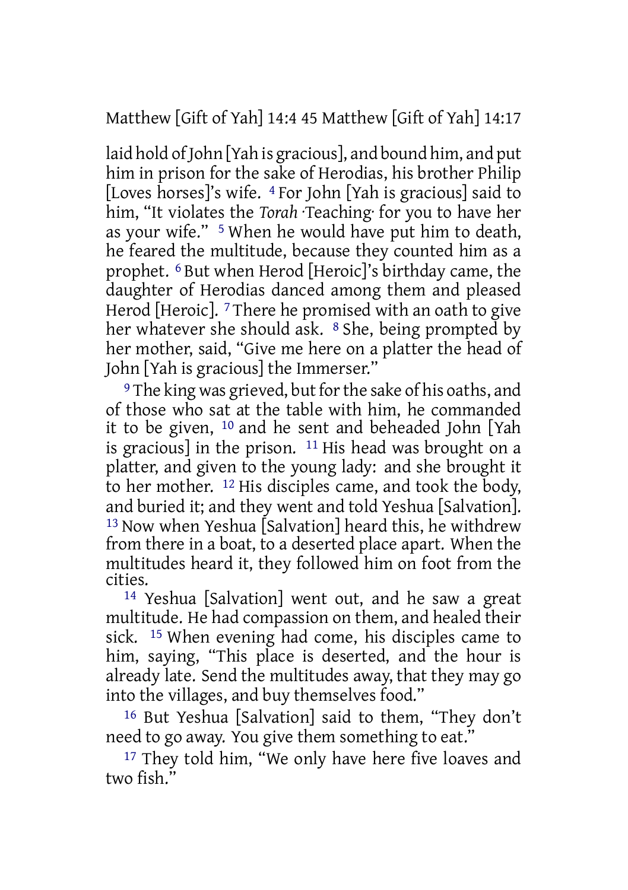laid hold of John [Yah is gracious], and bound him, and put him in prison for the sake of Herodias, his brother Philip [Loves horses]'s wife. 4 For John [Yah is gracious] said to him, "It violates the *Torah* ·Teaching· for you to have her as your wife." 5 When he would have put him to death, he feared the multitude, because they counted him as a prophet. 6 But when Herod [Heroic]'s birthday came, the daughter of Herodias danced among them and pleased Herod [Heroic]. 7 There he promised with an oath to give her whatever she should ask. 8 She, being prompted by her mother, said, "Give me here on a platter the head of John [Yah is gracious] the Immerser."

9 The king was grieved, but for the sake of his oaths, and of those who sat at the table with him, he commanded it to be given, 10 and he sent and beheaded John [Yah is gracious] in the prison. 11 His head was brought on a platter, and given to the young lady: and she brought it to her mother. 12 His disciples came, and took the body, and buried it; and they went and told Yeshua [Salvation]. 13 Now when Yeshua [Salvation] heard this, he withdrew from there in a boat, to a deserted place apart. When the multitudes heard it, they followed him on foot from the cities.

14 Yeshua [Salvation] went out, and he saw a great multitude. He had compassion on them, and healed their sick. 15 When evening had come, his disciples came to him, saying, "This place is deserted, and the hour is already late. Send the multitudes away, that they may go into the villages, and buy themselves food."

16 But Yeshua [Salvation] said to them, "They don't need to go away. You give them something to eat."

17 They told him, "We only have here five loaves and two fish."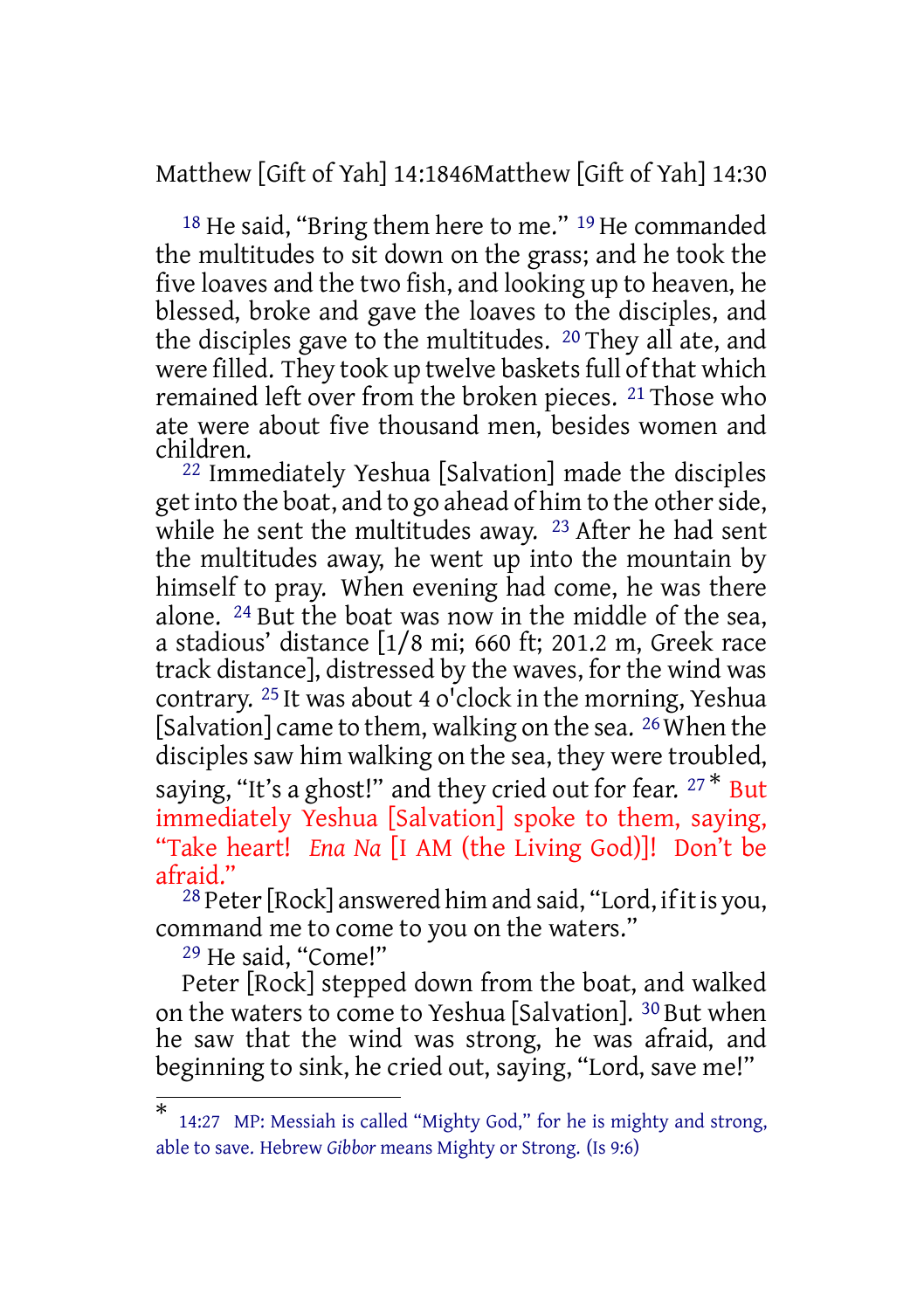[18] He said, “Bring them here to me.” [19] He commanded the multitudes to sit down on the grass; and he took the five loaves and the two fish, and looking up to heaven, he blessed, broke and gave the loaves to the disciples, and the disciples gave to the multitudes. [20] They all ate, and were filled. They took up twelve baskets full of that which remained left over from the broken pieces. [21] Those who ate were about five thousand men, besides women and children.

[22] Immediately Yeshua [Salvation] made the disciples get into the boat, and to go ahead of him to the other side, while he sent the multitudes away. [23] After he had sent the multitudes away, he went up into the mountain by himself to pray. When evening had come, he was there alone. [24] But the boat was now in the middle of the sea, a stadious’ distance [1/8 mi; 660 ft; 201.2 m, Greek race track distance], distressed by the waves, for the wind was contrary. [25] It was about 4 o'clock in the morning, Yeshua [Salvation] came to them, walking on the sea. [26] When the disciples saw him walking on the sea, they were troubled, saying, “It’s a ghost!” and they cried out for fear. [27] * But immediately Yeshua [Salvation] spoke to them, saying, “Take heart! *Ena Na* [I AM (the Living God)]! Don’t be afraid.”

[28] Peter [Rock] answered him and said, “Lord, if it is you, command me to come to you on the waters.”

[29] He said, “Come!”

Peter [Rock] stepped down from the boat, and walked on the waters to come to Yeshua [Salvation]. [30] But when he saw that the wind was strong, he was afraid, and beginning to sink, he cried out, saying, “Lord, save me!”

---

* 14:27 MP: Messiah is called “Mighty God,” for he is mighty and strong, able to save. Hebrew *Gibbor* means Mighty or Strong. (Is 9:6)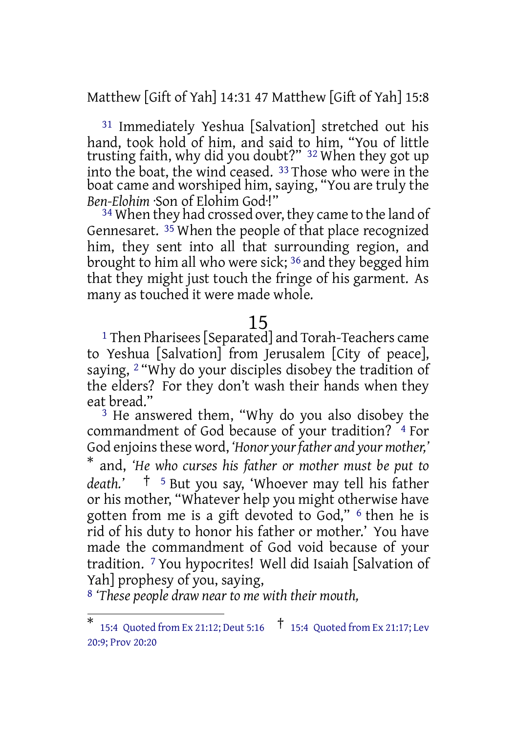[31] Immediately Yeshua [Salvation] stretched out his hand, took hold of him, and said to him, “You of little trusting faith, why did you doubt?” [32] When they got up into the boat, the wind ceased. [33] Those who were in the boat came and worshiped him, saying, “You are truly the *Ben-Elohim* ·Son of Elohim God·!”

[34] When they had crossed over, they came to the land of Gennesaret. [35] When the people of that place recognized him, they sent into all that surrounding region, and brought to him all who were sick; [36] and they begged him that they might just touch the fringe of his garment. As many as touched it were made whole.

## 15

[1] Then Pharisees [Separated] and Torah-Teachers came to Yeshua [Salvation] from Jerusalem [City of peace], saying, [2] “Why do your disciples disobey the tradition of the elders? For they don’t wash their hands when they eat bread.”

[3] He answered them, “Why do you also disobey the commandment of God because of your tradition? [4] For God enjoins these word, *‘Honor your father and your mother,’* * and, *‘He who curses his father or mother must be put to death.’* † [5] But you say, ‘Whoever may tell his father or his mother, “Whatever help you might otherwise have gotten from me is a gift devoted to God,” [6] then he is rid of his duty to honor his father or mother.’ You have made the commandment of God void because of your tradition. [7] You hypocrites! Well did Isaiah [Salvation of Yah] prophesy of you, saying,

[8] *‘These people draw near to me with their mouth,*

---

* 15:4 Quoted from Ex 21:12; Deut 5:16 † 15:4 Quoted from Ex 21:17; Lev 20:9; Prov 20:20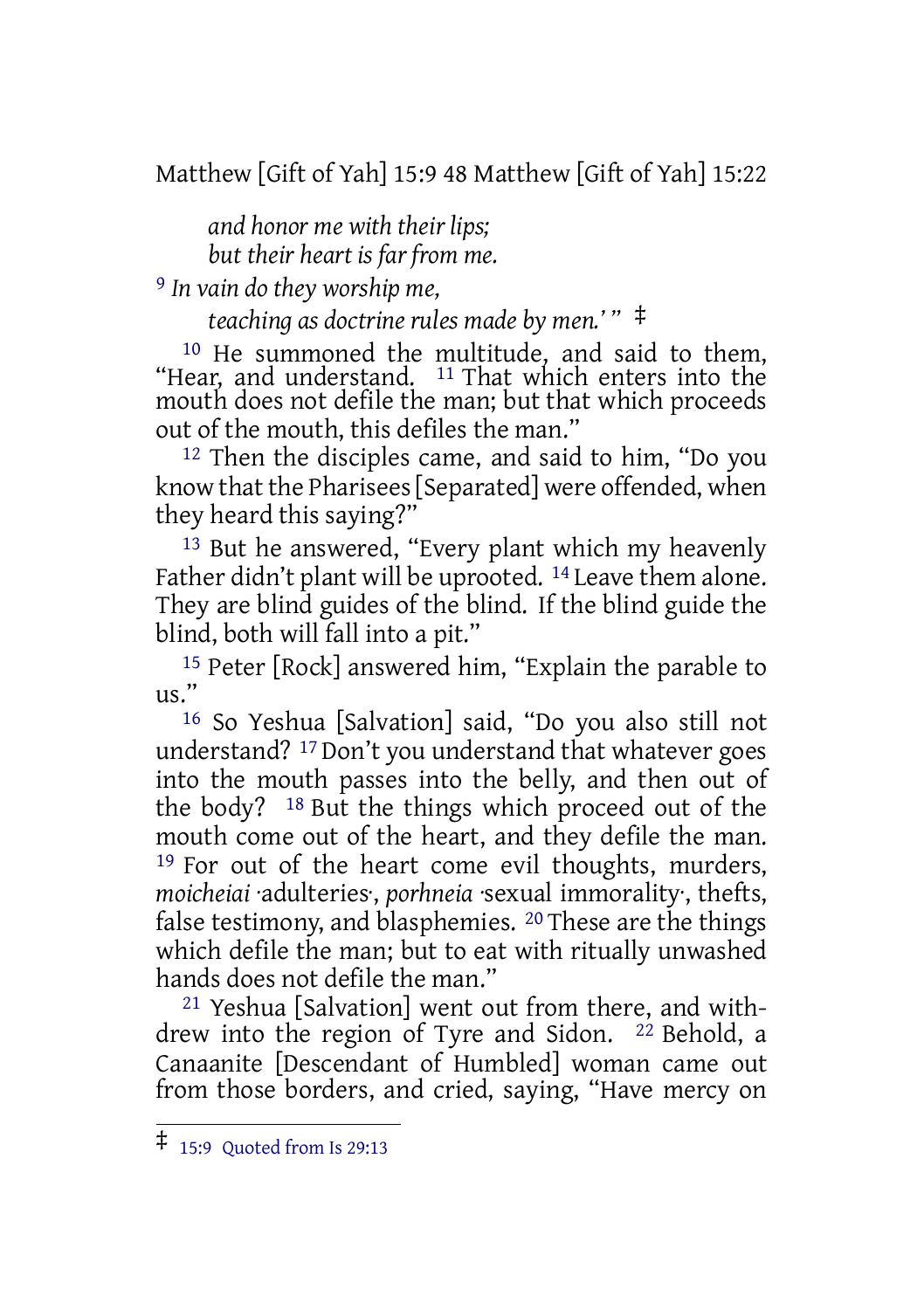*and honor me with their lips;*
*but their heart is far from me.*

9 *In vain do they worship me,*
*teaching as doctrine rules made by men.'* " ‡

10 He summoned the multitude, and said to them, "Hear, and understand. 11 That which enters into the mouth does not defile the man; but that which proceeds out of the mouth, this defiles the man."

12 Then the disciples came, and said to him, "Do you know that the Pharisees [Separated] were offended, when they heard this saying?"

13 But he answered, "Every plant which my heavenly Father didn't plant will be uprooted. 14 Leave them alone. They are blind guides of the blind. If the blind guide the blind, both will fall into a pit."

15 Peter [Rock] answered him, "Explain the parable to us."

16 So Yeshua [Salvation] said, "Do you also still not understand? 17 Don't you understand that whatever goes into the mouth passes into the belly, and then out of the body? 18 But the things which proceed out of the mouth come out of the heart, and they defile the man. 19 For out of the heart come evil thoughts, murders, *moicheiai* ·adulteries·, *porhneia* ·sexual immorality·, thefts, false testimony, and blasphemies. 20 These are the things which defile the man; but to eat with ritually unwashed hands does not defile the man."

21 Yeshua [Salvation] went out from there, and withdrew into the region of Tyre and Sidon. 22 Behold, a Canaanite [Descendant of Humbled] woman came out from those borders, and cried, saying, "Have mercy on

---

‡ 15:9 Quoted from Is 29:13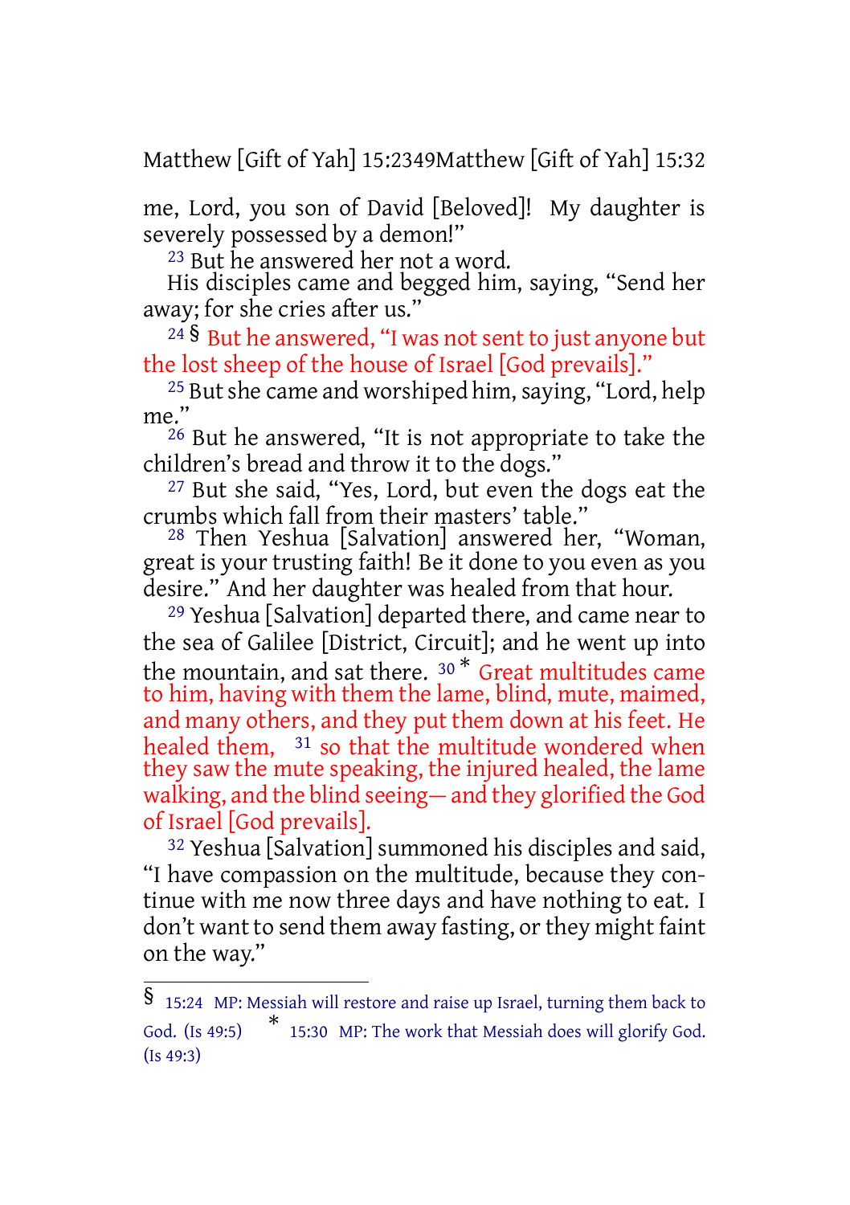me, Lord, you son of David [Beloved]! My daughter is severely possessed by a demon!"

[23] But he answered her not a word.

His disciples came and begged him, saying, "Send her away; for she cries after us."

[24] § But he answered, "I was not sent to just anyone but the lost sheep of the house of Israel [God prevails]."

[25] But she came and worshiped him, saying, "Lord, help me."

[26] But he answered, "It is not appropriate to take the children's bread and throw it to the dogs."

[27] But she said, "Yes, Lord, but even the dogs eat the crumbs which fall from their masters' table."

[28] Then Yeshua [Salvation] answered her, "Woman, great is your trusting faith! Be it done to you even as you desire." And her daughter was healed from that hour.

[29] Yeshua [Salvation] departed there, and came near to the sea of Galilee [District, Circuit]; and he went up into the mountain, and sat there. [30] * Great multitudes came to him, having with them the lame, blind, mute, maimed, and many others, and they put them down at his feet. He healed them, [31] so that the multitude wondered when they saw the mute speaking, the injured healed, the lame walking, and the blind seeing— and they glorified the God of Israel [God prevails].

[32] Yeshua [Salvation] summoned his disciples and said, "I have compassion on the multitude, because they continue with me now three days and have nothing to eat. I don't want to send them away fasting, or they might faint on the way."

---

§ 15:24 MP: Messiah will restore and raise up Israel, turning them back to God. (Is 49:5) * 15:30 MP: The work that Messiah does will glorify God. (Is 49:3)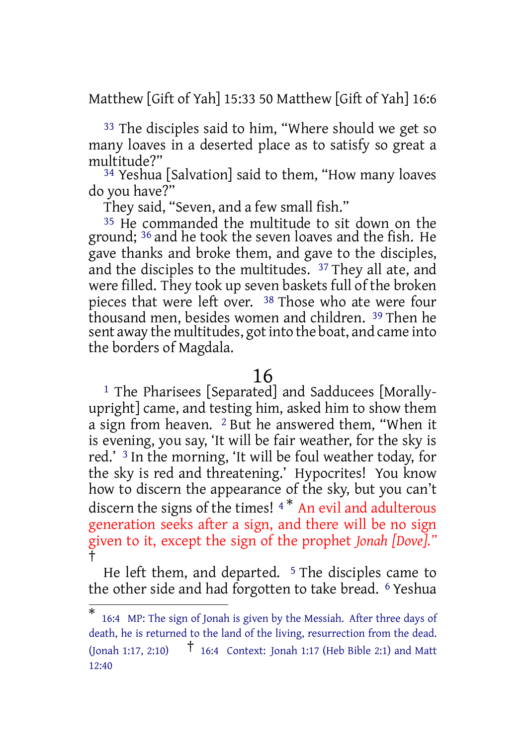[33] The disciples said to him, "Where should we get so many loaves in a deserted place as to satisfy so great a multitude?"

[34] Yeshua [Salvation] said to them, "How many loaves do you have?"

They said, "Seven, and a few small fish."

[35] He commanded the multitude to sit down on the ground; [36] and he took the seven loaves and the fish. He gave thanks and broke them, and gave to the disciples, and the disciples to the multitudes. [37] They all ate, and were filled. They took up seven baskets full of the broken pieces that were left over. [38] Those who ate were four thousand men, besides women and children. [39] Then he sent away the multitudes, got into the boat, and came into the borders of Magdala.

# 16

[1] The Pharisees [Separated] and Sadducees [Morally-upright] came, and testing him, asked him to show them a sign from heaven. [2] But he answered them, "When it is evening, you say, 'It will be fair weather, for the sky is red.' [3] In the morning, 'It will be foul weather today, for the sky is red and threatening.' Hypocrites! You know how to discern the appearance of the sky, but you can't discern the signs of the times! [4] * An evil and adulterous generation seeks after a sign, and there will be no sign given to it, except the sign of the prophet *Jonah [Dove]*." †

He left them, and departed. [5] The disciples came to the other side and had forgotten to take bread. [6] Yeshua

---

\* 16:4 MP: The sign of Jonah is given by the Messiah. After three days of death, he is returned to the land of the living, resurrection from the dead. (Jonah 1:17, 2:10) † 16:4 Context: Jonah 1:17 (Heb Bible 2:1) and Matt 12:40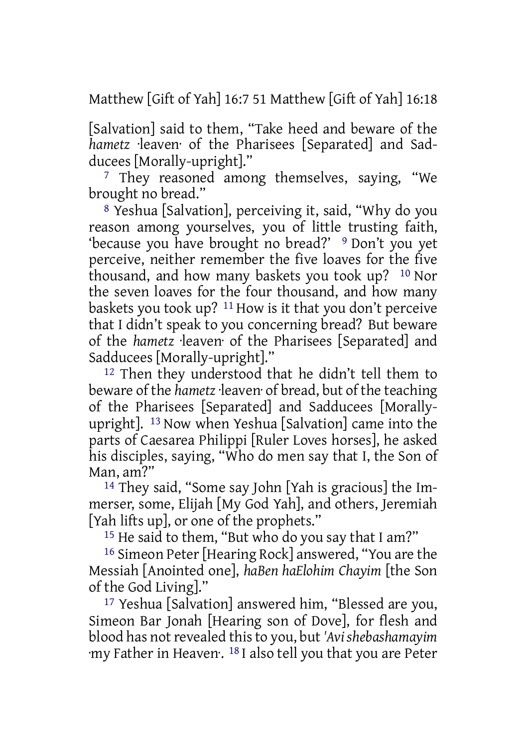[Salvation] said to them, “Take heed and beware of the *hametz* ·leaven· of the Pharisees [Separated] and Sadducees [Morally-upright].”

[7] They reasoned among themselves, saying, “We brought no bread.”

[8] Yeshua [Salvation], perceiving it, said, “Why do you reason among yourselves, you of little trusting faith, ‘because you have brought no bread?’ [9] Don’t you yet perceive, neither remember the five loaves for the five thousand, and how many baskets you took up? [10] Nor the seven loaves for the four thousand, and how many baskets you took up? [11] How is it that you don’t perceive that I didn’t speak to you concerning bread? But beware of the *hametz* ·leaven· of the Pharisees [Separated] and Sadducees [Morally-upright].”

[12] Then they understood that he didn’t tell them to beware of the *hametz* ·leaven· of bread, but of the teaching of the Pharisees [Separated] and Sadducees [Morally-upright]. [13] Now when Yeshua [Salvation] came into the parts of Caesarea Philippi [Ruler Loves horses], he asked his disciples, saying, “Who do men say that I, the Son of Man, am?”

[14] They said, “Some say John [Yah is gracious] the Immerser, some, Elijah [My God Yah], and others, Jeremiah [Yah lifts up], or one of the prophets.”

[15] He said to them, “But who do you say that I am?”

[16] Simeon Peter [Hearing Rock] answered, “You are the Messiah [Anointed one], *haBen haElohim Chayim* [the Son of the God Living].”

[17] Yeshua [Salvation] answered him, “Blessed are you, Simeon Bar Jonah [Hearing son of Dove], for flesh and blood has not revealed this to you, but *'Avi shebashamayim* ·my Father in Heaven·. [18] I also tell you that you are Peter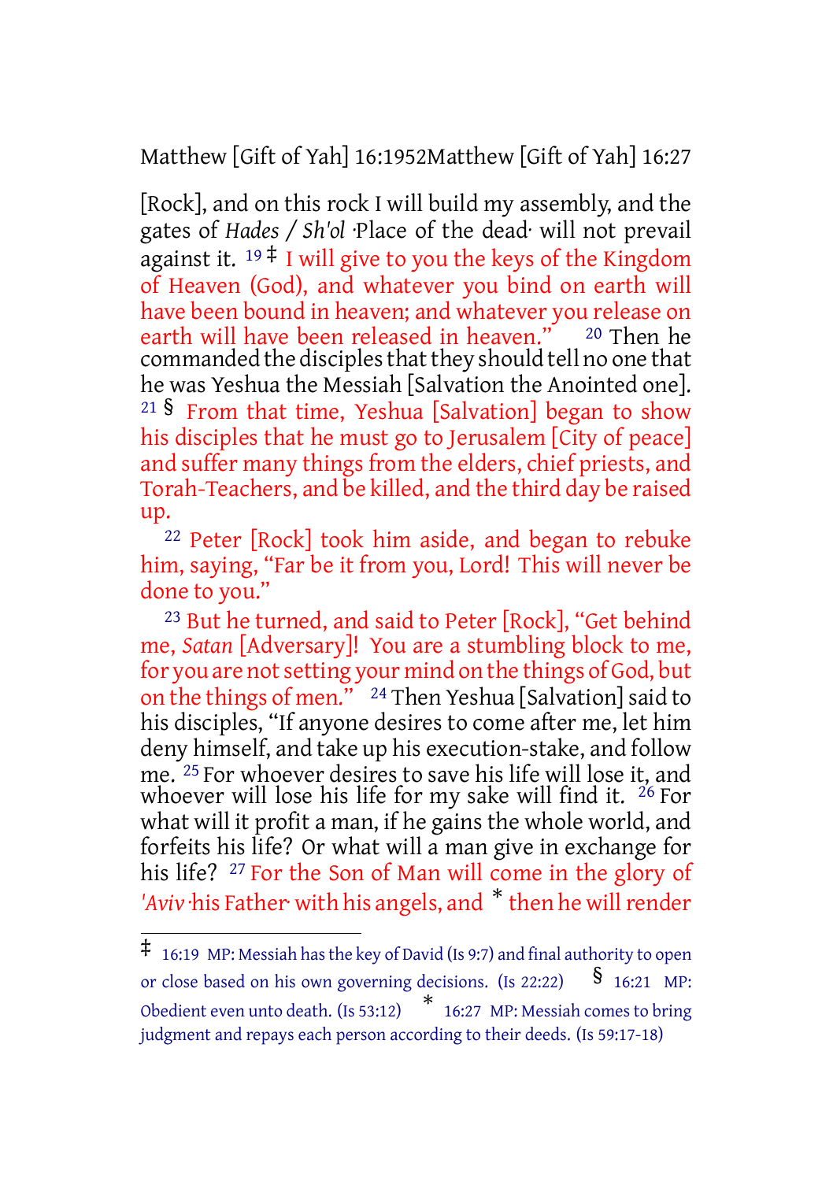[Rock], and on this rock I will build my assembly, and the gates of *Hades* / *Sh'ol* ·Place of the dead· will not prevail against it. [19] ‡ I will give to you the keys of the Kingdom of Heaven (God), and whatever you bind on earth will have been bound in heaven; and whatever you release on earth will have been released in heaven." [20] Then he commanded the disciples that they should tell no one that he was Yeshua the Messiah [Salvation the Anointed one]. [21] § From that time, Yeshua [Salvation] began to show his disciples that he must go to Jerusalem [City of peace] and suffer many things from the elders, chief priests, and Torah-Teachers, and be killed, and the third day be raised up.

[22] Peter [Rock] took him aside, and began to rebuke him, saying, "Far be it from you, Lord! This will never be done to you."

[23] But he turned, and said to Peter [Rock], "Get behind me, *Satan* [Adversary]! You are a stumbling block to me, for you are not setting your mind on the things of God, but on the things of men." [24] Then Yeshua [Salvation] said to his disciples, "If anyone desires to come after me, let him deny himself, and take up his execution-stake, and follow me. [25] For whoever desires to save his life will lose it, and whoever will lose his life for my sake will find it. [26] For what will it profit a man, if he gains the whole world, and forfeits his life? Or what will a man give in exchange for his life? [27] For the Son of Man will come in the glory of *'Aviv* ·his Father· with his angels, and * then he will render

---

‡ 16:19 MP: Messiah has the key of David (Is 9:7) and final authority to open or close based on his own governing decisions. (Is 22:22) § 16:21 MP: Obedient even unto death. (Is 53:12) * 16:27 MP: Messiah comes to bring judgment and repays each person according to their deeds. (Is 59:17-18)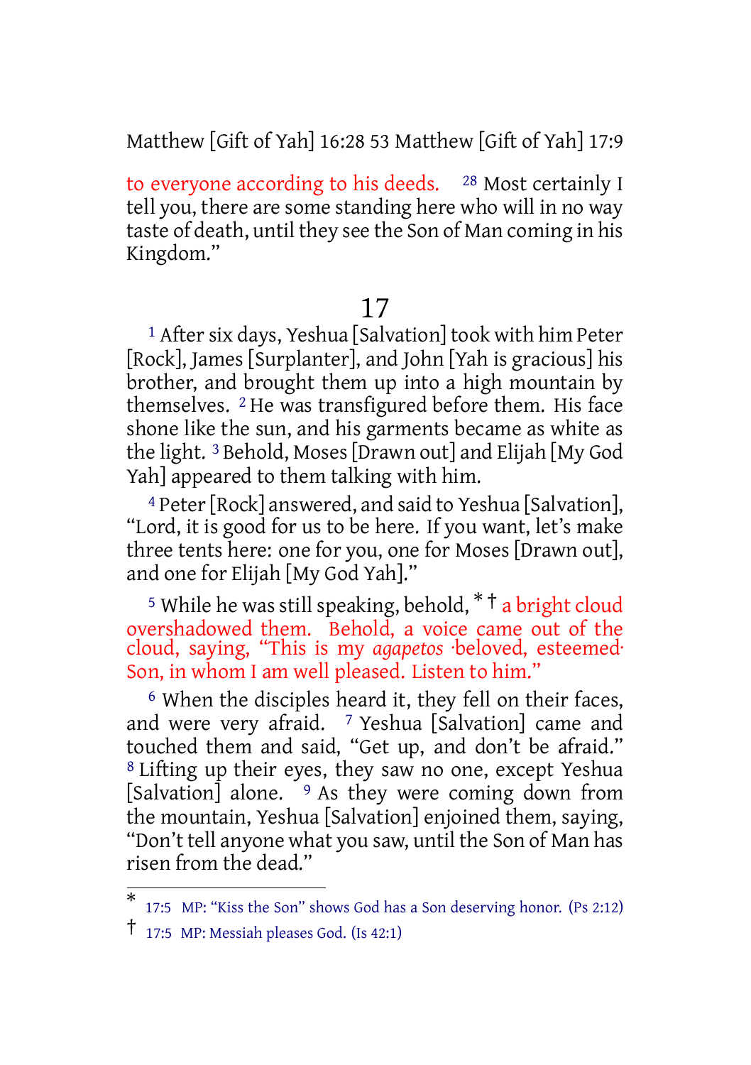to everyone according to his deeds. [28] Most certainly I tell you, there are some standing here who will in no way taste of death, until they see the Son of Man coming in his Kingdom."

## 17

[1] After six days, Yeshua [Salvation] took with him Peter [Rock], James [Surplanter], and John [Yah is gracious] his brother, and brought them up into a high mountain by themselves. [2] He was transfigured before them. His face shone like the sun, and his garments became as white as the light. [3] Behold, Moses [Drawn out] and Elijah [My God Yah] appeared to them talking with him.

[4] Peter [Rock] answered, and said to Yeshua [Salvation], "Lord, it is good for us to be here. If you want, let's make three tents here: one for you, one for Moses [Drawn out], and one for Elijah [My God Yah]."

[5] While he was still speaking, behold, * † a bright cloud overshadowed them. Behold, a voice came out of the cloud, saying, "This is my *agapetos* ·beloved, esteemed· Son, in whom I am well pleased. Listen to him."

[6] When the disciples heard it, they fell on their faces, and were very afraid. [7] Yeshua [Salvation] came and touched them and said, "Get up, and don't be afraid." [8] Lifting up their eyes, they saw no one, except Yeshua [Salvation] alone. [9] As they were coming down from the mountain, Yeshua [Salvation] enjoined them, saying, "Don't tell anyone what you saw, until the Son of Man has risen from the dead."

---

* 17:5 MP: "Kiss the Son" shows God has a Son deserving honor. (Ps 2:12)

† 17:5 MP: Messiah pleases God. (Is 42:1)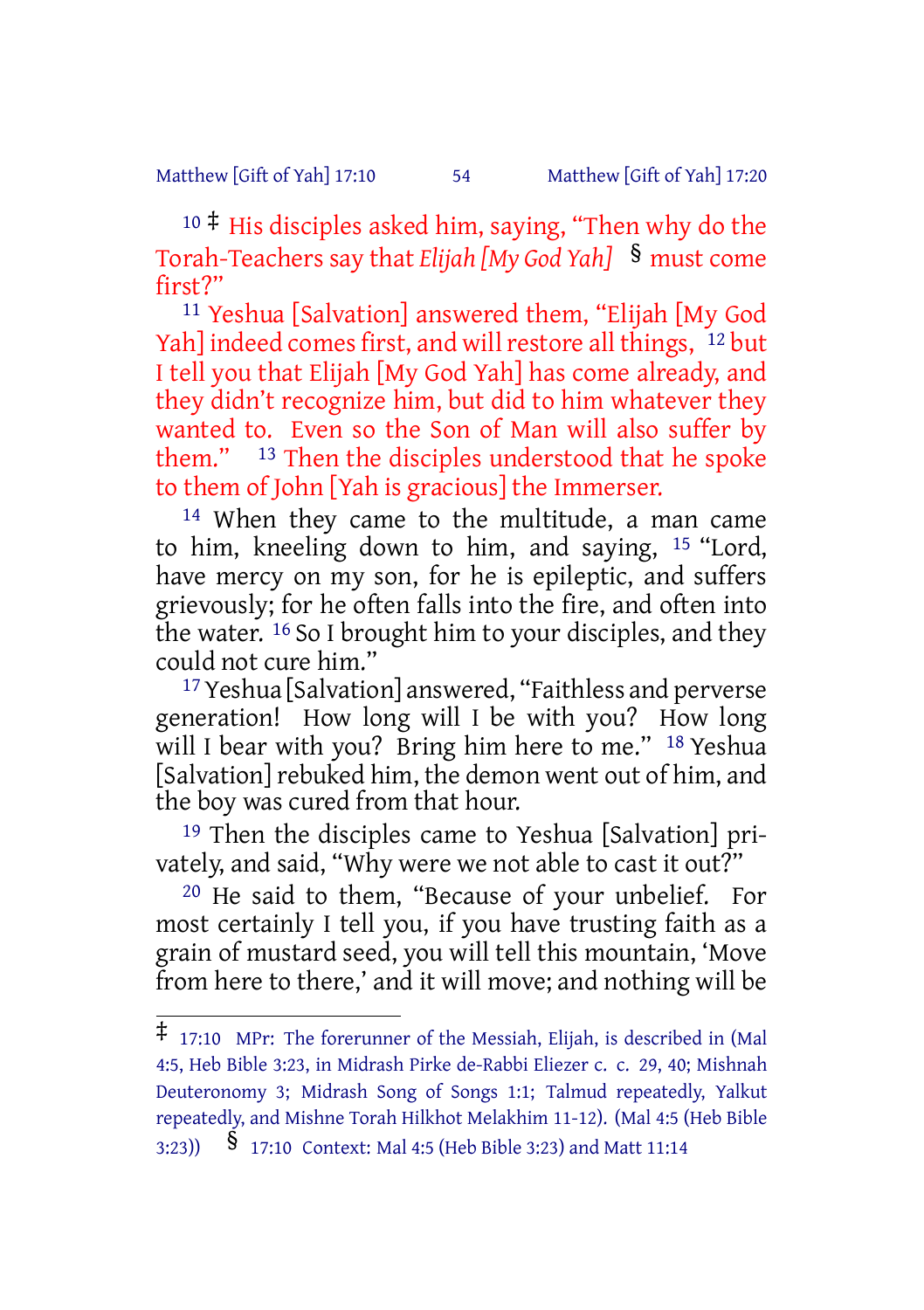[10] ‡ His disciples asked him, saying, "Then why do the Torah-Teachers say that *Elijah [My God Yah]* § must come first?"

[11] Yeshua [Salvation] answered them, "Elijah [My God Yah] indeed comes first, and will restore all things, [12] but I tell you that Elijah [My God Yah] has come already, and they didn't recognize him, but did to him whatever they wanted to. Even so the Son of Man will also suffer by them." [13] Then the disciples understood that he spoke to them of John [Yah is gracious] the Immerser.

[14] When they came to the multitude, a man came to him, kneeling down to him, and saying, [15] "Lord, have mercy on my son, for he is epileptic, and suffers grievously; for he often falls into the fire, and often into the water. [16] So I brought him to your disciples, and they could not cure him."

[17] Yeshua [Salvation] answered, "Faithless and perverse generation! How long will I be with you? How long will I bear with you? Bring him here to me." [18] Yeshua [Salvation] rebuked him, the demon went out of him, and the boy was cured from that hour.

[19] Then the disciples came to Yeshua [Salvation] privately, and said, "Why were we not able to cast it out?"

[20] He said to them, "Because of your unbelief. For most certainly I tell you, if you have trusting faith as a grain of mustard seed, you will tell this mountain, 'Move from here to there,' and it will move; and nothing will be

---

‡ 17:10 MPr: The forerunner of the Messiah, Elijah, is described in (Mal 4:5, Heb Bible 3:23, in Midrash Pirke de-Rabbi Eliezer c. c. 29, 40; Mishnah Deuteronomy 3; Midrash Song of Songs 1:1; Talmud repeatedly, Yalkut repeatedly, and Mishne Torah Hilkhot Melakhim 11-12). (Mal 4:5 (Heb Bible 3:23)) § 17:10 Context: Mal 4:5 (Heb Bible 3:23) and Matt 11:14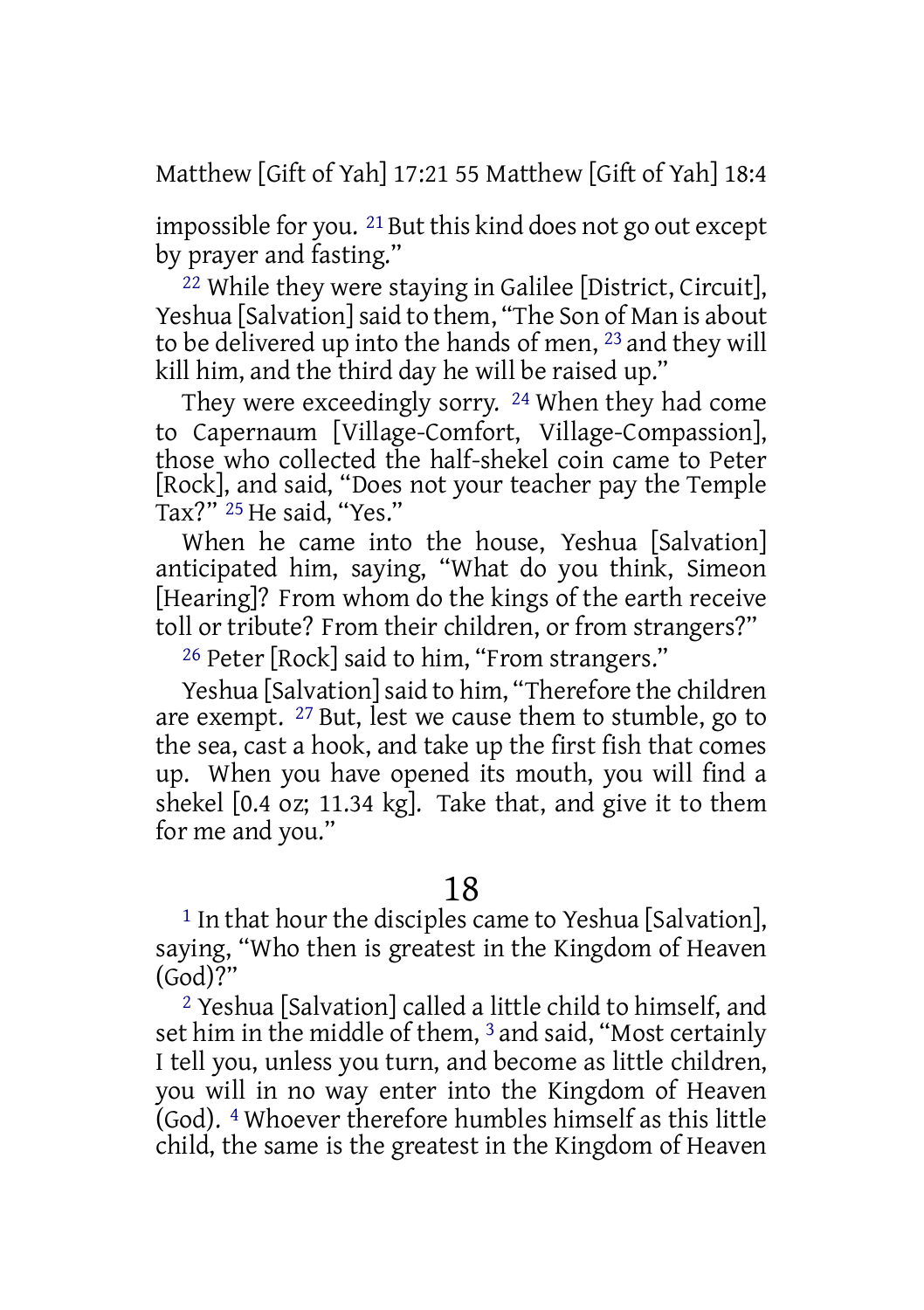impossible for you. [21] But this kind does not go out except by prayer and fasting."

[22] While they were staying in Galilee [District, Circuit], Yeshua [Salvation] said to them, "The Son of Man is about to be delivered up into the hands of men, [23] and they will kill him, and the third day he will be raised up."

They were exceedingly sorry. [24] When they had come to Capernaum [Village-Comfort, Village-Compassion], those who collected the half-shekel coin came to Peter [Rock], and said, "Does not your teacher pay the Temple Tax?" [25] He said, "Yes."

When he came into the house, Yeshua [Salvation] anticipated him, saying, "What do you think, Simeon [Hearing]? From whom do the kings of the earth receive toll or tribute? From their children, or from strangers?"

[26] Peter [Rock] said to him, "From strangers."

Yeshua [Salvation] said to him, "Therefore the children are exempt. [27] But, lest we cause them to stumble, go to the sea, cast a hook, and take up the first fish that comes up. When you have opened its mouth, you will find a shekel [0.4 oz; 11.34 kg]. Take that, and give it to them for me and you."

# 18

[1] In that hour the disciples came to Yeshua [Salvation], saying, "Who then is greatest in the Kingdom of Heaven (God)?"

[2] Yeshua [Salvation] called a little child to himself, and set him in the middle of them, [3] and said, "Most certainly I tell you, unless you turn, and become as little children, you will in no way enter into the Kingdom of Heaven (God). [4] Whoever therefore humbles himself as this little child, the same is the greatest in the Kingdom of Heaven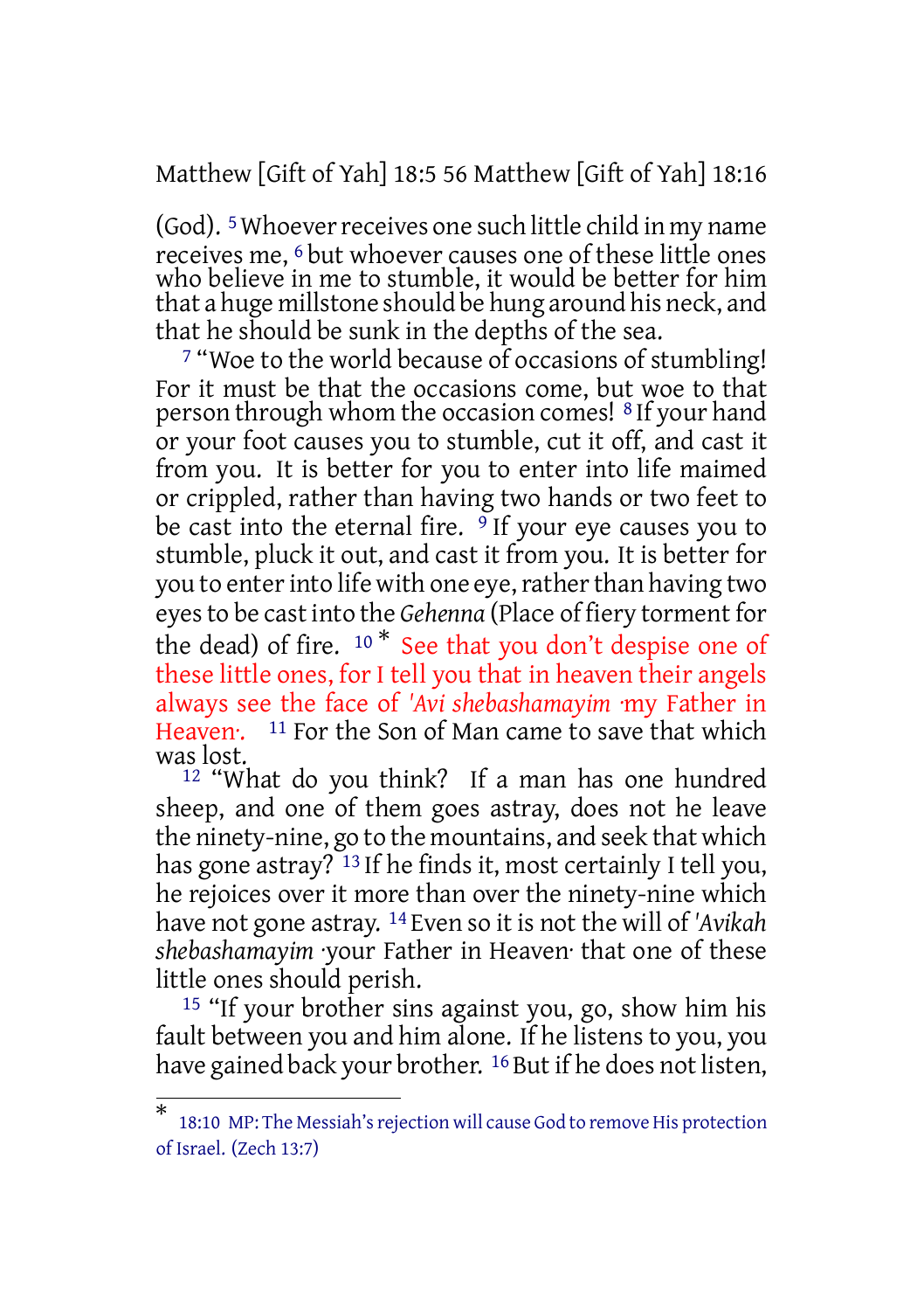(God). [5] Whoever receives one such little child in my name receives me, [6] but whoever causes one of these little ones who believe in me to stumble, it would be better for him that a huge millstone should be hung around his neck, and that he should be sunk in the depths of the sea.

[7] "Woe to the world because of occasions of stumbling! For it must be that the occasions come, but woe to that person through whom the occasion comes! [8] If your hand or your foot causes you to stumble, cut it off, and cast it from you. It is better for you to enter into life maimed or crippled, rather than having two hands or two feet to be cast into the eternal fire. [9] If your eye causes you to stumble, pluck it out, and cast it from you. It is better for you to enter into life with one eye, rather than having two eyes to be cast into the *Gehenna* (Place of fiery torment for the dead) of fire. [10] * See that you don't despise one of these little ones, for I tell you that in heaven their angels always see the face of *'Avi shebashamayim* ·my Father in Heaven·. [11] For the Son of Man came to save that which was lost.

[12] "What do you think? If a man has one hundred sheep, and one of them goes astray, does not he leave the ninety-nine, go to the mountains, and seek that which has gone astray? [13] If he finds it, most certainly I tell you, he rejoices over it more than over the ninety-nine which have not gone astray. [14] Even so it is not the will of *'Avikah shebashamayim* ·your Father in Heaven· that one of these little ones should perish.

[15] "If your brother sins against you, go, show him his fault between you and him alone. If he listens to you, you have gained back your brother. [16] But if he does not listen,

---

* 18:10 MP: The Messiah's rejection will cause God to remove His protection of Israel. (Zech 13:7)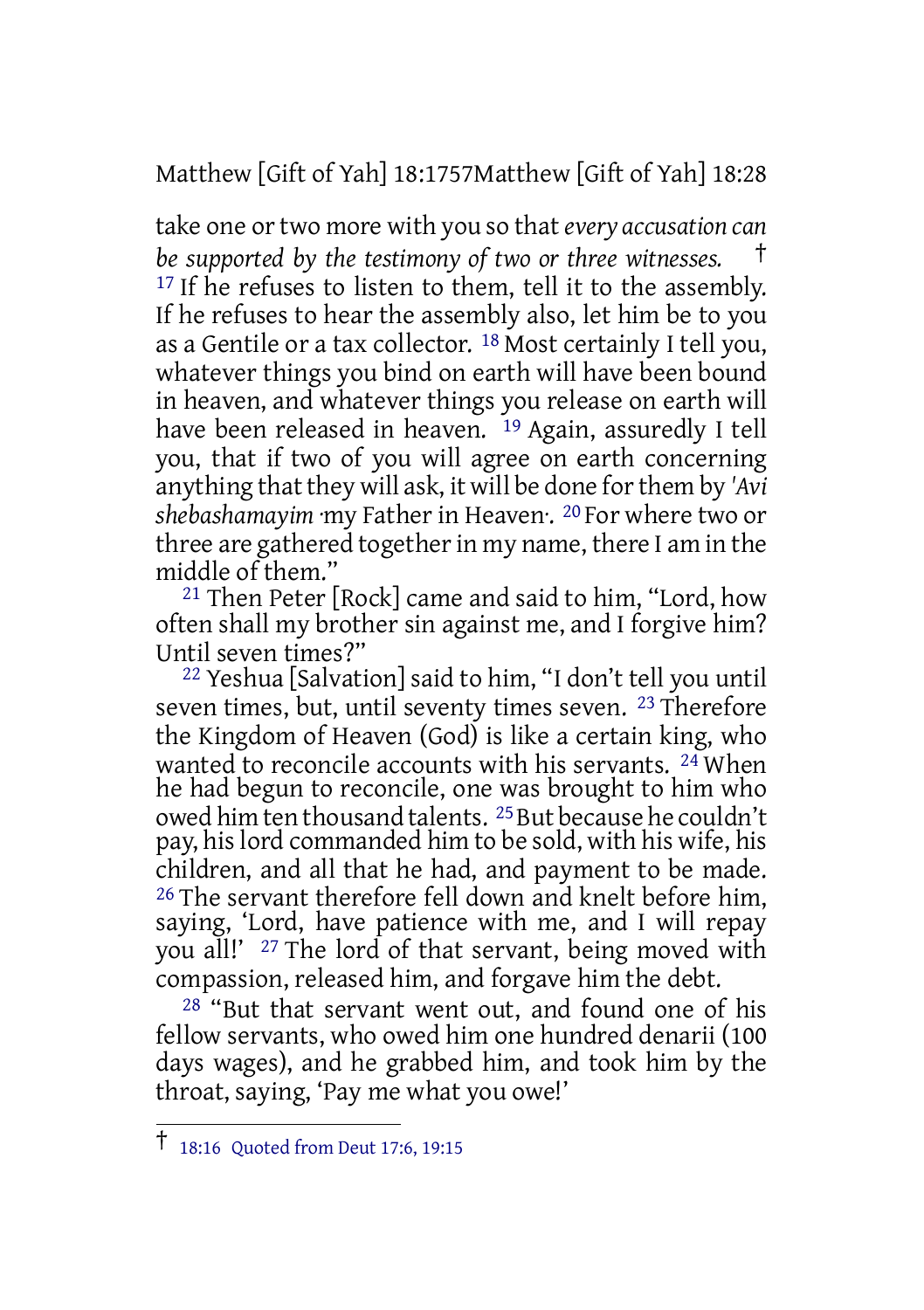take one or two more with you so that *every accusation can be supported by the testimony of two or three witnesses.* † [17] If he refuses to listen to them, tell it to the assembly. If he refuses to hear the assembly also, let him be to you as a Gentile or a tax collector. [18] Most certainly I tell you, whatever things you bind on earth will have been bound in heaven, and whatever things you release on earth will have been released in heaven. [19] Again, assuredly I tell you, that if two of you will agree on earth concerning anything that they will ask, it will be done for them by *'Avi shebashamayim* ·my Father in Heaven·. [20] For where two or three are gathered together in my name, there I am in the middle of them."

[21] Then Peter [Rock] came and said to him, "Lord, how often shall my brother sin against me, and I forgive him? Until seven times?"

[22] Yeshua [Salvation] said to him, "I don't tell you until seven times, but, until seventy times seven. [23] Therefore the Kingdom of Heaven (God) is like a certain king, who wanted to reconcile accounts with his servants. [24] When he had begun to reconcile, one was brought to him who owed him ten thousand talents. [25] But because he couldn't pay, his lord commanded him to be sold, with his wife, his children, and all that he had, and payment to be made. [26] The servant therefore fell down and knelt before him, saying, 'Lord, have patience with me, and I will repay you all!' [27] The lord of that servant, being moved with compassion, released him, and forgave him the debt.

[28] "But that servant went out, and found one of his fellow servants, who owed him one hundred denarii (100 days wages), and he grabbed him, and took him by the throat, saying, 'Pay me what you owe!'

---

† 18:16 Quoted from Deut 17:6, 19:15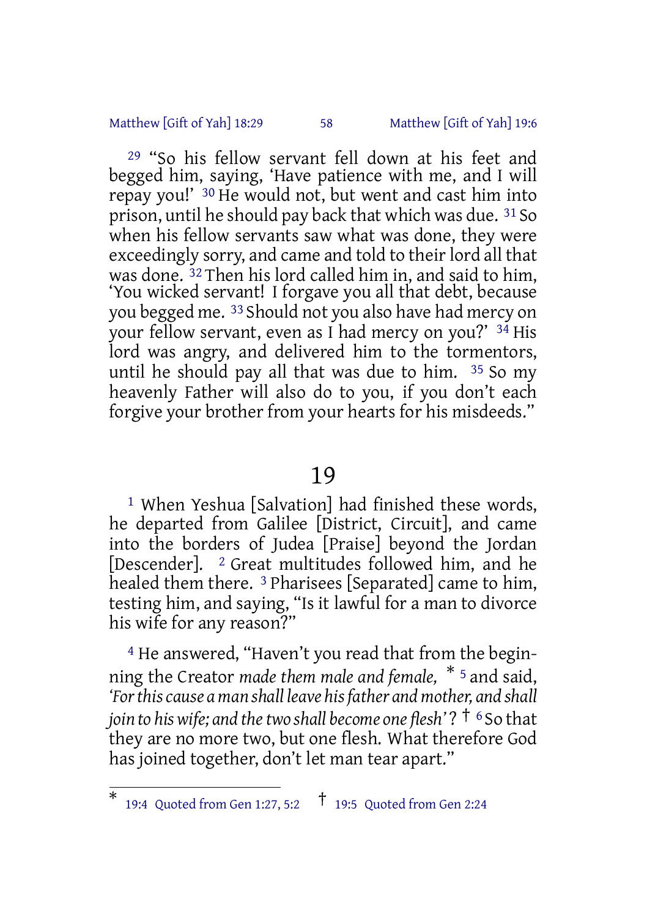[29] "So his fellow servant fell down at his feet and begged him, saying, 'Have patience with me, and I will repay you!' [30] He would not, but went and cast him into prison, until he should pay back that which was due. [31] So when his fellow servants saw what was done, they were exceedingly sorry, and came and told to their lord all that was done. [32] Then his lord called him in, and said to him, 'You wicked servant! I forgave you all that debt, because you begged me. [33] Should not you also have had mercy on your fellow servant, even as I had mercy on you?' [34] His lord was angry, and delivered him to the tormentors, until he should pay all that was due to him. [35] So my heavenly Father will also do to you, if you don't each forgive your brother from your hearts for his misdeeds."

# 19

[1] When Yeshua [Salvation] had finished these words, he departed from Galilee [District, Circuit], and came into the borders of Judea [Praise] beyond the Jordan [Descender]. [2] Great multitudes followed him, and he healed them there. [3] Pharisees [Separated] came to him, testing him, and saying, "Is it lawful for a man to divorce his wife for any reason?"

[4] He answered, "Haven't you read that from the beginning the Creator *made them male and female,* * [5] and said, *'For this cause a man shall leave his father and mother, and shall join to his wife; and the two shall become one flesh'*? † [6] So that they are no more two, but one flesh. What therefore God has joined together, don't let man tear apart."

---

* 19:4 Quoted from Gen 1:27, 5:2 † 19:5 Quoted from Gen 2:24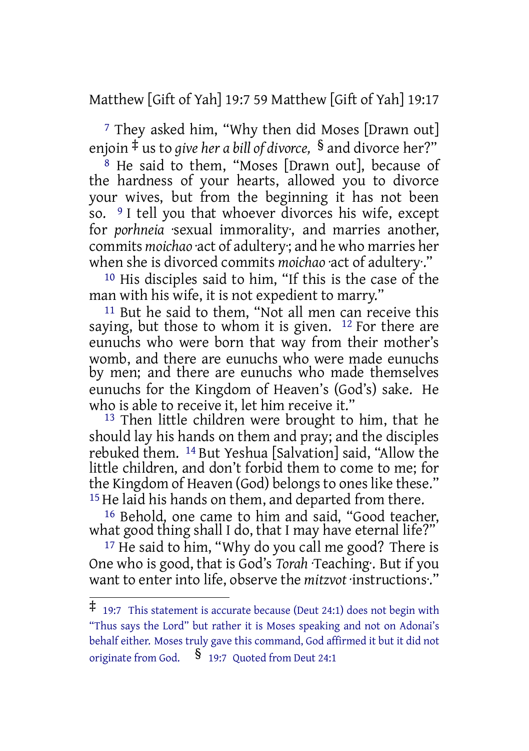[7] They asked him, "Why then did Moses [Drawn out] enjoin ‡ us to *give her a bill of divorce,* § and divorce her?"

[8] He said to them, "Moses [Drawn out], because of the hardness of your hearts, allowed you to divorce your wives, but from the beginning it has not been so. [9] I tell you that whoever divorces his wife, except for *porhneia* ·sexual immorality·, and marries another, commits *moichao* ·act of adultery·; and he who marries her when she is divorced commits *moichao* ·act of adultery·."

[10] His disciples said to him, "If this is the case of the man with his wife, it is not expedient to marry."

[11] But he said to them, "Not all men can receive this saying, but those to whom it is given. [12] For there are eunuchs who were born that way from their mother's womb, and there are eunuchs who were made eunuchs by men; and there are eunuchs who made themselves eunuchs for the Kingdom of Heaven's (God's) sake. He who is able to receive it, let him receive it."

[13] Then little children were brought to him, that he should lay his hands on them and pray; and the disciples rebuked them. [14] But Yeshua [Salvation] said, "Allow the little children, and don't forbid them to come to me; for the Kingdom of Heaven (God) belongs to ones like these." [15] He laid his hands on them, and departed from there.

[16] Behold, one came to him and said, "Good teacher, what good thing shall I do, that I may have eternal life?"

[17] He said to him, "Why do you call me good? There is One who is good, that is God's *Torah* ·Teaching·. But if you want to enter into life, observe the *mitzvot* ·instructions·."

---

‡ 19:7 This statement is accurate because (Deut 24:1) does not begin with "Thus says the Lord" but rather it is Moses speaking and not on Adonai's behalf either. Moses truly gave this command, God affirmed it but it did not originate from God. § 19:7 Quoted from Deut 24:1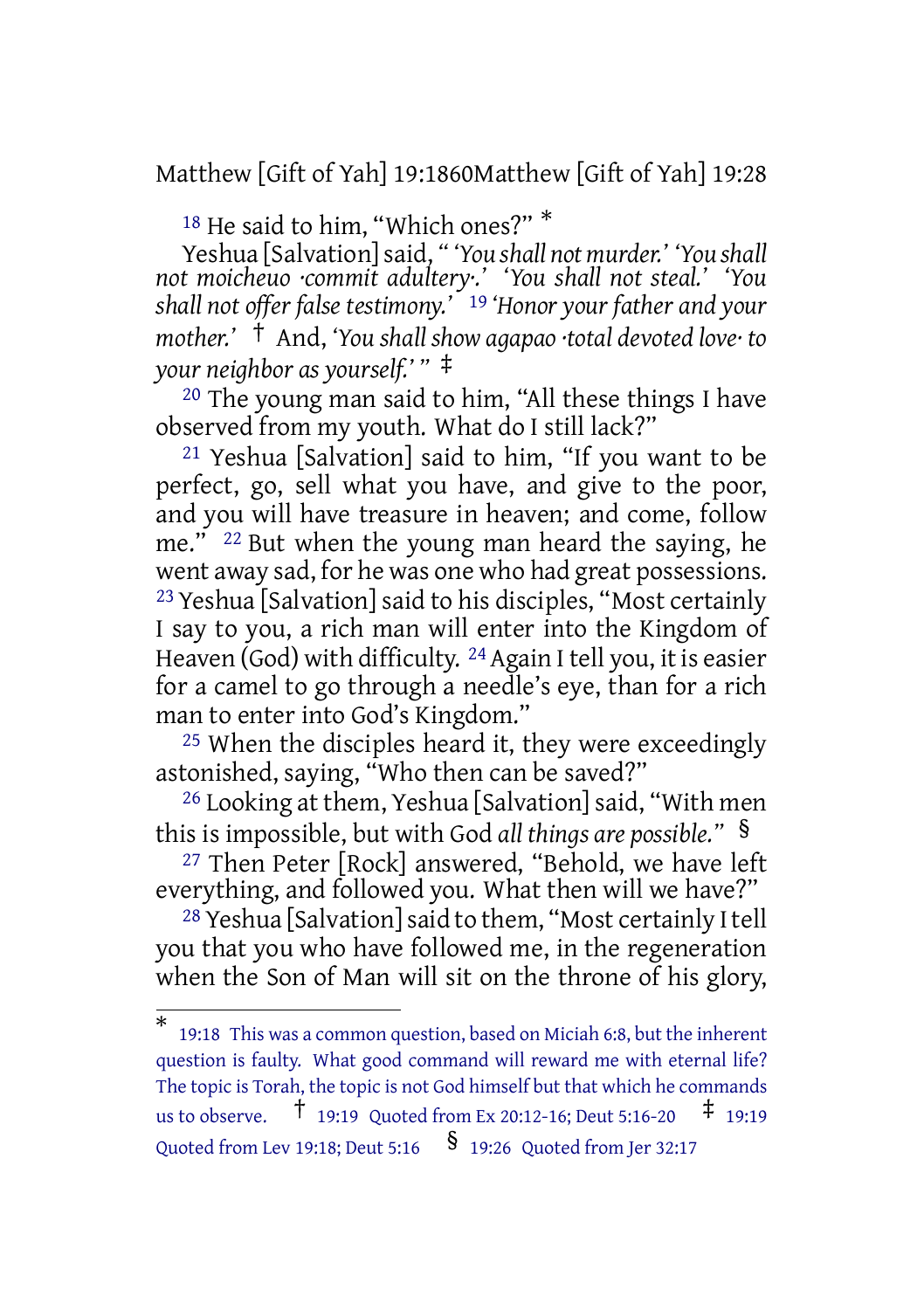[18] He said to him, "Which ones?" *

Yeshua [Salvation] said, " *'You shall not murder.' 'You shall not moicheuo ·commit adultery·.' 'You shall not steal.' 'You shall not offer false testimony.'* [19] *'Honor your father and your mother.'* † And, *'You shall show agapao ·total devoted love· to your neighbor as yourself.'* " ‡

[20] The young man said to him, "All these things I have observed from my youth. What do I still lack?"

[21] Yeshua [Salvation] said to him, "If you want to be perfect, go, sell what you have, and give to the poor, and you will have treasure in heaven; and come, follow me." [22] But when the young man heard the saying, he went away sad, for he was one who had great possessions. [23] Yeshua [Salvation] said to his disciples, "Most certainly I say to you, a rich man will enter into the Kingdom of Heaven (God) with difficulty. [24] Again I tell you, it is easier for a camel to go through a needle's eye, than for a rich man to enter into God's Kingdom."

[25] When the disciples heard it, they were exceedingly astonished, saying, "Who then can be saved?"

[26] Looking at them, Yeshua [Salvation] said, "With men this is impossible, but with God *all things are possible.*" §

[27] Then Peter [Rock] answered, "Behold, we have left everything, and followed you. What then will we have?"

[28] Yeshua [Salvation] said to them, "Most certainly I tell you that you who have followed me, in the regeneration when the Son of Man will sit on the throne of his glory,

---

* 19:18 This was a common question, based on Miciah 6:8, but the inherent question is faulty. What good command will reward me with eternal life? The topic is Torah, the topic is not God himself but that which he commands us to observe. † 19:19 Quoted from Ex 20:12-16; Deut 5:16-20 ‡ 19:19 Quoted from Lev 19:18; Deut 5:16 § 19:26 Quoted from Jer 32:17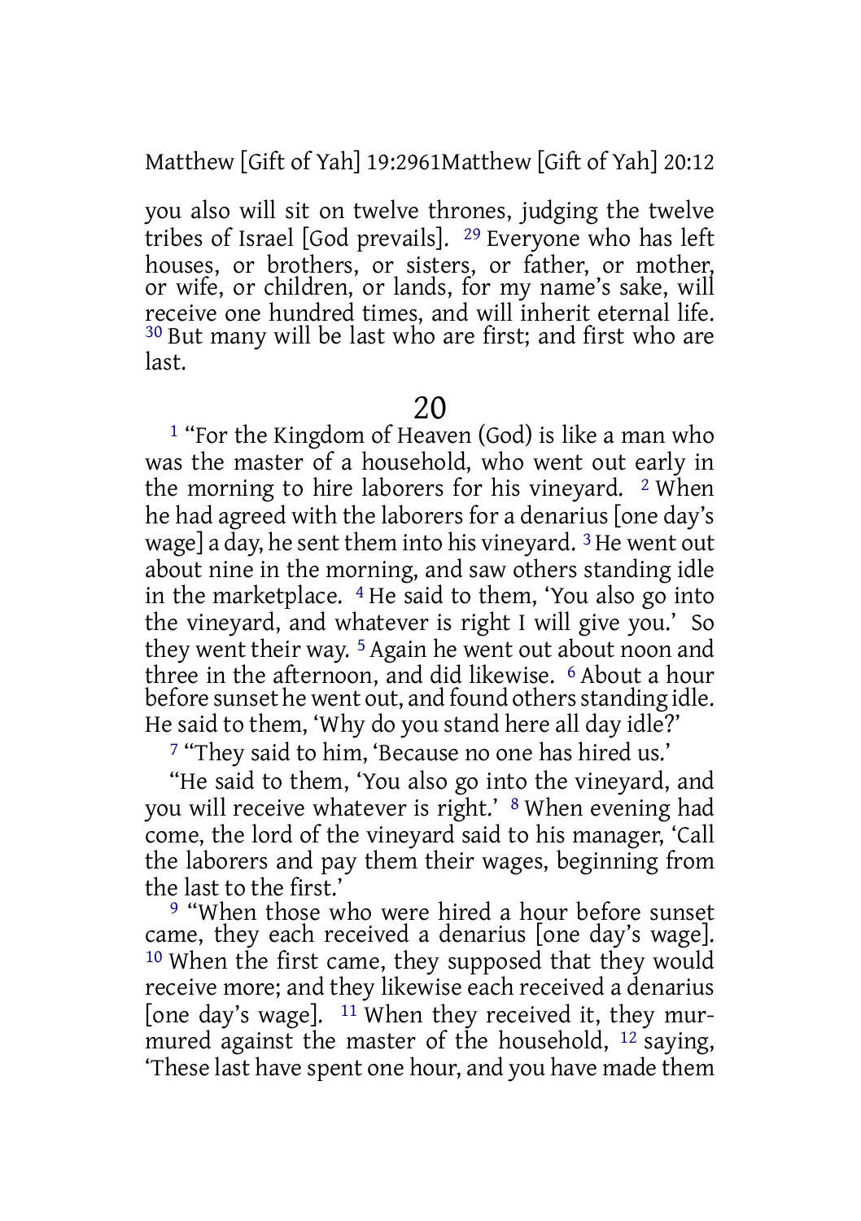you also will sit on twelve thrones, judging the twelve tribes of Israel [God prevails]. [29] Everyone who has left houses, or brothers, or sisters, or father, or mother, or wife, or children, or lands, for my name's sake, will receive one hundred times, and will inherit eternal life. [30] But many will be last who are first; and first who are last.

# 20

[1] "For the Kingdom of Heaven (God) is like a man who was the master of a household, who went out early in the morning to hire laborers for his vineyard. [2] When he had agreed with the laborers for a denarius [one day's wage] a day, he sent them into his vineyard. [3] He went out about nine in the morning, and saw others standing idle in the marketplace. [4] He said to them, 'You also go into the vineyard, and whatever is right I will give you.' So they went their way. [5] Again he went out about noon and three in the afternoon, and did likewise. [6] About a hour before sunset he went out, and found others standing idle. He said to them, 'Why do you stand here all day idle?'

[7] "They said to him, 'Because no one has hired us.'

"He said to them, 'You also go into the vineyard, and you will receive whatever is right.' [8] When evening had come, the lord of the vineyard said to his manager, 'Call the laborers and pay them their wages, beginning from the last to the first.'

[9] "When those who were hired a hour before sunset came, they each received a denarius [one day's wage]. [10] When the first came, they supposed that they would receive more; and they likewise each received a denarius [one day's wage]. [11] When they received it, they murmured against the master of the household, [12] saying, 'These last have spent one hour, and you have made them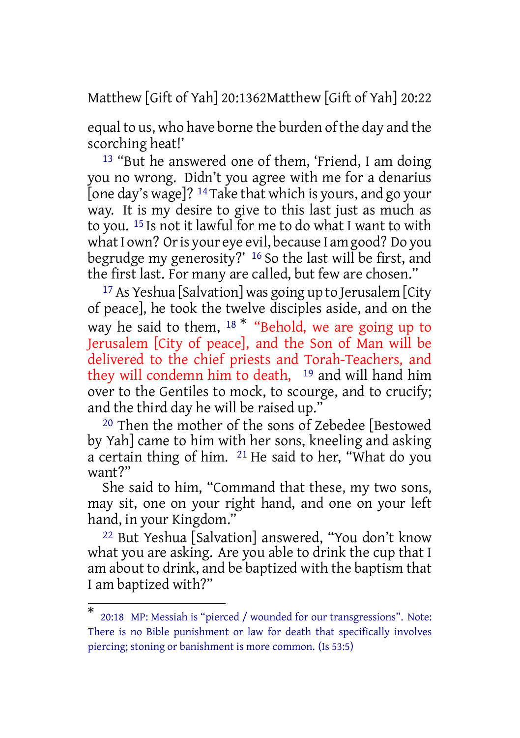equal to us, who have borne the burden of the day and the scorching heat!'

[13] "But he answered one of them, 'Friend, I am doing you no wrong. Didn't you agree with me for a denarius [one day's wage]? [14] Take that which is yours, and go your way. It is my desire to give to this last just as much as to you. [15] Is not it lawful for me to do what I want to with what I own? Or is your eye evil, because I am good? Do you begrudge my generosity?' [16] So the last will be first, and the first last. For many are called, but few are chosen."

[17] As Yeshua [Salvation] was going up to Jerusalem [City of peace], he took the twelve disciples aside, and on the way he said to them, [18] * "Behold, we are going up to Jerusalem [City of peace], and the Son of Man will be delivered to the chief priests and Torah-Teachers, and they will condemn him to death, [19] and will hand him over to the Gentiles to mock, to scourge, and to crucify; and the third day he will be raised up."

[20] Then the mother of the sons of Zebedee [Bestowed by Yah] came to him with her sons, kneeling and asking a certain thing of him. [21] He said to her, "What do you want?"

She said to him, "Command that these, my two sons, may sit, one on your right hand, and one on your left hand, in your Kingdom."

[22] But Yeshua [Salvation] answered, "You don't know what you are asking. Are you able to drink the cup that I am about to drink, and be baptized with the baptism that I am baptized with?"

---

* 20:18 MP: Messiah is "pierced / wounded for our transgressions". Note: There is no Bible punishment or law for death that specifically involves piercing; stoning or banishment is more common. (Is 53:5)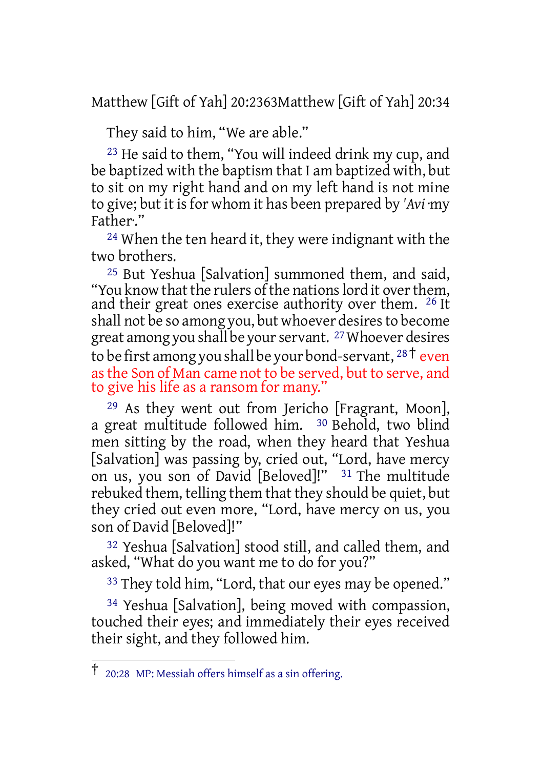They said to him, "We are able."

[23] He said to them, "You will indeed drink my cup, and be baptized with the baptism that I am baptized with, but to sit on my right hand and on my left hand is not mine to give; but it is for whom it has been prepared by *'Avi* ·my Father·."

[24] When the ten heard it, they were indignant with the two brothers.

[25] But Yeshua [Salvation] summoned them, and said, "You know that the rulers of the nations lord it over them, and their great ones exercise authority over them. [26] It shall not be so among you, but whoever desires to become great among you shall be your servant. [27] Whoever desires to be first among you shall be your bond-servant, [28] † even as the Son of Man came not to be served, but to serve, and to give his life as a ransom for many."

[29] As they went out from Jericho [Fragrant, Moon], a great multitude followed him. [30] Behold, two blind men sitting by the road, when they heard that Yeshua [Salvation] was passing by, cried out, "Lord, have mercy on us, you son of David [Beloved]!" [31] The multitude rebuked them, telling them that they should be quiet, but they cried out even more, "Lord, have mercy on us, you son of David [Beloved]!"

[32] Yeshua [Salvation] stood still, and called them, and asked, "What do you want me to do for you?"

[33] They told him, "Lord, that our eyes may be opened."

[34] Yeshua [Salvation], being moved with compassion, touched their eyes; and immediately their eyes received their sight, and they followed him.

---

† 20:28 MP: Messiah offers himself as a sin offering.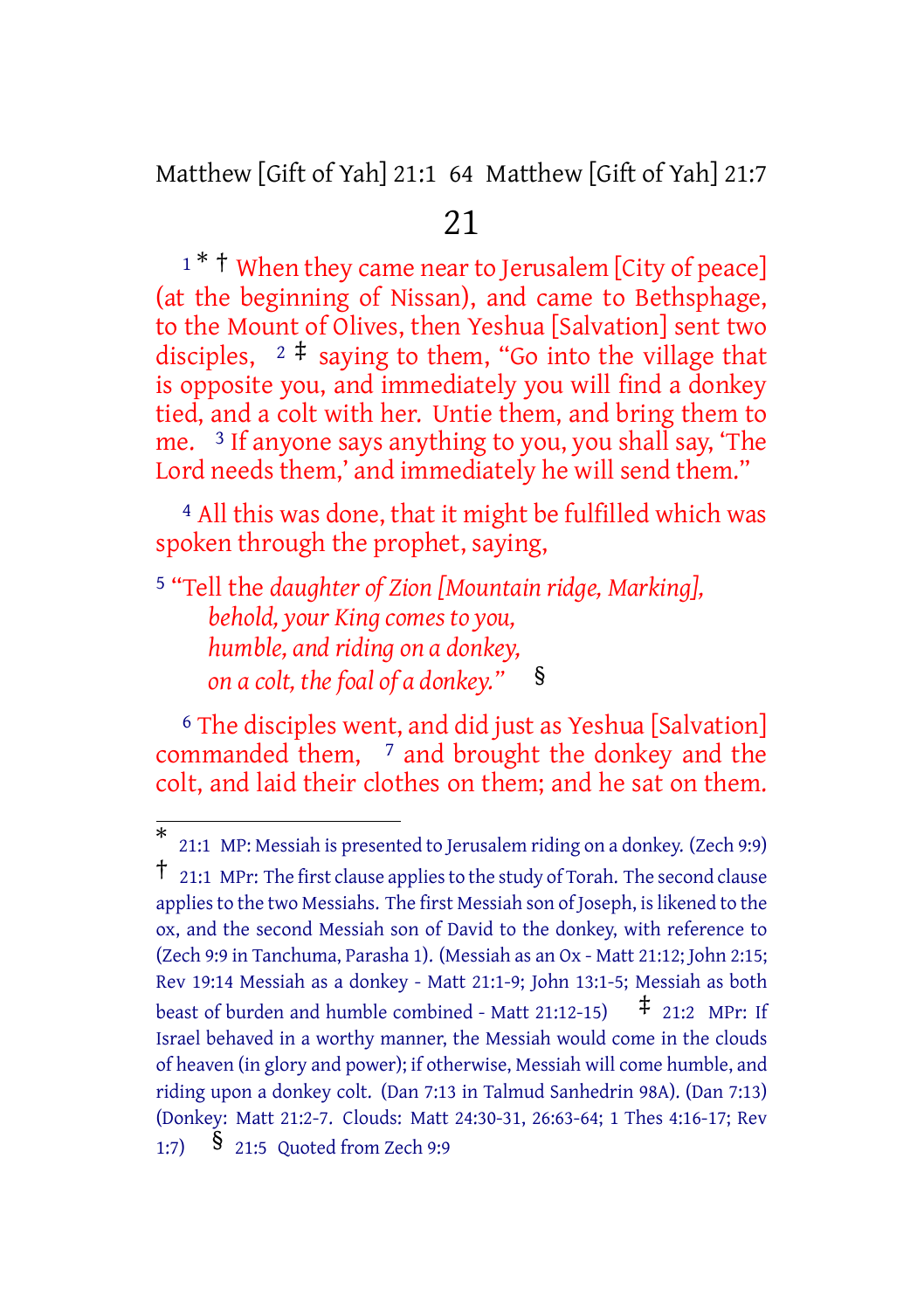# 21

[1] * † When they came near to Jerusalem [City of peace] (at the beginning of Nissan), and came to Bethsphage, to the Mount of Olives, then Yeshua [Salvation] sent two disciples, [2] ‡ saying to them, "Go into the village that is opposite you, and immediately you will find a donkey tied, and a colt with her. Untie them, and bring them to me. [3] If anyone says anything to you, you shall say, 'The Lord needs them,' and immediately he will send them."

[4] All this was done, that it might be fulfilled which was spoken through the prophet, saying,

[5] "Tell the *daughter of Zion [Mountain ridge, Marking],*
*behold, your King comes to you,*
*humble, and riding on a donkey,*
*on a colt, the foal of a donkey."* §

[6] The disciples went, and did just as Yeshua [Salvation] commanded them, [7] and brought the donkey and the colt, and laid their clothes on them; and he sat on them.

---

\* 21:1 MP: Messiah is presented to Jerusalem riding on a donkey. (Zech 9:9)

† 21:1 MPr: The first clause applies to the study of Torah. The second clause applies to the two Messiahs. The first Messiah son of Joseph, is likened to the ox, and the second Messiah son of David to the donkey, with reference to (Zech 9:9 in Tanchuma, Parasha 1). (Messiah as an Ox - Matt 21:12; John 2:15; Rev 19:14 Messiah as a donkey - Matt 21:1-9; John 13:1-5; Messiah as both beast of burden and humble combined - Matt 21:12-15)

‡ 21:2 MPr: If Israel behaved in a worthy manner, the Messiah would come in the clouds of heaven (in glory and power); if otherwise, Messiah will come humble, and riding upon a donkey colt. (Dan 7:13 in Talmud Sanhedrin 98A). (Dan 7:13) (Donkey: Matt 21:2-7. Clouds: Matt 24:30-31, 26:63-64; 1 Thes 4:16-17; Rev 1:7)

§ 21:5 Quoted from Zech 9:9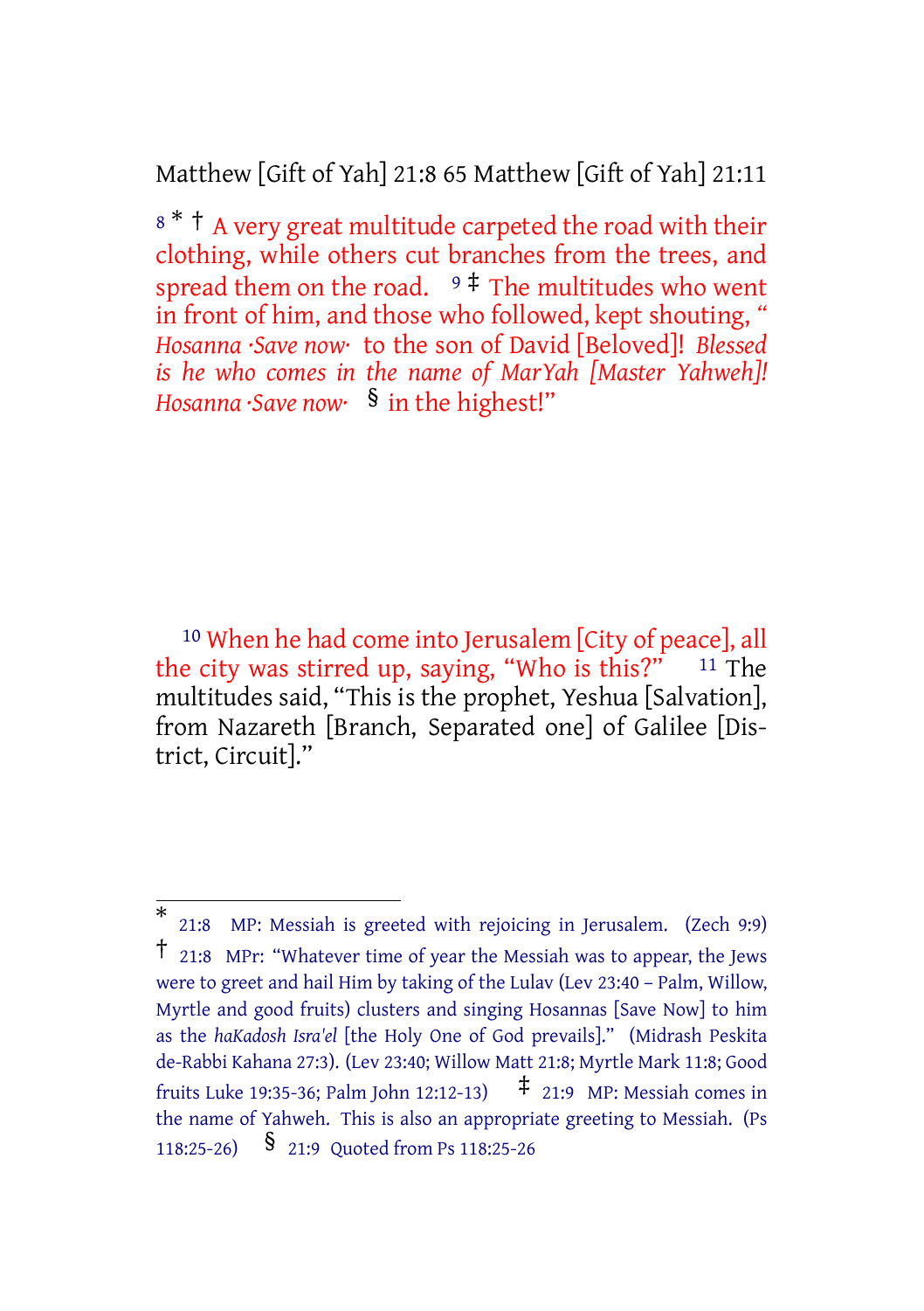[8] * † A very great multitude carpeted the road with their clothing, while others cut branches from the trees, and spread them on the road. [9] ‡ The multitudes who went in front of him, and those who followed, kept shouting, " *Hosanna ·Save now·* to the son of David [Beloved]! *Blessed is he who comes in the name of MarYah [Master Yahweh]! Hosanna ·Save now·* § in the highest!"

[10] When he had come into Jerusalem [City of peace], all the city was stirred up, saying, "Who is this?" [11] The multitudes said, "This is the prophet, Yeshua [Salvation], from Nazareth [Branch, Separated one] of Galilee [District, Circuit]."

---

\* 21:8 MP: Messiah is greeted with rejoicing in Jerusalem. (Zech 9:9)

† 21:8 MPr: "Whatever time of year the Messiah was to appear, the Jews were to greet and hail Him by taking of the Lulav (Lev 23:40 – Palm, Willow, Myrtle and good fruits) clusters and singing Hosannas [Save Now] to him as the *haKadosh Isra'el* [the Holy One of God prevails]." (Midrash Peskita de-Rabbi Kahana 27:3). (Lev 23:40; Willow Matt 21:8; Myrtle Mark 11:8; Good fruits Luke 19:35-36; Palm John 12:12-13)

‡ 21:9 MP: Messiah comes in the name of Yahweh. This is also an appropriate greeting to Messiah. (Ps 118:25-26)

§ 21:9 Quoted from Ps 118:25-26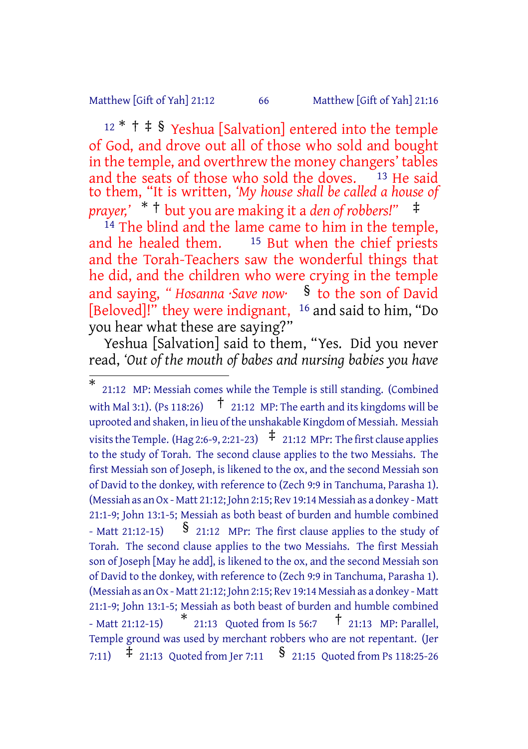[12] * † ‡ § Yeshua [Salvation] entered into the temple of God, and drove out all of those who sold and bought in the temple, and overthrew the money changers' tables and the seats of those who sold the doves. [13] He said to them, "It is written, *'My house shall be called a house of prayer,'* * † but you are making it a *den of robbers!*" ‡

[14] The blind and the lame came to him in the temple, and he healed them. [15] But when the chief priests and the Torah-Teachers saw the wonderful things that he did, and the children who were crying in the temple and saying, " *Hosanna ·Save now·* § to the son of David [Beloved]!" they were indignant, [16] and said to him, "Do you hear what these are saying?"

Yeshua [Salvation] said to them, "Yes. Did you never read, *'Out of the mouth of babes and nursing babies you have*

---

\* 21:12 MP: Messiah comes while the Temple is still standing. (Combined with Mal 3:1). (Ps 118:26) † 21:12 MP: The earth and its kingdoms will be uprooted and shaken, in lieu of the unshakable Kingdom of Messiah. Messiah visits the Temple. (Hag 2:6-9, 2:21-23) ‡ 21:12 MPr: The first clause applies to the study of Torah. The second clause applies to the two Messiahs. The first Messiah son of Joseph, is likened to the ox, and the second Messiah son of David to the donkey, with reference to (Zech 9:9 in Tanchuma, Parasha 1). (Messiah as an Ox - Matt 21:12; John 2:15; Rev 19:14 Messiah as a donkey - Matt 21:1-9; John 13:1-5; Messiah as both beast of burden and humble combined - Matt 21:12-15) § 21:12 MPr: The first clause applies to the study of Torah. The second clause applies to the two Messiahs. The first Messiah son of Joseph [May he add], is likened to the ox, and the second Messiah son of David to the donkey, with reference to (Zech 9:9 in Tanchuma, Parasha 1). (Messiah as an Ox - Matt 21:12; John 2:15; Rev 19:14 Messiah as a donkey - Matt 21:1-9; John 13:1-5; Messiah as both beast of burden and humble combined - Matt 21:12-15) * 21:13 Quoted from Is 56:7 † 21:13 MP: Parallel, Temple ground was used by merchant robbers who are not repentant. (Jer 7:11) ‡ 21:13 Quoted from Jer 7:11 § 21:15 Quoted from Ps 118:25-26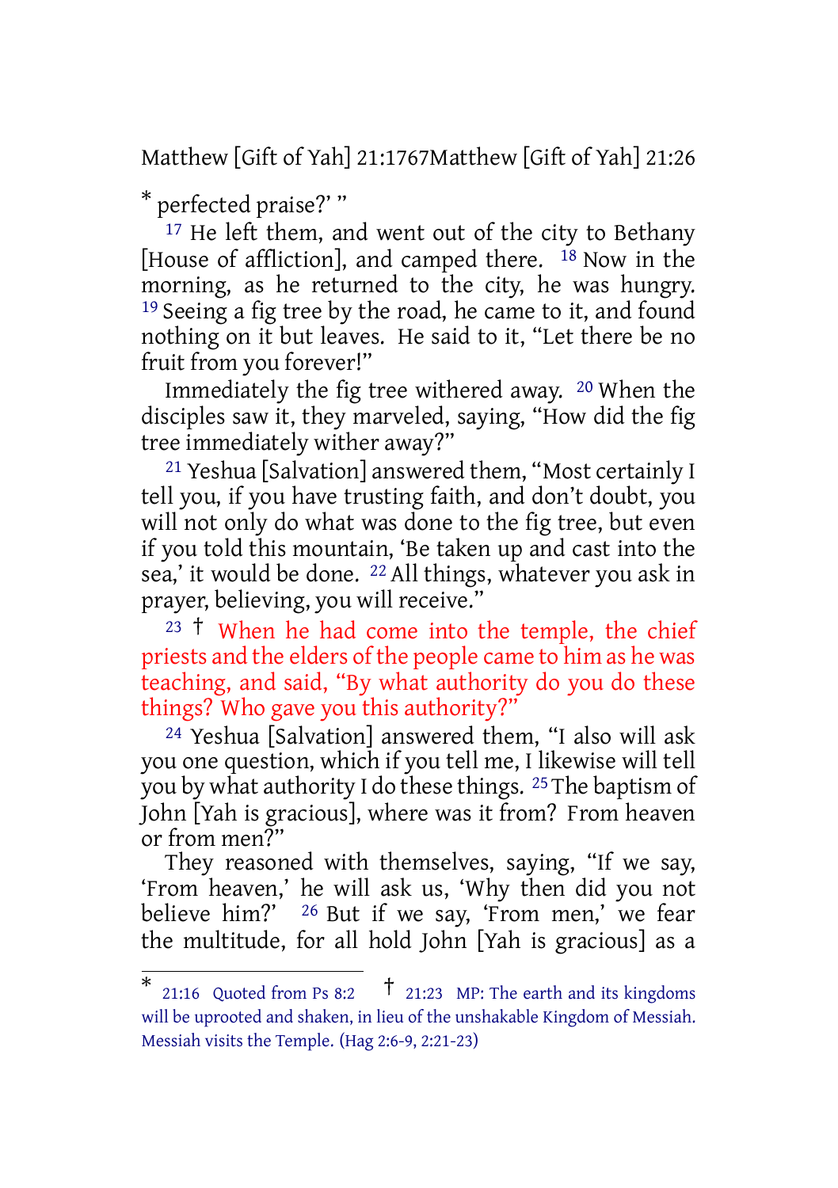* perfected praise?' "

[17] He left them, and went out of the city to Bethany [House of affliction], and camped there. [18] Now in the morning, as he returned to the city, he was hungry. [19] Seeing a fig tree by the road, he came to it, and found nothing on it but leaves. He said to it, "Let there be no fruit from you forever!"

Immediately the fig tree withered away. [20] When the disciples saw it, they marveled, saying, "How did the fig tree immediately wither away?"

[21] Yeshua [Salvation] answered them, "Most certainly I tell you, if you have trusting faith, and don't doubt, you will not only do what was done to the fig tree, but even if you told this mountain, 'Be taken up and cast into the sea,' it would be done. [22] All things, whatever you ask in prayer, believing, you will receive."

[23] † When he had come into the temple, the chief priests and the elders of the people came to him as he was teaching, and said, "By what authority do you do these things? Who gave you this authority?"

[24] Yeshua [Salvation] answered them, "I also will ask you one question, which if you tell me, I likewise will tell you by what authority I do these things. [25] The baptism of John [Yah is gracious], where was it from? From heaven or from men?"

They reasoned with themselves, saying, "If we say, 'From heaven,' he will ask us, 'Why then did you not believe him?' [26] But if we say, 'From men,' we fear the multitude, for all hold John [Yah is gracious] as a

---

* 21:16 Quoted from Ps 8:2 † 21:23 MP: The earth and its kingdoms will be uprooted and shaken, in lieu of the unshakable Kingdom of Messiah. Messiah visits the Temple. (Hag 2:6-9, 2:21-23)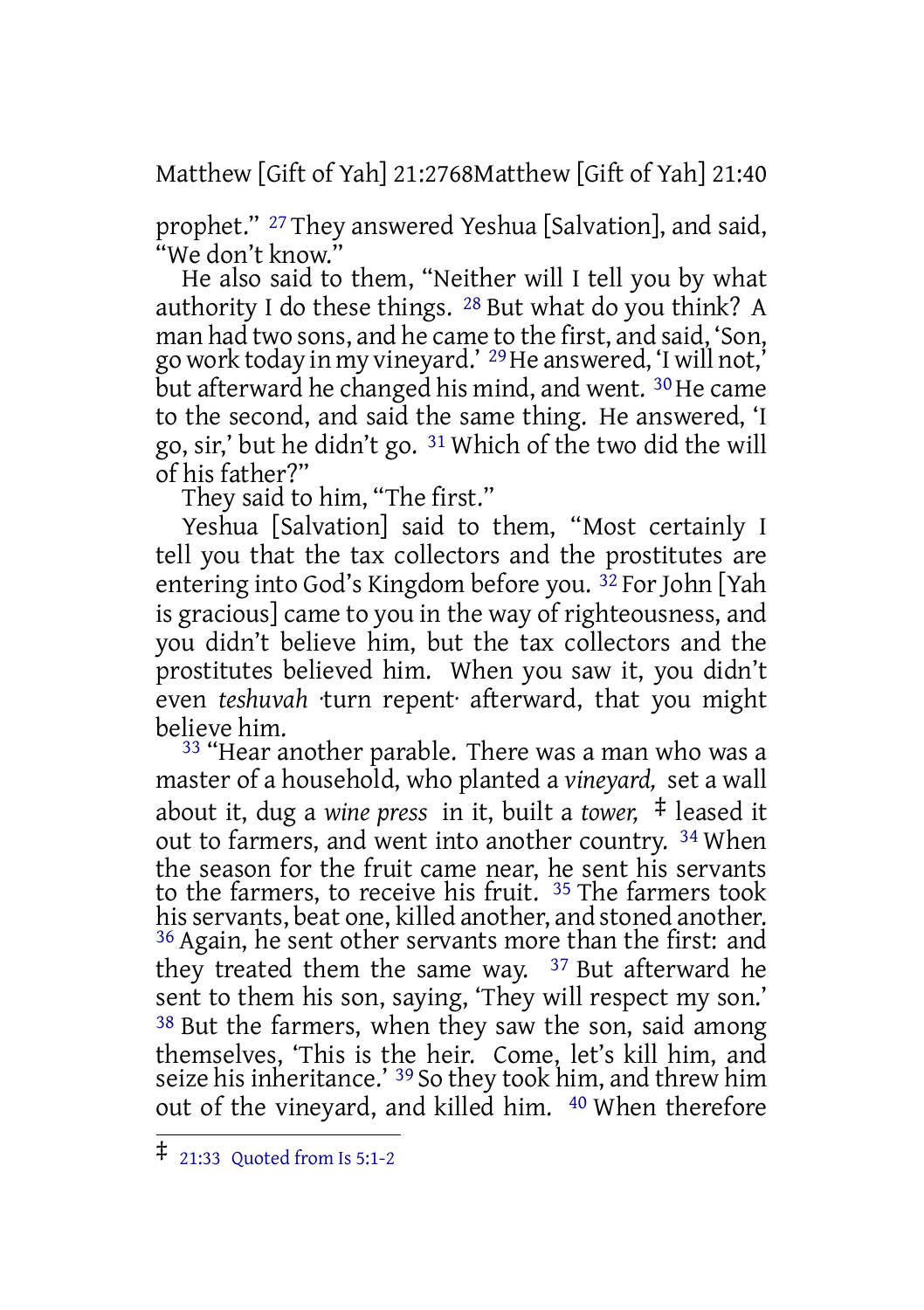prophet." [27] They answered Yeshua [Salvation], and said, "We don't know."

He also said to them, "Neither will I tell you by what authority I do these things. [28] But what do you think? A man had two sons, and he came to the first, and said, 'Son, go work today in my vineyard.' [29] He answered, 'I will not,' but afterward he changed his mind, and went. [30] He came to the second, and said the same thing. He answered, 'I go, sir,' but he didn't go. [31] Which of the two did the will of his father?"

They said to him, "The first."

Yeshua [Salvation] said to them, "Most certainly I tell you that the tax collectors and the prostitutes are entering into God's Kingdom before you. [32] For John [Yah is gracious] came to you in the way of righteousness, and you didn't believe him, but the tax collectors and the prostitutes believed him. When you saw it, you didn't even *teshuvah* ·turn repent· afterward, that you might believe him.

[33] "Hear another parable. There was a man who was a master of a household, who planted a *vineyard,* set a wall about it, dug a *wine press* in it, built a *tower,* ‡ leased it out to farmers, and went into another country. [34] When the season for the fruit came near, he sent his servants to the farmers, to receive his fruit. [35] The farmers took his servants, beat one, killed another, and stoned another. [36] Again, he sent other servants more than the first: and they treated them the same way. [37] But afterward he sent to them his son, saying, 'They will respect my son.' [38] But the farmers, when they saw the son, said among themselves, 'This is the heir. Come, let's kill him, and seize his inheritance.' [39] So they took him, and threw him out of the vineyard, and killed him. [40] When therefore

‡ 21:33 Quoted from Is 5:1-2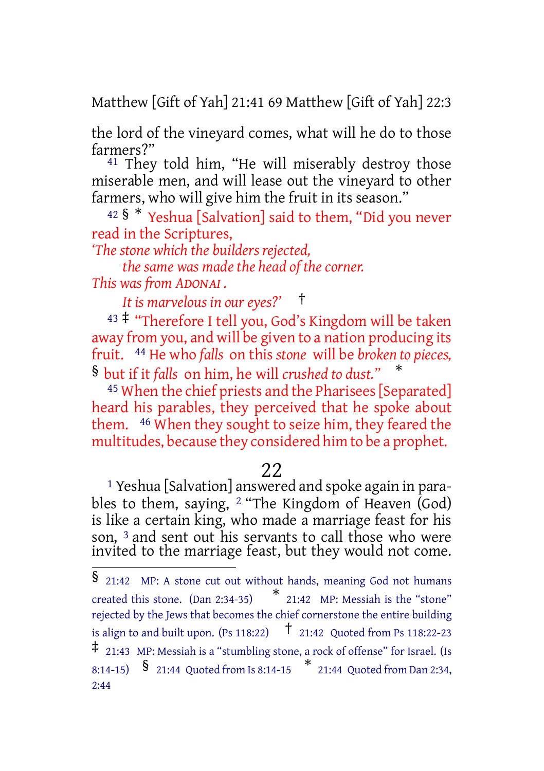the lord of the vineyard comes, what will he do to those farmers?"

[41] They told him, "He will miserably destroy those miserable men, and will lease out the vineyard to other farmers, who will give him the fruit in its season."

[42] § * Yeshua [Salvation] said to them, "Did you never read in the Scriptures,

*'The stone which the builders rejected,*
*the same was made the head of the corner.*
*This was from* ADONAI *.*
*It is marvelous in our eyes?'* †

[43] ‡ "Therefore I tell you, God's Kingdom will be taken away from you, and will be given to a nation producing its fruit. [44] He who *falls* on this *stone* will be *broken to pieces,* § but if it *falls* on him, he will *crushed to dust."* *

[45] When the chief priests and the Pharisees [Separated] heard his parables, they perceived that he spoke about them. [46] When they sought to seize him, they feared the multitudes, because they considered him to be a prophet.

# 22

[1] Yeshua [Salvation] answered and spoke again in parables to them, saying, [2] "The Kingdom of Heaven (God) is like a certain king, who made a marriage feast for his son, [3] and sent out his servants to call those who were invited to the marriage feast, but they would not come.

---

§ 21:42 MP: A stone cut out without hands, meaning God not humans created this stone. (Dan 2:34-35) * 21:42 MP: Messiah is the "stone" rejected by the Jews that becomes the chief cornerstone the entire building is align to and built upon. (Ps 118:22) † 21:42 Quoted from Ps 118:22-23 ‡ 21:43 MP: Messiah is a "stumbling stone, a rock of offense" for Israel. (Is 8:14-15) § 21:44 Quoted from Is 8:14-15 * 21:44 Quoted from Dan 2:34, 2:44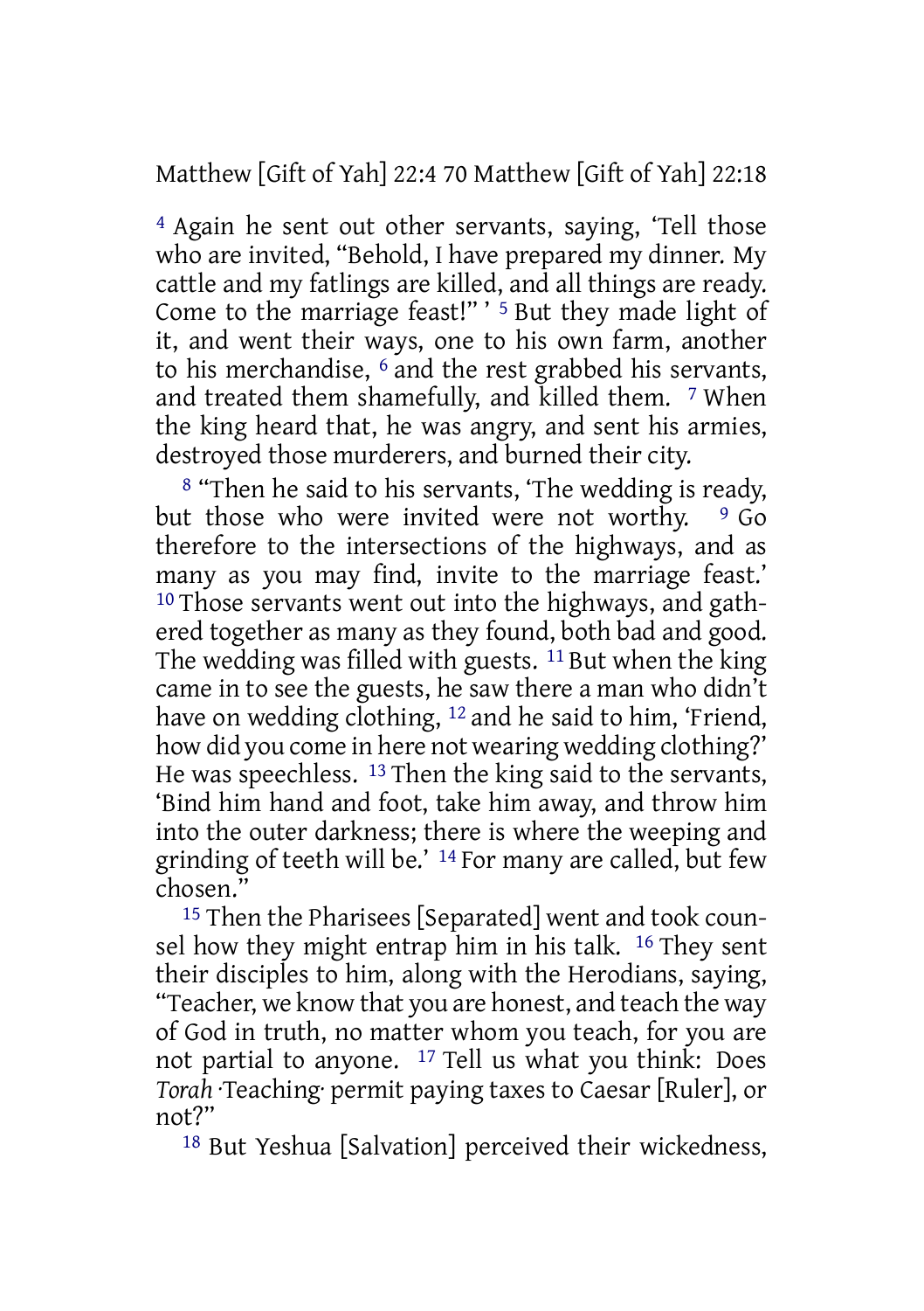[4] Again he sent out other servants, saying, 'Tell those who are invited, "Behold, I have prepared my dinner. My cattle and my fatlings are killed, and all things are ready. Come to the marriage feast!" ' [5] But they made light of it, and went their ways, one to his own farm, another to his merchandise, [6] and the rest grabbed his servants, and treated them shamefully, and killed them. [7] When the king heard that, he was angry, and sent his armies, destroyed those murderers, and burned their city.

[8] "Then he said to his servants, 'The wedding is ready, but those who were invited were not worthy. [9] Go therefore to the intersections of the highways, and as many as you may find, invite to the marriage feast.' [10] Those servants went out into the highways, and gathered together as many as they found, both bad and good. The wedding was filled with guests. [11] But when the king came in to see the guests, he saw there a man who didn't have on wedding clothing, [12] and he said to him, 'Friend, how did you come in here not wearing wedding clothing?' He was speechless. [13] Then the king said to the servants, 'Bind him hand and foot, take him away, and throw him into the outer darkness; there is where the weeping and grinding of teeth will be.' [14] For many are called, but few chosen."

[15] Then the Pharisees [Separated] went and took counsel how they might entrap him in his talk. [16] They sent their disciples to him, along with the Herodians, saying, "Teacher, we know that you are honest, and teach the way of God in truth, no matter whom you teach, for you are not partial to anyone. [17] Tell us what you think: Does *Torah* ·Teaching· permit paying taxes to Caesar [Ruler], or not?"

[18] But Yeshua [Salvation] perceived their wickedness,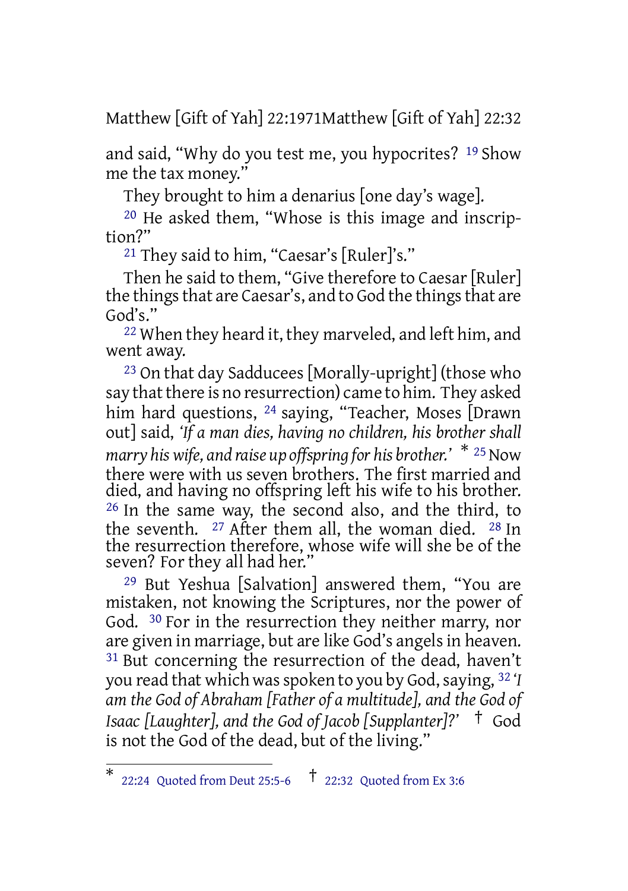and said, "Why do you test me, you hypocrites? [19] Show me the tax money."

They brought to him a denarius [one day's wage].

[20] He asked them, "Whose is this image and inscription?"

[21] They said to him, "Caesar's [Ruler]'s."

Then he said to them, "Give therefore to Caesar [Ruler] the things that are Caesar's, and to God the things that are God's."

[22] When they heard it, they marveled, and left him, and went away.

[23] On that day Sadducees [Morally-upright] (those who say that there is no resurrection) came to him. They asked him hard questions, [24] saying, "Teacher, Moses [Drawn out] said, *'If a man dies, having no children, his brother shall marry his wife, and raise up offspring for his brother.'* * [25] Now there were with us seven brothers. The first married and died, and having no offspring left his wife to his brother. [26] In the same way, the second also, and the third, to the seventh. [27] After them all, the woman died. [28] In the resurrection therefore, whose wife will she be of the seven? For they all had her."

[29] But Yeshua [Salvation] answered them, "You are mistaken, not knowing the Scriptures, nor the power of God. [30] For in the resurrection they neither marry, nor are given in marriage, but are like God's angels in heaven. [31] But concerning the resurrection of the dead, haven't you read that which was spoken to you by God, saying, [32] *'I am the God of Abraham [Father of a multitude], and the God of Isaac [Laughter], and the God of Jacob [Supplanter]?'* † God is not the God of the dead, but of the living."

---

* 22:24 Quoted from Deut 25:5-6 † 22:32 Quoted from Ex 3:6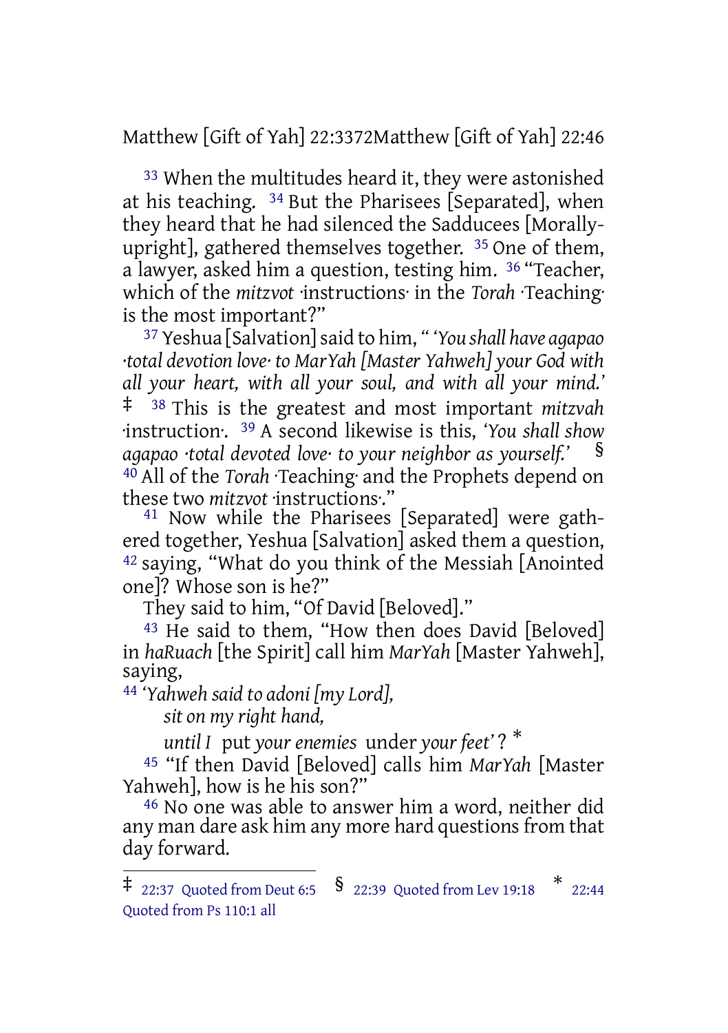[33] When the multitudes heard it, they were astonished at his teaching. [34] But the Pharisees [Separated], when they heard that he had silenced the Sadducees [Morally-upright], gathered themselves together. [35] One of them, a lawyer, asked him a question, testing him. [36] "Teacher, which of the *mitzvot* ·instructions· in the *Torah* ·Teaching· is the most important?"

[37] Yeshua [Salvation] said to him, "*'You shall have agapao ·total devotion love· to MarYah [Master Yahweh] your God with all your heart, with all your soul, and with all your mind.'* ‡ [38] This is the greatest and most important *mitzvah* ·instruction·. [39] A second likewise is this, *'You shall show agapao ·total devoted love· to your neighbor as yourself.'* § [40] All of the *Torah* ·Teaching· and the Prophets depend on these two *mitzvot* ·instructions·."

[41] Now while the Pharisees [Separated] were gathered together, Yeshua [Salvation] asked them a question, [42] saying, "What do you think of the Messiah [Anointed one]? Whose son is he?"

They said to him, "Of David [Beloved]."

[43] He said to them, "How then does David [Beloved] in *haRuach* [the Spirit] call him *MarYah* [Master Yahweh], saying,

[44] *'Yahweh said to adoni [my Lord],*
*sit on my right hand,*
*until I* put *your enemies* under *your feet'* ? *

[45] "If then David [Beloved] calls him *MarYah* [Master Yahweh], how is he his son?"

[46] No one was able to answer him a word, neither did any man dare ask him any more hard questions from that day forward.

---

‡ 22:37 Quoted from Deut 6:5 § 22:39 Quoted from Lev 19:18 * 22:44 Quoted from Ps 110:1 all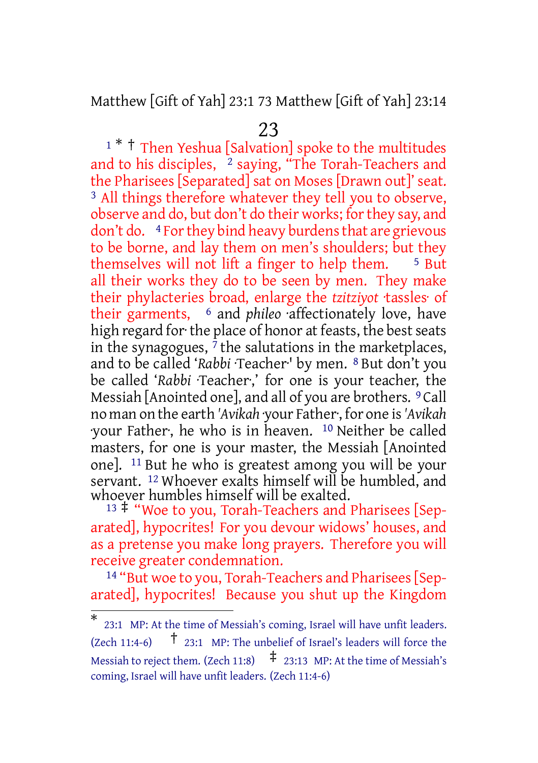# 23

[1] * † Then Yeshua [Salvation] spoke to the multitudes and to his disciples, [2] saying, "The Torah-Teachers and the Pharisees [Separated] sat on Moses [Drawn out]' seat. [3] All things therefore whatever they tell you to observe, observe and do, but don't do their works; for they say, and don't do. [4] For they bind heavy burdens that are grievous to be borne, and lay them on men's shoulders; but they themselves will not lift a finger to help them. [5] But all their works they do to be seen by men. They make their phylacteries broad, enlarge the *tzitziyot* ·tassles· of their garments, [6] and *phileo* ·affectionately love, have high regard for· the place of honor at feasts, the best seats in the synagogues, [7] the salutations in the marketplaces, and to be called '*Rabbi* ·Teacher·' by men. [8] But don't you be called '*Rabbi* ·Teacher·,' for one is your teacher, the Messiah [Anointed one], and all of you are brothers. [9] Call no man on the earth '*Avikah* ·your Father·, for one is '*Avikah* ·your Father·, he who is in heaven. [10] Neither be called masters, for one is your master, the Messiah [Anointed one]. [11] But he who is greatest among you will be your servant. [12] Whoever exalts himself will be humbled, and whoever humbles himself will be exalted.

[13] ‡ "Woe to you, Torah-Teachers and Pharisees [Separated], hypocrites! For you devour widows' houses, and as a pretense you make long prayers. Therefore you will receive greater condemnation.

[14] "But woe to you, Torah-Teachers and Pharisees [Separated], hypocrites! Because you shut up the Kingdom

---

\* 23:1 MP: At the time of Messiah's coming, Israel will have unfit leaders. (Zech 11:4-6) † 23:1 MP: The unbelief of Israel's leaders will force the Messiah to reject them. (Zech 11:8) ‡ 23:13 MP: At the time of Messiah's coming, Israel will have unfit leaders. (Zech 11:4-6)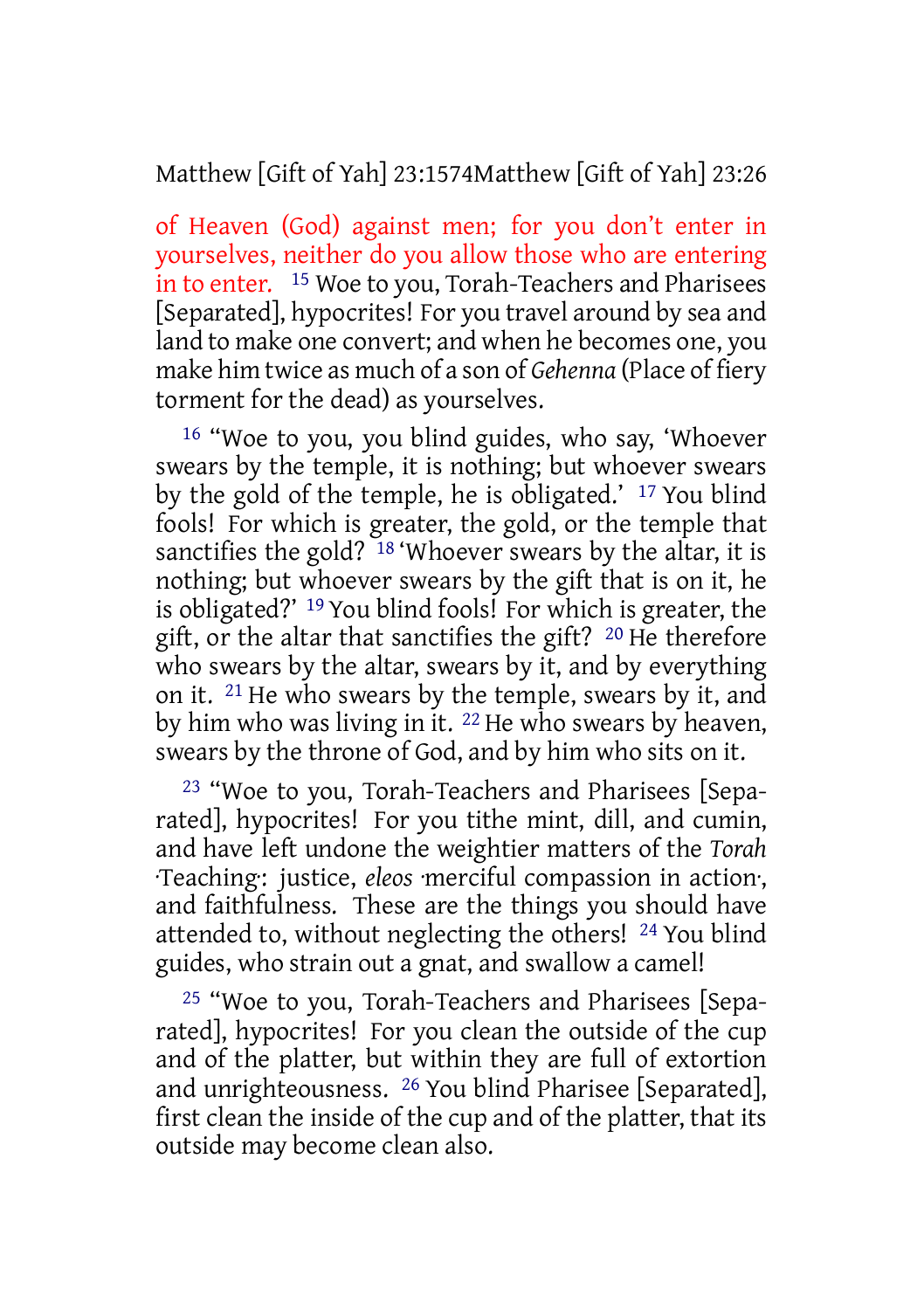of Heaven (God) against men; for you don't enter in yourselves, neither do you allow those who are entering in to enter. 15 Woe to you, Torah-Teachers and Pharisees [Separated], hypocrites! For you travel around by sea and land to make one convert; and when he becomes one, you make him twice as much of a son of *Gehenna* (Place of fiery torment for the dead) as yourselves.

16 "Woe to you, you blind guides, who say, 'Whoever swears by the temple, it is nothing; but whoever swears by the gold of the temple, he is obligated.' 17 You blind fools! For which is greater, the gold, or the temple that sanctifies the gold? 18 'Whoever swears by the altar, it is nothing; but whoever swears by the gift that is on it, he is obligated?' 19 You blind fools! For which is greater, the gift, or the altar that sanctifies the gift? 20 He therefore who swears by the altar, swears by it, and by everything on it. 21 He who swears by the temple, swears by it, and by him who was living in it. 22 He who swears by heaven, swears by the throne of God, and by him who sits on it.

23 "Woe to you, Torah-Teachers and Pharisees [Separated], hypocrites! For you tithe mint, dill, and cumin, and have left undone the weightier matters of the *Torah* ·Teaching·: justice, *eleos* ·merciful compassion in action·, and faithfulness. These are the things you should have attended to, without neglecting the others! 24 You blind guides, who strain out a gnat, and swallow a camel!

25 "Woe to you, Torah-Teachers and Pharisees [Separated], hypocrites! For you clean the outside of the cup and of the platter, but within they are full of extortion and unrighteousness. 26 You blind Pharisee [Separated], first clean the inside of the cup and of the platter, that its outside may become clean also.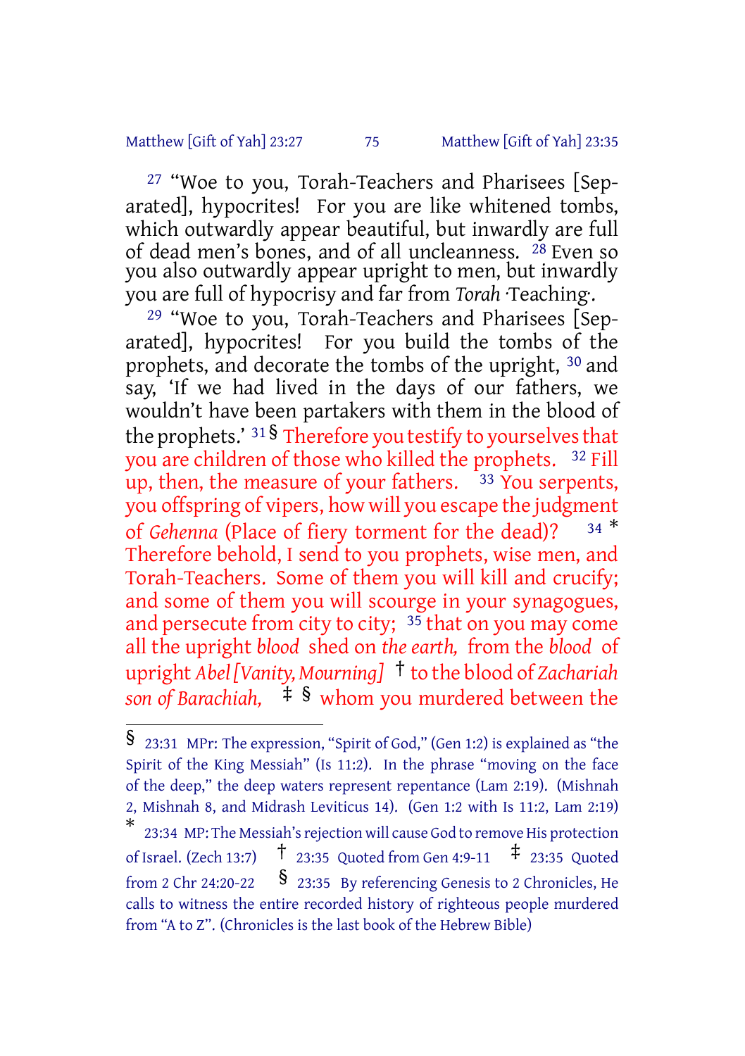[27] “Woe to you, Torah-Teachers and Pharisees [Separated], hypocrites! For you are like whitened tombs, which outwardly appear beautiful, but inwardly are full of dead men’s bones, and of all uncleanness. [28] Even so you also outwardly appear upright to men, but inwardly you are full of hypocrisy and far from *Torah* ·Teaching·.

[29] “Woe to you, Torah-Teachers and Pharisees [Separated], hypocrites! For you build the tombs of the prophets, and decorate the tombs of the upright, [30] and say, ‘If we had lived in the days of our fathers, we wouldn’t have been partakers with them in the blood of the prophets.’ [31] § Therefore you testify to yourselves that you are children of those who killed the prophets. [32] Fill up, then, the measure of your fathers. [33] You serpents, you offspring of vipers, how will you escape the judgment of *Gehenna* (Place of fiery torment for the dead)? [34] * Therefore behold, I send to you prophets, wise men, and Torah-Teachers. Some of them you will kill and crucify; and some of them you will scourge in your synagogues, and persecute from city to city; [35] that on you may come all the upright *blood* shed on *the earth,* from the *blood* of upright *Abel [Vanity, Mourning]* † to the blood of *Zachariah son of Barachiah,* ‡ § whom you murdered between the

---

§ 23:31 MPr: The expression, “Spirit of God,” (Gen 1:2) is explained as “the Spirit of the King Messiah” (Is 11:2). In the phrase “moving on the face of the deep,” the deep waters represent repentance (Lam 2:19). (Mishnah 2, Mishnah 8, and Midrash Leviticus 14). (Gen 1:2 with Is 11:2, Lam 2:19)

\* 23:34 MP: The Messiah’s rejection will cause God to remove His protection of Israel. (Zech 13:7)

† 23:35 Quoted from Gen 4:9-11

‡ 23:35 Quoted from 2 Chr 24:20-22

§ 23:35 By referencing Genesis to 2 Chronicles, He calls to witness the entire recorded history of righteous people murdered from “A to Z”. (Chronicles is the last book of the Hebrew Bible)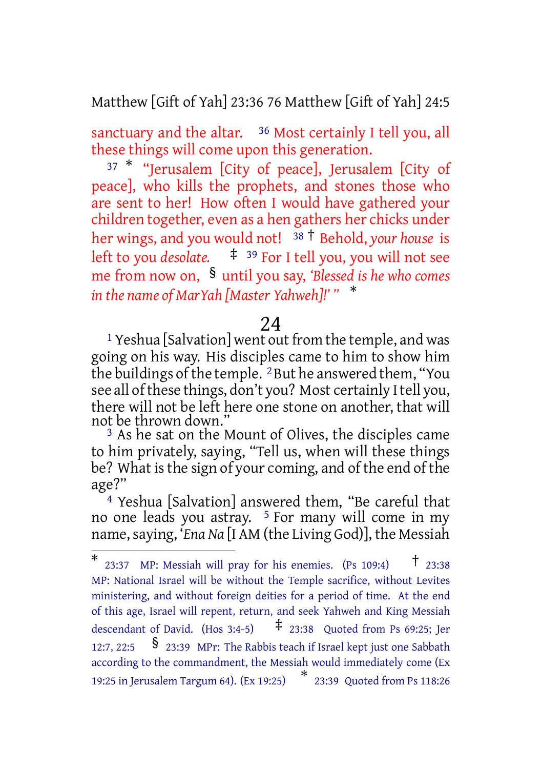sanctuary and the altar. [36] Most certainly I tell you, all these things will come upon this generation.

[37] * "Jerusalem [City of peace], Jerusalem [City of peace], who kills the prophets, and stones those who are sent to her! How often I would have gathered your children together, even as a hen gathers her chicks under her wings, and you would not! [38] † Behold, *your house* is left to you *desolate.* ‡ [39] For I tell you, you will not see me from now on, § until you say, *'Blessed is he who comes in the name of MarYah [Master Yahweh]!'* " *

## 24

[1] Yeshua [Salvation] went out from the temple, and was going on his way. His disciples came to him to show him the buildings of the temple. [2] But he answered them, "You see all of these things, don't you? Most certainly I tell you, there will not be left here one stone on another, that will not be thrown down."

[3] As he sat on the Mount of Olives, the disciples came to him privately, saying, "Tell us, when will these things be? What is the sign of your coming, and of the end of the age?"

[4] Yeshua [Salvation] answered them, "Be careful that no one leads you astray. [5] For many will come in my name, saying, '*Ena Na* [I AM (the Living God)], the Messiah

---

\* 23:37 MP: Messiah will pray for his enemies. (Ps 109:4) † 23:38 MP: National Israel will be without the Temple sacrifice, without Levites ministering, and without foreign deities for a period of time. At the end of this age, Israel will repent, return, and seek Yahweh and King Messiah descendant of David. (Hos 3:4-5) ‡ 23:38 Quoted from Ps 69:25; Jer 12:7, 22:5 § 23:39 MPr: The Rabbis teach if Israel kept just one Sabbath according to the commandment, the Messiah would immediately come (Ex 19:25 in Jerusalem Targum 64). (Ex 19:25) * 23:39 Quoted from Ps 118:26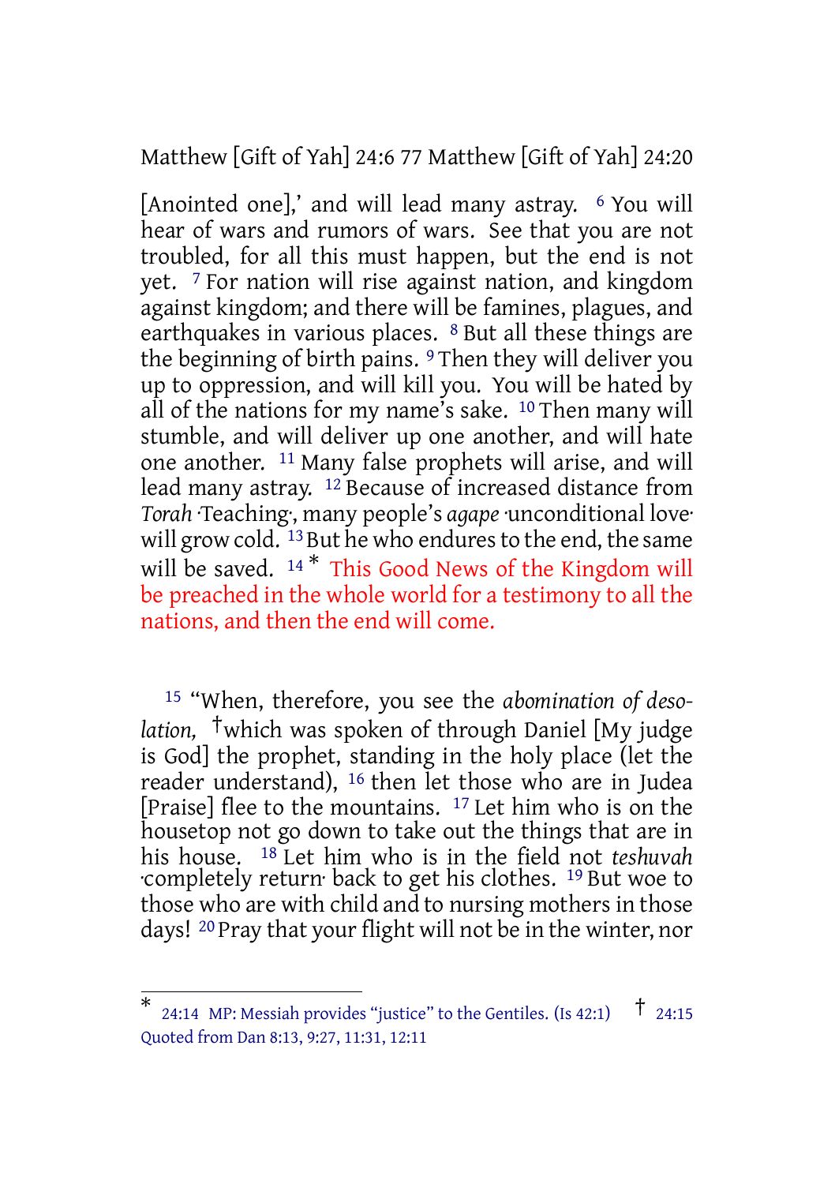[Anointed one],' and will lead many astray. [6] You will hear of wars and rumors of wars. See that you are not troubled, for all this must happen, but the end is not yet. [7] For nation will rise against nation, and kingdom against kingdom; and there will be famines, plagues, and earthquakes in various places. [8] But all these things are the beginning of birth pains. [9] Then they will deliver you up to oppression, and will kill you. You will be hated by all of the nations for my name's sake. [10] Then many will stumble, and will deliver up one another, and will hate one another. [11] Many false prophets will arise, and will lead many astray. [12] Because of increased distance from *Torah* ·Teaching·, many people's *agape* ·unconditional love· will grow cold. [13] But he who endures to the end, the same will be saved. [14] * This Good News of the Kingdom will be preached in the whole world for a testimony to all the nations, and then the end will come.

[15] "When, therefore, you see the *abomination of desolation,* †which was spoken of through Daniel [My judge is God] the prophet, standing in the holy place (let the reader understand), [16] then let those who are in Judea [Praise] flee to the mountains. [17] Let him who is on the housetop not go down to take out the things that are in his house. [18] Let him who is in the field not *teshuvah* ·completely return· back to get his clothes. [19] But woe to those who are with child and to nursing mothers in those days! [20] Pray that your flight will not be in the winter, nor

---

* 24:14 MP: Messiah provides "justice" to the Gentiles. (Is 42:1) † 24:15 Quoted from Dan 8:13, 9:27, 11:31, 12:11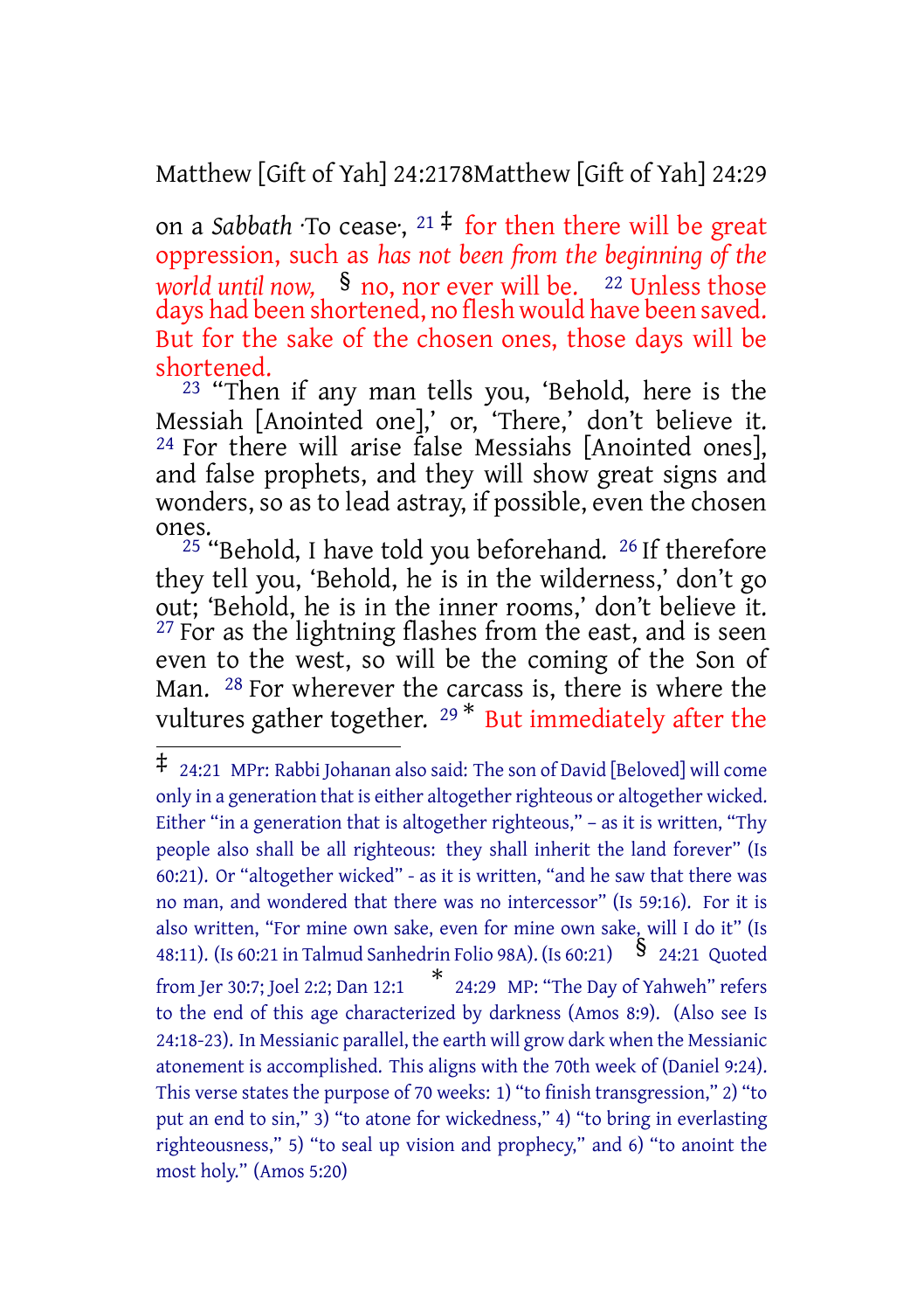on a *Sabbath* ·To cease·, 21 ‡ for then there will be great oppression, such as *has not been from the beginning of the world until now,* § no, nor ever will be. 22 Unless those days had been shortened, no flesh would have been saved. But for the sake of the chosen ones, those days will be shortened.

23 "Then if any man tells you, 'Behold, here is the Messiah [Anointed one],' or, 'There,' don't believe it. 24 For there will arise false Messiahs [Anointed ones], and false prophets, and they will show great signs and wonders, so as to lead astray, if possible, even the chosen ones.

25 "Behold, I have told you beforehand. 26 If therefore they tell you, 'Behold, he is in the wilderness,' don't go out; 'Behold, he is in the inner rooms,' don't believe it. 27 For as the lightning flashes from the east, and is seen even to the west, so will be the coming of the Son of Man. 28 For wherever the carcass is, there is where the vultures gather together. 29 * But immediately after the

---

‡ 24:21 MPr: Rabbi Johanan also said: The son of David [Beloved] will come only in a generation that is either altogether righteous or altogether wicked. Either "in a generation that is altogether righteous," – as it is written, "Thy people also shall be all righteous: they shall inherit the land forever" (Is 60:21). Or "altogether wicked" - as it is written, "and he saw that there was no man, and wondered that there was no intercessor" (Is 59:16). For it is also written, "For mine own sake, even for mine own sake, will I do it" (Is 48:11). (Is 60:21 in Talmud Sanhedrin Folio 98A). (Is 60:21)

§ 24:21 Quoted from Jer 30:7; Joel 2:2; Dan 12:1

* 24:29 MP: "The Day of Yahweh" refers to the end of this age characterized by darkness (Amos 8:9). (Also see Is 24:18-23). In Messianic parallel, the earth will grow dark when the Messianic atonement is accomplished. This aligns with the 70th week of (Daniel 9:24). This verse states the purpose of 70 weeks: 1) "to finish transgression," 2) "to put an end to sin," 3) "to atone for wickedness," 4) "to bring in everlasting righteousness," 5) "to seal up vision and prophecy," and 6) "to anoint the most holy." (Amos 5:20)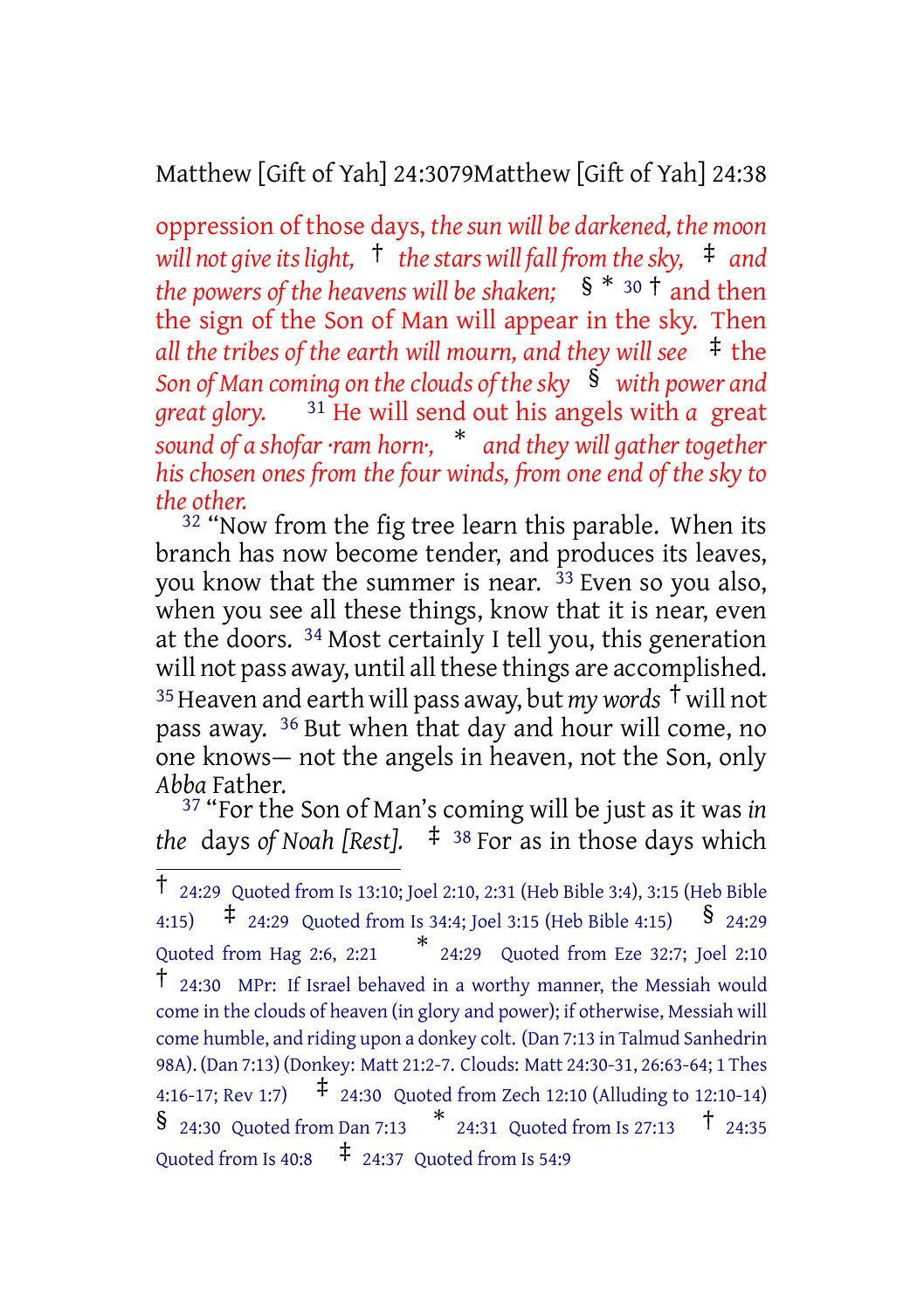oppression of those days, *the sun will be darkened, the moon will not give its light,* † *the stars will fall from the sky,* ‡ *and the powers of the heavens will be shaken;* § * [30] † and then the sign of the Son of Man will appear in the sky. Then *all the tribes of the earth will mourn, and they will see* ‡ the *Son of Man coming on the clouds of the sky* § *with power and great glory.* [31] He will send out his angels with *a* great *sound of a shofar ·ram horn·,* * *and they will gather together his chosen ones from the four winds, from one end of the sky to the other.*

[32] "Now from the fig tree learn this parable. When its branch has now become tender, and produces its leaves, you know that the summer is near. [33] Even so you also, when you see all these things, know that it is near, even at the doors. [34] Most certainly I tell you, this generation will not pass away, until all these things are accomplished. [35] Heaven and earth will pass away, but *my words* † will not pass away. [36] But when that day and hour will come, no one knows— not the angels in heaven, not the Son, only *Abba* Father.

[37] "For the Son of Man's coming will be just as it was *in the* days *of Noah [Rest].* ‡ [38] For as in those days which

---

† 24:29 Quoted from Is 13:10; Joel 2:10, 2:31 (Heb Bible 3:4), 3:15 (Heb Bible 4:15) ‡ 24:29 Quoted from Is 34:4; Joel 3:15 (Heb Bible 4:15) § 24:29 Quoted from Hag 2:6, 2:21 * 24:29 Quoted from Eze 32:7; Joel 2:10 † 24:30 MPr: If Israel behaved in a worthy manner, the Messiah would come in the clouds of heaven (in glory and power); if otherwise, Messiah will come humble, and riding upon a donkey colt. (Dan 7:13 in Talmud Sanhedrin 98A). (Dan 7:13) (Donkey: Matt 21:2-7. Clouds: Matt 24:30-31, 26:63-64; 1 Thes 4:16-17; Rev 1:7) ‡ 24:30 Quoted from Zech 12:10 (Alluding to 12:10-14) § 24:30 Quoted from Dan 7:13 * 24:31 Quoted from Is 27:13 † 24:35 Quoted from Is 40:8 ‡ 24:37 Quoted from Is 54:9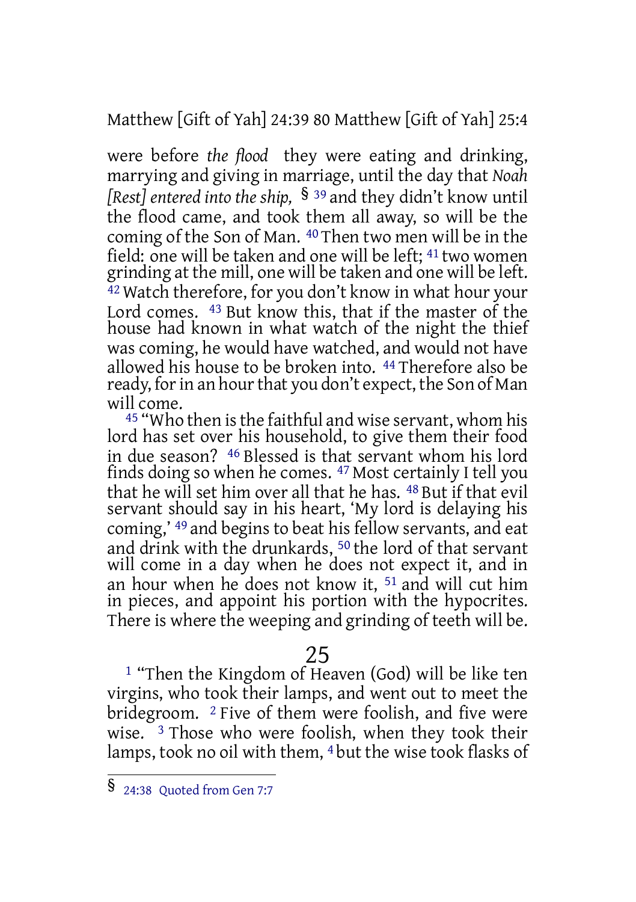were before *the flood* they were eating and drinking, marrying and giving in marriage, until the day that *Noah [Rest] entered into the ship,* § [39] and they didn't know until the flood came, and took them all away, so will be the coming of the Son of Man. [40] Then two men will be in the field: one will be taken and one will be left; [41] two women grinding at the mill, one will be taken and one will be left. [42] Watch therefore, for you don't know in what hour your Lord comes. [43] But know this, that if the master of the house had known in what watch of the night the thief was coming, he would have watched, and would not have allowed his house to be broken into. [44] Therefore also be ready, for in an hour that you don't expect, the Son of Man will come.

[45] "Who then is the faithful and wise servant, whom his lord has set over his household, to give them their food in due season? [46] Blessed is that servant whom his lord finds doing so when he comes. [47] Most certainly I tell you that he will set him over all that he has. [48] But if that evil servant should say in his heart, 'My lord is delaying his coming,' [49] and begins to beat his fellow servants, and eat and drink with the drunkards, [50] the lord of that servant will come in a day when he does not expect it, and in an hour when he does not know it, [51] and will cut him in pieces, and appoint his portion with the hypocrites. There is where the weeping and grinding of teeth will be.

# 25

[1] "Then the Kingdom of Heaven (God) will be like ten virgins, who took their lamps, and went out to meet the bridegroom. [2] Five of them were foolish, and five were wise. [3] Those who were foolish, when they took their lamps, took no oil with them, [4] but the wise took flasks of

---

§ 24:38 Quoted from Gen 7:7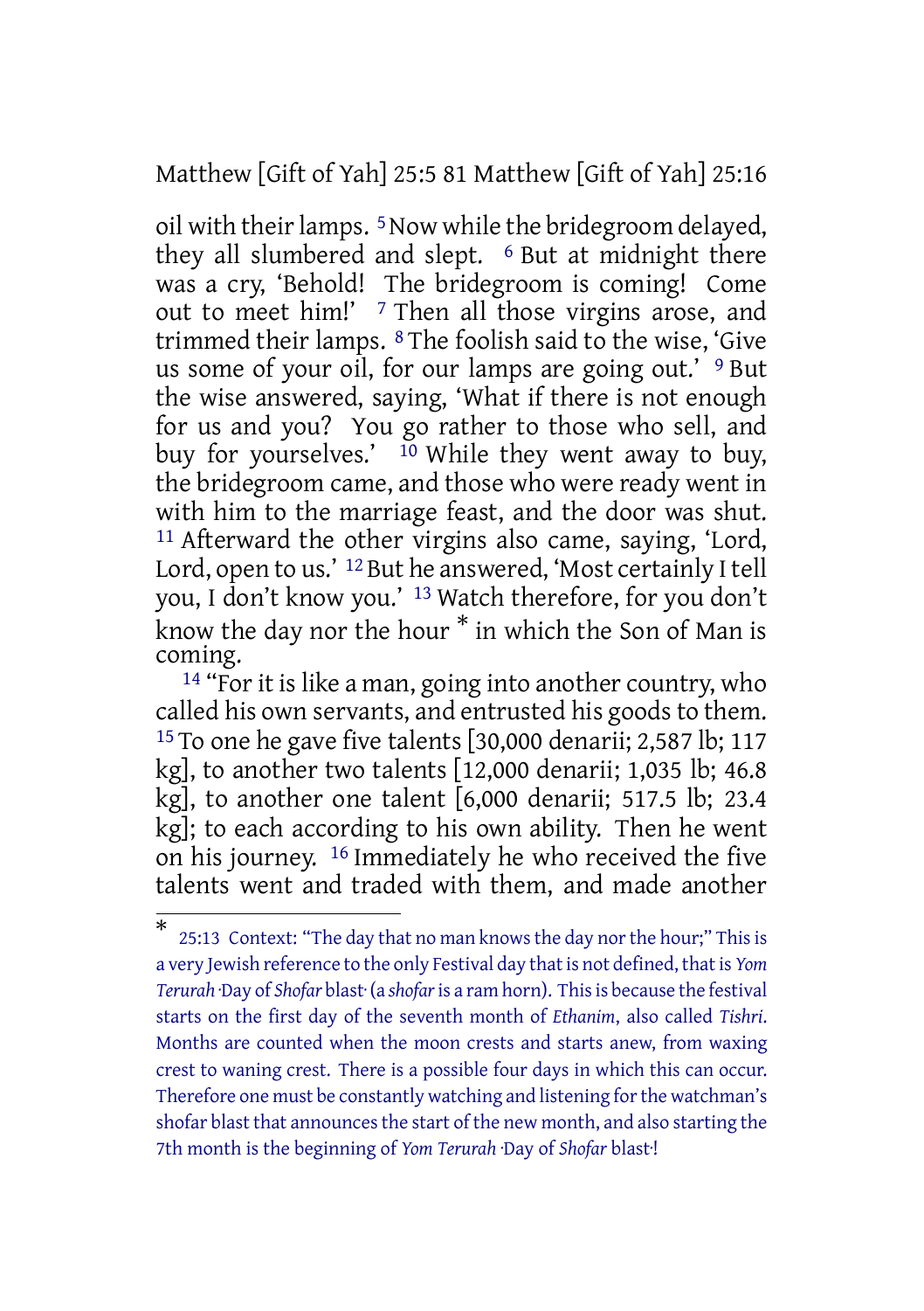oil with their lamps. [5] Now while the bridegroom delayed, they all slumbered and slept. [6] But at midnight there was a cry, 'Behold! The bridegroom is coming! Come out to meet him!' [7] Then all those virgins arose, and trimmed their lamps. [8] The foolish said to the wise, 'Give us some of your oil, for our lamps are going out.' [9] But the wise answered, saying, 'What if there is not enough for us and you? You go rather to those who sell, and buy for yourselves.' [10] While they went away to buy, the bridegroom came, and those who were ready went in with him to the marriage feast, and the door was shut. [11] Afterward the other virgins also came, saying, 'Lord, Lord, open to us.' [12] But he answered, 'Most certainly I tell you, I don't know you.' [13] Watch therefore, for you don't know the day nor the hour [*] in which the Son of Man is coming.

[14] "For it is like a man, going into another country, who called his own servants, and entrusted his goods to them. [15] To one he gave five talents [30,000 denarii; 2,587 lb; 117 kg], to another two talents [12,000 denarii; 1,035 lb; 46.8 kg], to another one talent [6,000 denarii; 517.5 lb; 23.4 kg]; to each according to his own ability. Then he went on his journey. [16] Immediately he who received the five talents went and traded with them, and made another

---

[*] 25:13 Context: "The day that no man knows the day nor the hour;" This is a very Jewish reference to the only Festival day that is not defined, that is *Yom Terurah* ·Day of *Shofar* blast· (a *shofar* is a ram horn). This is because the festival starts on the first day of the seventh month of *Ethanim*, also called *Tishri*. Months are counted when the moon crests and starts anew, from waxing crest to waning crest. There is a possible four days in which this can occur. Therefore one must be constantly watching and listening for the watchman's shofar blast that announces the start of the new month, and also starting the 7th month is the beginning of *Yom Terurah* ·Day of *Shofar* blast·!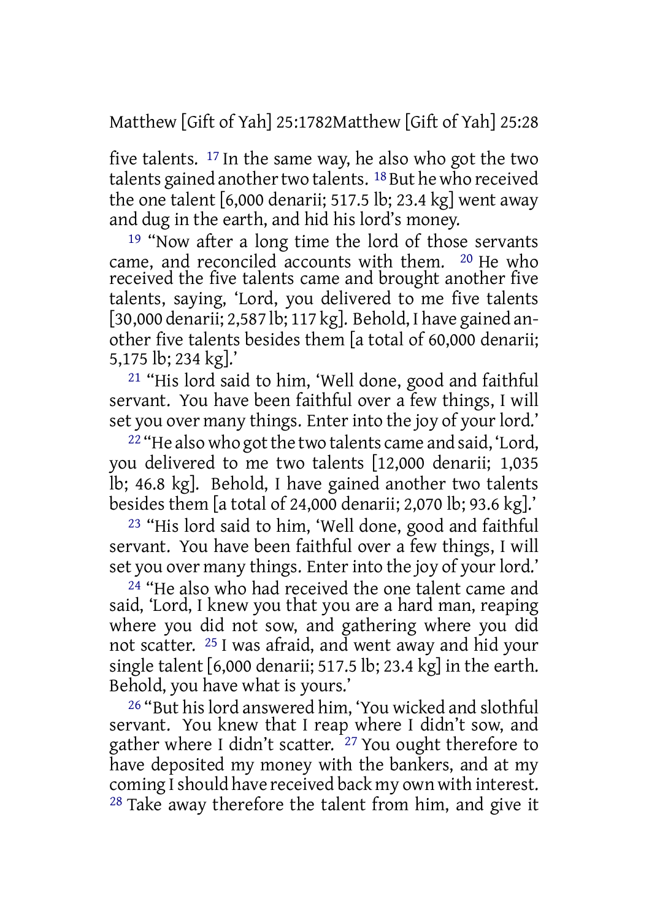five talents. [17] In the same way, he also who got the two talents gained another two talents. [18] But he who received the one talent [6,000 denarii; 517.5 lb; 23.4 kg] went away and dug in the earth, and hid his lord's money.

[19] "Now after a long time the lord of those servants came, and reconciled accounts with them. [20] He who received the five talents came and brought another five talents, saying, 'Lord, you delivered to me five talents [30,000 denarii; 2,587 lb; 117 kg]. Behold, I have gained another five talents besides them [a total of 60,000 denarii; 5,175 lb; 234 kg].'

[21] "His lord said to him, 'Well done, good and faithful servant. You have been faithful over a few things, I will set you over many things. Enter into the joy of your lord.'

[22] "He also who got the two talents came and said, 'Lord, you delivered to me two talents [12,000 denarii; 1,035 lb; 46.8 kg]. Behold, I have gained another two talents besides them [a total of 24,000 denarii; 2,070 lb; 93.6 kg].'

[23] "His lord said to him, 'Well done, good and faithful servant. You have been faithful over a few things, I will set you over many things. Enter into the joy of your lord.'

[24] "He also who had received the one talent came and said, 'Lord, I knew you that you are a hard man, reaping where you did not sow, and gathering where you did not scatter. [25] I was afraid, and went away and hid your single talent [6,000 denarii; 517.5 lb; 23.4 kg] in the earth. Behold, you have what is yours.'

[26] "But his lord answered him, 'You wicked and slothful servant. You knew that I reap where I didn't sow, and gather where I didn't scatter. [27] You ought therefore to have deposited my money with the bankers, and at my coming I should have received back my own with interest. [28] Take away therefore the talent from him, and give it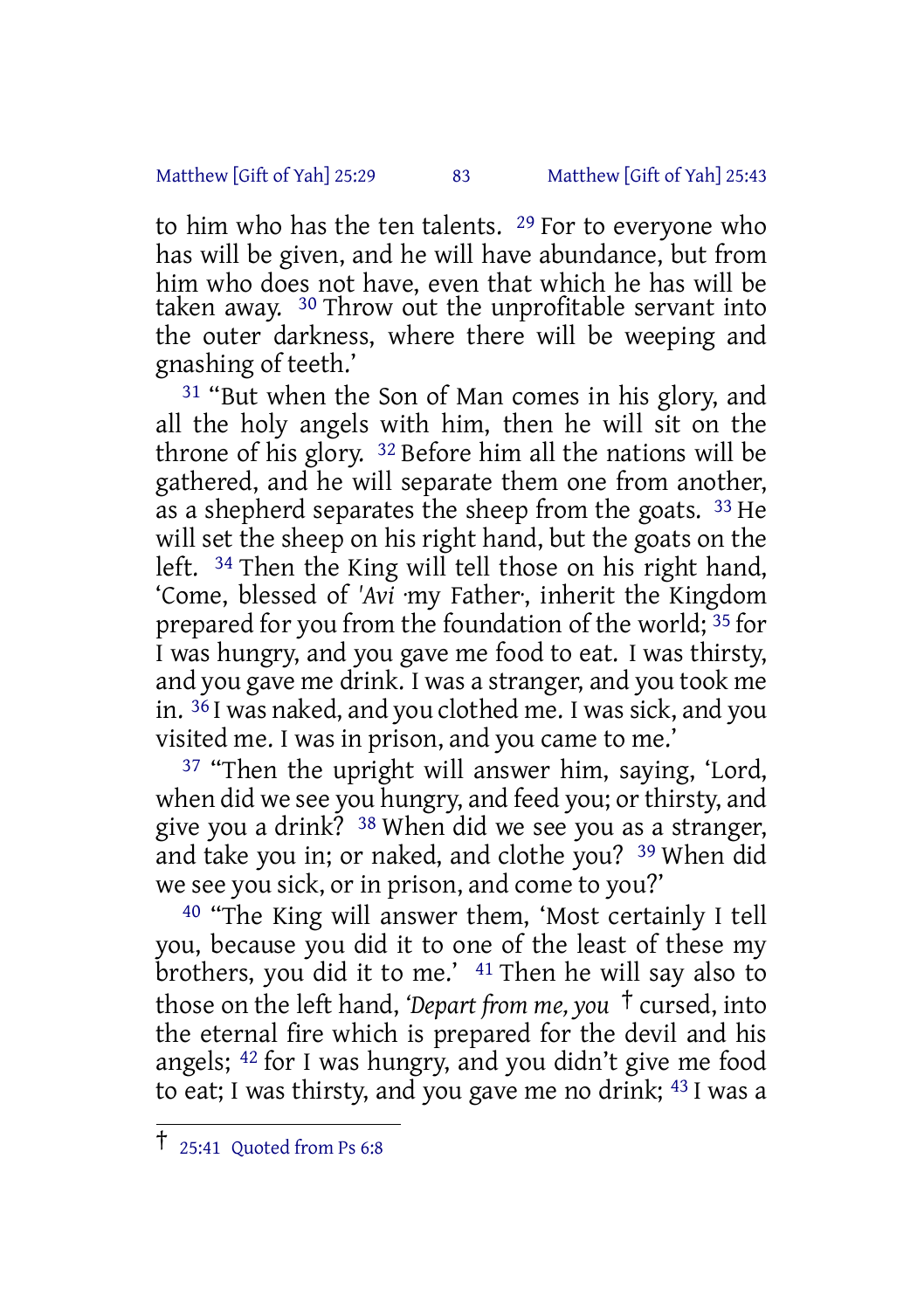to him who has the ten talents. [29] For to everyone who has will be given, and he will have abundance, but from him who does not have, even that which he has will be taken away. [30] Throw out the unprofitable servant into the outer darkness, where there will be weeping and gnashing of teeth.'

[31] "But when the Son of Man comes in his glory, and all the holy angels with him, then he will sit on the throne of his glory. [32] Before him all the nations will be gathered, and he will separate them one from another, as a shepherd separates the sheep from the goats. [33] He will set the sheep on his right hand, but the goats on the left. [34] Then the King will tell those on his right hand, 'Come, blessed of *'Avi* ·my Father·, inherit the Kingdom prepared for you from the foundation of the world; [35] for I was hungry, and you gave me food to eat. I was thirsty, and you gave me drink. I was a stranger, and you took me in. [36] I was naked, and you clothed me. I was sick, and you visited me. I was in prison, and you came to me.'

[37] "Then the upright will answer him, saying, 'Lord, when did we see you hungry, and feed you; or thirsty, and give you a drink? [38] When did we see you as a stranger, and take you in; or naked, and clothe you? [39] When did we see you sick, or in prison, and come to you?'

[40] "The King will answer them, 'Most certainly I tell you, because you did it to one of the least of these my brothers, you did it to me.' [41] Then he will say also to those on the left hand, *'Depart from me, you* † cursed, into the eternal fire which is prepared for the devil and his angels; [42] for I was hungry, and you didn't give me food to eat; I was thirsty, and you gave me no drink; [43] I was a

---

† 25:41 Quoted from Ps 6:8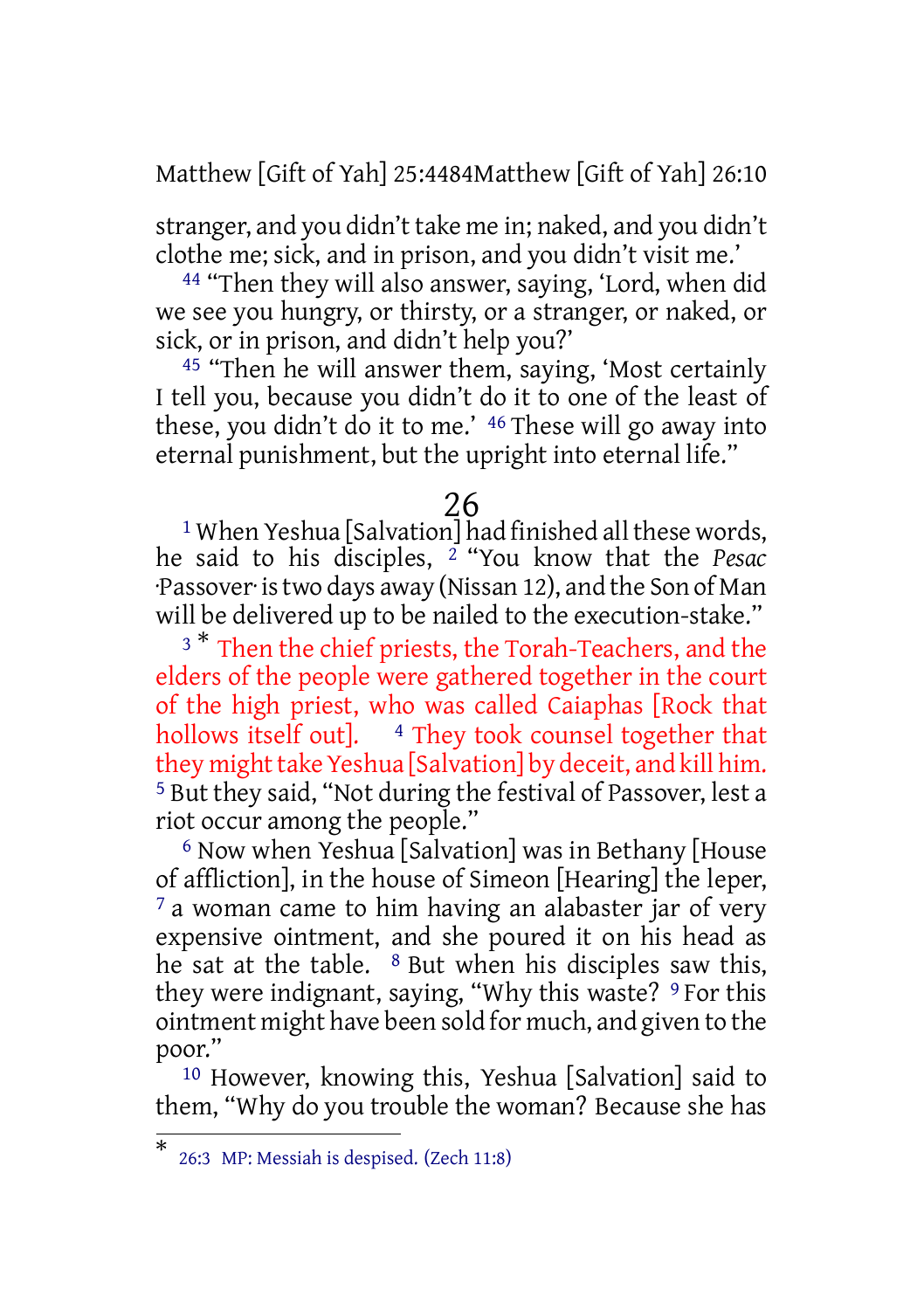stranger, and you didn't take me in; naked, and you didn't clothe me; sick, and in prison, and you didn't visit me.'

[44] "Then they will also answer, saying, 'Lord, when did we see you hungry, or thirsty, or a stranger, or naked, or sick, or in prison, and didn't help you?'

[45] "Then he will answer them, saying, 'Most certainly I tell you, because you didn't do it to one of the least of these, you didn't do it to me.' [46] These will go away into eternal punishment, but the upright into eternal life."

## 26

[1] When Yeshua [Salvation] had finished all these words, he said to his disciples, [2] "You know that the *Pesac* ·Passover· is two days away (Nissan 12), and the Son of Man will be delivered up to be nailed to the execution-stake."

[3] * Then the chief priests, the Torah-Teachers, and the elders of the people were gathered together in the court of the high priest, who was called Caiaphas [Rock that hollows itself out]. [4] They took counsel together that they might take Yeshua [Salvation] by deceit, and kill him. [5] But they said, "Not during the festival of Passover, lest a riot occur among the people."

[6] Now when Yeshua [Salvation] was in Bethany [House of affliction], in the house of Simeon [Hearing] the leper, [7] a woman came to him having an alabaster jar of very expensive ointment, and she poured it on his head as he sat at the table. [8] But when his disciples saw this, they were indignant, saying, "Why this waste? [9] For this ointment might have been sold for much, and given to the poor."

[10] However, knowing this, Yeshua [Salvation] said to them, "Why do you trouble the woman? Because she has

---

* 26:3 MP: Messiah is despised. (Zech 11:8)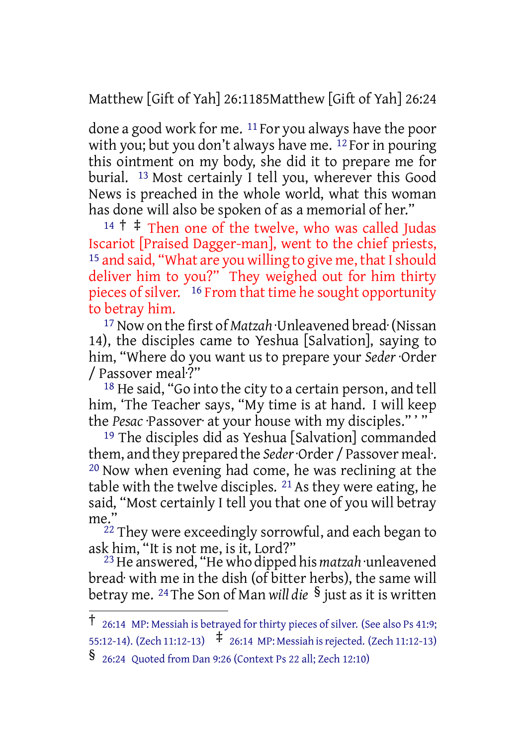done a good work for me. [11] For you always have the poor with you; but you don't always have me. [12] For in pouring this ointment on my body, she did it to prepare me for burial. [13] Most certainly I tell you, wherever this Good News is preached in the whole world, what this woman has done will also be spoken of as a memorial of her."

[14] † ‡ Then one of the twelve, who was called Judas Iscariot [Praised Dagger-man], went to the chief priests, [15] and said, "What are you willing to give me, that I should deliver him to you?" They weighed out for him thirty pieces of silver. [16] From that time he sought opportunity to betray him.

[17] Now on the first of *Matzah* ·Unleavened bread· (Nissan 14), the disciples came to Yeshua [Salvation], saying to him, "Where do you want us to prepare your *Seder* ·Order / Passover meal·?"

[18] He said, "Go into the city to a certain person, and tell him, 'The Teacher says, "My time is at hand. I will keep the *Pesac* ·Passover· at your house with my disciples." ' "

[19] The disciples did as Yeshua [Salvation] commanded them, and they prepared the *Seder* ·Order / Passover meal·. [20] Now when evening had come, he was reclining at the table with the twelve disciples. [21] As they were eating, he said, "Most certainly I tell you that one of you will betray me."

[22] They were exceedingly sorrowful, and each began to ask him, "It is not me, is it, Lord?"

[23] He answered, "He who dipped his *matzah* ·unleavened bread· with me in the dish (of bitter herbs), the same will betray me. [24] The Son of Man *will die* § just as it is written

---

† 26:14 MP: Messiah is betrayed for thirty pieces of silver. (See also Ps 41:9; 55:12-14). (Zech 11:12-13) ‡ 26:14 MP: Messiah is rejected. (Zech 11:12-13)

§ 26:24 Quoted from Dan 9:26 (Context Ps 22 all; Zech 12:10)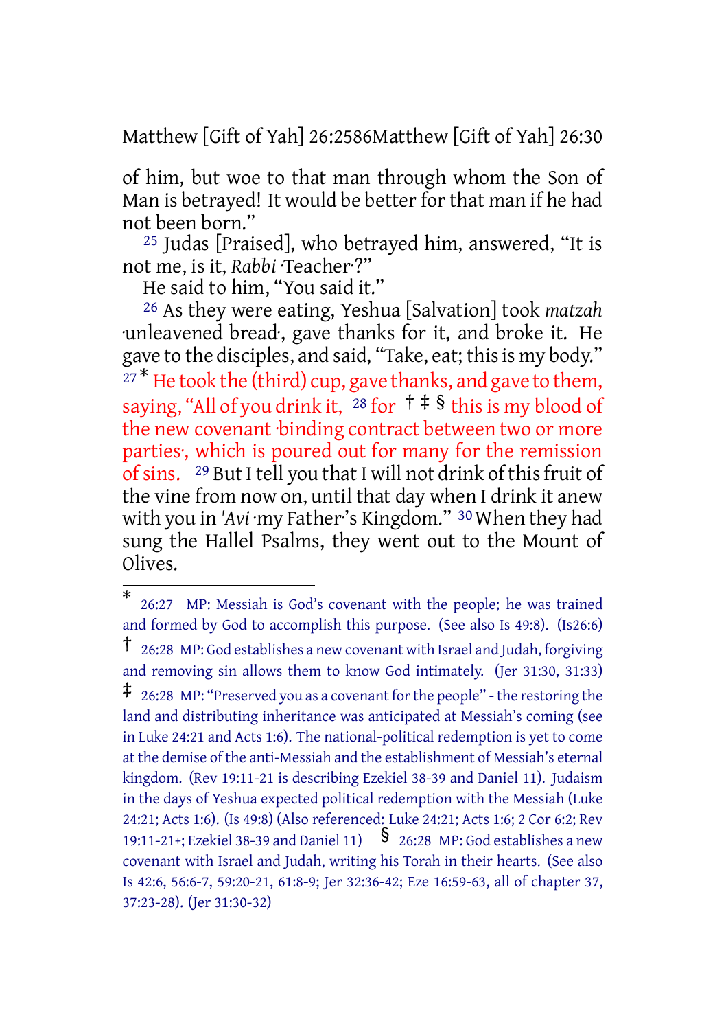of him, but woe to that man through whom the Son of Man is betrayed! It would be better for that man if he had not been born."

[25] Judas [Praised], who betrayed him, answered, "It is not me, is it, *Rabbi* ·Teacher·?"

He said to him, "You said it."

[26] As they were eating, Yeshua [Salvation] took *matzah* ·unleavened bread·, gave thanks for it, and broke it. He gave to the disciples, and said, "Take, eat; this is my body." [27]* He took the (third) cup, gave thanks, and gave to them, saying, "All of you drink it, [28] for † ‡ § this is my blood of the new covenant ·binding contract between two or more parties·, which is poured out for many for the remission of sins. [29] But I tell you that I will not drink of this fruit of the vine from now on, until that day when I drink it anew with you in *'Avi* ·my Father·'s Kingdom." [30] When they had sung the Hallel Psalms, they went out to the Mount of Olives.

---

* 26:27 MP: Messiah is God's covenant with the people; he was trained and formed by God to accomplish this purpose. (See also Is 49:8). (Is26:6)

† 26:28 MP: God establishes a new covenant with Israel and Judah, forgiving and removing sin allows them to know God intimately. (Jer 31:30, 31:33)

‡ 26:28 MP: "Preserved you as a covenant for the people" - the restoring the land and distributing inheritance was anticipated at Messiah's coming (see in Luke 24:21 and Acts 1:6). The national-political redemption is yet to come at the demise of the anti-Messiah and the establishment of Messiah's eternal kingdom. (Rev 19:11-21 is describing Ezekiel 38-39 and Daniel 11). Judaism in the days of Yeshua expected political redemption with the Messiah (Luke 24:21; Acts 1:6). (Is 49:8) (Also referenced: Luke 24:21; Acts 1:6; 2 Cor 6:2; Rev 19:11-21+; Ezekiel 38-39 and Daniel 11)

§ 26:28 MP: God establishes a new covenant with Israel and Judah, writing his Torah in their hearts. (See also Is 42:6, 56:6-7, 59:20-21, 61:8-9; Jer 32:36-42; Eze 16:59-63, all of chapter 37, 37:23-28). (Jer 31:30-32)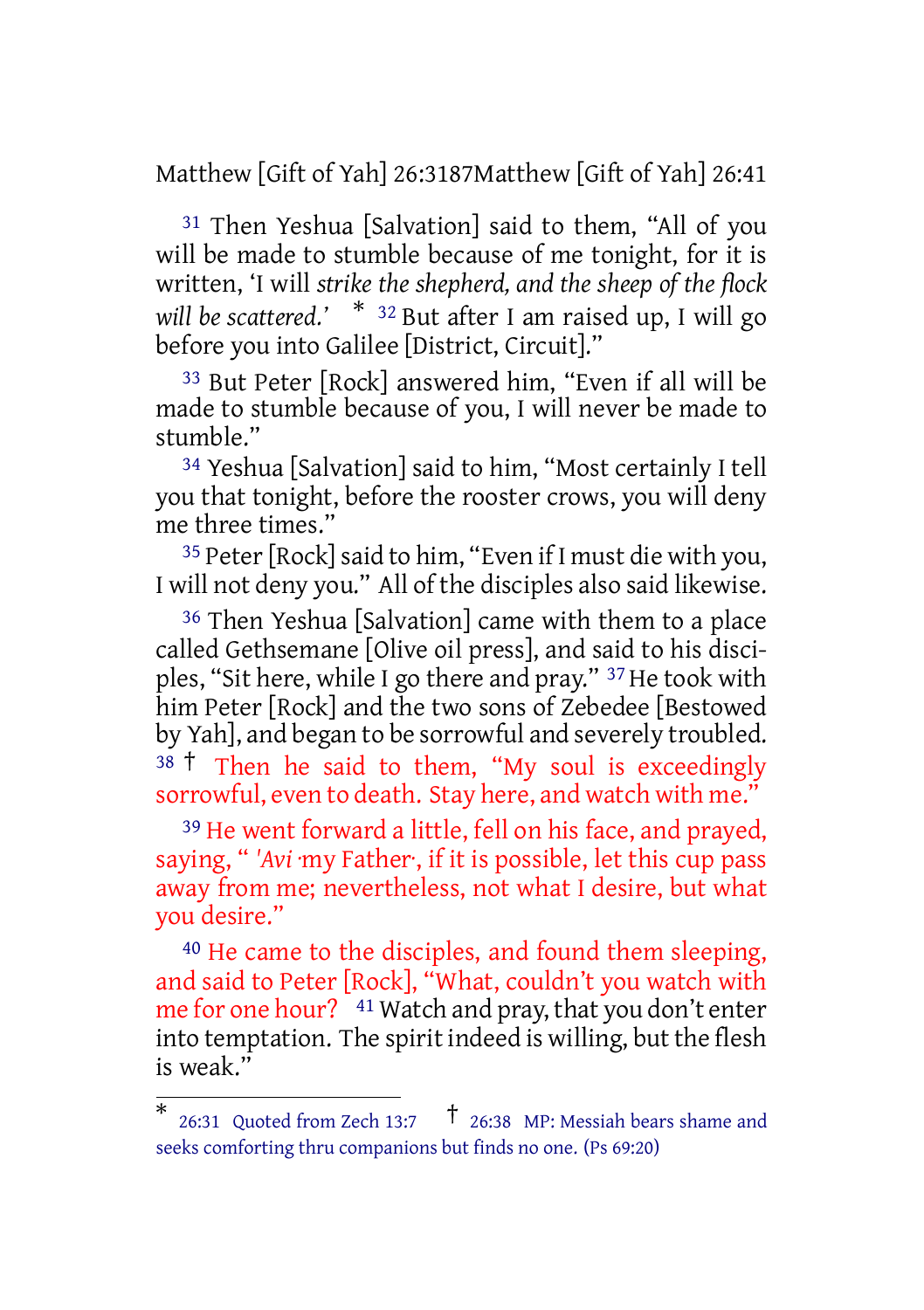[31] Then Yeshua [Salvation] said to them, "All of you will be made to stumble because of me tonight, for it is written, 'I will *strike the shepherd, and the sheep of the flock will be scattered.*' * [32] But after I am raised up, I will go before you into Galilee [District, Circuit]."

[33] But Peter [Rock] answered him, "Even if all will be made to stumble because of you, I will never be made to stumble."

[34] Yeshua [Salvation] said to him, "Most certainly I tell you that tonight, before the rooster crows, you will deny me three times."

[35] Peter [Rock] said to him, "Even if I must die with you, I will not deny you." All of the disciples also said likewise.

[36] Then Yeshua [Salvation] came with them to a place called Gethsemane [Olive oil press], and said to his disciples, "Sit here, while I go there and pray." [37] He took with him Peter [Rock] and the two sons of Zebedee [Bestowed by Yah], and began to be sorrowful and severely troubled. [38] † Then he said to them, "My soul is exceedingly sorrowful, even to death. Stay here, and watch with me."

[39] He went forward a little, fell on his face, and prayed, saying, " *'Avi* ·my Father·, if it is possible, let this cup pass away from me; nevertheless, not what I desire, but what you desire."

[40] He came to the disciples, and found them sleeping, and said to Peter [Rock], "What, couldn't you watch with me for one hour? [41] Watch and pray, that you don't enter into temptation. The spirit indeed is willing, but the flesh is weak."

---

* 26:31 Quoted from Zech 13:7 † 26:38 MP: Messiah bears shame and seeks comforting thru companions but finds no one. (Ps 69:20)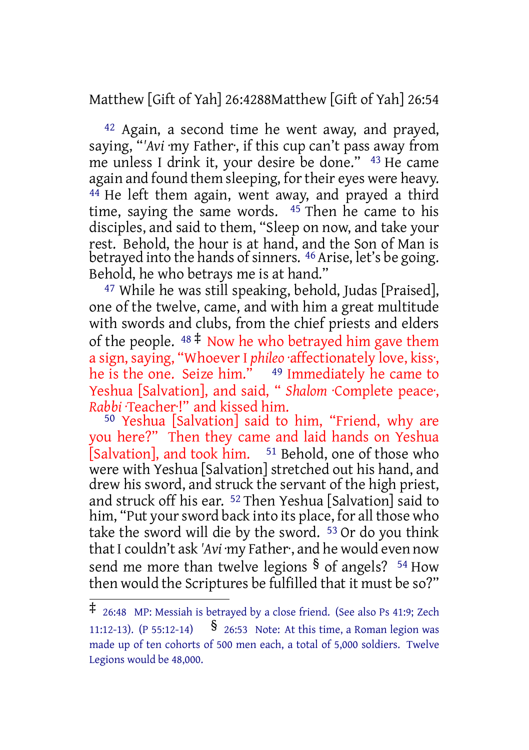[42] Again, a second time he went away, and prayed, saying, "*'Avi* ·my Father·, if this cup can't pass away from me unless I drink it, your desire be done." [43] He came again and found them sleeping, for their eyes were heavy. [44] He left them again, went away, and prayed a third time, saying the same words. [45] Then he came to his disciples, and said to them, "Sleep on now, and take your rest. Behold, the hour is at hand, and the Son of Man is betrayed into the hands of sinners. [46] Arise, let's be going. Behold, he who betrays me is at hand."

[47] While he was still speaking, behold, Judas [Praised], one of the twelve, came, and with him a great multitude with swords and clubs, from the chief priests and elders of the people. [48] ‡ Now he who betrayed him gave them a sign, saying, "Whoever I *phileo* ·affectionately love, kiss·, he is the one. Seize him." [49] Immediately he came to Yeshua [Salvation], and said, " *Shalom* ·Complete peace·, *Rabbi* ·Teacher·!" and kissed him.

[50] Yeshua [Salvation] said to him, "Friend, why are you here?" Then they came and laid hands on Yeshua [Salvation], and took him. [51] Behold, one of those who were with Yeshua [Salvation] stretched out his hand, and drew his sword, and struck the servant of the high priest, and struck off his ear. [52] Then Yeshua [Salvation] said to him, "Put your sword back into its place, for all those who take the sword will die by the sword. [53] Or do you think that I couldn't ask *'Avi* ·my Father·, and he would even now send me more than twelve legions § of angels? [54] How then would the Scriptures be fulfilled that it must be so?"

---

‡ 26:48 MP: Messiah is betrayed by a close friend. (See also Ps 41:9; Zech 11:12-13). (P 55:12-14) § 26:53 Note: At this time, a Roman legion was made up of ten cohorts of 500 men each, a total of 5,000 soldiers. Twelve Legions would be 48,000.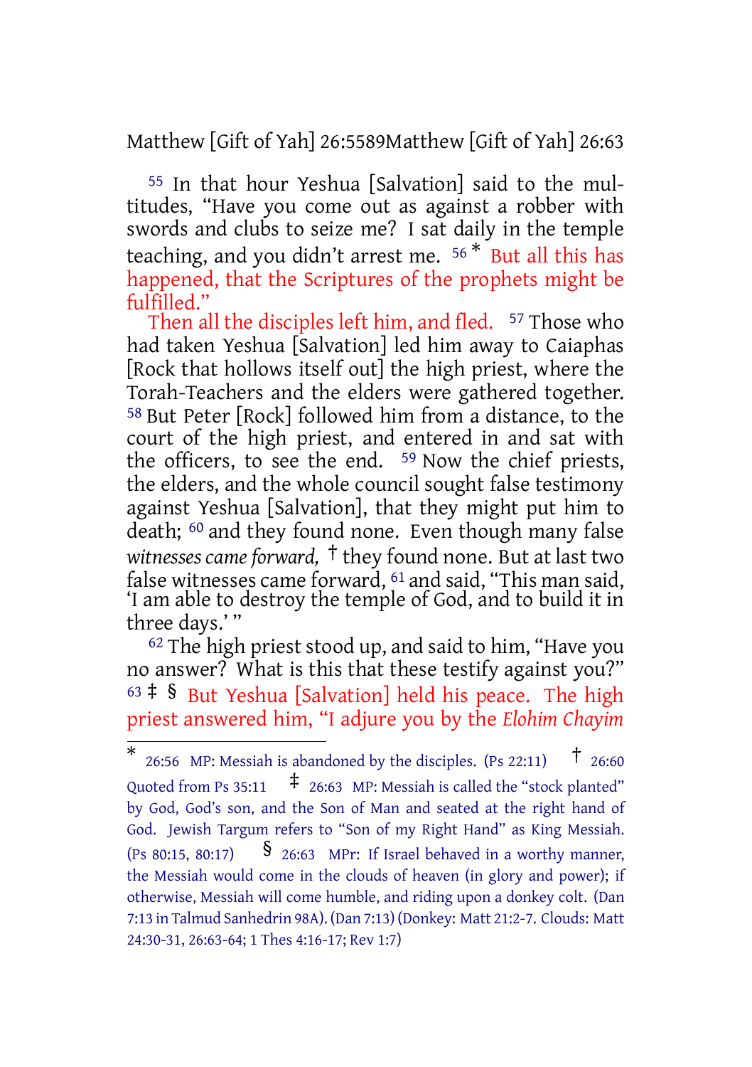[55] In that hour Yeshua [Salvation] said to the multitudes, "Have you come out as against a robber with swords and clubs to seize me? I sat daily in the temple teaching, and you didn't arrest me. [56] * But all this has happened, that the Scriptures of the prophets might be fulfilled."

Then all the disciples left him, and fled. [57] Those who had taken Yeshua [Salvation] led him away to Caiaphas [Rock that hollows itself out] the high priest, where the Torah-Teachers and the elders were gathered together. [58] But Peter [Rock] followed him from a distance, to the court of the high priest, and entered in and sat with the officers, to see the end. [59] Now the chief priests, the elders, and the whole council sought false testimony against Yeshua [Salvation], that they might put him to death; [60] and they found none. Even though many false *witnesses came forward,* † they found none. But at last two false witnesses came forward, [61] and said, "This man said, 'I am able to destroy the temple of God, and to build it in three days.' "

[62] The high priest stood up, and said to him, "Have you no answer? What is this that these testify against you?" [63] ‡ § But Yeshua [Salvation] held his peace. The high priest answered him, "I adjure you by the *Elohim Chayim*

---

\* 26:56 MP: Messiah is abandoned by the disciples. (Ps 22:11) † 26:60 Quoted from Ps 35:11 ‡ 26:63 MP: Messiah is called the "stock planted" by God, God's son, and the Son of Man and seated at the right hand of God. Jewish Targum refers to "Son of my Right Hand" as King Messiah. (Ps 80:15, 80:17) § 26:63 MPr: If Israel behaved in a worthy manner, the Messiah would come in the clouds of heaven (in glory and power); if otherwise, Messiah will come humble, and riding upon a donkey colt. (Dan 7:13 in Talmud Sanhedrin 98A). (Dan 7:13) (Donkey: Matt 21:2-7. Clouds: Matt 24:30-31, 26:63-64; 1 Thes 4:16-17; Rev 1:7)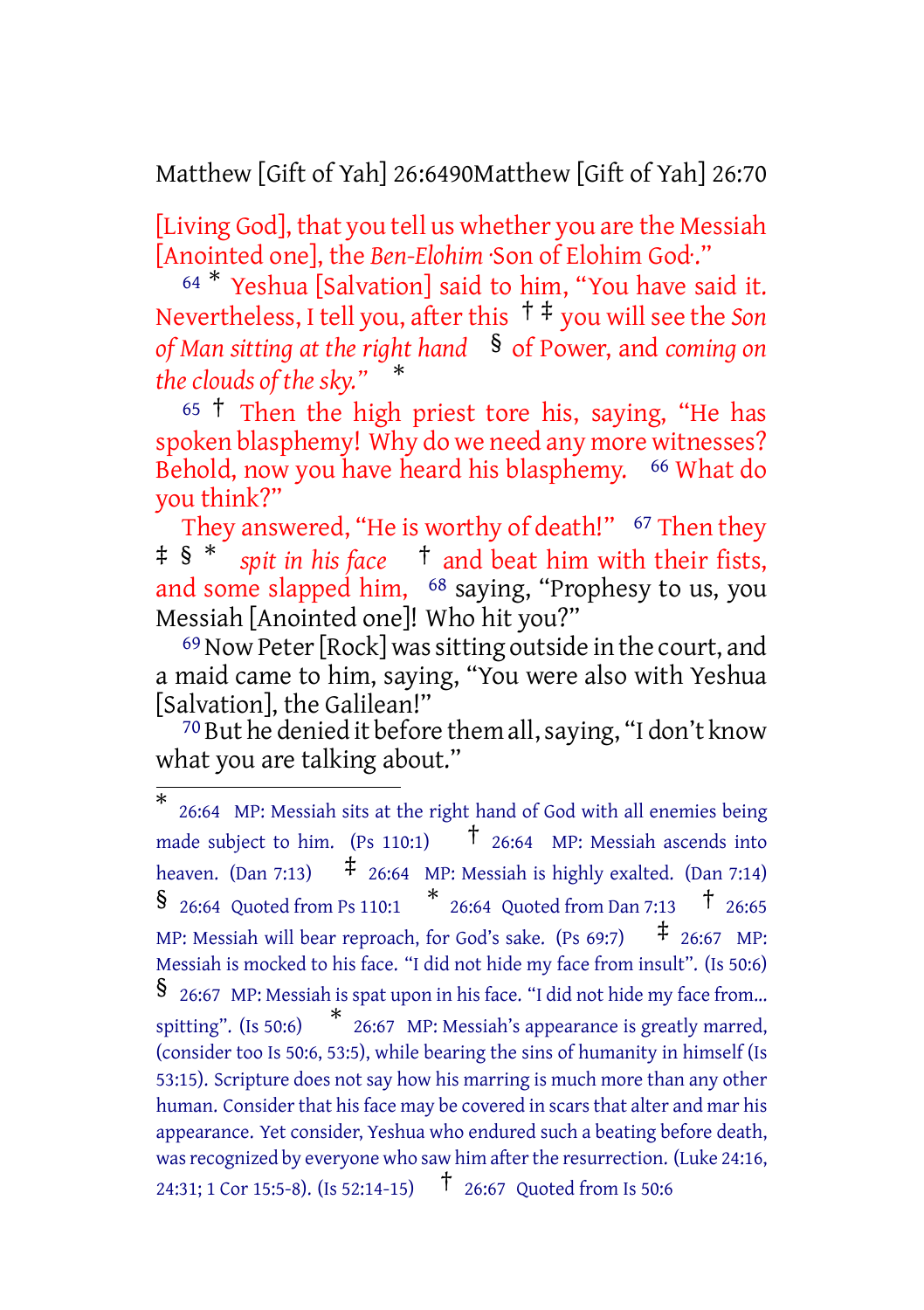[Living God], that you tell us whether you are the Messiah [Anointed one], the *Ben-Elohim* ·Son of Elohim God·."

64 * Yeshua [Salvation] said to him, "You have said it. Nevertheless, I tell you, after this † ‡ you will see the *Son of Man sitting at the right hand* § of Power, and *coming on the clouds of the sky."* *

65 † Then the high priest tore his, saying, "He has spoken blasphemy! Why do we need any more witnesses? Behold, now you have heard his blasphemy. 66 What do you think?"

They answered, "He is worthy of death!" 67 Then they ‡ § * *spit in his face* † and beat him with their fists, and some slapped him, 68 saying, "Prophesy to us, you Messiah [Anointed one]! Who hit you?"

69 Now Peter [Rock] was sitting outside in the court, and a maid came to him, saying, "You were also with Yeshua [Salvation], the Galilean!"

70 But he denied it before them all, saying, "I don't know what you are talking about."

---

* 26:64 MP: Messiah sits at the right hand of God with all enemies being made subject to him. (Ps 110:1) † 26:64 MP: Messiah ascends into heaven. (Dan 7:13) ‡ 26:64 MP: Messiah is highly exalted. (Dan 7:14) § 26:64 Quoted from Ps 110:1 * 26:64 Quoted from Dan 7:13 † 26:65 MP: Messiah will bear reproach, for God's sake. (Ps 69:7) ‡ 26:67 MP: Messiah is mocked to his face. "I did not hide my face from insult". (Is 50:6) § 26:67 MP: Messiah is spat upon in his face. "I did not hide my face from... spitting". (Is 50:6) * 26:67 MP: Messiah's appearance is greatly marred, (consider too Is 50:6, 53:5), while bearing the sins of humanity in himself (Is 53:15). Scripture does not say how his marring is much more than any other human. Consider that his face may be covered in scars that alter and mar his appearance. Yet consider, Yeshua who endured such a beating before death, was recognized by everyone who saw him after the resurrection. (Luke 24:16, 24:31; 1 Cor 15:5-8). (Is 52:14-15) † 26:67 Quoted from Is 50:6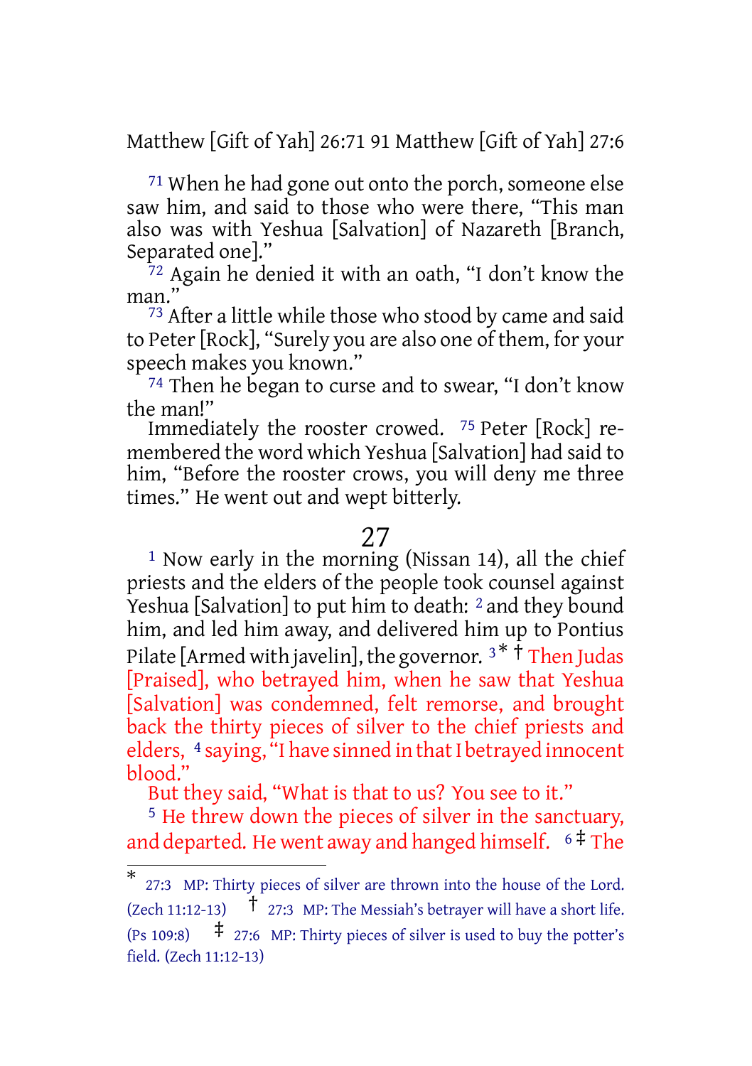[71] When he had gone out onto the porch, someone else saw him, and said to those who were there, “This man also was with Yeshua [Salvation] of Nazareth [Branch, Separated one].”

[72] Again he denied it with an oath, “I don’t know the man.”

[73] After a little while those who stood by came and said to Peter [Rock], “Surely you are also one of them, for your speech makes you known.”

[74] Then he began to curse and to swear, “I don’t know the man!”

Immediately the rooster crowed. [75] Peter [Rock] remembered the word which Yeshua [Salvation] had said to him, “Before the rooster crows, you will deny me three times.” He went out and wept bitterly.

## 27

[1] Now early in the morning (Nissan 14), all the chief priests and the elders of the people took counsel against Yeshua [Salvation] to put him to death: [2] and they bound him, and led him away, and delivered him up to Pontius Pilate [Armed with javelin], the governor. [3] * † Then Judas [Praised], who betrayed him, when he saw that Yeshua [Salvation] was condemned, felt remorse, and brought back the thirty pieces of silver to the chief priests and elders, [4] saying, “I have sinned in that I betrayed innocent blood.”

But they said, “What is that to us? You see to it.”

[5] He threw down the pieces of silver in the sanctuary, and departed. He went away and hanged himself. [6] ‡ The

---

* 27:3 MP: Thirty pieces of silver are thrown into the house of the Lord. (Zech 11:12-13) † 27:3 MP: The Messiah’s betrayer will have a short life. (Ps 109:8) ‡ 27:6 MP: Thirty pieces of silver is used to buy the potter’s field. (Zech 11:12-13)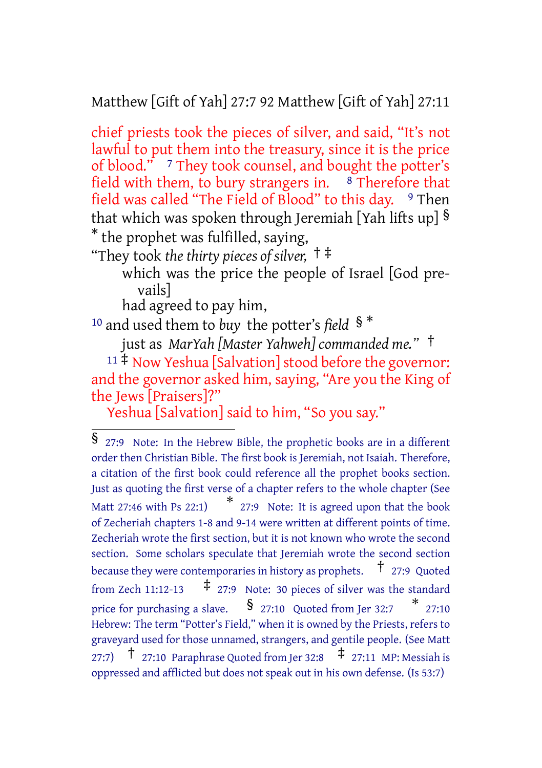chief priests took the pieces of silver, and said, “It’s not lawful to put them into the treasury, since it is the price of blood.” [7] They took counsel, and bought the potter’s field with them, to bury strangers in. [8] Therefore that field was called “The Field of Blood” to this day. [9] Then that which was spoken through Jeremiah [Yah lifts up] § * the prophet was fulfilled, saying,

“They took *the thirty pieces of silver,* † ‡
which was the price the people of Israel [God prevails]
had agreed to pay him,
[10] and used them to *buy* the potter’s *field* § *
just as *MarYah [Master Yahweh] commanded me.”* †

[11] ‡ Now Yeshua [Salvation] stood before the governor: and the governor asked him, saying, “Are you the King of the Jews [Praisers]?”

Yeshua [Salvation] said to him, “So you say.”

---

§ 27:9 Note: In the Hebrew Bible, the prophetic books are in a different order then Christian Bible. The first book is Jeremiah, not Isaiah. Therefore, a citation of the first book could reference all the prophet books section. Just as quoting the first verse of a chapter refers to the whole chapter (See Matt 27:46 with Ps 22:1) * 27:9 Note: It is agreed upon that the book of Zecheriah chapters 1-8 and 9-14 were written at different points of time. Zecheriah wrote the first section, but it is not known who wrote the second section. Some scholars speculate that Jeremiah wrote the second section because they were contemporaries in history as prophets. † 27:9 Quoted from Zech 11:12-13 ‡ 27:9 Note: 30 pieces of silver was the standard price for purchasing a slave. § 27:10 Quoted from Jer 32:7 * 27:10 Hebrew: The term “Potter’s Field,” when it is owned by the Priests, refers to graveyard used for those unnamed, strangers, and gentile people. (See Matt 27:7) † 27:10 Paraphrase Quoted from Jer 32:8 ‡ 27:11 MP: Messiah is oppressed and afflicted but does not speak out in his own defense. (Is 53:7)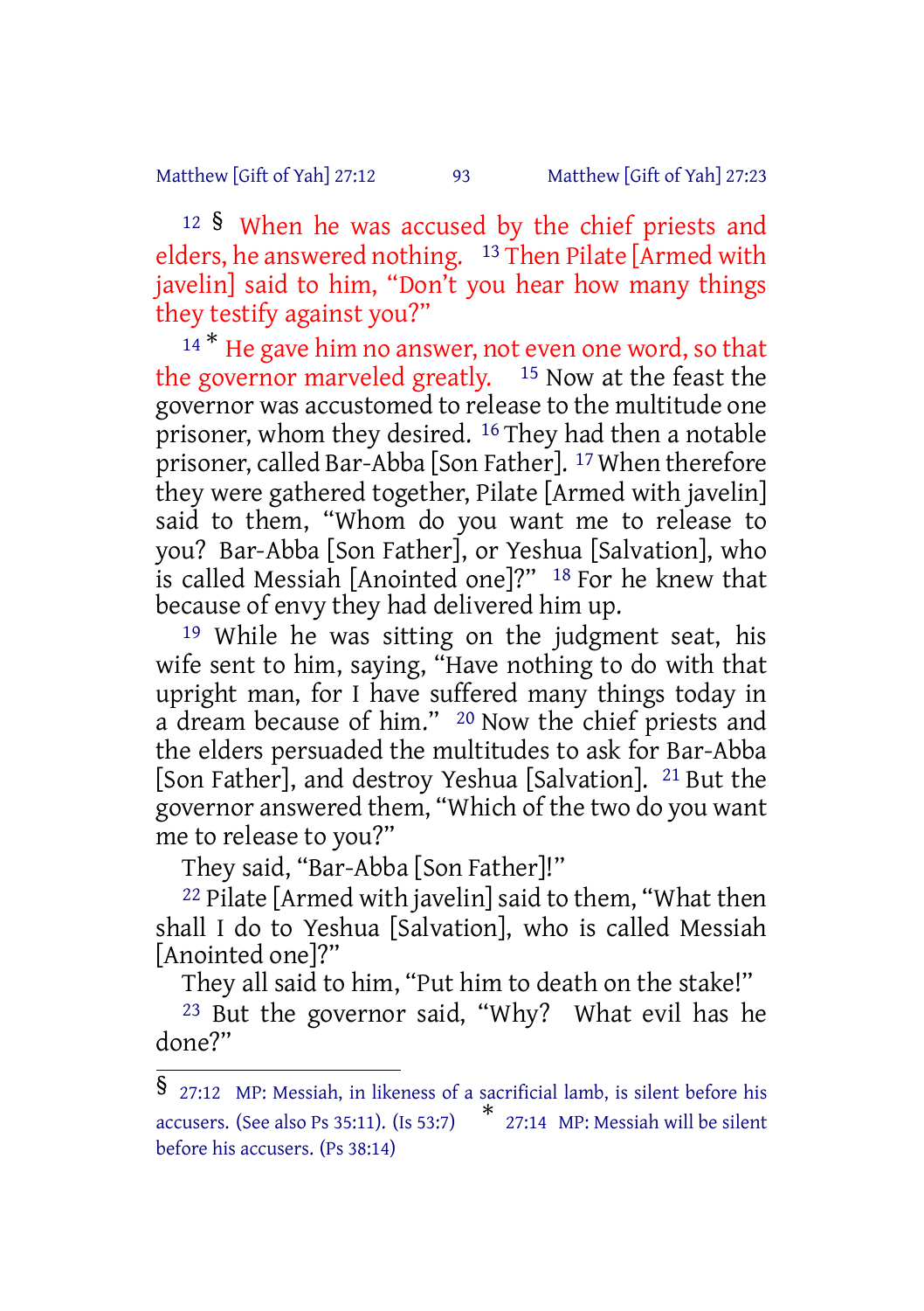12 § When he was accused by the chief priests and elders, he answered nothing. 13 Then Pilate [Armed with javelin] said to him, "Don't you hear how many things they testify against you?"

14 * He gave him no answer, not even one word, so that the governor marveled greatly. 15 Now at the feast the governor was accustomed to release to the multitude one prisoner, whom they desired. 16 They had then a notable prisoner, called Bar-Abba [Son Father]. 17 When therefore they were gathered together, Pilate [Armed with javelin] said to them, "Whom do you want me to release to you? Bar-Abba [Son Father], or Yeshua [Salvation], who is called Messiah [Anointed one]?" 18 For he knew that because of envy they had delivered him up.

19 While he was sitting on the judgment seat, his wife sent to him, saying, "Have nothing to do with that upright man, for I have suffered many things today in a dream because of him." 20 Now the chief priests and the elders persuaded the multitudes to ask for Bar-Abba [Son Father], and destroy Yeshua [Salvation]. 21 But the governor answered them, "Which of the two do you want me to release to you?"

They said, "Bar-Abba [Son Father]!"

22 Pilate [Armed with javelin] said to them, "What then shall I do to Yeshua [Salvation], who is called Messiah [Anointed one]?"

They all said to him, "Put him to death on the stake!"

23 But the governor said, "Why? What evil has he done?"

---

§ 27:12 MP: Messiah, in likeness of a sacrificial lamb, is silent before his accusers. (See also Ps 35:11). (Is 53:7) * 27:14 MP: Messiah will be silent before his accusers. (Ps 38:14)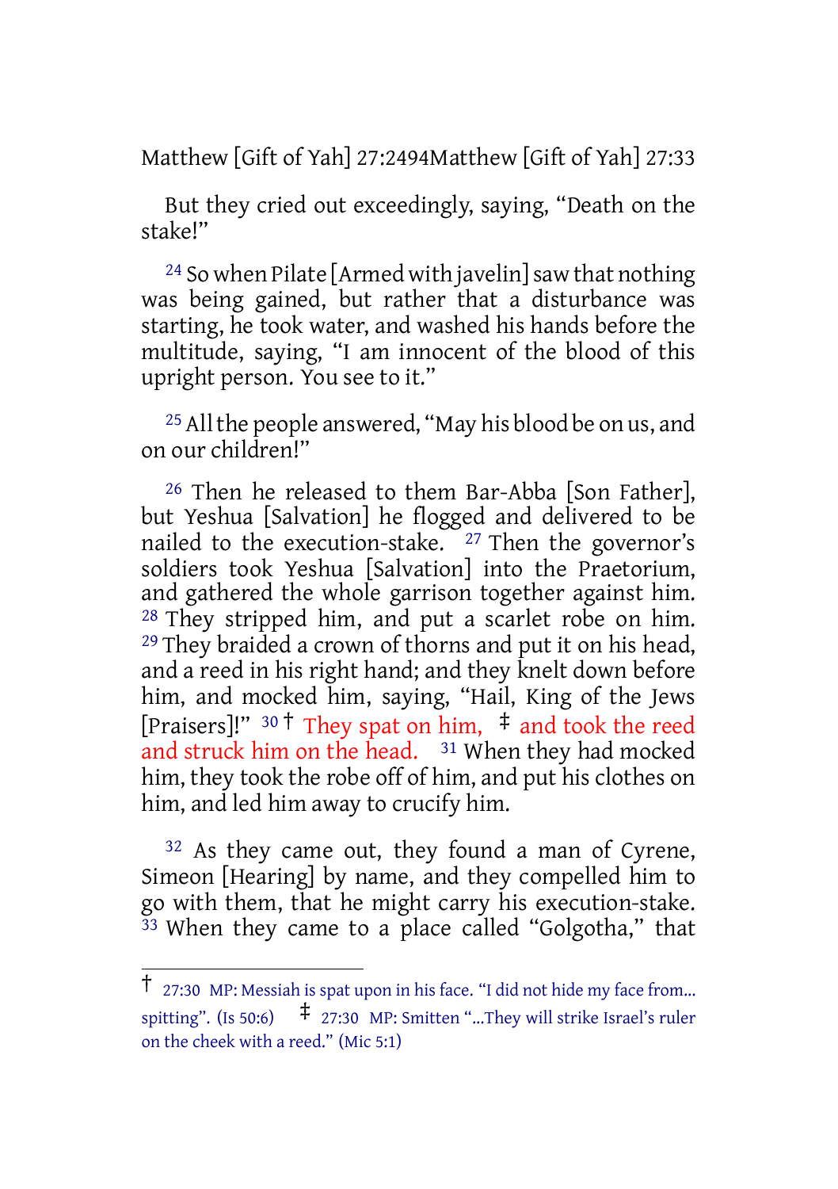But they cried out exceedingly, saying, “Death on the stake!”

[24] So when Pilate [Armed with javelin] saw that nothing was being gained, but rather that a disturbance was starting, he took water, and washed his hands before the multitude, saying, “I am innocent of the blood of this upright person. You see to it.”

[25] All the people answered, “May his blood be on us, and on our children!”

[26] Then he released to them Bar-Abba [Son Father], but Yeshua [Salvation] he flogged and delivered to be nailed to the execution-stake. [27] Then the governor’s soldiers took Yeshua [Salvation] into the Praetorium, and gathered the whole garrison together against him. [28] They stripped him, and put a scarlet robe on him. [29] They braided a crown of thorns and put it on his head, and a reed in his right hand; and they knelt down before him, and mocked him, saying, “Hail, King of the Jews [Praisers]!” [30] † They spat on him, ‡ and took the reed and struck him on the head. [31] When they had mocked him, they took the robe off of him, and put his clothes on him, and led him away to crucify him.

[32] As they came out, they found a man of Cyrene, Simeon [Hearing] by name, and they compelled him to go with them, that he might carry his execution-stake. [33] When they came to a place called “Golgotha,” that

---

† 27:30 MP: Messiah is spat upon in his face. “I did not hide my face from... spitting”. (Is 50:6) ‡ 27:30 MP: Smitten “...They will strike Israel’s ruler on the cheek with a reed.” (Mic 5:1)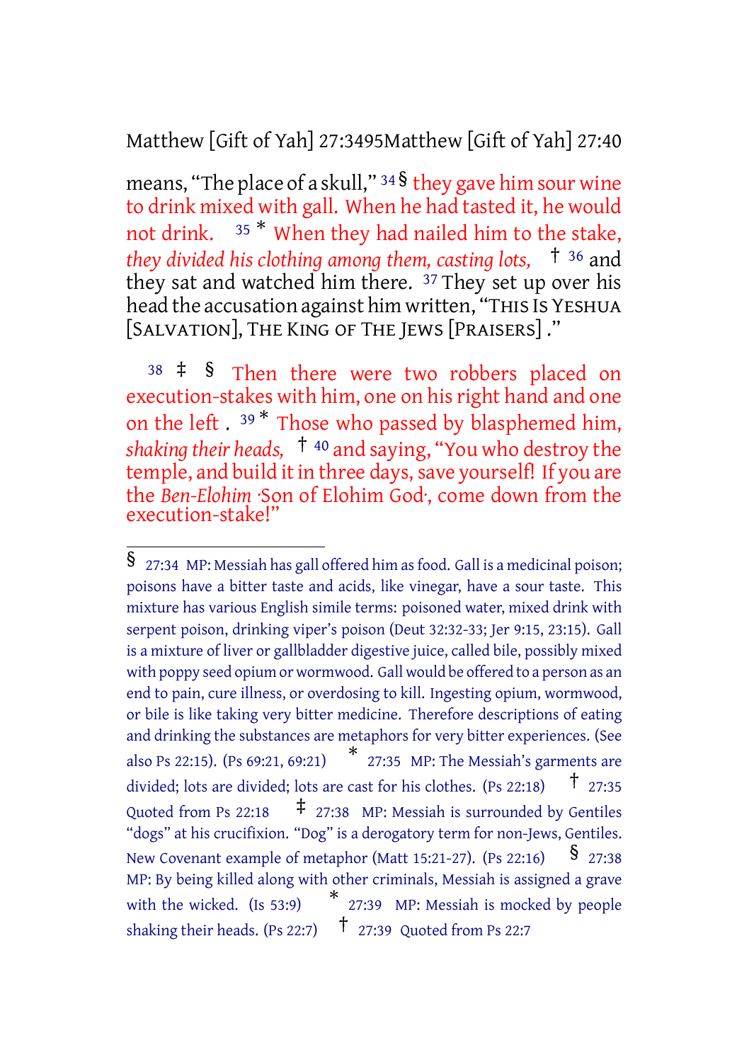means, "The place of a skull," [34] § they gave him sour wine to drink mixed with gall. When he had tasted it, he would not drink. [35] * When they had nailed him to the stake, *they divided his clothing among them, casting lots,* † [36] and they sat and watched him there. [37] They set up over his head the accusation against him written, "THIS IS YESHUA [SALVATION], THE KING OF THE JEWS [PRAISERS] ."

[38] ‡ § Then there were two robbers placed on execution-stakes with him, one on his right hand and one on the left . [39] * Those who passed by blasphemed him, *shaking their heads,* † [40] and saying, "You who destroy the temple, and build it in three days, save yourself! If you are the *Ben-Elohim* ·Son of Elohim God·, come down from the execution-stake!"

---

§ 27:34 MP: Messiah has gall offered him as food. Gall is a medicinal poison; poisons have a bitter taste and acids, like vinegar, have a sour taste. This mixture has various English simile terms: poisoned water, mixed drink with serpent poison, drinking viper's poison (Deut 32:32-33; Jer 9:15, 23:15). Gall is a mixture of liver or gallbladder digestive juice, called bile, possibly mixed with poppy seed opium or wormwood. Gall would be offered to a person as an end to pain, cure illness, or overdosing to kill. Ingesting opium, wormwood, or bile is like taking very bitter medicine. Therefore descriptions of eating and drinking the substances are metaphors for very bitter experiences. (See also Ps 22:15). (Ps 69:21, 69:21) * 27:35 MP: The Messiah's garments are divided; lots are divided; lots are cast for his clothes. (Ps 22:18) † 27:35 Quoted from Ps 22:18 ‡ 27:38 MP: Messiah is surrounded by Gentiles "dogs" at his crucifixion. "Dog" is a derogatory term for non-Jews, Gentiles. New Covenant example of metaphor (Matt 15:21-27). (Ps 22:16) § 27:38 MP: By being killed along with other criminals, Messiah is assigned a grave with the wicked. (Is 53:9) * 27:39 MP: Messiah is mocked by people shaking their heads. (Ps 22:7) † 27:39 Quoted from Ps 22:7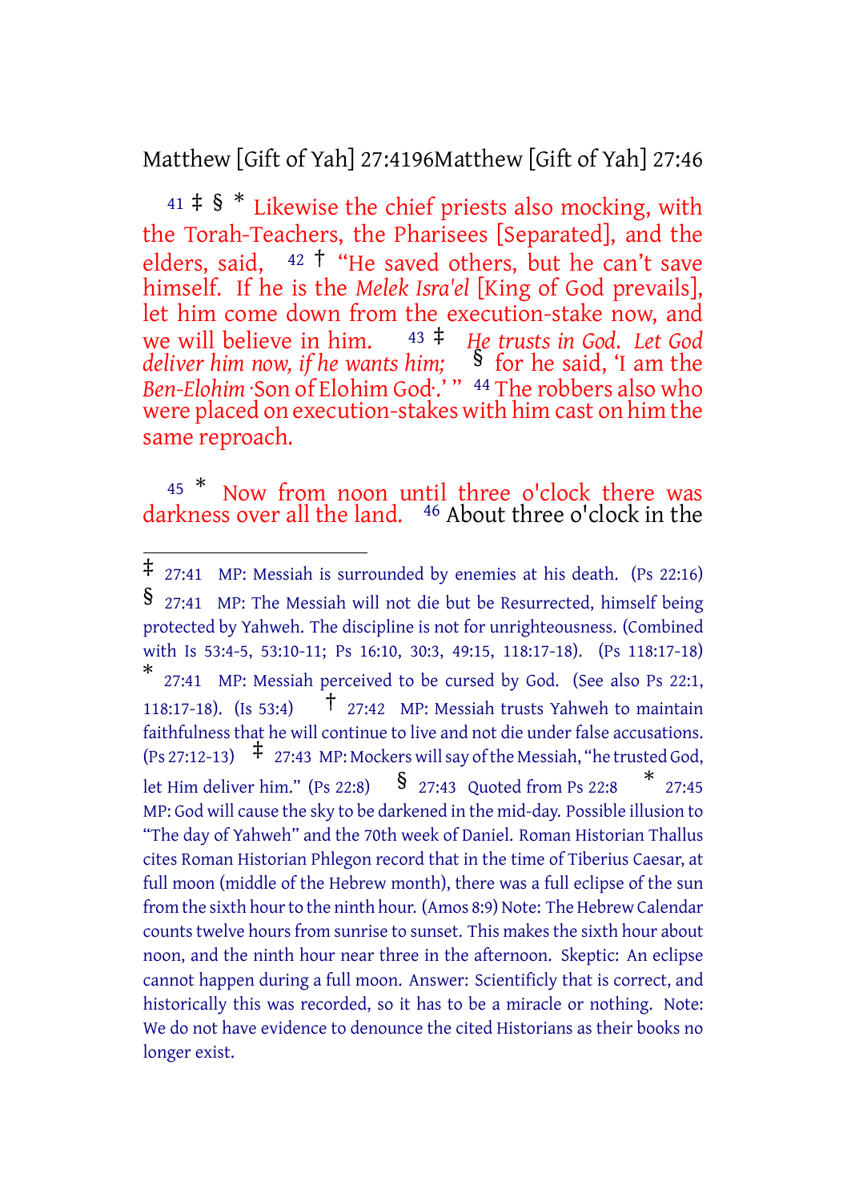41 ‡ § * Likewise the chief priests also mocking, with the Torah-Teachers, the Pharisees [Separated], and the elders, said, 42 † “He saved others, but he can’t save himself. If he is the *Melek Isra'el* [King of God prevails], let him come down from the execution-stake now, and we will believe in him. 43 ‡ *He trusts in God. Let God deliver him now, if he wants him;* § for he said, ‘I am the *Ben-Elohim* ·Son of Elohim God·.’ ” 44 The robbers also who were placed on execution-stakes with him cast on him the same reproach.

45 * Now from noon until three o'clock there was darkness over all the land. 46 About three o'clock in the

---

‡ 27:41 MP: Messiah is surrounded by enemies at his death. (Ps 22:16)
§ 27:41 MP: The Messiah will not die but be Resurrected, himself being protected by Yahweh. The discipline is not for unrighteousness. (Combined with Is 53:4-5, 53:10-11; Ps 16:10, 30:3, 49:15, 118:17-18). (Ps 118:17-18)
* 27:41 MP: Messiah perceived to be cursed by God. (See also Ps 22:1, 118:17-18). (Is 53:4) † 27:42 MP: Messiah trusts Yahweh to maintain faithfulness that he will continue to live and not die under false accusations. (Ps 27:12-13) ‡ 27:43 MP: Mockers will say of the Messiah, “he trusted God, let Him deliver him.” (Ps 22:8) § 27:43 Quoted from Ps 22:8 * 27:45 MP: God will cause the sky to be darkened in the mid-day. Possible illusion to “The day of Yahweh” and the 70th week of Daniel. Roman Historian Thallus cites Roman Historian Phlegon record that in the time of Tiberius Caesar, at full moon (middle of the Hebrew month), there was a full eclipse of the sun from the sixth hour to the ninth hour. (Amos 8:9) Note: The Hebrew Calendar counts twelve hours from sunrise to sunset. This makes the sixth hour about noon, and the ninth hour near three in the afternoon. Skeptic: An eclipse cannot happen during a full moon. Answer: Scientificly that is correct, and historically this was recorded, so it has to be a miracle or nothing. Note: We do not have evidence to denounce the cited Historians as their books no longer exist.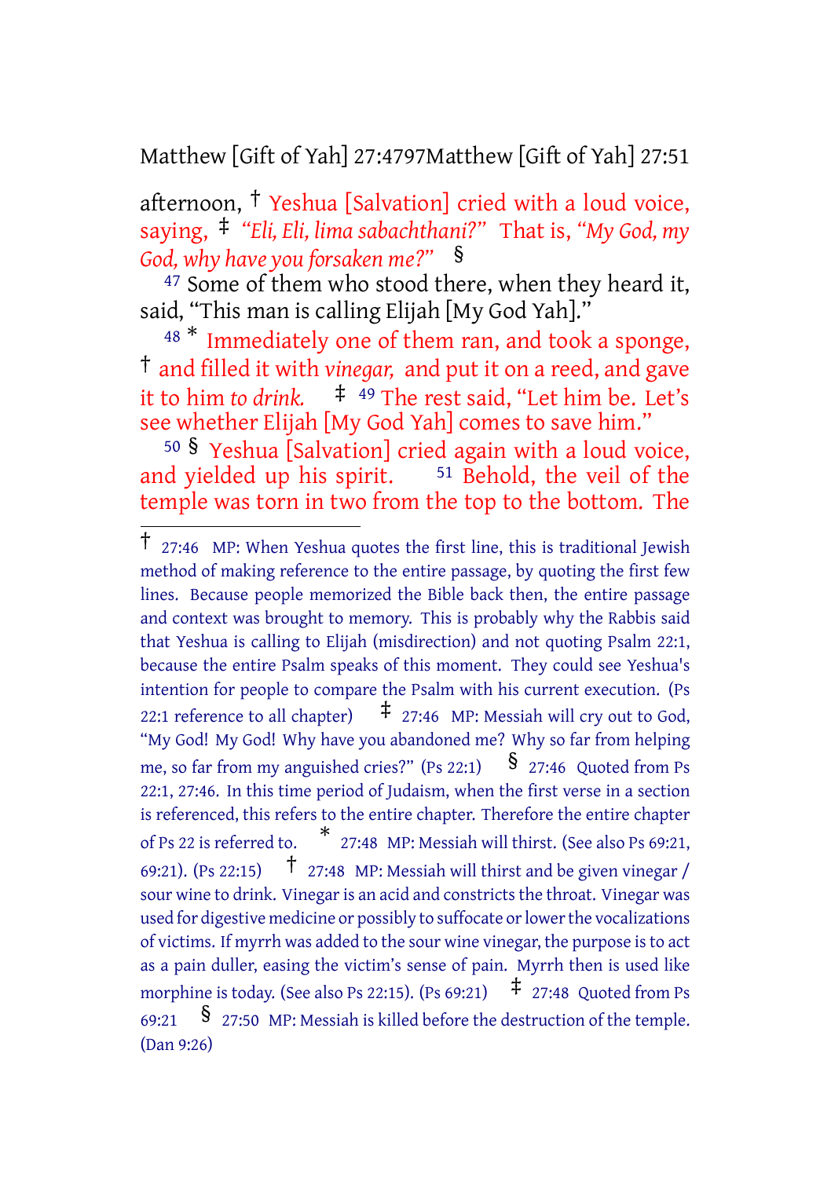afternoon, † Yeshua [Salvation] cried with a loud voice, saying, ‡ *"Eli, Eli, lima sabachthani?"* That is, *"My God, my God, why have you forsaken me?"* §

[47] Some of them who stood there, when they heard it, said, "This man is calling Elijah [My God Yah]."

[48] * Immediately one of them ran, and took a sponge, † and filled it with *vinegar,* and put it on a reed, and gave it to him *to drink.* ‡ [49] The rest said, "Let him be. Let's see whether Elijah [My God Yah] comes to save him."

[50] § Yeshua [Salvation] cried again with a loud voice, and yielded up his spirit. [51] Behold, the veil of the temple was torn in two from the top to the bottom. The

---

† 27:46 MP: When Yeshua quotes the first line, this is traditional Jewish method of making reference to the entire passage, by quoting the first few lines. Because people memorized the Bible back then, the entire passage and context was brought to memory. This is probably why the Rabbis said that Yeshua is calling to Elijah (misdirection) and not quoting Psalm 22:1, because the entire Psalm speaks of this moment. They could see Yeshua's intention for people to compare the Psalm with his current execution. (Ps 22:1 reference to all chapter) ‡ 27:46 MP: Messiah will cry out to God, "My God! My God! Why have you abandoned me? Why so far from helping me, so far from my anguished cries?" (Ps 22:1) § 27:46 Quoted from Ps 22:1, 27:46. In this time period of Judaism, when the first verse in a section is referenced, this refers to the entire chapter. Therefore the entire chapter of Ps 22 is referred to. * 27:48 MP: Messiah will thirst. (See also Ps 69:21, 69:21). (Ps 22:15) † 27:48 MP: Messiah will thirst and be given vinegar / sour wine to drink. Vinegar is an acid and constricts the throat. Vinegar was used for digestive medicine or possibly to suffocate or lower the vocalizations of victims. If myrrh was added to the sour wine vinegar, the purpose is to act as a pain duller, easing the victim's sense of pain. Myrrh then is used like morphine is today. (See also Ps 22:15). (Ps 69:21) ‡ 27:48 Quoted from Ps 69:21 § 27:50 MP: Messiah is killed before the destruction of the temple. (Dan 9:26)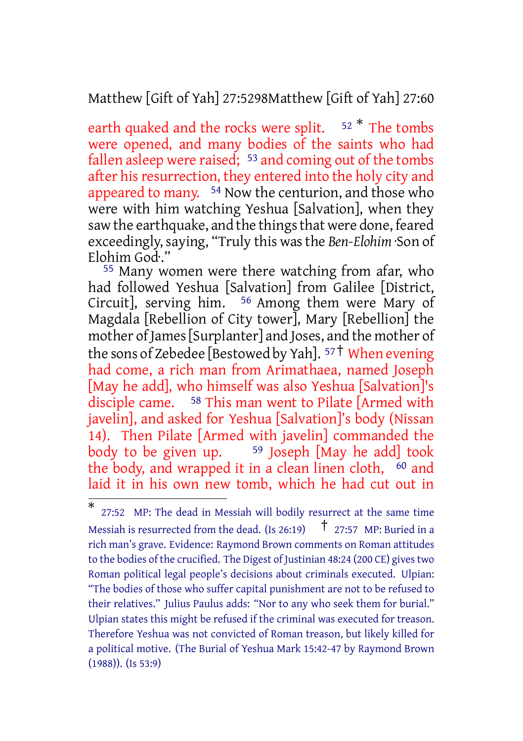earth quaked and the rocks were split. [52] [*] The tombs were opened, and many bodies of the saints who had fallen asleep were raised; [53] and coming out of the tombs after his resurrection, they entered into the holy city and appeared to many. [54] Now the centurion, and those who were with him watching Yeshua [Salvation], when they saw the earthquake, and the things that were done, feared exceedingly, saying, "Truly this was the *Ben-Elohim* ·Son of Elohim God·."

[55] Many women were there watching from afar, who had followed Yeshua [Salvation] from Galilee [District, Circuit], serving him. [56] Among them were Mary of Magdala [Rebellion of City tower], Mary [Rebellion] the mother of James [Surplanter] and Joses, and the mother of the sons of Zebedee [Bestowed by Yah]. [57] [†] When evening had come, a rich man from Arimathaea, named Joseph [May he add], who himself was also Yeshua [Salvation]'s disciple came. [58] This man went to Pilate [Armed with javelin], and asked for Yeshua [Salvation]'s body (Nissan 14). Then Pilate [Armed with javelin] commanded the body to be given up. [59] Joseph [May he add] took the body, and wrapped it in a clean linen cloth, [60] and laid it in his own new tomb, which he had cut out in

---

[*] 27:52 MP: The dead in Messiah will bodily resurrect at the same time Messiah is resurrected from the dead. (Is 26:19) [†] 27:57 MP: Buried in a rich man's grave. Evidence: Raymond Brown comments on Roman attitudes to the bodies of the crucified. The Digest of Justinian 48:24 (200 CE) gives two Roman political legal people's decisions about criminals executed. Ulpian: "The bodies of those who suffer capital punishment are not to be refused to their relatives." Julius Paulus adds: "Nor to any who seek them for burial." Ulpian states this might be refused if the criminal was executed for treason. Therefore Yeshua was not convicted of Roman treason, but likely killed for a political motive. (The Burial of Yeshua Mark 15:42-47 by Raymond Brown (1988)). (Is 53:9)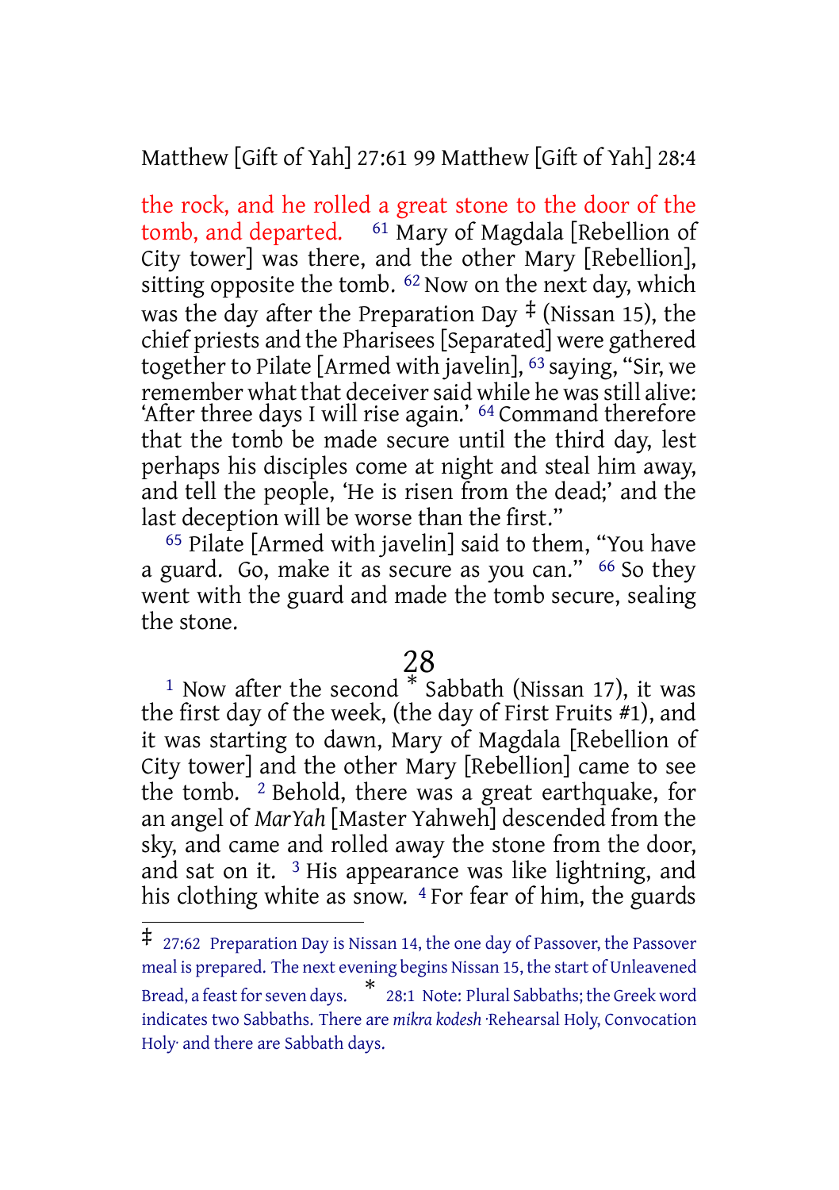the rock, and he rolled a great stone to the door of the tomb, and departed. [61] Mary of Magdala [Rebellion of City tower] was there, and the other Mary [Rebellion], sitting opposite the tomb. [62] Now on the next day, which was the day after the Preparation Day ‡ (Nissan 15), the chief priests and the Pharisees [Separated] were gathered together to Pilate [Armed with javelin], [63] saying, "Sir, we remember what that deceiver said while he was still alive: 'After three days I will rise again.' [64] Command therefore that the tomb be made secure until the third day, lest perhaps his disciples come at night and steal him away, and tell the people, 'He is risen from the dead;' and the last deception will be worse than the first."

[65] Pilate [Armed with javelin] said to them, "You have a guard. Go, make it as secure as you can." [66] So they went with the guard and made the tomb secure, sealing the stone.

# 28

[1] Now after the second * Sabbath (Nissan 17), it was the first day of the week, (the day of First Fruits #1), and it was starting to dawn, Mary of Magdala [Rebellion of City tower] and the other Mary [Rebellion] came to see the tomb. [2] Behold, there was a great earthquake, for an angel of *MarYah* [Master Yahweh] descended from the sky, and came and rolled away the stone from the door, and sat on it. [3] His appearance was like lightning, and his clothing white as snow. [4] For fear of him, the guards

---

‡ 27:62 Preparation Day is Nissan 14, the one day of Passover, the Passover meal is prepared. The next evening begins Nissan 15, the start of Unleavened Bread, a feast for seven days. * 28:1 Note: Plural Sabbaths; the Greek word indicates two Sabbaths. There are *mikra kodesh* ·Rehearsal Holy, Convocation Holy· and there are Sabbath days.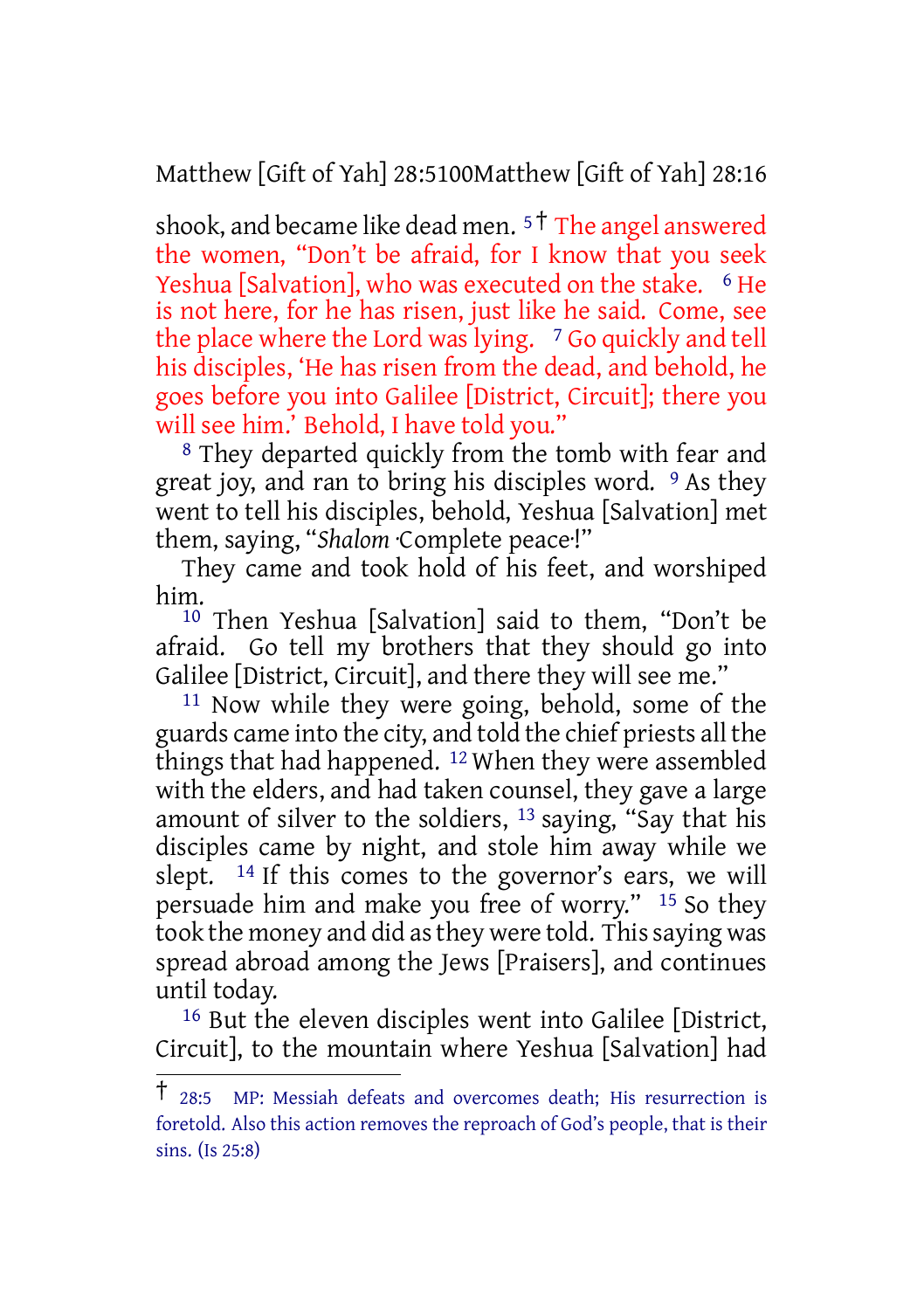shook, and became like dead men. 5 † The angel answered the women, "Don't be afraid, for I know that you seek Yeshua [Salvation], who was executed on the stake. 6 He is not here, for he has risen, just like he said. Come, see the place where the Lord was lying. 7 Go quickly and tell his disciples, 'He has risen from the dead, and behold, he goes before you into Galilee [District, Circuit]; there you will see him.' Behold, I have told you."

8 They departed quickly from the tomb with fear and great joy, and ran to bring his disciples word. 9 As they went to tell his disciples, behold, Yeshua [Salvation] met them, saying, "*Shalom* ·Complete peace·!"

They came and took hold of his feet, and worshiped him.

10 Then Yeshua [Salvation] said to them, "Don't be afraid. Go tell my brothers that they should go into Galilee [District, Circuit], and there they will see me."

11 Now while they were going, behold, some of the guards came into the city, and told the chief priests all the things that had happened. 12 When they were assembled with the elders, and had taken counsel, they gave a large amount of silver to the soldiers, 13 saying, "Say that his disciples came by night, and stole him away while we slept. 14 If this comes to the governor's ears, we will persuade him and make you free of worry." 15 So they took the money and did as they were told. This saying was spread abroad among the Jews [Praisers], and continues until today.

16 But the eleven disciples went into Galilee [District, Circuit], to the mountain where Yeshua [Salvation] had

---

† 28:5 MP: Messiah defeats and overcomes death; His resurrection is foretold. Also this action removes the reproach of God's people, that is their sins. (Is 25:8)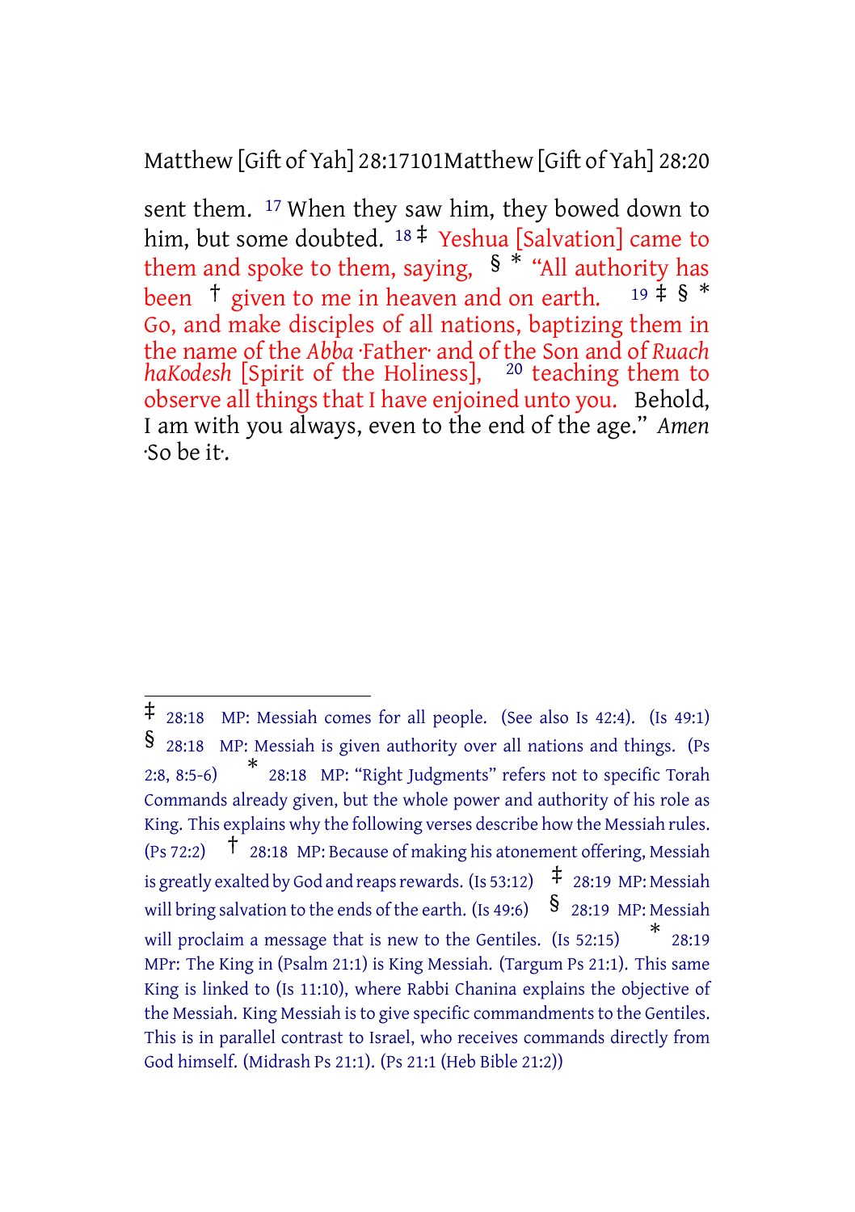sent them. [17] When they saw him, they bowed down to him, but some doubted. [18] ‡ Yeshua [Salvation] came to them and spoke to them, saying, § * “All authority has been † given to me in heaven and on earth. [19] ‡ § * Go, and make disciples of all nations, baptizing them in the name of the *Abba* ·Father· and of the Son and of *Ruach haKodesh* [Spirit of the Holiness], [20] teaching them to observe all things that I have enjoined unto you. Behold, I am with you always, even to the end of the age.” *Amen* ·So be it·.

---

‡ 28:18 MP: Messiah comes for all people. (See also Is 42:4). (Is 49:1) § 28:18 MP: Messiah is given authority over all nations and things. (Ps 2:8, 8:5-6) * 28:18 MP: “Right Judgments” refers not to specific Torah Commands already given, but the whole power and authority of his role as King. This explains why the following verses describe how the Messiah rules. (Ps 72:2) † 28:18 MP: Because of making his atonement offering, Messiah is greatly exalted by God and reaps rewards. (Is 53:12) ‡ 28:19 MP: Messiah will bring salvation to the ends of the earth. (Is 49:6) § 28:19 MP: Messiah will proclaim a message that is new to the Gentiles. (Is 52:15) * 28:19 MPr: The King in (Psalm 21:1) is King Messiah. (Targum Ps 21:1). This same King is linked to (Is 11:10), where Rabbi Chanina explains the objective of the Messiah. King Messiah is to give specific commandments to the Gentiles. This is in parallel contrast to Israel, who receives commands directly from God himself. (Midrash Ps 21:1). (Ps 21:1 (Heb Bible 21:2))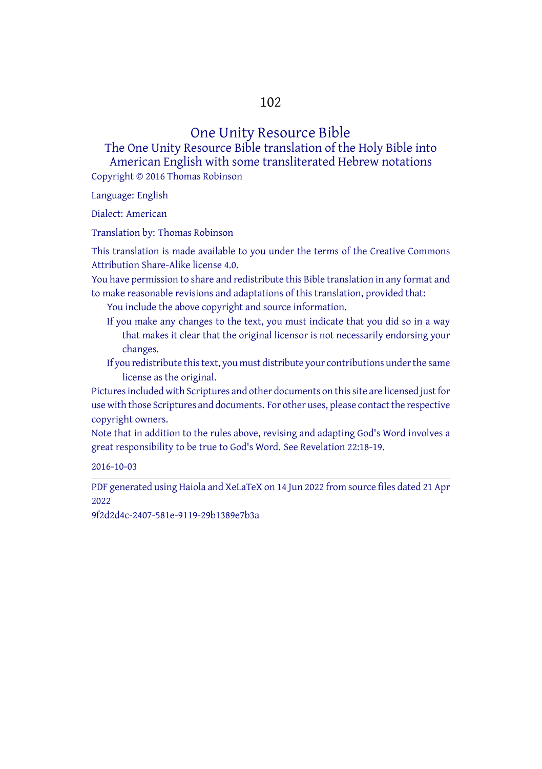# One Unity Resource Bible

## The One Unity Resource Bible translation of the Holy Bible into American English with some transliterated Hebrew notations

Copyright © 2016 Thomas Robinson

Language: English

Dialect: American

Translation by: Thomas Robinson

This translation is made available to you under the terms of the Creative Commons Attribution Share-Alike license 4.0.

You have permission to share and redistribute this Bible translation in any format and to make reasonable revisions and adaptations of this translation, provided that:

- You include the above copyright and source information.
- If you make any changes to the text, you must indicate that you did so in a way that makes it clear that the original licensor is not necessarily endorsing your changes.
- If you redistribute this text, you must distribute your contributions under the same license as the original.

Pictures included with Scriptures and other documents on this site are licensed just for use with those Scriptures and documents. For other uses, please contact the respective copyright owners.

Note that in addition to the rules above, revising and adapting God's Word involves a great responsibility to be true to God's Word. See Revelation 22:18-19.

2016-10-03

---

PDF generated using Haiola and XeLaTeX on 14 Jun 2022 from source files dated 21 Apr 2022

9f2d2d4c-2407-581e-9119-29b1389e7b3a